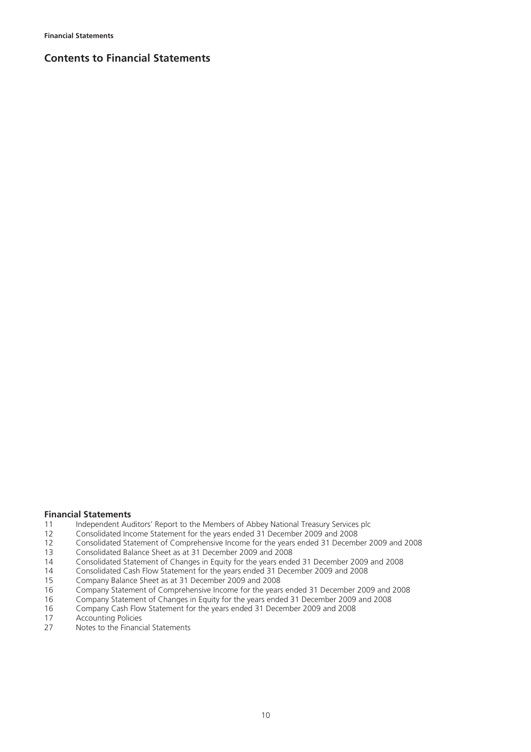# Contents to Financial Statements

**Financial Statements**

| | |
|---|---|
| 11 | Independent Auditors' Report to the Members of Abbey National Treasury Services plc |
| 12 | Consolidated Income Statement for the years ended 31 December 2009 and 2008 |
| 12 | Consolidated Statement of Comprehensive Income for the years ended 31 December 2009 and 2008 |
| 13 | Consolidated Balance Sheet as at 31 December 2009 and 2008 |
| 14 | Consolidated Statement of Changes in Equity for the years ended 31 December 2009 and 2008 |
| 14 | Consolidated Cash Flow Statement for the years ended 31 December 2009 and 2008 |
| 15 | Company Balance Sheet as at 31 December 2009 and 2008 |
| 16 | Company Statement of Comprehensive Income for the years ended 31 December 2009 and 2008 |
| 16 | Company Statement of Changes in Equity for the years ended 31 December 2009 and 2008 |
| 16 | Company Cash Flow Statement for the years ended 31 December 2009 and 2008 |
| 17 | Accounting Policies |
| 27 | Notes to the Financial Statements |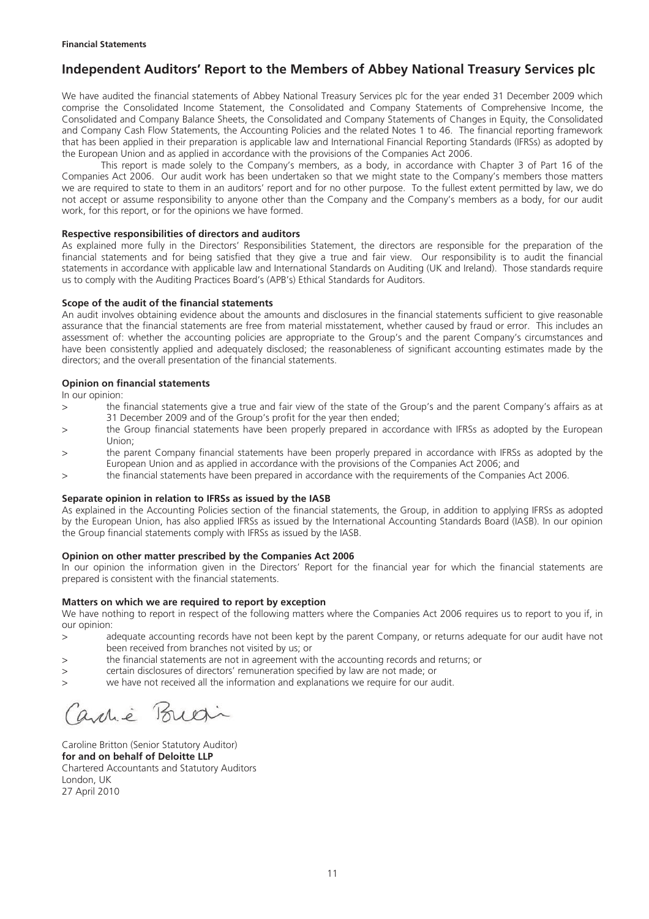**Financial Statements**

# Independent Auditors' Report to the Members of Abbey National Treasury Services plc

We have audited the financial statements of Abbey National Treasury Services plc for the year ended 31 December 2009 which comprise the Consolidated Income Statement, the Consolidated and Company Statements of Comprehensive Income, the Consolidated and Company Balance Sheets, the Consolidated and Company Statements of Changes in Equity, the Consolidated and Company Cash Flow Statements, the Accounting Policies and the related Notes 1 to 46. The financial reporting framework that has been applied in their preparation is applicable law and International Financial Reporting Standards (IFRSs) as adopted by the European Union and as applied in accordance with the provisions of the Companies Act 2006.

This report is made solely to the Company's members, as a body, in accordance with Chapter 3 of Part 16 of the Companies Act 2006. Our audit work has been undertaken so that we might state to the Company's members those matters we are required to state to them in an auditors' report and for no other purpose. To the fullest extent permitted by law, we do not accept or assume responsibility to anyone other than the Company and the Company's members as a body, for our audit work, for this report, or for the opinions we have formed.

**Respective responsibilities of directors and auditors**

As explained more fully in the Directors' Responsibilities Statement, the directors are responsible for the preparation of the financial statements and for being satisfied that they give a true and fair view. Our responsibility is to audit the financial statements in accordance with applicable law and International Standards on Auditing (UK and Ireland). Those standards require us to comply with the Auditing Practices Board's (APB's) Ethical Standards for Auditors.

**Scope of the audit of the financial statements**

An audit involves obtaining evidence about the amounts and disclosures in the financial statements sufficient to give reasonable assurance that the financial statements are free from material misstatement, whether caused by fraud or error. This includes an assessment of: whether the accounting policies are appropriate to the Group's and the parent Company's circumstances and have been consistently applied and adequately disclosed; the reasonableness of significant accounting estimates made by the directors; and the overall presentation of the financial statements.

**Opinion on financial statements**

In our opinion:

> the financial statements give a true and fair view of the state of the Group's and the parent Company's affairs as at 31 December 2009 and of the Group's profit for the year then ended;

> the Group financial statements have been properly prepared in accordance with IFRSs as adopted by the European Union;

> the parent Company financial statements have been properly prepared in accordance with IFRSs as adopted by the European Union and as applied in accordance with the provisions of the Companies Act 2006; and

> the financial statements have been prepared in accordance with the requirements of the Companies Act 2006.

**Separate opinion in relation to IFRSs as issued by the IASB**

As explained in the Accounting Policies section of the financial statements, the Group, in addition to applying IFRSs as adopted by the European Union, has also applied IFRSs as issued by the International Accounting Standards Board (IASB). In our opinion the Group financial statements comply with IFRSs as issued by the IASB.

**Opinion on other matter prescribed by the Companies Act 2006**

In our opinion the information given in the Directors' Report for the financial year for which the financial statements are prepared is consistent with the financial statements.

**Matters on which we are required to report by exception**

We have nothing to report in respect of the following matters where the Companies Act 2006 requires us to report to you if, in our opinion:

> adequate accounting records have not been kept by the parent Company, or returns adequate for our audit have not been received from branches not visited by us; or

> the financial statements are not in agreement with the accounting records and returns; or

> certain disclosures of directors' remuneration specified by law are not made; or

> we have not received all the information and explanations we require for our audit.

Caroline Britton (Senior Statutory Auditor)
**for and on behalf of Deloitte LLP**
Chartered Accountants and Statutory Auditors
London, UK
27 April 2010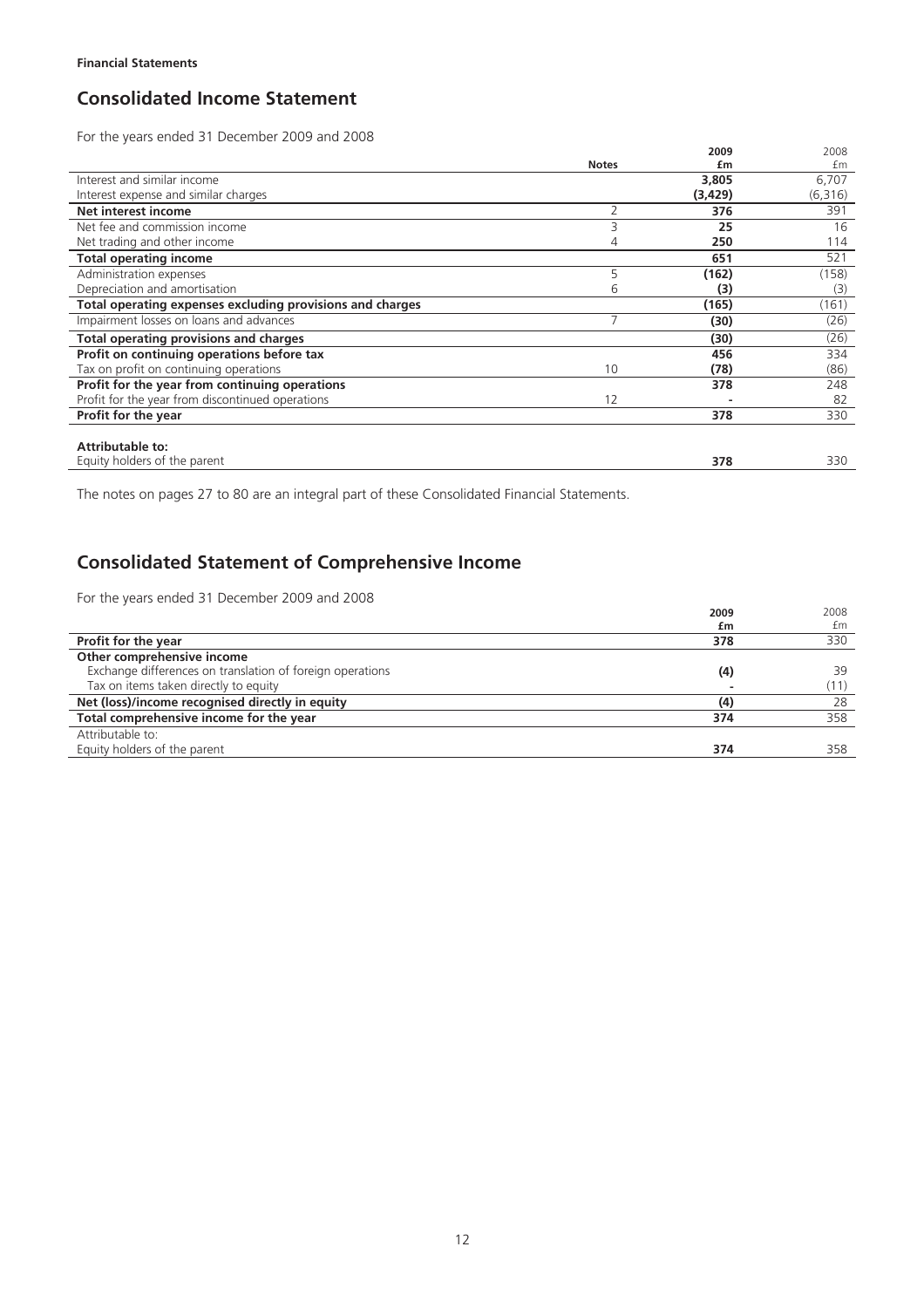**Financial Statements**

## Consolidated Income Statement

For the years ended 31 December 2009 and 2008

| | Notes | 2009 £m | 2008 £m |
|---|---|---|---|
| Interest and similar income | | **3,805** | 6,707 |
| Interest expense and similar charges | | **(3,429)** | (6,316) |
| **Net interest income** | 2 | **376** | 391 |
| Net fee and commission income | 3 | **25** | 16 |
| Net trading and other income | 4 | **250** | 114 |
| **Total operating income** | | **651** | 521 |
| Administration expenses | 5 | **(162)** | (158) |
| Depreciation and amortisation | 6 | **(3)** | (3) |
| **Total operating expenses excluding provisions and charges** | | **(165)** | (161) |
| Impairment losses on loans and advances | 7 | **(30)** | (26) |
| **Total operating provisions and charges** | | **(30)** | (26) |
| **Profit on continuing operations before tax** | | **456** | 334 |
| Tax on profit on continuing operations | 10 | **(78)** | (86) |
| **Profit for the year from continuing operations** | | **378** | 248 |
| Profit for the year from discontinued operations | 12 | **-** | 82 |
| **Profit for the year** | | **378** | 330 |
| | | | |
| **Attributable to:** | | | |
| Equity holders of the parent | | **378** | 330 |

The notes on pages 27 to 80 are an integral part of these Consolidated Financial Statements.

## Consolidated Statement of Comprehensive Income

For the years ended 31 December 2009 and 2008

| | 2009 £m | 2008 £m |
|---|---|---|
| **Profit for the year** | **378** | 330 |
| **Other comprehensive income** | | |
| Exchange differences on translation of foreign operations | **(4)** | 39 |
| Tax on items taken directly to equity | **-** | (11) |
| **Net (loss)/income recognised directly in equity** | **(4)** | 28 |
| **Total comprehensive income for the year** | **374** | 358 |
| Attributable to: | | |
| Equity holders of the parent | **374** | 358 |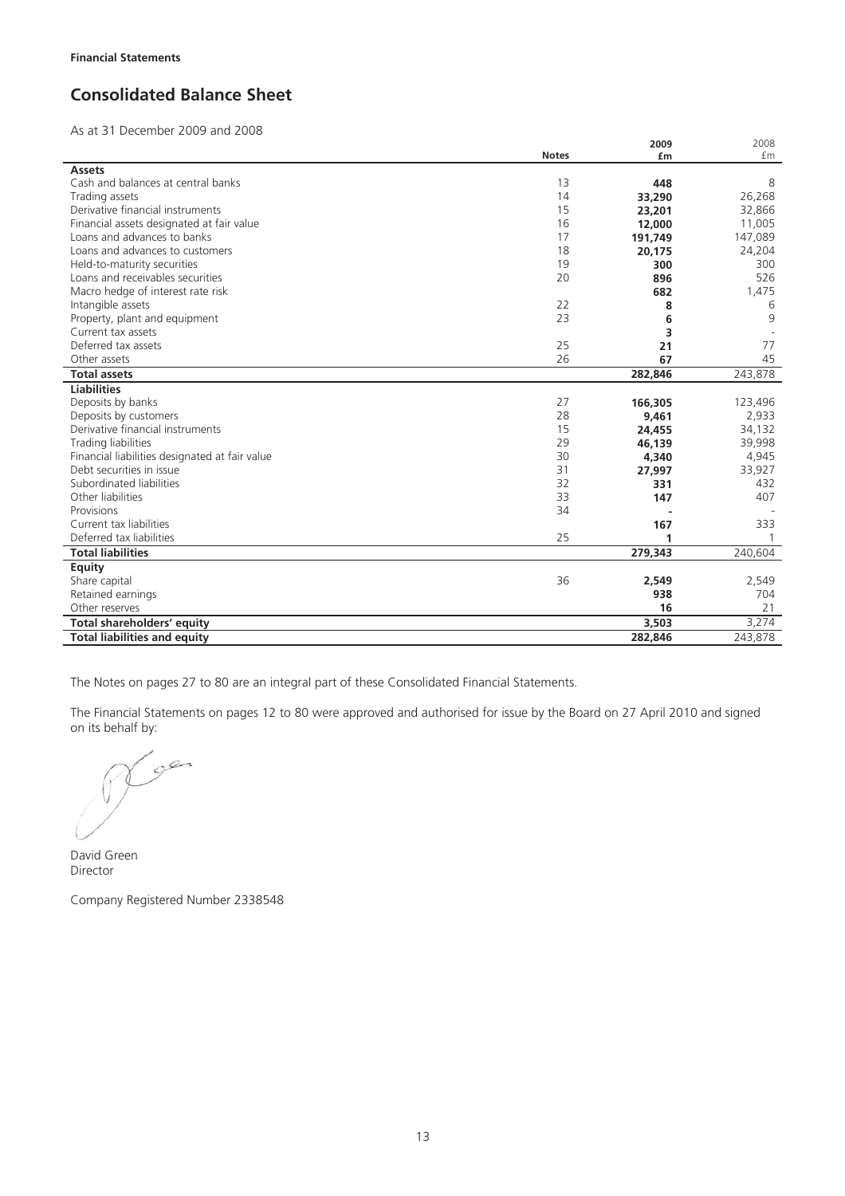**Financial Statements**

# Consolidated Balance Sheet

As at 31 December 2009 and 2008

| | Notes | 2009 £m | 2008 £m |
|---|---|---|---|
| **Assets** | | | |
| Cash and balances at central banks | 13 | **448** | 8 |
| Trading assets | 14 | **33,290** | 26,268 |
| Derivative financial instruments | 15 | **23,201** | 32,866 |
| Financial assets designated at fair value | 16 | **12,000** | 11,005 |
| Loans and advances to banks | 17 | **191,749** | 147,089 |
| Loans and advances to customers | 18 | **20,175** | 24,204 |
| Held-to-maturity securities | 19 | **300** | 300 |
| Loans and receivables securities | 20 | **896** | 526 |
| Macro hedge of interest rate risk | | **682** | 1,475 |
| Intangible assets | 22 | **8** | 6 |
| Property, plant and equipment | 23 | **6** | 9 |
| Current tax assets | | **3** | - |
| Deferred tax assets | 25 | **21** | 77 |
| Other assets | 26 | **67** | 45 |
| **Total assets** | | **282,846** | 243,878 |
| **Liabilities** | | | |
| Deposits by banks | 27 | **166,305** | 123,496 |
| Deposits by customers | 28 | **9,461** | 2,933 |
| Derivative financial instruments | 15 | **24,455** | 34,132 |
| Trading liabilities | 29 | **46,139** | 39,998 |
| Financial liabilities designated at fair value | 30 | **4,340** | 4,945 |
| Debt securities in issue | 31 | **27,997** | 33,927 |
| Subordinated liabilities | 32 | **331** | 432 |
| Other liabilities | 33 | **147** | 407 |
| Provisions | 34 | **-** | - |
| Current tax liabilities | | **167** | 333 |
| Deferred tax liabilities | 25 | **1** | 1 |
| **Total liabilities** | | **279,343** | 240,604 |
| **Equity** | | | |
| Share capital | 36 | **2,549** | 2,549 |
| Retained earnings | | **938** | 704 |
| Other reserves | | **16** | 21 |
| **Total shareholders' equity** | | **3,503** | 3,274 |
| **Total liabilities and equity** | | **282,846** | 243,878 |

The Notes on pages 27 to 80 are an integral part of these Consolidated Financial Statements.

The Financial Statements on pages 12 to 80 were approved and authorised for issue by the Board on 27 April 2010 and signed on its behalf by:

David Green
Director

Company Registered Number 2338548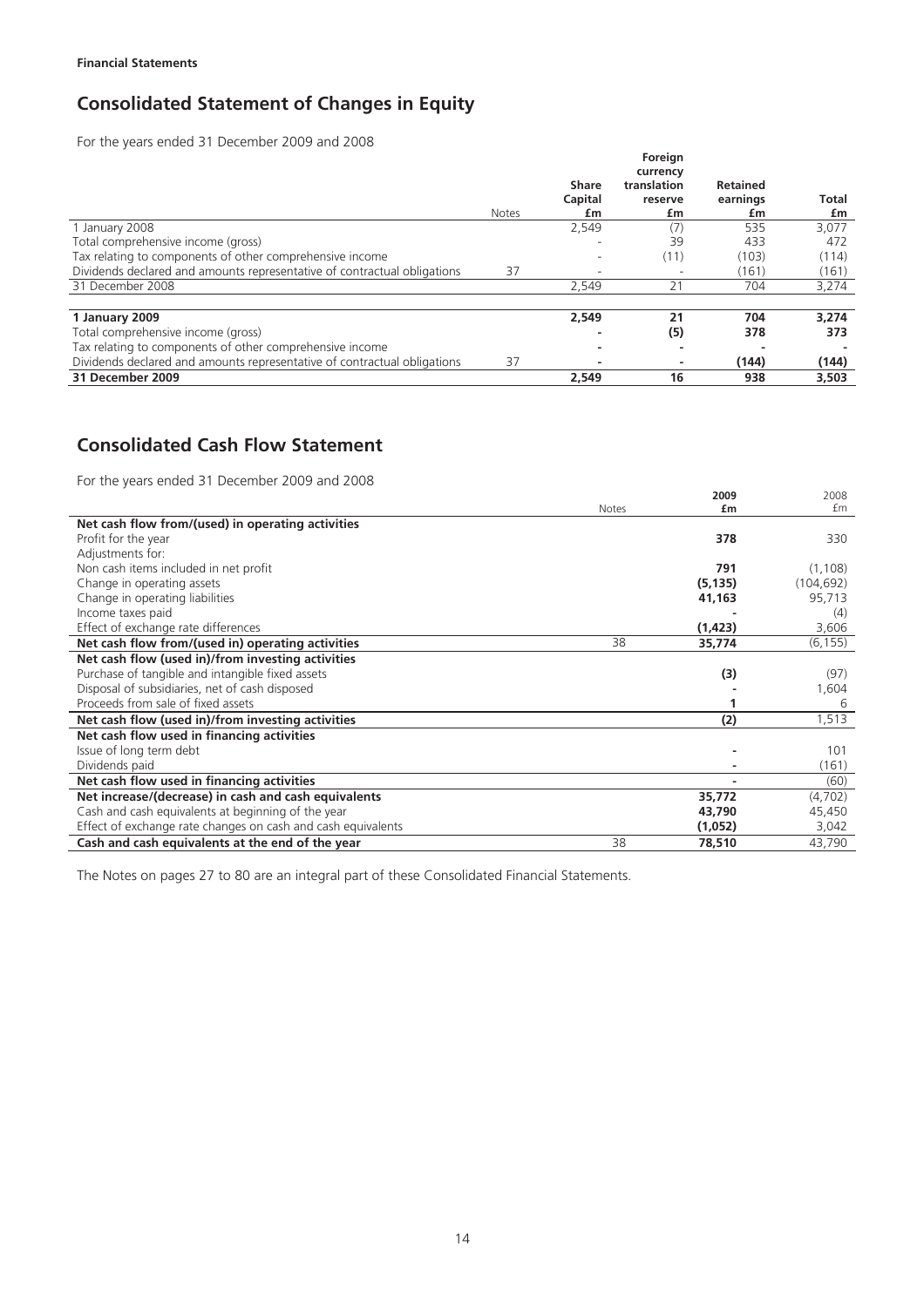**Financial Statements**

# Consolidated Statement of Changes in Equity

For the years ended 31 December 2009 and 2008

| | Notes | Share Capital £m | Foreign currency translation reserve £m | Retained earnings £m | Total £m |
|---|---|---|---|---|---|
| 1 January 2008 | | 2,549 | (7) | 535 | 3,077 |
| Total comprehensive income (gross) | | - | 39 | 433 | 472 |
| Tax relating to components of other comprehensive income | | - | (11) | (103) | (114) |
| Dividends declared and amounts representative of contractual obligations | 37 | - | - | (161) | (161) |
| 31 December 2008 | | 2,549 | 21 | 704 | 3,274 |
| **1 January 2009** | | **2,549** | **21** | **704** | **3,274** |
| Total comprehensive income (gross) | | **-** | **(5)** | **378** | **373** |
| Tax relating to components of other comprehensive income | | **-** | **-** | **-** | **-** |
| Dividends declared and amounts representative of contractual obligations | 37 | **-** | **-** | **(144)** | **(144)** |
| **31 December 2009** | | **2,549** | **16** | **938** | **3,503** |

# Consolidated Cash Flow Statement

For the years ended 31 December 2009 and 2008

| | Notes | 2009 £m | 2008 £m |
|---|---|---|---|
| **Net cash flow from/(used) in operating activities** | | | |
| Profit for the year | | **378** | 330 |
| Adjustments for: | | | |
| Non cash items included in net profit | | **791** | (1,108) |
| Change in operating assets | | **(5,135)** | (104,692) |
| Change in operating liabilities | | **41,163** | 95,713 |
| Income taxes paid | | **-** | (4) |
| Effect of exchange rate differences | | **(1,423)** | 3,606 |
| **Net cash flow from/(used in) operating activities** | 38 | **35,774** | (6,155) |
| **Net cash flow (used in)/from investing activities** | | | |
| Purchase of tangible and intangible fixed assets | | **(3)** | (97) |
| Disposal of subsidiaries, net of cash disposed | | **-** | 1,604 |
| Proceeds from sale of fixed assets | | **1** | 6 |
| **Net cash flow (used in)/from investing activities** | | **(2)** | 1,513 |
| **Net cash flow used in financing activities** | | | |
| Issue of long term debt | | **-** | 101 |
| Dividends paid | | **-** | (161) |
| **Net cash flow used in financing activities** | | **-** | (60) |
| **Net increase/(decrease) in cash and cash equivalents** | | **35,772** | (4,702) |
| Cash and cash equivalents at beginning of the year | | **43,790** | 45,450 |
| Effect of exchange rate changes on cash and cash equivalents | | **(1,052)** | 3,042 |
| **Cash and cash equivalents at the end of the year** | 38 | **78,510** | 43,790 |

The Notes on pages 27 to 80 are an integral part of these Consolidated Financial Statements.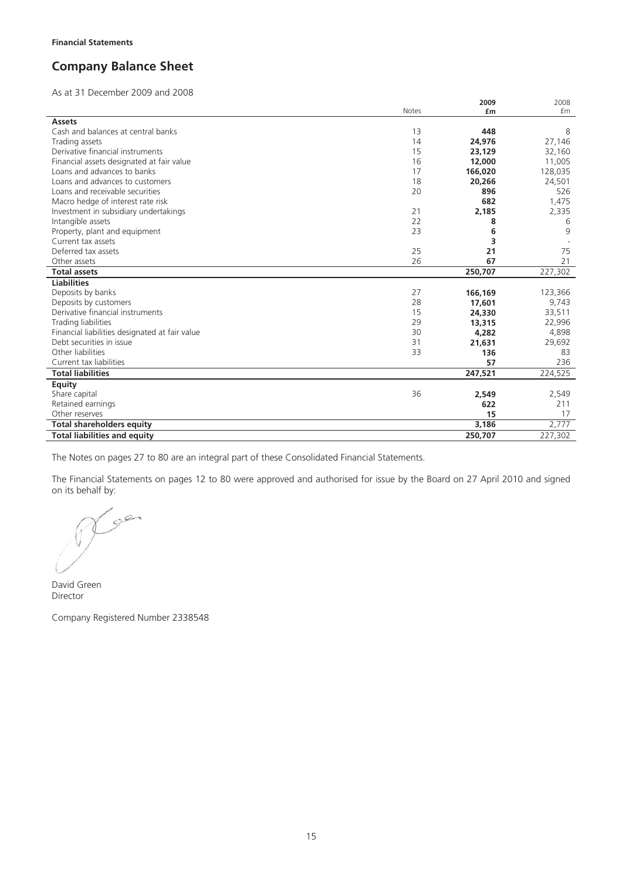**Financial Statements**

# Company Balance Sheet

As at 31 December 2009 and 2008

| | Notes | 2009 £m | 2008 £m |
|---|---|---|---|
| **Assets** | | | |
| Cash and balances at central banks | 13 | **448** | 8 |
| Trading assets | 14 | **24,976** | 27,146 |
| Derivative financial instruments | 15 | **23,129** | 32,160 |
| Financial assets designated at fair value | 16 | **12,000** | 11,005 |
| Loans and advances to banks | 17 | **166,020** | 128,035 |
| Loans and advances to customers | 18 | **20,266** | 24,501 |
| Loans and receivable securities | 20 | **896** | 526 |
| Macro hedge of interest rate risk | | **682** | 1,475 |
| Investment in subsidiary undertakings | 21 | **2,185** | 2,335 |
| Intangible assets | 22 | **8** | 6 |
| Property, plant and equipment | 23 | **6** | 9 |
| Current tax assets | | **3** | - |
| Deferred tax assets | 25 | **21** | 75 |
| Other assets | 26 | **67** | 21 |
| **Total assets** | | **250,707** | 227,302 |
| **Liabilities** | | | |
| Deposits by banks | 27 | **166,169** | 123,366 |
| Deposits by customers | 28 | **17,601** | 9,743 |
| Derivative financial instruments | 15 | **24,330** | 33,511 |
| Trading liabilities | 29 | **13,315** | 22,996 |
| Financial liabilities designated at fair value | 30 | **4,282** | 4,898 |
| Debt securities in issue | 31 | **21,631** | 29,692 |
| Other liabilities | 33 | **136** | 83 |
| Current tax liabilities | | **57** | 236 |
| **Total liabilities** | | **247,521** | 224,525 |
| **Equity** | | | |
| Share capital | 36 | **2,549** | 2,549 |
| Retained earnings | | **622** | 211 |
| Other reserves | | **15** | 17 |
| **Total shareholders equity** | | **3,186** | 2,777 |
| **Total liabilities and equity** | | **250,707** | 227,302 |

The Notes on pages 27 to 80 are an integral part of these Consolidated Financial Statements.

The Financial Statements on pages 12 to 80 were approved and authorised for issue by the Board on 27 April 2010 and signed on its behalf by:

David Green
Director

Company Registered Number 2338548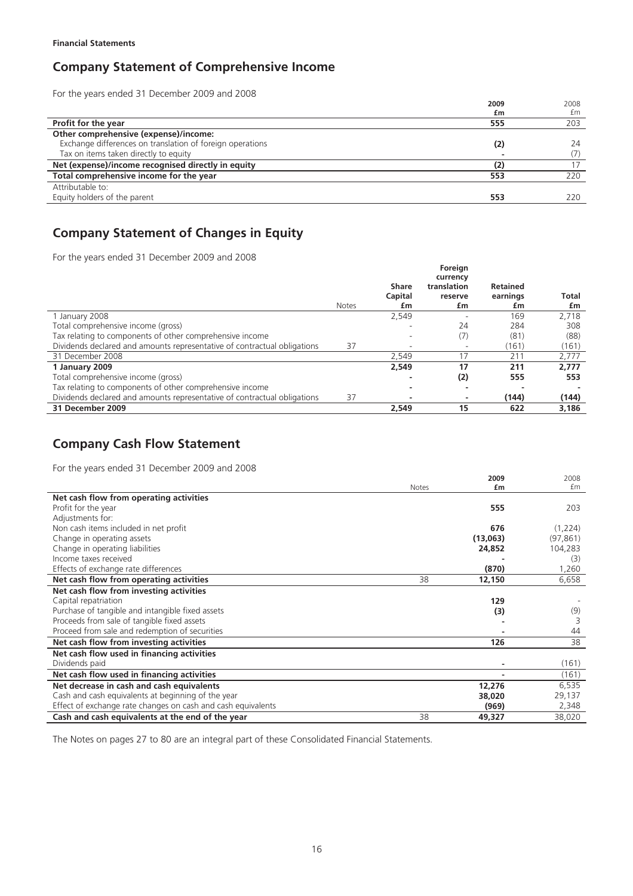**Financial Statements**

## Company Statement of Comprehensive Income

For the years ended 31 December 2009 and 2008

| | 2009 £m | 2008 £m |
|---|---|---|
| **Profit for the year** | **555** | 203 |
| **Other comprehensive (expense)/income:** | | |
| Exchange differences on translation of foreign operations | **(2)** | 24 |
| Tax on items taken directly to equity | **-** | (7) |
| **Net (expense)/income recognised directly in equity** | **(2)** | 17 |
| **Total comprehensive income for the year** | **553** | 220 |
| Attributable to: | | |
| Equity holders of the parent | **553** | 220 |

## Company Statement of Changes in Equity

For the years ended 31 December 2009 and 2008

| | Notes | Share Capital £m | Foreign currency translation reserve £m | Retained earnings £m | Total £m |
|---|---|---|---|---|---|
| 1 January 2008 | | 2,549 | - | 169 | 2,718 |
| Total comprehensive income (gross) | | - | 24 | 284 | 308 |
| Tax relating to components of other comprehensive income | | - | (7) | (81) | (88) |
| Dividends declared and amounts representative of contractual obligations | 37 | - | - | (161) | (161) |
| 31 December 2008 | | 2,549 | 17 | 211 | 2,777 |
| **1 January 2009** | | **2,549** | **17** | **211** | **2,777** |
| Total comprehensive income (gross) | | **-** | **(2)** | **555** | **553** |
| Tax relating to components of other comprehensive income | | **-** | **-** | **-** | **-** |
| Dividends declared and amounts representative of contractual obligations | 37 | **-** | **-** | **(144)** | **(144)** |
| **31 December 2009** | | **2,549** | **15** | **622** | **3,186** |

## Company Cash Flow Statement

For the years ended 31 December 2009 and 2008

| | Notes | 2009 £m | 2008 £m |
|---|---|---|---|
| **Net cash flow from operating activities** | | | |
| Profit for the year | | **555** | 203 |
| Adjustments for: | | | |
| Non cash items included in net profit | | **676** | (1,224) |
| Change in operating assets | | **(13,063)** | (97,861) |
| Change in operating liabilities | | **24,852** | 104,283 |
| Income taxes received | | **-** | (3) |
| Effects of exchange rate differences | | **(870)** | 1,260 |
| **Net cash flow from operating activities** | 38 | **12,150** | 6,658 |
| **Net cash flow from investing activities** | | | |
| Capital repatriation | | **129** | - |
| Purchase of tangible and intangible fixed assets | | **(3)** | (9) |
| Proceeds from sale of tangible fixed assets | | **-** | 3 |
| Proceed from sale and redemption of securities | | **-** | 44 |
| **Net cash flow from investing activities** | | **126** | 38 |
| **Net cash flow used in financing activities** | | | |
| Dividends paid | | **-** | (161) |
| **Net cash flow used in financing activities** | | **-** | (161) |
| **Net decrease in cash and cash equivalents** | | **12,276** | 6,535 |
| Cash and cash equivalents at beginning of the year | | **38,020** | 29,137 |
| Effect of exchange rate changes on cash and cash equivalents | | **(969)** | 2,348 |
| **Cash and cash equivalents at the end of the year** | 38 | **49,327** | 38,020 |

The Notes on pages 27 to 80 are an integral part of these Consolidated Financial Statements.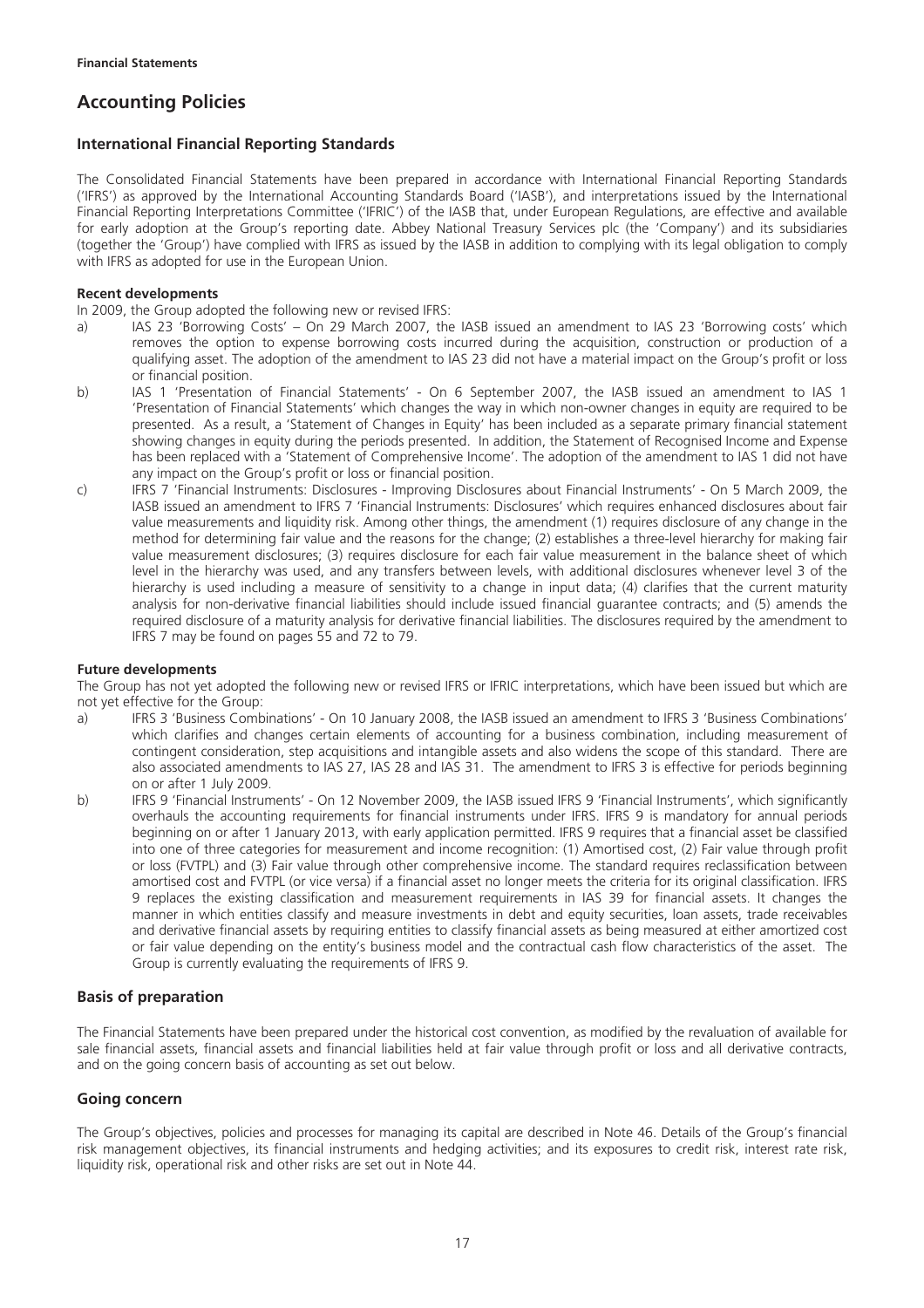**Financial Statements**

# Accounting Policies

## International Financial Reporting Standards

The Consolidated Financial Statements have been prepared in accordance with International Financial Reporting Standards ('IFRS') as approved by the International Accounting Standards Board ('IASB'), and interpretations issued by the International Financial Reporting Interpretations Committee ('IFRIC') of the IASB that, under European Regulations, are effective and available for early adoption at the Group's reporting date. Abbey National Treasury Services plc (the 'Company') and its subsidiaries (together the 'Group') have complied with IFRS as issued by the IASB in addition to complying with its legal obligation to comply with IFRS as adopted for use in the European Union.

### Recent developments

In 2009, the Group adopted the following new or revised IFRS:

a) IAS 23 'Borrowing Costs' – On 29 March 2007, the IASB issued an amendment to IAS 23 'Borrowing costs' which removes the option to expense borrowing costs incurred during the acquisition, construction or production of a qualifying asset. The adoption of the amendment to IAS 23 did not have a material impact on the Group's profit or loss or financial position.

b) IAS 1 'Presentation of Financial Statements' - On 6 September 2007, the IASB issued an amendment to IAS 1 'Presentation of Financial Statements' which changes the way in which non-owner changes in equity are required to be presented. As a result, a 'Statement of Changes in Equity' has been included as a separate primary financial statement showing changes in equity during the periods presented. In addition, the Statement of Recognised Income and Expense has been replaced with a 'Statement of Comprehensive Income'. The adoption of the amendment to IAS 1 did not have any impact on the Group's profit or loss or financial position.

c) IFRS 7 'Financial Instruments: Disclosures - Improving Disclosures about Financial Instruments' - On 5 March 2009, the IASB issued an amendment to IFRS 7 'Financial Instruments: Disclosures' which requires enhanced disclosures about fair value measurements and liquidity risk. Among other things, the amendment (1) requires disclosure of any change in the method for determining fair value and the reasons for the change; (2) establishes a three-level hierarchy for making fair value measurement disclosures; (3) requires disclosure for each fair value measurement in the balance sheet of which level in the hierarchy was used, and any transfers between levels, with additional disclosures whenever level 3 of the hierarchy is used including a measure of sensitivity to a change in input data; (4) clarifies that the current maturity analysis for non-derivative financial liabilities should include issued financial guarantee contracts; and (5) amends the required disclosure of a maturity analysis for derivative financial liabilities. The disclosures required by the amendment to IFRS 7 may be found on pages 55 and 72 to 79.

### Future developments

The Group has not yet adopted the following new or revised IFRS or IFRIC interpretations, which have been issued but which are not yet effective for the Group:

a) IFRS 3 'Business Combinations' - On 10 January 2008, the IASB issued an amendment to IFRS 3 'Business Combinations' which clarifies and changes certain elements of accounting for a business combination, including measurement of contingent consideration, step acquisitions and intangible assets and also widens the scope of this standard. There are also associated amendments to IAS 27, IAS 28 and IAS 31. The amendment to IFRS 3 is effective for periods beginning on or after 1 July 2009.

b) IFRS 9 'Financial Instruments' - On 12 November 2009, the IASB issued IFRS 9 'Financial Instruments', which significantly overhauls the accounting requirements for financial instruments under IFRS. IFRS 9 is mandatory for annual periods beginning on or after 1 January 2013, with early application permitted. IFRS 9 requires that a financial asset be classified into one of three categories for measurement and income recognition: (1) Amortised cost, (2) Fair value through profit or loss (FVTPL) and (3) Fair value through other comprehensive income. The standard requires reclassification between amortised cost and FVTPL (or vice versa) if a financial asset no longer meets the criteria for its original classification. IFRS 9 replaces the existing classification and measurement requirements in IAS 39 for financial assets. It changes the manner in which entities classify and measure investments in debt and equity securities, loan assets, trade receivables and derivative financial assets by requiring entities to classify financial assets as being measured at either amortized cost or fair value depending on the entity's business model and the contractual cash flow characteristics of the asset. The Group is currently evaluating the requirements of IFRS 9.

## Basis of preparation

The Financial Statements have been prepared under the historical cost convention, as modified by the revaluation of available for sale financial assets, financial assets and financial liabilities held at fair value through profit or loss and all derivative contracts, and on the going concern basis of accounting as set out below.

## Going concern

The Group's objectives, policies and processes for managing its capital are described in Note 46. Details of the Group's financial risk management objectives, its financial instruments and hedging activities; and its exposures to credit risk, interest rate risk, liquidity risk, operational risk and other risks are set out in Note 44.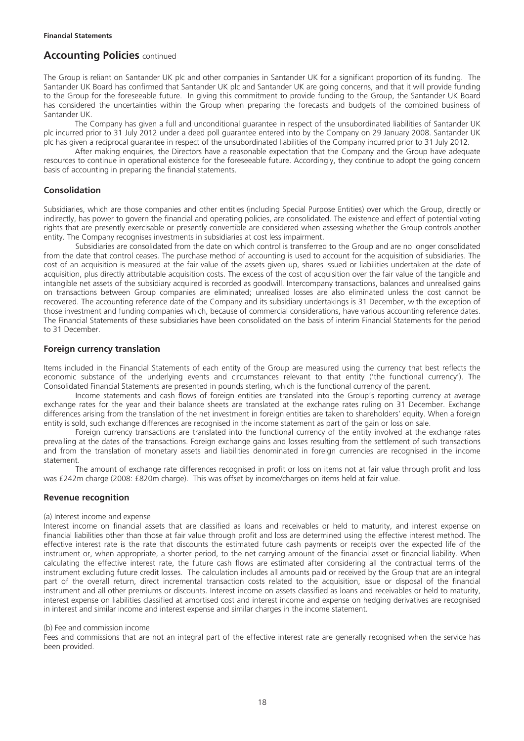## Accounting Policies continued

The Group is reliant on Santander UK plc and other companies in Santander UK for a significant proportion of its funding. The Santander UK Board has confirmed that Santander UK plc and Santander UK are going concerns, and that it will provide funding to the Group for the foreseeable future. In giving this commitment to provide funding to the Group, the Santander UK Board has considered the uncertainties within the Group when preparing the forecasts and budgets of the combined business of Santander UK.

The Company has given a full and unconditional guarantee in respect of the unsubordinated liabilities of Santander UK plc incurred prior to 31 July 2012 under a deed poll guarantee entered into by the Company on 29 January 2008. Santander UK plc has given a reciprocal guarantee in respect of the unsubordinated liabilities of the Company incurred prior to 31 July 2012.

After making enquiries, the Directors have a reasonable expectation that the Company and the Group have adequate resources to continue in operational existence for the foreseeable future. Accordingly, they continue to adopt the going concern basis of accounting in preparing the financial statements.

### Consolidation

Subsidiaries, which are those companies and other entities (including Special Purpose Entities) over which the Group, directly or indirectly, has power to govern the financial and operating policies, are consolidated. The existence and effect of potential voting rights that are presently exercisable or presently convertible are considered when assessing whether the Group controls another entity. The Company recognises investments in subsidiaries at cost less impairment.

Subsidiaries are consolidated from the date on which control is transferred to the Group and are no longer consolidated from the date that control ceases. The purchase method of accounting is used to account for the acquisition of subsidiaries. The cost of an acquisition is measured at the fair value of the assets given up, shares issued or liabilities undertaken at the date of acquisition, plus directly attributable acquisition costs. The excess of the cost of acquisition over the fair value of the tangible and intangible net assets of the subsidiary acquired is recorded as goodwill. Intercompany transactions, balances and unrealised gains on transactions between Group companies are eliminated; unrealised losses are also eliminated unless the cost cannot be recovered. The accounting reference date of the Company and its subsidiary undertakings is 31 December, with the exception of those investment and funding companies which, because of commercial considerations, have various accounting reference dates. The Financial Statements of these subsidiaries have been consolidated on the basis of interim Financial Statements for the period to 31 December.

### Foreign currency translation

Items included in the Financial Statements of each entity of the Group are measured using the currency that best reflects the economic substance of the underlying events and circumstances relevant to that entity ('the functional currency'). The Consolidated Financial Statements are presented in pounds sterling, which is the functional currency of the parent.

Income statements and cash flows of foreign entities are translated into the Group's reporting currency at average exchange rates for the year and their balance sheets are translated at the exchange rates ruling on 31 December. Exchange differences arising from the translation of the net investment in foreign entities are taken to shareholders' equity. When a foreign entity is sold, such exchange differences are recognised in the income statement as part of the gain or loss on sale.

Foreign currency transactions are translated into the functional currency of the entity involved at the exchange rates prevailing at the dates of the transactions. Foreign exchange gains and losses resulting from the settlement of such transactions and from the translation of monetary assets and liabilities denominated in foreign currencies are recognised in the income statement.

The amount of exchange rate differences recognised in profit or loss on items not at fair value through profit and loss was £242m charge (2008: £820m charge). This was offset by income/charges on items held at fair value.

### Revenue recognition

(a) Interest income and expense

Interest income on financial assets that are classified as loans and receivables or held to maturity, and interest expense on financial liabilities other than those at fair value through profit and loss are determined using the effective interest method. The effective interest rate is the rate that discounts the estimated future cash payments or receipts over the expected life of the instrument or, when appropriate, a shorter period, to the net carrying amount of the financial asset or financial liability. When calculating the effective interest rate, the future cash flows are estimated after considering all the contractual terms of the instrument excluding future credit losses. The calculation includes all amounts paid or received by the Group that are an integral part of the overall return, direct incremental transaction costs related to the acquisition, issue or disposal of the financial instrument and all other premiums or discounts. Interest income on assets classified as loans and receivables or held to maturity, interest expense on liabilities classified at amortised cost and interest income and expense on hedging derivatives are recognised in interest and similar income and interest expense and similar charges in the income statement.

(b) Fee and commission income

Fees and commissions that are not an integral part of the effective interest rate are generally recognised when the service has been provided.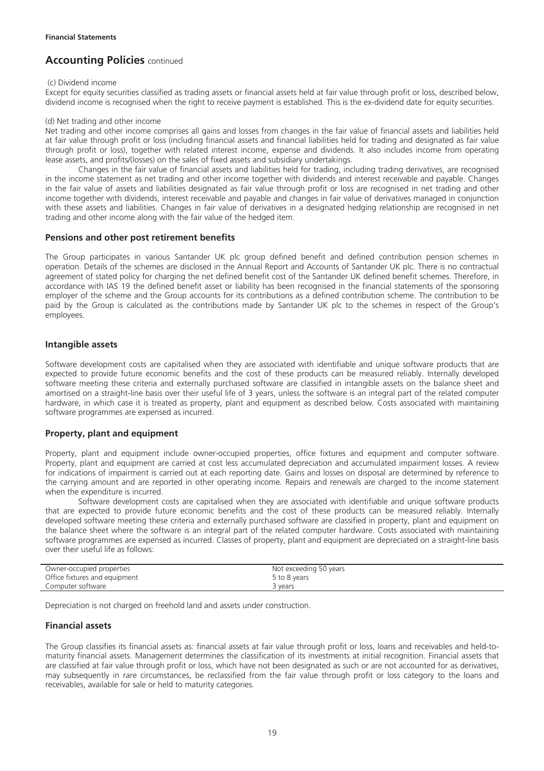**Financial Statements**

# Accounting Policies continued

(c) Dividend income

Except for equity securities classified as trading assets or financial assets held at fair value through profit or loss, described below, dividend income is recognised when the right to receive payment is established. This is the ex-dividend date for equity securities.

(d) Net trading and other income

Net trading and other income comprises all gains and losses from changes in the fair value of financial assets and liabilities held at fair value through profit or loss (including financial assets and financial liabilities held for trading and designated as fair value through profit or loss), together with related interest income, expense and dividends. It also includes income from operating lease assets, and profits/(losses) on the sales of fixed assets and subsidiary undertakings.

Changes in the fair value of financial assets and liabilities held for trading, including trading derivatives, are recognised in the income statement as net trading and other income together with dividends and interest receivable and payable. Changes in the fair value of assets and liabilities designated as fair value through profit or loss are recognised in net trading and other income together with dividends, interest receivable and payable and changes in fair value of derivatives managed in conjunction with these assets and liabilities. Changes in fair value of derivatives in a designated hedging relationship are recognised in net trading and other income along with the fair value of the hedged item.

## Pensions and other post retirement benefits

The Group participates in various Santander UK plc group defined benefit and defined contribution pension schemes in operation. Details of the schemes are disclosed in the Annual Report and Accounts of Santander UK plc. There is no contractual agreement of stated policy for charging the net defined benefit cost of the Santander UK defined benefit schemes. Therefore, in accordance with IAS 19 the defined benefit asset or liability has been recognised in the financial statements of the sponsoring employer of the scheme and the Group accounts for its contributions as a defined contribution scheme. The contribution to be paid by the Group is calculated as the contributions made by Santander UK plc to the schemes in respect of the Group's employees.

## Intangible assets

Software development costs are capitalised when they are associated with identifiable and unique software products that are expected to provide future economic benefits and the cost of these products can be measured reliably. Internally developed software meeting these criteria and externally purchased software are classified in intangible assets on the balance sheet and amortised on a straight-line basis over their useful life of 3 years, unless the software is an integral part of the related computer hardware, in which case it is treated as property, plant and equipment as described below. Costs associated with maintaining software programmes are expensed as incurred.

## Property, plant and equipment

Property, plant and equipment include owner-occupied properties, office fixtures and equipment and computer software. Property, plant and equipment are carried at cost less accumulated depreciation and accumulated impairment losses. A review for indications of impairment is carried out at each reporting date. Gains and losses on disposal are determined by reference to the carrying amount and are reported in other operating income. Repairs and renewals are charged to the income statement when the expenditure is incurred.

Software development costs are capitalised when they are associated with identifiable and unique software products that are expected to provide future economic benefits and the cost of these products can be measured reliably. Internally developed software meeting these criteria and externally purchased software are classified in property, plant and equipment on the balance sheet where the software is an integral part of the related computer hardware. Costs associated with maintaining software programmes are expensed as incurred. Classes of property, plant and equipment are depreciated on a straight-line basis over their useful life as follows:

| | |
|---|---|
| Owner-occupied properties | Not exceeding 50 years |
| Office fixtures and equipment | 5 to 8 years |
| Computer software | 3 years |

Depreciation is not charged on freehold land and assets under construction.

## Financial assets

The Group classifies its financial assets as: financial assets at fair value through profit or loss, loans and receivables and held-to-maturity financial assets. Management determines the classification of its investments at initial recognition. Financial assets that are classified at fair value through profit or loss, which have not been designated as such or are not accounted for as derivatives, may subsequently in rare circumstances, be reclassified from the fair value through profit or loss category to the loans and receivables, available for sale or held to maturity categories.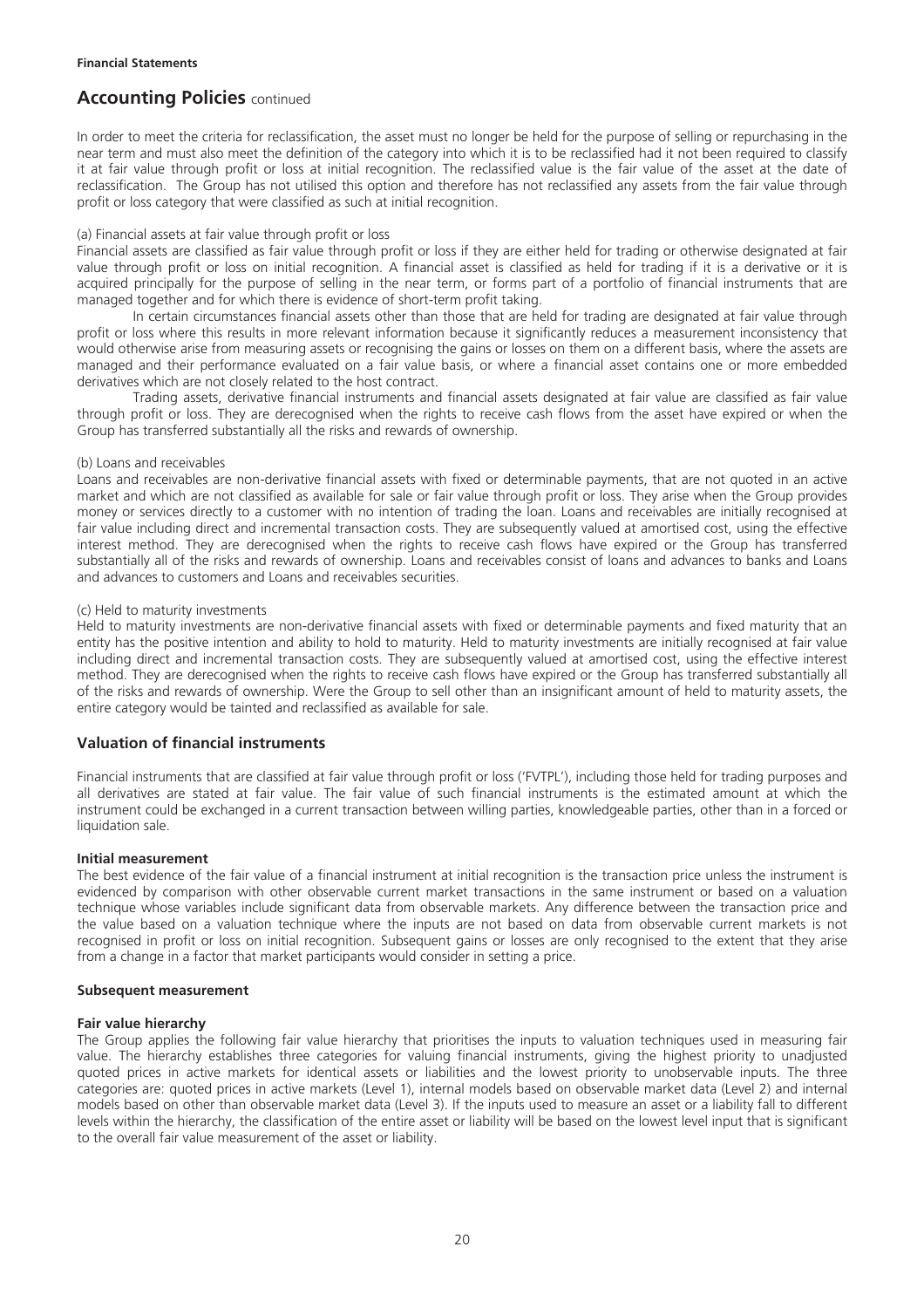## Accounting Policies continued

In order to meet the criteria for reclassification, the asset must no longer be held for the purpose of selling or repurchasing in the near term and must also meet the definition of the category into which it is to be reclassified had it not been required to classify it at fair value through profit or loss at initial recognition. The reclassified value is the fair value of the asset at the date of reclassification. The Group has not utilised this option and therefore has not reclassified any assets from the fair value through profit or loss category that were classified as such at initial recognition.

(a) Financial assets at fair value through profit or loss

Financial assets are classified as fair value through profit or loss if they are either held for trading or otherwise designated at fair value through profit or loss on initial recognition. A financial asset is classified as held for trading if it is a derivative or it is acquired principally for the purpose of selling in the near term, or forms part of a portfolio of financial instruments that are managed together and for which there is evidence of short-term profit taking.

In certain circumstances financial assets other than those that are held for trading are designated at fair value through profit or loss where this results in more relevant information because it significantly reduces a measurement inconsistency that would otherwise arise from measuring assets or recognising the gains or losses on them on a different basis, where the assets are managed and their performance evaluated on a fair value basis, or where a financial asset contains one or more embedded derivatives which are not closely related to the host contract.

Trading assets, derivative financial instruments and financial assets designated at fair value are classified as fair value through profit or loss. They are derecognised when the rights to receive cash flows from the asset have expired or when the Group has transferred substantially all the risks and rewards of ownership.

(b) Loans and receivables

Loans and receivables are non-derivative financial assets with fixed or determinable payments, that are not quoted in an active market and which are not classified as available for sale or fair value through profit or loss. They arise when the Group provides money or services directly to a customer with no intention of trading the loan. Loans and receivables are initially recognised at fair value including direct and incremental transaction costs. They are subsequently valued at amortised cost, using the effective interest method. They are derecognised when the rights to receive cash flows have expired or the Group has transferred substantially all of the risks and rewards of ownership. Loans and receivables consist of loans and advances to banks and Loans and advances to customers and Loans and receivables securities.

(c) Held to maturity investments

Held to maturity investments are non-derivative financial assets with fixed or determinable payments and fixed maturity that an entity has the positive intention and ability to hold to maturity. Held to maturity investments are initially recognised at fair value including direct and incremental transaction costs. They are subsequently valued at amortised cost, using the effective interest method. They are derecognised when the rights to receive cash flows have expired or the Group has transferred substantially all of the risks and rewards of ownership. Were the Group to sell other than an insignificant amount of held to maturity assets, the entire category would be tainted and reclassified as available for sale.

### Valuation of financial instruments

Financial instruments that are classified at fair value through profit or loss ('FVTPL'), including those held for trading purposes and all derivatives are stated at fair value. The fair value of such financial instruments is the estimated amount at which the instrument could be exchanged in a current transaction between willing parties, knowledgeable parties, other than in a forced or liquidation sale.

**Initial measurement**

The best evidence of the fair value of a financial instrument at initial recognition is the transaction price unless the instrument is evidenced by comparison with other observable current market transactions in the same instrument or based on a valuation technique whose variables include significant data from observable markets. Any difference between the transaction price and the value based on a valuation technique where the inputs are not based on data from observable current markets is not recognised in profit or loss on initial recognition. Subsequent gains or losses are only recognised to the extent that they arise from a change in a factor that market participants would consider in setting a price.

**Subsequent measurement**

**Fair value hierarchy**

The Group applies the following fair value hierarchy that prioritises the inputs to valuation techniques used in measuring fair value. The hierarchy establishes three categories for valuing financial instruments, giving the highest priority to unadjusted quoted prices in active markets for identical assets or liabilities and the lowest priority to unobservable inputs. The three categories are: quoted prices in active markets (Level 1), internal models based on observable market data (Level 2) and internal models based on other than observable market data (Level 3). If the inputs used to measure an asset or a liability fall to different levels within the hierarchy, the classification of the entire asset or liability will be based on the lowest level input that is significant to the overall fair value measurement of the asset or liability.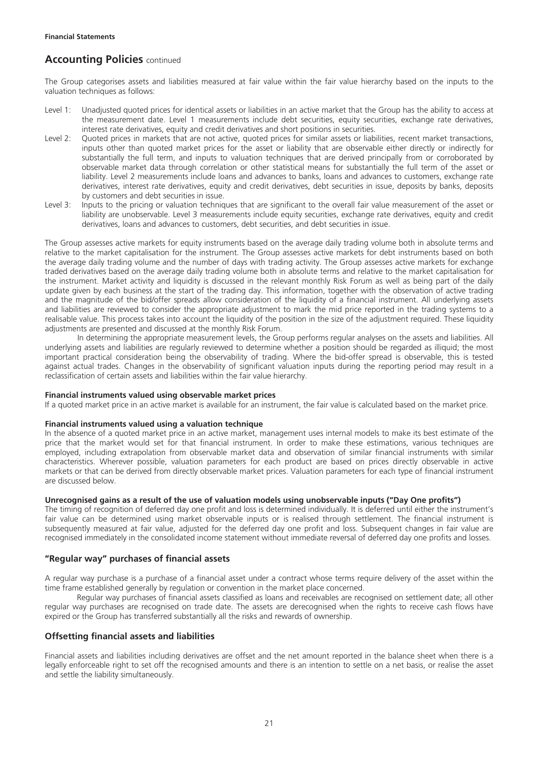## Accounting Policies continued

The Group categorises assets and liabilities measured at fair value within the fair value hierarchy based on the inputs to the valuation techniques as follows:

- Level 1: Unadjusted quoted prices for identical assets or liabilities in an active market that the Group has the ability to access at the measurement date. Level 1 measurements include debt securities, equity securities, exchange rate derivatives, interest rate derivatives, equity and credit derivatives and short positions in securities.
- Level 2: Quoted prices in markets that are not active, quoted prices for similar assets or liabilities, recent market transactions, inputs other than quoted market prices for the asset or liability that are observable either directly or indirectly for substantially the full term, and inputs to valuation techniques that are derived principally from or corroborated by observable market data through correlation or other statistical means for substantially the full term of the asset or liability. Level 2 measurements include loans and advances to banks, loans and advances to customers, exchange rate derivatives, interest rate derivatives, equity and credit derivatives, debt securities in issue, deposits by banks, deposits by customers and debt securities in issue.
- Level 3: Inputs to the pricing or valuation techniques that are significant to the overall fair value measurement of the asset or liability are unobservable. Level 3 measurements include equity securities, exchange rate derivatives, equity and credit derivatives, loans and advances to customers, debt securities, and debt securities in issue.

The Group assesses active markets for equity instruments based on the average daily trading volume both in absolute terms and relative to the market capitalisation for the instrument. The Group assesses active markets for debt instruments based on both the average daily trading volume and the number of days with trading activity. The Group assesses active markets for exchange traded derivatives based on the average daily trading volume both in absolute terms and relative to the market capitalisation for the instrument. Market activity and liquidity is discussed in the relevant monthly Risk Forum as well as being part of the daily update given by each business at the start of the trading day. This information, together with the observation of active trading and the magnitude of the bid/offer spreads allow consideration of the liquidity of a financial instrument. All underlying assets and liabilities are reviewed to consider the appropriate adjustment to mark the mid price reported in the trading systems to a realisable value. This process takes into account the liquidity of the position in the size of the adjustment required. These liquidity adjustments are presented and discussed at the monthly Risk Forum.

In determining the appropriate measurement levels, the Group performs regular analyses on the assets and liabilities. All underlying assets and liabilities are regularly reviewed to determine whether a position should be regarded as illiquid; the most important practical consideration being the observability of trading. Where the bid-offer spread is observable, this is tested against actual trades. Changes in the observability of significant valuation inputs during the reporting period may result in a reclassification of certain assets and liabilities within the fair value hierarchy.

**Financial instruments valued using observable market prices**

If a quoted market price in an active market is available for an instrument, the fair value is calculated based on the market price.

**Financial instruments valued using a valuation technique**

In the absence of a quoted market price in an active market, management uses internal models to make its best estimate of the price that the market would set for that financial instrument. In order to make these estimations, various techniques are employed, including extrapolation from observable market data and observation of similar financial instruments with similar characteristics. Wherever possible, valuation parameters for each product are based on prices directly observable in active markets or that can be derived from directly observable market prices. Valuation parameters for each type of financial instrument are discussed below.

**Unrecognised gains as a result of the use of valuation models using unobservable inputs ("Day One profits")**

The timing of recognition of deferred day one profit and loss is determined individually. It is deferred until either the instrument's fair value can be determined using market observable inputs or is realised through settlement. The financial instrument is subsequently measured at fair value, adjusted for the deferred day one profit and loss. Subsequent changes in fair value are recognised immediately in the consolidated income statement without immediate reversal of deferred day one profits and losses.

## "Regular way" purchases of financial assets

A regular way purchase is a purchase of a financial asset under a contract whose terms require delivery of the asset within the time frame established generally by regulation or convention in the market place concerned.

Regular way purchases of financial assets classified as loans and receivables are recognised on settlement date; all other regular way purchases are recognised on trade date. The assets are derecognised when the rights to receive cash flows have expired or the Group has transferred substantially all the risks and rewards of ownership.

## Offsetting financial assets and liabilities

Financial assets and liabilities including derivatives are offset and the net amount reported in the balance sheet when there is a legally enforceable right to set off the recognised amounts and there is an intention to settle on a net basis, or realise the asset and settle the liability simultaneously.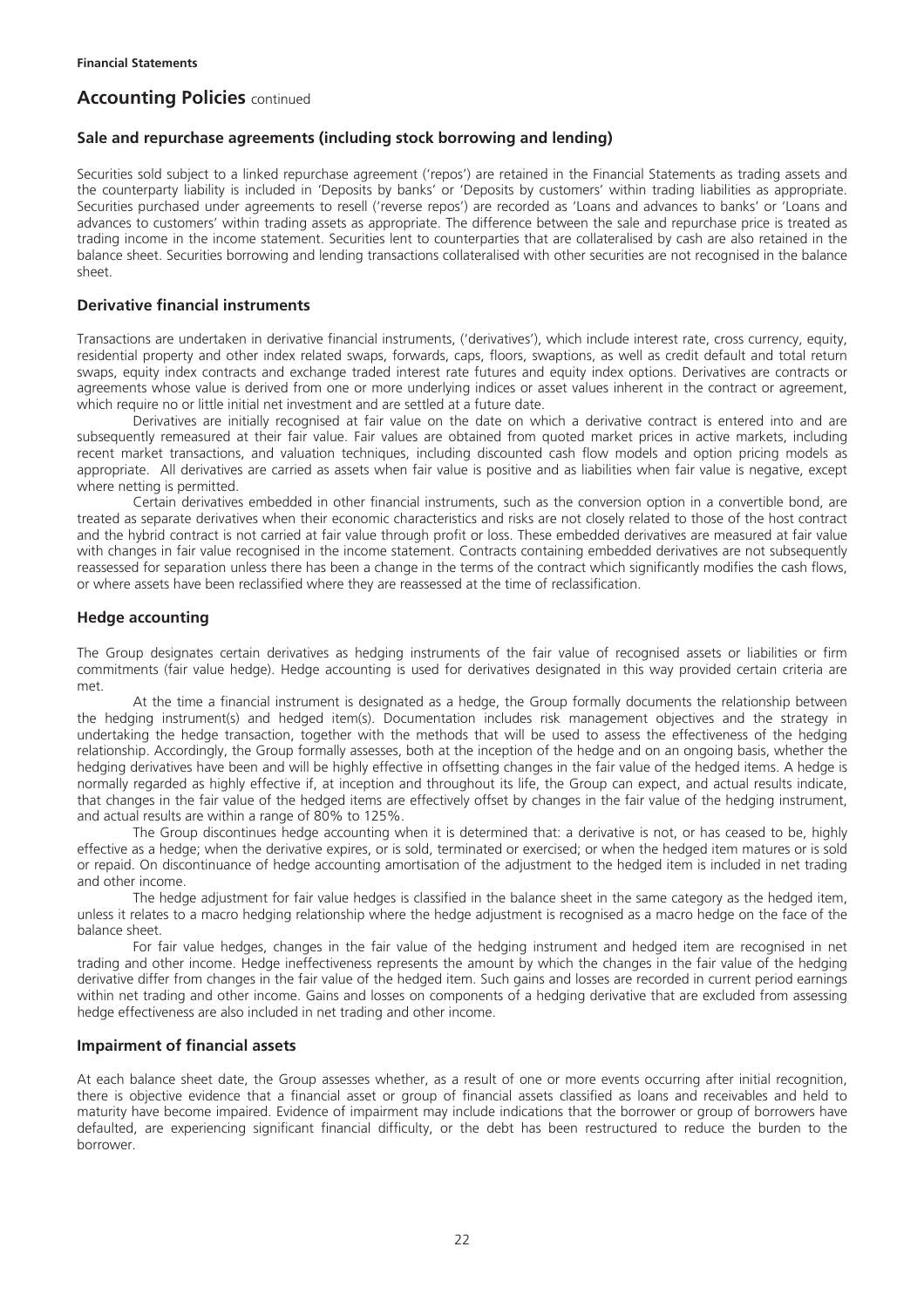## Accounting Policies continued

### Sale and repurchase agreements (including stock borrowing and lending)

Securities sold subject to a linked repurchase agreement ('repos') are retained in the Financial Statements as trading assets and the counterparty liability is included in 'Deposits by banks' or 'Deposits by customers' within trading liabilities as appropriate. Securities purchased under agreements to resell ('reverse repos') are recorded as 'Loans and advances to banks' or 'Loans and advances to customers' within trading assets as appropriate. The difference between the sale and repurchase price is treated as trading income in the income statement. Securities lent to counterparties that are collateralised by cash are also retained in the balance sheet. Securities borrowing and lending transactions collateralised with other securities are not recognised in the balance sheet.

### Derivative financial instruments

Transactions are undertaken in derivative financial instruments, ('derivatives'), which include interest rate, cross currency, equity, residential property and other index related swaps, forwards, caps, floors, swaptions, as well as credit default and total return swaps, equity index contracts and exchange traded interest rate futures and equity index options. Derivatives are contracts or agreements whose value is derived from one or more underlying indices or asset values inherent in the contract or agreement, which require no or little initial net investment and are settled at a future date.

Derivatives are initially recognised at fair value on the date on which a derivative contract is entered into and are subsequently remeasured at their fair value. Fair values are obtained from quoted market prices in active markets, including recent market transactions, and valuation techniques, including discounted cash flow models and option pricing models as appropriate. All derivatives are carried as assets when fair value is positive and as liabilities when fair value is negative, except where netting is permitted.

Certain derivatives embedded in other financial instruments, such as the conversion option in a convertible bond, are treated as separate derivatives when their economic characteristics and risks are not closely related to those of the host contract and the hybrid contract is not carried at fair value through profit or loss. These embedded derivatives are measured at fair value with changes in fair value recognised in the income statement. Contracts containing embedded derivatives are not subsequently reassessed for separation unless there has been a change in the terms of the contract which significantly modifies the cash flows, or where assets have been reclassified where they are reassessed at the time of reclassification.

### Hedge accounting

The Group designates certain derivatives as hedging instruments of the fair value of recognised assets or liabilities or firm commitments (fair value hedge). Hedge accounting is used for derivatives designated in this way provided certain criteria are met.

At the time a financial instrument is designated as a hedge, the Group formally documents the relationship between the hedging instrument(s) and hedged item(s). Documentation includes risk management objectives and the strategy in undertaking the hedge transaction, together with the methods that will be used to assess the effectiveness of the hedging relationship. Accordingly, the Group formally assesses, both at the inception of the hedge and on an ongoing basis, whether the hedging derivatives have been and will be highly effective in offsetting changes in the fair value of the hedged items. A hedge is normally regarded as highly effective if, at inception and throughout its life, the Group can expect, and actual results indicate, that changes in the fair value of the hedged items are effectively offset by changes in the fair value of the hedging instrument, and actual results are within a range of 80% to 125%.

The Group discontinues hedge accounting when it is determined that: a derivative is not, or has ceased to be, highly effective as a hedge; when the derivative expires, or is sold, terminated or exercised; or when the hedged item matures or is sold or repaid. On discontinuance of hedge accounting amortisation of the adjustment to the hedged item is included in net trading and other income.

The hedge adjustment for fair value hedges is classified in the balance sheet in the same category as the hedged item, unless it relates to a macro hedging relationship where the hedge adjustment is recognised as a macro hedge on the face of the balance sheet.

For fair value hedges, changes in the fair value of the hedging instrument and hedged item are recognised in net trading and other income. Hedge ineffectiveness represents the amount by which the changes in the fair value of the hedging derivative differ from changes in the fair value of the hedged item. Such gains and losses are recorded in current period earnings within net trading and other income. Gains and losses on components of a hedging derivative that are excluded from assessing hedge effectiveness are also included in net trading and other income.

### Impairment of financial assets

At each balance sheet date, the Group assesses whether, as a result of one or more events occurring after initial recognition, there is objective evidence that a financial asset or group of financial assets classified as loans and receivables and held to maturity have become impaired. Evidence of impairment may include indications that the borrower or group of borrowers have defaulted, are experiencing significant financial difficulty, or the debt has been restructured to reduce the burden to the borrower.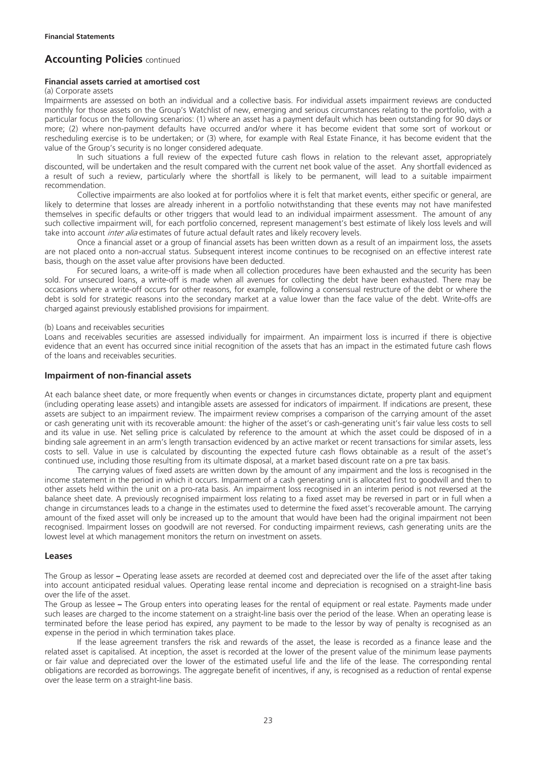**Financial Statements**

## Accounting Policies continued

**Financial assets carried at amortised cost**

(a) Corporate assets

Impairments are assessed on both an individual and a collective basis. For individual assets impairment reviews are conducted monthly for those assets on the Group's Watchlist of new, emerging and serious circumstances relating to the portfolio, with a particular focus on the following scenarios: (1) where an asset has a payment default which has been outstanding for 90 days or more; (2) where non-payment defaults have occurred and/or where it has become evident that some sort of workout or rescheduling exercise is to be undertaken; or (3) where, for example with Real Estate Finance, it has become evident that the value of the Group's security is no longer considered adequate.

In such situations a full review of the expected future cash flows in relation to the relevant asset, appropriately discounted, will be undertaken and the result compared with the current net book value of the asset. Any shortfall evidenced as a result of such a review, particularly where the shortfall is likely to be permanent, will lead to a suitable impairment recommendation.

Collective impairments are also looked at for portfolios where it is felt that market events, either specific or general, are likely to determine that losses are already inherent in a portfolio notwithstanding that these events may not have manifested themselves in specific defaults or other triggers that would lead to an individual impairment assessment. The amount of any such collective impairment will, for each portfolio concerned, represent management's best estimate of likely loss levels and will take into account *inter alia* estimates of future actual default rates and likely recovery levels.

Once a financial asset or a group of financial assets has been written down as a result of an impairment loss, the assets are not placed onto a non-accrual status. Subsequent interest income continues to be recognised on an effective interest rate basis, though on the asset value after provisions have been deducted.

For secured loans, a write-off is made when all collection procedures have been exhausted and the security has been sold. For unsecured loans, a write-off is made when all avenues for collecting the debt have been exhausted. There may be occasions where a write-off occurs for other reasons, for example, following a consensual restructure of the debt or where the debt is sold for strategic reasons into the secondary market at a value lower than the face value of the debt. Write-offs are charged against previously established provisions for impairment.

(b) Loans and receivables securities

Loans and receivables securities are assessed individually for impairment. An impairment loss is incurred if there is objective evidence that an event has occurred since initial recognition of the assets that has an impact in the estimated future cash flows of the loans and receivables securities.

### Impairment of non-financial assets

At each balance sheet date, or more frequently when events or changes in circumstances dictate, property plant and equipment (including operating lease assets) and intangible assets are assessed for indicators of impairment. If indications are present, these assets are subject to an impairment review. The impairment review comprises a comparison of the carrying amount of the asset or cash generating unit with its recoverable amount: the higher of the asset's or cash-generating unit's fair value less costs to sell and its value in use. Net selling price is calculated by reference to the amount at which the asset could be disposed of in a binding sale agreement in an arm's length transaction evidenced by an active market or recent transactions for similar assets, less costs to sell. Value in use is calculated by discounting the expected future cash flows obtainable as a result of the asset's continued use, including those resulting from its ultimate disposal, at a market based discount rate on a pre tax basis.

The carrying values of fixed assets are written down by the amount of any impairment and the loss is recognised in the income statement in the period in which it occurs. Impairment of a cash generating unit is allocated first to goodwill and then to other assets held within the unit on a pro-rata basis. An impairment loss recognised in an interim period is not reversed at the balance sheet date. A previously recognised impairment loss relating to a fixed asset may be reversed in part or in full when a change in circumstances leads to a change in the estimates used to determine the fixed asset's recoverable amount. The carrying amount of the fixed asset will only be increased up to the amount that would have been had the original impairment not been recognised. Impairment losses on goodwill are not reversed. For conducting impairment reviews, cash generating units are the lowest level at which management monitors the return on investment on assets.

### Leases

The Group as lessor **–** Operating lease assets are recorded at deemed cost and depreciated over the life of the asset after taking into account anticipated residual values. Operating lease rental income and depreciation is recognised on a straight-line basis over the life of the asset.

The Group as lessee **–** The Group enters into operating leases for the rental of equipment or real estate. Payments made under such leases are charged to the income statement on a straight-line basis over the period of the lease. When an operating lease is terminated before the lease period has expired, any payment to be made to the lessor by way of penalty is recognised as an expense in the period in which termination takes place.

If the lease agreement transfers the risk and rewards of the asset, the lease is recorded as a finance lease and the related asset is capitalised. At inception, the asset is recorded at the lower of the present value of the minimum lease payments or fair value and depreciated over the lower of the estimated useful life and the life of the lease. The corresponding rental obligations are recorded as borrowings. The aggregate benefit of incentives, if any, is recognised as a reduction of rental expense over the lease term on a straight-line basis.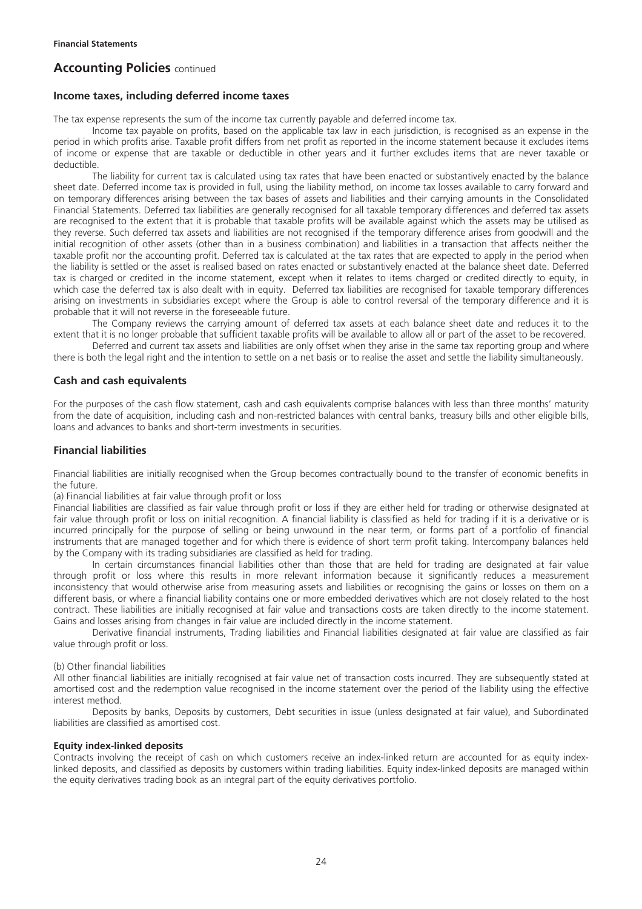## Accounting Policies continued

### Income taxes, including deferred income taxes

The tax expense represents the sum of the income tax currently payable and deferred income tax.

Income tax payable on profits, based on the applicable tax law in each jurisdiction, is recognised as an expense in the period in which profits arise. Taxable profit differs from net profit as reported in the income statement because it excludes items of income or expense that are taxable or deductible in other years and it further excludes items that are never taxable or deductible.

The liability for current tax is calculated using tax rates that have been enacted or substantively enacted by the balance sheet date. Deferred income tax is provided in full, using the liability method, on income tax losses available to carry forward and on temporary differences arising between the tax bases of assets and liabilities and their carrying amounts in the Consolidated Financial Statements. Deferred tax liabilities are generally recognised for all taxable temporary differences and deferred tax assets are recognised to the extent that it is probable that taxable profits will be available against which the assets may be utilised as they reverse. Such deferred tax assets and liabilities are not recognised if the temporary difference arises from goodwill and the initial recognition of other assets (other than in a business combination) and liabilities in a transaction that affects neither the taxable profit nor the accounting profit. Deferred tax is calculated at the tax rates that are expected to apply in the period when the liability is settled or the asset is realised based on rates enacted or substantively enacted at the balance sheet date. Deferred tax is charged or credited in the income statement, except when it relates to items charged or credited directly to equity, in which case the deferred tax is also dealt with in equity. Deferred tax liabilities are recognised for taxable temporary differences arising on investments in subsidiaries except where the Group is able to control reversal of the temporary difference and it is probable that it will not reverse in the foreseeable future.

The Company reviews the carrying amount of deferred tax assets at each balance sheet date and reduces it to the extent that it is no longer probable that sufficient taxable profits will be available to allow all or part of the asset to be recovered.

Deferred and current tax assets and liabilities are only offset when they arise in the same tax reporting group and where there is both the legal right and the intention to settle on a net basis or to realise the asset and settle the liability simultaneously.

### Cash and cash equivalents

For the purposes of the cash flow statement, cash and cash equivalents comprise balances with less than three months' maturity from the date of acquisition, including cash and non-restricted balances with central banks, treasury bills and other eligible bills, loans and advances to banks and short-term investments in securities.

### Financial liabilities

Financial liabilities are initially recognised when the Group becomes contractually bound to the transfer of economic benefits in the future.

(a) Financial liabilities at fair value through profit or loss

Financial liabilities are classified as fair value through profit or loss if they are either held for trading or otherwise designated at fair value through profit or loss on initial recognition. A financial liability is classified as held for trading if it is a derivative or is incurred principally for the purpose of selling or being unwound in the near term, or forms part of a portfolio of financial instruments that are managed together and for which there is evidence of short term profit taking. Intercompany balances held by the Company with its trading subsidiaries are classified as held for trading.

In certain circumstances financial liabilities other than those that are held for trading are designated at fair value through profit or loss where this results in more relevant information because it significantly reduces a measurement inconsistency that would otherwise arise from measuring assets and liabilities or recognising the gains or losses on them on a different basis, or where a financial liability contains one or more embedded derivatives which are not closely related to the host contract. These liabilities are initially recognised at fair value and transactions costs are taken directly to the income statement. Gains and losses arising from changes in fair value are included directly in the income statement.

Derivative financial instruments, Trading liabilities and Financial liabilities designated at fair value are classified as fair value through profit or loss.

(b) Other financial liabilities

All other financial liabilities are initially recognised at fair value net of transaction costs incurred. They are subsequently stated at amortised cost and the redemption value recognised in the income statement over the period of the liability using the effective interest method.

Deposits by banks, Deposits by customers, Debt securities in issue (unless designated at fair value), and Subordinated liabilities are classified as amortised cost.

#### Equity index-linked deposits

Contracts involving the receipt of cash on which customers receive an index-linked return are accounted for as equity index-linked deposits, and classified as deposits by customers within trading liabilities. Equity index-linked deposits are managed within the equity derivatives trading book as an integral part of the equity derivatives portfolio.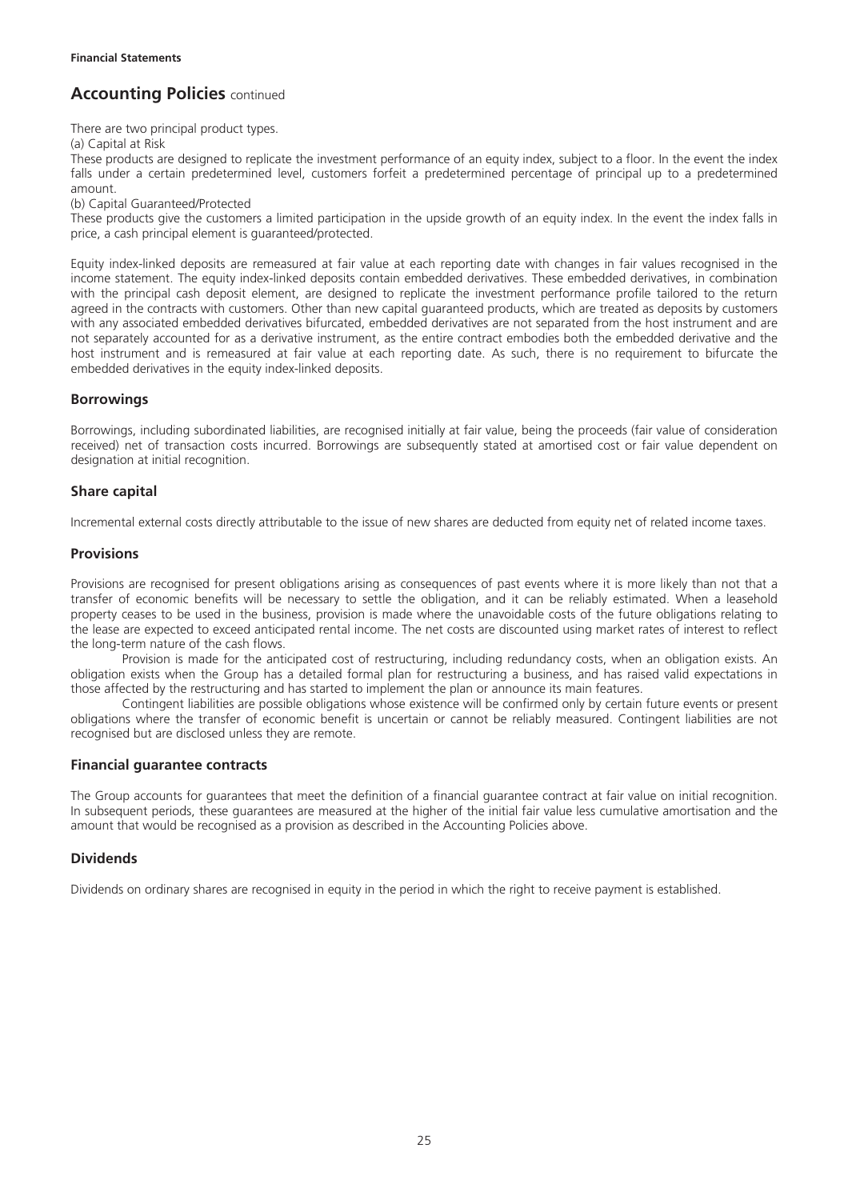## Accounting Policies continued

There are two principal product types.

(a) Capital at Risk

These products are designed to replicate the investment performance of an equity index, subject to a floor. In the event the index falls under a certain predetermined level, customers forfeit a predetermined percentage of principal up to a predetermined amount.

(b) Capital Guaranteed/Protected

These products give the customers a limited participation in the upside growth of an equity index. In the event the index falls in price, a cash principal element is guaranteed/protected.

Equity index-linked deposits are remeasured at fair value at each reporting date with changes in fair values recognised in the income statement. The equity index-linked deposits contain embedded derivatives. These embedded derivatives, in combination with the principal cash deposit element, are designed to replicate the investment performance profile tailored to the return agreed in the contracts with customers. Other than new capital guaranteed products, which are treated as deposits by customers with any associated embedded derivatives bifurcated, embedded derivatives are not separated from the host instrument and are not separately accounted for as a derivative instrument, as the entire contract embodies both the embedded derivative and the host instrument and is remeasured at fair value at each reporting date. As such, there is no requirement to bifurcate the embedded derivatives in the equity index-linked deposits.

### Borrowings

Borrowings, including subordinated liabilities, are recognised initially at fair value, being the proceeds (fair value of consideration received) net of transaction costs incurred. Borrowings are subsequently stated at amortised cost or fair value dependent on designation at initial recognition.

### Share capital

Incremental external costs directly attributable to the issue of new shares are deducted from equity net of related income taxes.

### Provisions

Provisions are recognised for present obligations arising as consequences of past events where it is more likely than not that a transfer of economic benefits will be necessary to settle the obligation, and it can be reliably estimated. When a leasehold property ceases to be used in the business, provision is made where the unavoidable costs of the future obligations relating to the lease are expected to exceed anticipated rental income. The net costs are discounted using market rates of interest to reflect the long-term nature of the cash flows.

Provision is made for the anticipated cost of restructuring, including redundancy costs, when an obligation exists. An obligation exists when the Group has a detailed formal plan for restructuring a business, and has raised valid expectations in those affected by the restructuring and has started to implement the plan or announce its main features.

Contingent liabilities are possible obligations whose existence will be confirmed only by certain future events or present obligations where the transfer of economic benefit is uncertain or cannot be reliably measured. Contingent liabilities are not recognised but are disclosed unless they are remote.

### Financial guarantee contracts

The Group accounts for guarantees that meet the definition of a financial guarantee contract at fair value on initial recognition. In subsequent periods, these guarantees are measured at the higher of the initial fair value less cumulative amortisation and the amount that would be recognised as a provision as described in the Accounting Policies above.

### Dividends

Dividends on ordinary shares are recognised in equity in the period in which the right to receive payment is established.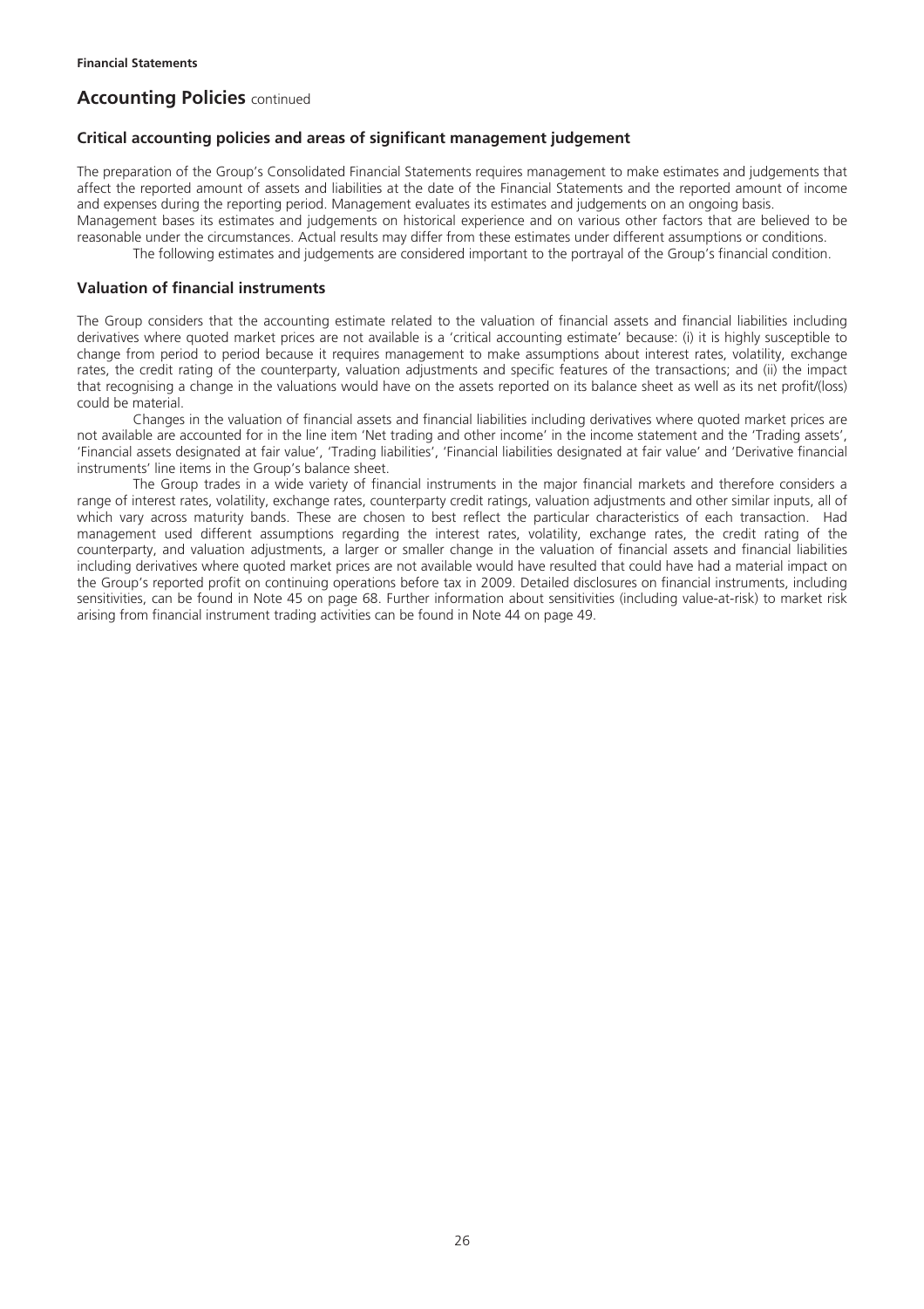**Financial Statements**

## Accounting Policies continued

### Critical accounting policies and areas of significant management judgement

The preparation of the Group's Consolidated Financial Statements requires management to make estimates and judgements that affect the reported amount of assets and liabilities at the date of the Financial Statements and the reported amount of income and expenses during the reporting period. Management evaluates its estimates and judgements on an ongoing basis.
Management bases its estimates and judgements on historical experience and on various other factors that are believed to be reasonable under the circumstances. Actual results may differ from these estimates under different assumptions or conditions.

The following estimates and judgements are considered important to the portrayal of the Group's financial condition.

### Valuation of financial instruments

The Group considers that the accounting estimate related to the valuation of financial assets and financial liabilities including derivatives where quoted market prices are not available is a 'critical accounting estimate' because: (i) it is highly susceptible to change from period to period because it requires management to make assumptions about interest rates, volatility, exchange rates, the credit rating of the counterparty, valuation adjustments and specific features of the transactions; and (ii) the impact that recognising a change in the valuations would have on the assets reported on its balance sheet as well as its net profit/(loss) could be material.

Changes in the valuation of financial assets and financial liabilities including derivatives where quoted market prices are not available are accounted for in the line item 'Net trading and other income' in the income statement and the 'Trading assets', 'Financial assets designated at fair value', 'Trading liabilities', 'Financial liabilities designated at fair value' and 'Derivative financial instruments' line items in the Group's balance sheet.

The Group trades in a wide variety of financial instruments in the major financial markets and therefore considers a range of interest rates, volatility, exchange rates, counterparty credit ratings, valuation adjustments and other similar inputs, all of which vary across maturity bands. These are chosen to best reflect the particular characteristics of each transaction. Had management used different assumptions regarding the interest rates, volatility, exchange rates, the credit rating of the counterparty, and valuation adjustments, a larger or smaller change in the valuation of financial assets and financial liabilities including derivatives where quoted market prices are not available would have resulted that could have had a material impact on the Group's reported profit on continuing operations before tax in 2009. Detailed disclosures on financial instruments, including sensitivities, can be found in Note 45 on page 68. Further information about sensitivities (including value-at-risk) to market risk arising from financial instrument trading activities can be found in Note 44 on page 49.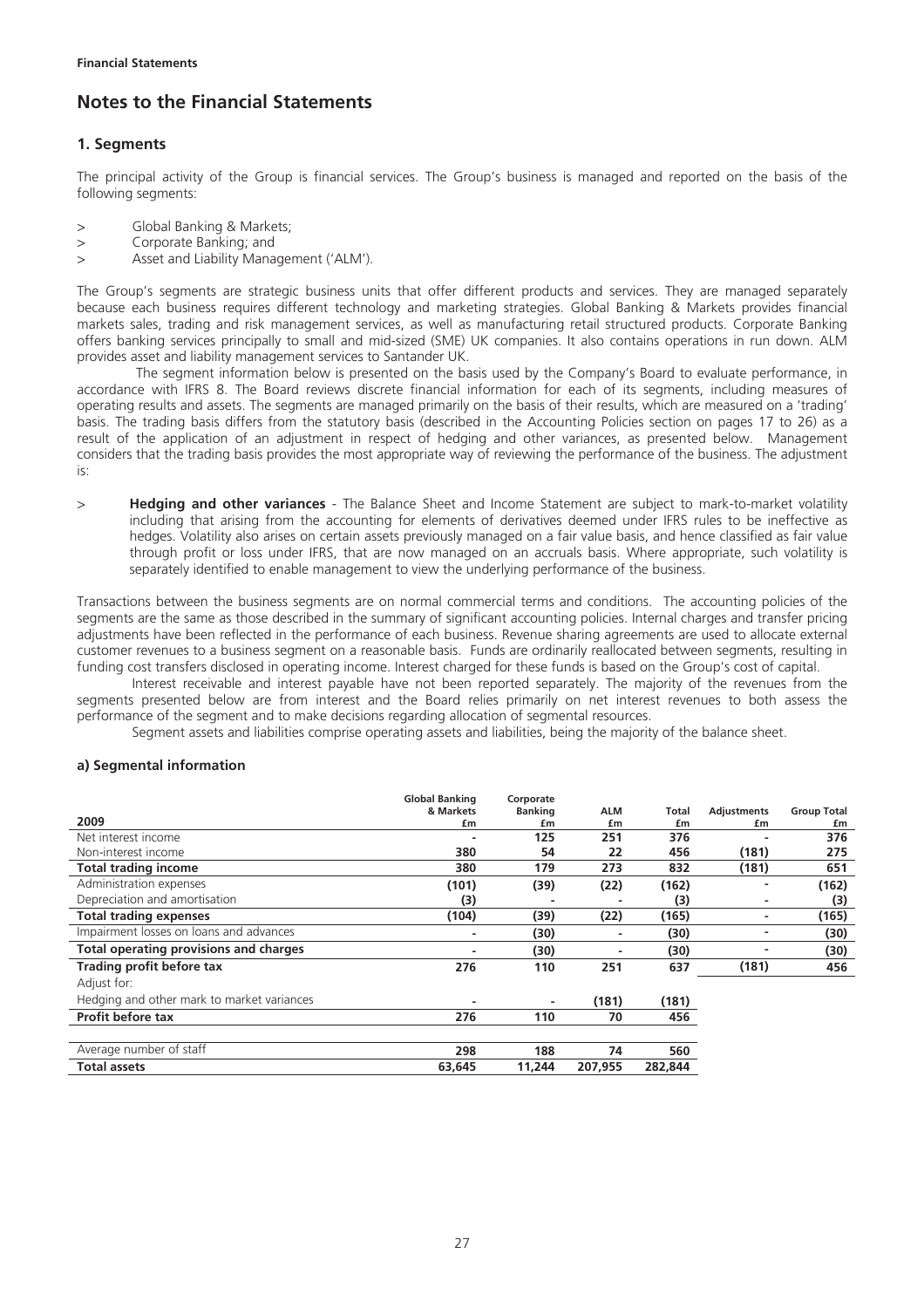# Notes to the Financial Statements

## 1. Segments

The principal activity of the Group is financial services. The Group's business is managed and reported on the basis of the following segments:

> Global Banking & Markets;
> Corporate Banking; and
> Asset and Liability Management ('ALM').

The Group's segments are strategic business units that offer different products and services. They are managed separately because each business requires different technology and marketing strategies. Global Banking & Markets provides financial markets sales, trading and risk management services, as well as manufacturing retail structured products. Corporate Banking offers banking services principally to small and mid-sized (SME) UK companies. It also contains operations in run down. ALM provides asset and liability management services to Santander UK.

The segment information below is presented on the basis used by the Company's Board to evaluate performance, in accordance with IFRS 8. The Board reviews discrete financial information for each of its segments, including measures of operating results and assets. The segments are managed primarily on the basis of their results, which are measured on a 'trading' basis. The trading basis differs from the statutory basis (described in the Accounting Policies section on pages 17 to 26) as a result of the application of an adjustment in respect of hedging and other variances, as presented below. Management considers that the trading basis provides the most appropriate way of reviewing the performance of the business. The adjustment is:

> **Hedging and other variances** - The Balance Sheet and Income Statement are subject to mark-to-market volatility including that arising from the accounting for elements of derivatives deemed under IFRS rules to be ineffective as hedges. Volatility also arises on certain assets previously managed on a fair value basis, and hence classified as fair value through profit or loss under IFRS, that are now managed on an accruals basis. Where appropriate, such volatility is separately identified to enable management to view the underlying performance of the business.

Transactions between the business segments are on normal commercial terms and conditions. The accounting policies of the segments are the same as those described in the summary of significant accounting policies. Internal charges and transfer pricing adjustments have been reflected in the performance of each business. Revenue sharing agreements are used to allocate external customer revenues to a business segment on a reasonable basis. Funds are ordinarily reallocated between segments, resulting in funding cost transfers disclosed in operating income. Interest charged for these funds is based on the Group's cost of capital.

Interest receivable and interest payable have not been reported separately. The majority of the revenues from the segments presented below are from interest and the Board relies primarily on net interest revenues to both assess the performance of the segment and to make decisions regarding allocation of segmental resources.

Segment assets and liabilities comprise operating assets and liabilities, being the majority of the balance sheet.

### a) Segmental information

| 2009 | Global Banking & Markets £m | Corporate Banking £m | ALM £m | Total £m | Adjustments £m | Group Total £m |
|---|---|---|---|---|---|---|
| Net interest income | - | 125 | 251 | 376 | - | 376 |
| Non-interest income | 380 | 54 | 22 | 456 | (181) | 275 |
| **Total trading income** | **380** | **179** | **273** | **832** | **(181)** | **651** |
| Administration expenses | (101) | (39) | (22) | (162) | - | (162) |
| Depreciation and amortisation | (3) | - | - | (3) | - | (3) |
| **Total trading expenses** | **(104)** | **(39)** | **(22)** | **(165)** | - | **(165)** |
| Impairment losses on loans and advances | - | (30) | - | (30) | - | (30) |
| **Total operating provisions and charges** | - | **(30)** | - | **(30)** | - | **(30)** |
| **Trading profit before tax** | **276** | **110** | **251** | **637** | **(181)** | **456** |
| Adjust for: | | | | | | |
| Hedging and other mark to market variances | - | - | (181) | (181) | | |
| **Profit before tax** | **276** | **110** | **70** | **456** | | |
| | | | | | | |
| Average number of staff | 298 | 188 | 74 | 560 | | |
| **Total assets** | **63,645** | **11,244** | **207,955** | **282,844** | | |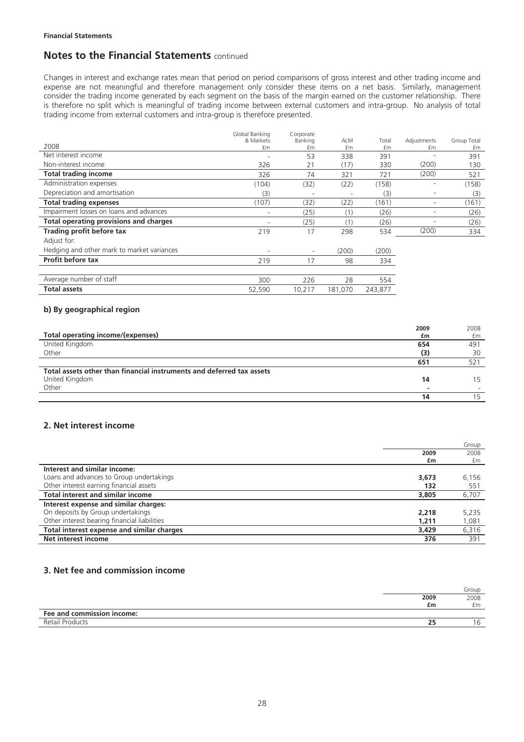**Financial Statements**

## Notes to the Financial Statements continued

Changes in interest and exchange rates mean that period on period comparisons of gross interest and other trading income and expense are not meaningful and therefore management only consider these items on a net basis. Similarly, management consider the trading income generated by each segment on the basis of the margin earned on the customer relationship. There is therefore no split which is meaningful of trading income between external customers and intra-group. No analysis of total trading income from external customers and intra-group is therefore presented.

| 2008 | Global Banking & Markets £m | Corporate Banking £m | ALM £m | Total £m | Adjustments £m | Group Total £m |
|---|---|---|---|---|---|---|
| Net interest income | - | 53 | 338 | 391 | - | 391 |
| Non-interest income | 326 | 21 | (17) | 330 | (200) | 130 |
| **Total trading income** | 326 | 74 | 321 | 721 | (200) | 521 |
| Administration expenses | (104) | (32) | (22) | (158) | - | (158) |
| Depreciation and amortisation | (3) | - | - | (3) | - | (3) |
| **Total trading expenses** | (107) | (32) | (22) | (161) | - | (161) |
| Impairment losses on loans and advances | - | (25) | (1) | (26) | - | (26) |
| **Total operating provisions and charges** | - | (25) | (1) | (26) | - | (26) |
| **Trading profit before tax** | 219 | 17 | 298 | 534 | (200) | 334 |
| Adjust for: | | | | | | |
| Hedging and other mark to market variances | - | - | (200) | (200) | | |
| **Profit before tax** | 219 | 17 | 98 | 334 | | |
| | | | | | | |
| Average number of staff | 300 | 226 | 28 | 554 | | |
| **Total assets** | 52,590 | 10,217 | 181,070 | 243,877 | | |

### b) By geographical region

| | 2009 £m | 2008 £m |
|---|---|---|
| **Total operating income/(expenses)** | | |
| United Kingdom | **654** | 491 |
| Other | **(3)** | 30 |
| | **651** | 521 |
| **Total assets other than financial instruments and deferred tax assets** | | |
| United Kingdom | **14** | 15 |
| Other | **-** | - |
| | **14** | 15 |

## 2. Net interest income

| | Group 2009 £m | 2008 £m |
|---|---|---|
| **Interest and similar income:** | | |
| Loans and advances to Group undertakings | **3,673** | 6,156 |
| Other interest earning financial assets | **132** | 551 |
| **Total interest and similar income** | **3,805** | 6,707 |
| **Interest expense and similar charges:** | | |
| On deposits by Group undertakings | **2,218** | 5,235 |
| Other interest bearing financial liabilities | **1,211** | 1,081 |
| **Total interest expense and similar charges** | **3,429** | 6,316 |
| **Net interest income** | **376** | 391 |

## 3. Net fee and commission income

| | Group 2009 £m | 2008 £m |
|---|---|---|
| **Fee and commission income:** | | |
| Retail Products | **25** | 16 |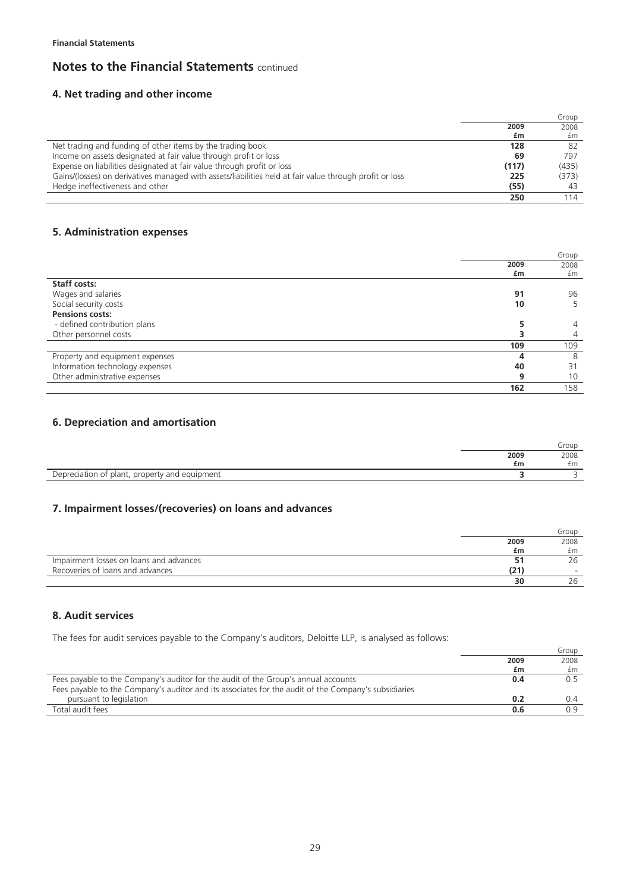**Financial Statements**

# Notes to the Financial Statements continued

## 4. Net trading and other income

| | Group | |
|---|---|---|
| | **2009** | 2008 |
| | **£m** | £m |
| Net trading and funding of other items by the trading book | **128** | 82 |
| Income on assets designated at fair value through profit or loss | **69** | 797 |
| Expense on liabilities designated at fair value through profit or loss | **(117)** | (435) |
| Gains/(losses) on derivatives managed with assets/liabilities held at fair value through profit or loss | **225** | (373) |
| Hedge ineffectiveness and other | **(55)** | 43 |
| | **250** | 114 |

## 5. Administration expenses

| | Group | |
|---|---|---|
| | **2009** | 2008 |
| | **£m** | £m |
| **Staff costs:** | | |
| Wages and salaries | **91** | 96 |
| Social security costs | **10** | 5 |
| **Pensions costs:** | | |
| - defined contribution plans | **5** | 4 |
| Other personnel costs | **3** | 4 |
| | **109** | 109 |
| Property and equipment expenses | **4** | 8 |
| Information technology expenses | **40** | 31 |
| Other administrative expenses | **9** | 10 |
| | **162** | 158 |

## 6. Depreciation and amortisation

| | Group | |
|---|---|---|
| | **2009** | 2008 |
| | **£m** | £m |
| Depreciation of plant, property and equipment | **3** | 3 |

## 7. Impairment losses/(recoveries) on loans and advances

| | Group | |
|---|---|---|
| | **2009** | 2008 |
| | **£m** | £m |
| Impairment losses on loans and advances | **51** | 26 |
| Recoveries of loans and advances | **(21)** | - |
| | **30** | 26 |

## 8. Audit services

The fees for audit services payable to the Company's auditors, Deloitte LLP, is analysed as follows:

| | Group | |
|---|---|---|
| | **2009** | 2008 |
| | **£m** | £m |
| Fees payable to the Company's auditor for the audit of the Group's annual accounts | **0.4** | 0.5 |
| Fees payable to the Company's auditor and its associates for the audit of the Company's subsidiaries pursuant to legislation | **0.2** | 0.4 |
| Total audit fees | **0.6** | 0.9 |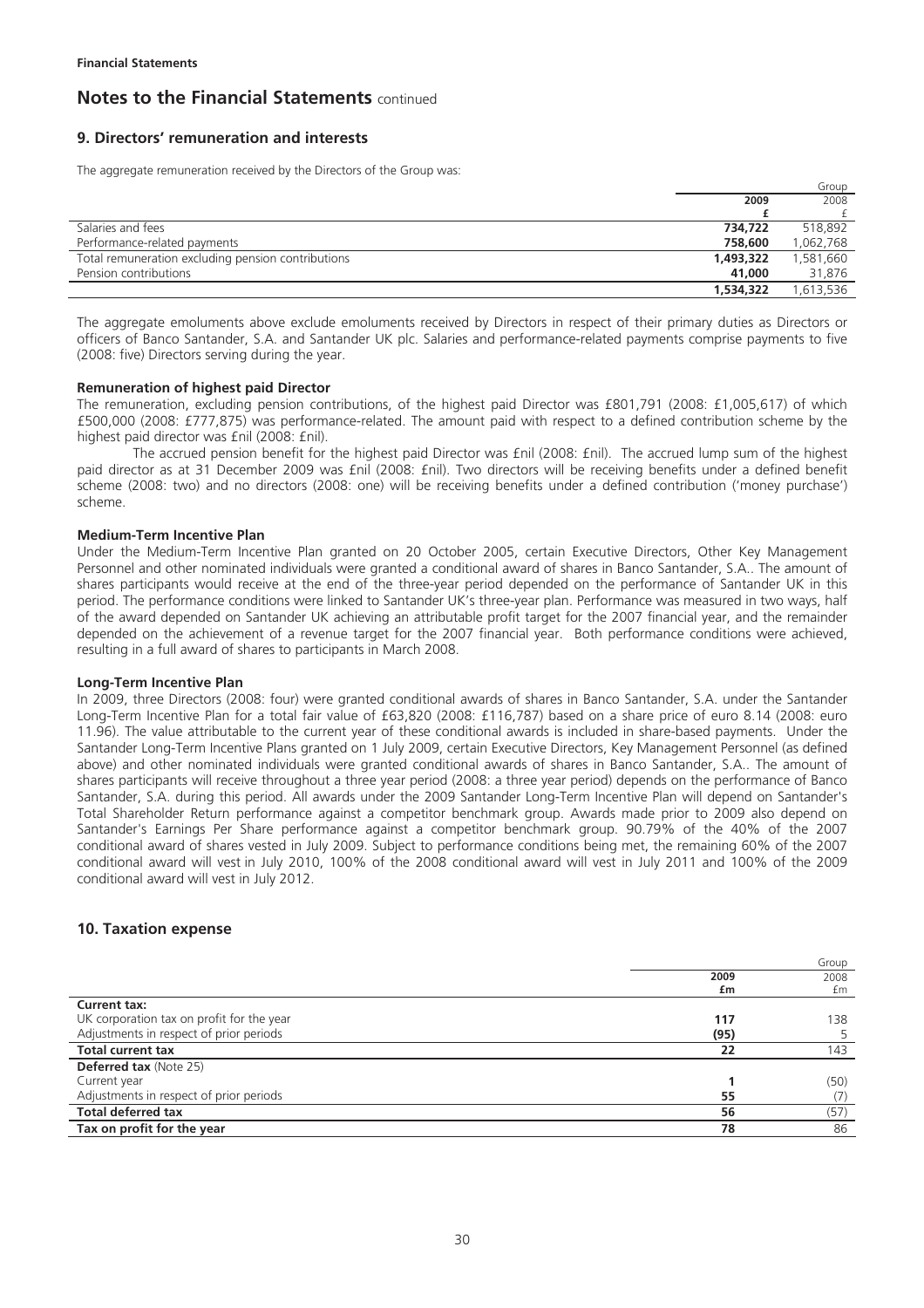Financial Statements

# Notes to the Financial Statements continued

## 9. Directors' remuneration and interests

The aggregate remuneration received by the Directors of the Group was:

| | Group | |
|---|---|---|
| | **2009** | 2008 |
| | **£** | £ |
| Salaries and fees | **734,722** | 518,892 |
| Performance-related payments | **758,600** | 1,062,768 |
| Total remuneration excluding pension contributions | **1,493,322** | 1,581,660 |
| Pension contributions | **41,000** | 31,876 |
| | **1,534,322** | 1,613,536 |

The aggregate emoluments above exclude emoluments received by Directors in respect of their primary duties as Directors or officers of Banco Santander, S.A. and Santander UK plc. Salaries and performance-related payments comprise payments to five (2008: five) Directors serving during the year.

### Remuneration of highest paid Director

The remuneration, excluding pension contributions, of the highest paid Director was £801,791 (2008: £1,005,617) of which £500,000 (2008: £777,875) was performance-related. The amount paid with respect to a defined contribution scheme by the highest paid director was £nil (2008: £nil).

The accrued pension benefit for the highest paid Director was £nil (2008: £nil). The accrued lump sum of the highest paid director as at 31 December 2009 was £nil (2008: £nil). Two directors will be receiving benefits under a defined benefit scheme (2008: two) and no directors (2008: one) will be receiving benefits under a defined contribution ('money purchase') scheme.

### Medium-Term Incentive Plan

Under the Medium-Term Incentive Plan granted on 20 October 2005, certain Executive Directors, Other Key Management Personnel and other nominated individuals were granted a conditional award of shares in Banco Santander, S.A.. The amount of shares participants would receive at the end of the three-year period depended on the performance of Santander UK in this period. The performance conditions were linked to Santander UK's three-year plan. Performance was measured in two ways, half of the award depended on Santander UK achieving an attributable profit target for the 2007 financial year, and the remainder depended on the achievement of a revenue target for the 2007 financial year. Both performance conditions were achieved, resulting in a full award of shares to participants in March 2008.

### Long-Term Incentive Plan

In 2009, three Directors (2008: four) were granted conditional awards of shares in Banco Santander, S.A. under the Santander Long-Term Incentive Plan for a total fair value of £63,820 (2008: £116,787) based on a share price of euro 8.14 (2008: euro 11.96). The value attributable to the current year of these conditional awards is included in share-based payments. Under the Santander Long-Term Incentive Plans granted on 1 July 2009, certain Executive Directors, Key Management Personnel (as defined above) and other nominated individuals were granted conditional awards of shares in Banco Santander, S.A.. The amount of shares participants will receive throughout a three year period (2008: a three year period) depends on the performance of Banco Santander, S.A. during this period. All awards under the 2009 Santander Long-Term Incentive Plan will depend on Santander's Total Shareholder Return performance against a competitor benchmark group. Awards made prior to 2009 also depend on Santander's Earnings Per Share performance against a competitor benchmark group. 90.79% of the 40% of the 2007 conditional award of shares vested in July 2009. Subject to performance conditions being met, the remaining 60% of the 2007 conditional award will vest in July 2010, 100% of the 2008 conditional award will vest in July 2011 and 100% of the 2009 conditional award will vest in July 2012.

## 10. Taxation expense

| | Group | |
|---|---|---|
| | **2009** | 2008 |
| | **£m** | £m |
| **Current tax:** | | |
| UK corporation tax on profit for the year | **117** | 138 |
| Adjustments in respect of prior periods | **(95)** | 5 |
| **Total current tax** | **22** | 143 |
| **Deferred tax** (Note 25) | | |
| Current year | **1** | (50) |
| Adjustments in respect of prior periods | **55** | (7) |
| **Total deferred tax** | **56** | (57) |
| **Tax on profit for the year** | **78** | 86 |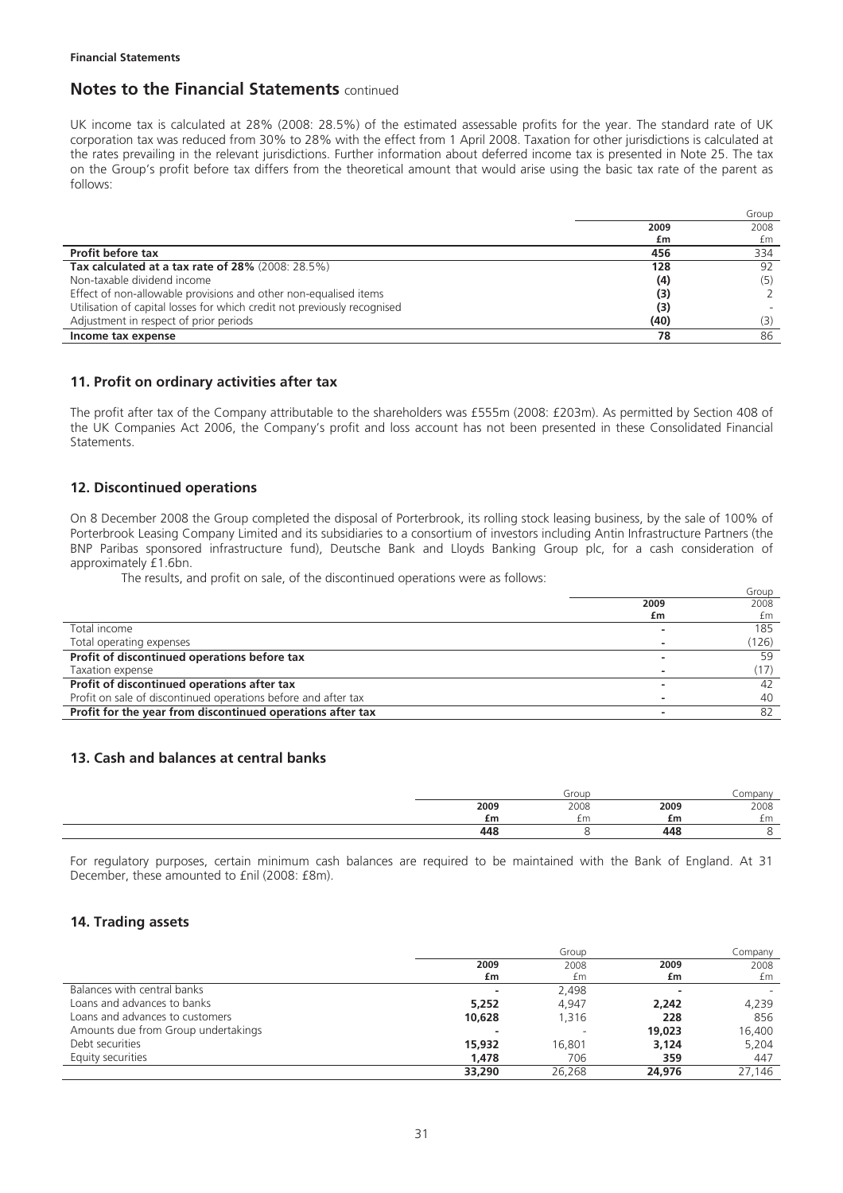UK income tax is calculated at 28% (2008: 28.5%) of the estimated assessable profits for the year. The standard rate of UK corporation tax was reduced from 30% to 28% with the effect from 1 April 2008. Taxation for other jurisdictions is calculated at the rates prevailing in the relevant jurisdictions. Further information about deferred income tax is presented in Note 25. The tax on the Group's profit before tax differs from the theoretical amount that would arise using the basic tax rate of the parent as follows:

| | Group | |
|---|---|---|
| | **2009** | 2008 |
| | **£m** | £m |
| **Profit before tax** | **456** | 334 |
| **Tax calculated at a tax rate of 28%** (2008: 28.5%) | **128** | 92 |
| Non-taxable dividend income | **(4)** | (5) |
| Effect of non-allowable provisions and other non-equalised items | **(3)** | 2 |
| Utilisation of capital losses for which credit not previously recognised | **(3)** | - |
| Adjustment in respect of prior periods | **(40)** | (3) |
| **Income tax expense** | **78** | 86 |

## 11. Profit on ordinary activities after tax

The profit after tax of the Company attributable to the shareholders was £555m (2008: £203m). As permitted by Section 408 of the UK Companies Act 2006, the Company's profit and loss account has not been presented in these Consolidated Financial Statements.

## 12. Discontinued operations

On 8 December 2008 the Group completed the disposal of Porterbrook, its rolling stock leasing business, by the sale of 100% of Porterbrook Leasing Company Limited and its subsidiaries to a consortium of investors including Antin Infrastructure Partners (the BNP Paribas sponsored infrastructure fund), Deutsche Bank and Lloyds Banking Group plc, for a cash consideration of approximately £1.6bn.

The results, and profit on sale, of the discontinued operations were as follows:

| | Group | |
|---|---|---|
| | **2009** | 2008 |
| | **£m** | £m |
| Total income | **-** | 185 |
| Total operating expenses | **-** | (126) |
| **Profit of discontinued operations before tax** | **-** | 59 |
| Taxation expense | **-** | (17) |
| **Profit of discontinued operations after tax** | **-** | 42 |
| Profit on sale of discontinued operations before and after tax | **-** | 40 |
| **Profit for the year from discontinued operations after tax** | **-** | 82 |

## 13. Cash and balances at central banks

| | Group | | Company | |
|---|---|---|---|---|
| | **2009** | 2008 | **2009** | 2008 |
| | **£m** | £m | **£m** | £m |
| | **448** | 8 | **448** | 8 |

For regulatory purposes, certain minimum cash balances are required to be maintained with the Bank of England. At 31 December, these amounted to £nil (2008: £8m).

## 14. Trading assets

| | Group | | Company | |
|---|---|---|---|---|
| | **2009** | 2008 | **2009** | 2008 |
| | **£m** | £m | **£m** | £m |
| Balances with central banks | **-** | 2,498 | **-** | - |
| Loans and advances to banks | **5,252** | 4,947 | **2,242** | 4,239 |
| Loans and advances to customers | **10,628** | 1,316 | **228** | 856 |
| Amounts due from Group undertakings | **-** | - | **19,023** | 16,400 |
| Debt securities | **15,932** | 16,801 | **3,124** | 5,204 |
| Equity securities | **1,478** | 706 | **359** | 447 |
| | **33,290** | 26,268 | **24,976** | 27,146 |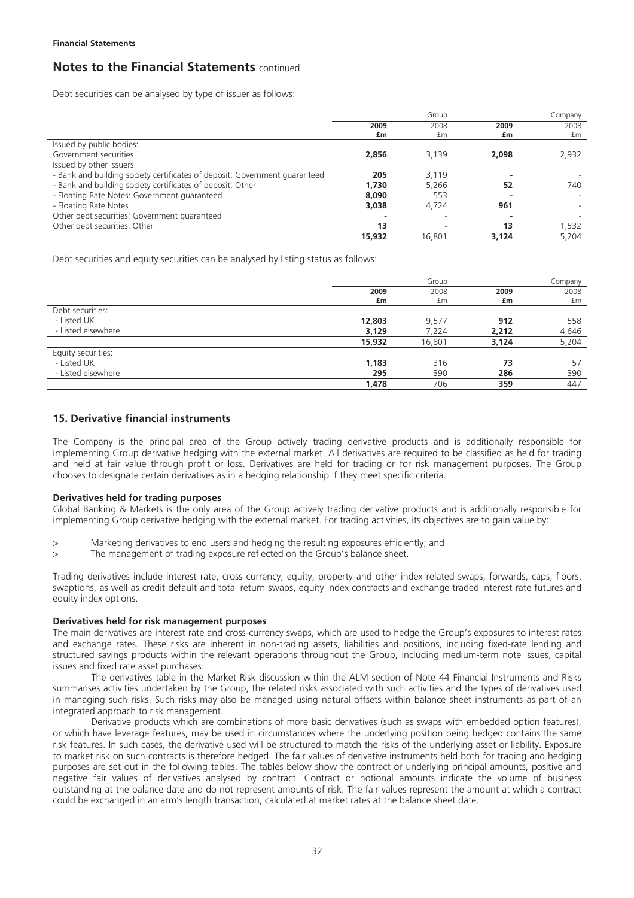**Financial Statements**

## Notes to the Financial Statements continued

Debt securities can be analysed by type of issuer as follows:

| | Group | | Company | |
|---|---|---|---|---|
| | **2009** | 2008 | **2009** | 2008 |
| | **£m** | £m | **£m** | £m |
| Issued by public bodies: | | | | |
| Government securities | **2,856** | 3,139 | **2,098** | 2,932 |
| Issued by other issuers: | | | | |
| - Bank and building society certificates of deposit: Government guaranteed | **205** | 3,119 | **-** | - |
| - Bank and building society certificates of deposit: Other | **1,730** | 5,266 | **52** | 740 |
| - Floating Rate Notes: Government guaranteed | **8,090** | 553 | **-** | - |
| - Floating Rate Notes | **3,038** | 4,724 | **961** | - |
| Other debt securities: Government guaranteed | **-** | - | **-** | - |
| Other debt securities: Other | **13** | - | **13** | 1,532 |
| | **15,932** | 16,801 | **3,124** | 5,204 |

Debt securities and equity securities can be analysed by listing status as follows:

| | Group | | Company | |
|---|---|---|---|---|
| | **2009** | 2008 | **2009** | 2008 |
| | **£m** | £m | **£m** | £m |
| Debt securities: | | | | |
| - Listed UK | **12,803** | 9,577 | **912** | 558 |
| - Listed elsewhere | **3,129** | 7,224 | **2,212** | 4,646 |
| | **15,932** | 16,801 | **3,124** | 5,204 |
| Equity securities: | | | | |
| - Listed UK | **1,183** | 316 | **73** | 57 |
| - Listed elsewhere | **295** | 390 | **286** | 390 |
| | **1,478** | 706 | **359** | 447 |

### 15. Derivative financial instruments

The Company is the principal area of the Group actively trading derivative products and is additionally responsible for implementing Group derivative hedging with the external market. All derivatives are required to be classified as held for trading and held at fair value through profit or loss. Derivatives are held for trading or for risk management purposes. The Group chooses to designate certain derivatives as in a hedging relationship if they meet specific criteria.

**Derivatives held for trading purposes**

Global Banking & Markets is the only area of the Group actively trading derivative products and is additionally responsible for implementing Group derivative hedging with the external market. For trading activities, its objectives are to gain value by:

> Marketing derivatives to end users and hedging the resulting exposures efficiently; and

> The management of trading exposure reflected on the Group's balance sheet.

Trading derivatives include interest rate, cross currency, equity, property and other index related swaps, forwards, caps, floors, swaptions, as well as credit default and total return swaps, equity index contracts and exchange traded interest rate futures and equity index options.

**Derivatives held for risk management purposes**

The main derivatives are interest rate and cross-currency swaps, which are used to hedge the Group's exposures to interest rates and exchange rates. These risks are inherent in non-trading assets, liabilities and positions, including fixed-rate lending and structured savings products within the relevant operations throughout the Group, including medium-term note issues, capital issues and fixed rate asset purchases.

The derivatives table in the Market Risk discussion within the ALM section of Note 44 Financial Instruments and Risks summarises activities undertaken by the Group, the related risks associated with such activities and the types of derivatives used in managing such risks. Such risks may also be managed using natural offsets within balance sheet instruments as part of an integrated approach to risk management.

Derivative products which are combinations of more basic derivatives (such as swaps with embedded option features), or which have leverage features, may be used in circumstances where the underlying position being hedged contains the same risk features. In such cases, the derivative used will be structured to match the risks of the underlying asset or liability. Exposure to market risk on such contracts is therefore hedged. The fair values of derivative instruments held both for trading and hedging purposes are set out in the following tables. The tables below show the contract or underlying principal amounts, positive and negative fair values of derivatives analysed by contract. Contract or notional amounts indicate the volume of business outstanding at the balance date and do not represent amounts of risk. The fair values represent the amount at which a contract could be exchanged in an arm's length transaction, calculated at market rates at the balance sheet date.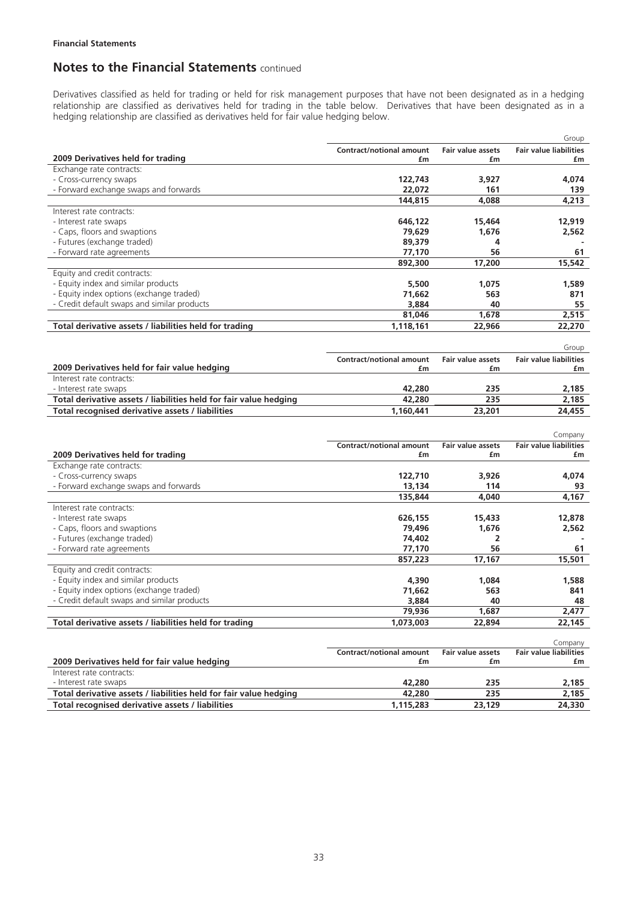**Financial Statements**

## Notes to the Financial Statements continued

Derivatives classified as held for trading or held for risk management purposes that have not been designated as in a hedging relationship are classified as derivatives held for trading in the table below. Derivatives that have been designated as in a hedging relationship are classified as derivatives held for fair value hedging below.

| | | | Group |
|---|---|---|---|
| **2009 Derivatives held for trading** | **Contract/notional amount £m** | **Fair value assets £m** | **Fair value liabilities £m** |
| Exchange rate contracts: | | | |
| - Cross-currency swaps | **122,743** | **3,927** | **4,074** |
| - Forward exchange swaps and forwards | **22,072** | **161** | **139** |
| | **144,815** | **4,088** | **4,213** |
| Interest rate contracts: | | | |
| - Interest rate swaps | **646,122** | **15,464** | **12,919** |
| - Caps, floors and swaptions | **79,629** | **1,676** | **2,562** |
| - Futures (exchange traded) | **89,379** | **4** | **-** |
| - Forward rate agreements | **77,170** | **56** | **61** |
| | **892,300** | **17,200** | **15,542** |
| Equity and credit contracts: | | | |
| - Equity index and similar products | **5,500** | **1,075** | **1,589** |
| - Equity index options (exchange traded) | **71,662** | **563** | **871** |
| - Credit default swaps and similar products | **3,884** | **40** | **55** |
| | **81,046** | **1,678** | **2,515** |
| **Total derivative assets / liabilities held for trading** | **1,118,161** | **22,966** | **22,270** |

| | | | Group |
|---|---|---|---|
| **2009 Derivatives held for fair value hedging** | **Contract/notional amount £m** | **Fair value assets £m** | **Fair value liabilities £m** |
| Interest rate contracts: | | | |
| - Interest rate swaps | **42,280** | **235** | **2,185** |
| **Total derivative assets / liabilities held for fair value hedging** | **42,280** | **235** | **2,185** |
| **Total recognised derivative assets / liabilities** | **1,160,441** | **23,201** | **24,455** |

| | | | Company |
|---|---|---|---|
| **2009 Derivatives held for trading** | **Contract/notional amount £m** | **Fair value assets £m** | **Fair value liabilities £m** |
| Exchange rate contracts: | | | |
| - Cross-currency swaps | **122,710** | **3,926** | **4,074** |
| - Forward exchange swaps and forwards | **13,134** | **114** | **93** |
| | **135,844** | **4,040** | **4,167** |
| Interest rate contracts: | | | |
| - Interest rate swaps | **626,155** | **15,433** | **12,878** |
| - Caps, floors and swaptions | **79,496** | **1,676** | **2,562** |
| - Futures (exchange traded) | **74,402** | **2** | **-** |
| - Forward rate agreements | **77,170** | **56** | **61** |
| | **857,223** | **17,167** | **15,501** |
| Equity and credit contracts: | | | |
| - Equity index and similar products | **4,390** | **1,084** | **1,588** |
| - Equity index options (exchange traded) | **71,662** | **563** | **841** |
| - Credit default swaps and similar products | **3,884** | **40** | **48** |
| | **79,936** | **1,687** | **2,477** |
| **Total derivative assets / liabilities held for trading** | **1,073,003** | **22,894** | **22,145** |

| | | | Company |
|---|---|---|---|
| **2009 Derivatives held for fair value hedging** | **Contract/notional amount £m** | **Fair value assets £m** | **Fair value liabilities £m** |
| Interest rate contracts: | | | |
| - Interest rate swaps | **42,280** | **235** | **2,185** |
| **Total derivative assets / liabilities held for fair value hedging** | **42,280** | **235** | **2,185** |
| **Total recognised derivative assets / liabilities** | **1,115,283** | **23,129** | **24,330** |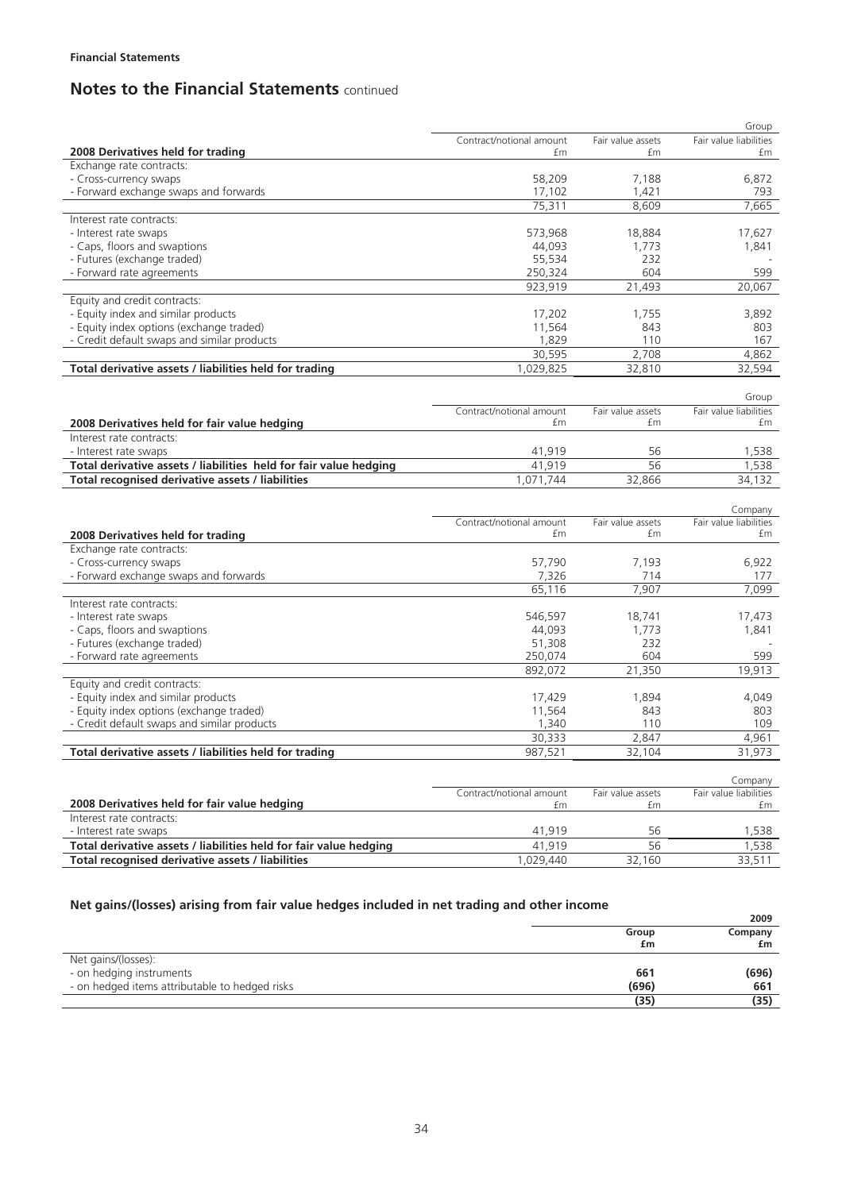**Financial Statements**

## Notes to the Financial Statements continued

| 2008 Derivatives held for trading | Contract/notional amount £m | Fair value assets £m | Group Fair value liabilities £m |
|---|---|---|---|
| Exchange rate contracts: | | | |
| - Cross-currency swaps | 58,209 | 7,188 | 6,872 |
| - Forward exchange swaps and forwards | 17,102 | 1,421 | 793 |
| | 75,311 | 8,609 | 7,665 |
| Interest rate contracts: | | | |
| - Interest rate swaps | 573,968 | 18,884 | 17,627 |
| - Caps, floors and swaptions | 44,093 | 1,773 | 1,841 |
| - Futures (exchange traded) | 55,534 | 232 | - |
| - Forward rate agreements | 250,324 | 604 | 599 |
| | 923,919 | 21,493 | 20,067 |
| Equity and credit contracts: | | | |
| - Equity index and similar products | 17,202 | 1,755 | 3,892 |
| - Equity index options (exchange traded) | 11,564 | 843 | 803 |
| - Credit default swaps and similar products | 1,829 | 110 | 167 |
| | 30,595 | 2,708 | 4,862 |
| **Total derivative assets / liabilities held for trading** | 1,029,825 | 32,810 | 32,594 |

| 2008 Derivatives held for fair value hedging | Contract/notional amount £m | Fair value assets £m | Group Fair value liabilities £m |
|---|---|---|---|
| Interest rate contracts: | | | |
| - Interest rate swaps | 41,919 | 56 | 1,538 |
| **Total derivative assets / liabilities held for fair value hedging** | 41,919 | 56 | 1,538 |
| **Total recognised derivative assets / liabilities** | 1,071,744 | 32,866 | 34,132 |

| 2008 Derivatives held for trading | Contract/notional amount £m | Fair value assets £m | Company Fair value liabilities £m |
|---|---|---|---|
| Exchange rate contracts: | | | |
| - Cross-currency swaps | 57,790 | 7,193 | 6,922 |
| - Forward exchange swaps and forwards | 7,326 | 714 | 177 |
| | 65,116 | 7,907 | 7,099 |
| Interest rate contracts: | | | |
| - Interest rate swaps | 546,597 | 18,741 | 17,473 |
| - Caps, floors and swaptions | 44,093 | 1,773 | 1,841 |
| - Futures (exchange traded) | 51,308 | 232 | - |
| - Forward rate agreements | 250,074 | 604 | 599 |
| | 892,072 | 21,350 | 19,913 |
| Equity and credit contracts: | | | |
| - Equity index and similar products | 17,429 | 1,894 | 4,049 |
| - Equity index options (exchange traded) | 11,564 | 843 | 803 |
| - Credit default swaps and similar products | 1,340 | 110 | 109 |
| | 30,333 | 2,847 | 4,961 |
| **Total derivative assets / liabilities held for trading** | 987,521 | 32,104 | 31,973 |

| 2008 Derivatives held for fair value hedging | Contract/notional amount £m | Fair value assets £m | Company Fair value liabilities £m |
|---|---|---|---|
| Interest rate contracts: | | | |
| - Interest rate swaps | 41,919 | 56 | 1,538 |
| **Total derivative assets / liabilities held for fair value hedging** | 41,919 | 56 | 1,538 |
| **Total recognised derivative assets / liabilities** | 1,029,440 | 32,160 | 33,511 |

### Net gains/(losses) arising from fair value hedges included in net trading and other income

| | 2009 Group £m | Company £m |
|---|---|---|
| Net gains/(losses): | | |
| - on hedging instruments | 661 | (696) |
| - on hedged items attributable to hedged risks | (696) | 661 |
| | (35) | (35) |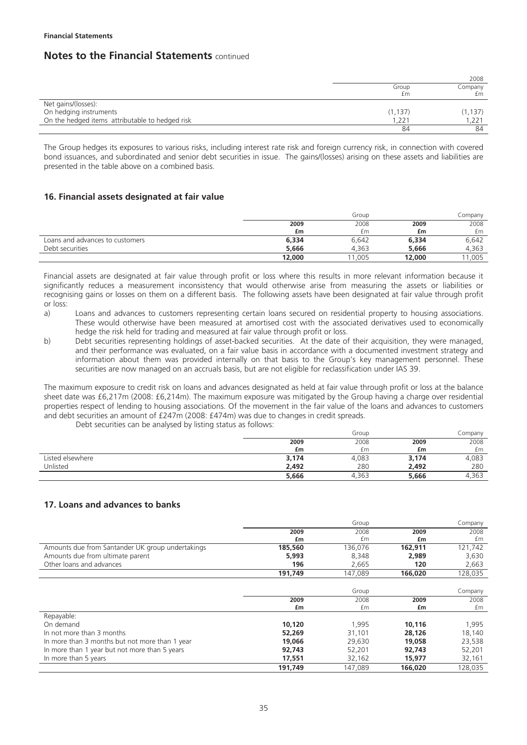|  | 2008 |  |
|---|---|---|
|  | Group £m | Company £m |
| Net gains/(losses): |  |  |
| On hedging instruments | (1,137) | (1,137) |
| On the hedged items attributable to hedged risk | 1,221 | 1,221 |
|  | 84 | 84 |

The Group hedges its exposures to various risks, including interest rate risk and foreign currency risk, in connection with covered bond issuances, and subordinated and senior debt securities in issue. The gains/(losses) arising on these assets and liabilities are presented in the table above on a combined basis.

## 16. Financial assets designated at fair value

|  | Group |  | Company |  |
|---|---|---|---|---|
|  | **2009 £m** | 2008 £m | **2009 £m** | 2008 £m |
| Loans and advances to customers | **6,334** | 6,642 | **6,334** | 6,642 |
| Debt securities | **5,666** | 4,363 | **5,666** | 4,363 |
|  | **12,000** | 11,005 | **12,000** | 11,005 |

Financial assets are designated at fair value through profit or loss where this results in more relevant information because it significantly reduces a measurement inconsistency that would otherwise arise from measuring the assets or liabilities or recognising gains or losses on them on a different basis. The following assets have been designated at fair value through profit or loss:

a) Loans and advances to customers representing certain loans secured on residential property to housing associations. These would otherwise have been measured at amortised cost with the associated derivatives used to economically hedge the risk held for trading and measured at fair value through profit or loss.

b) Debt securities representing holdings of asset-backed securities. At the date of their acquisition, they were managed, and their performance was evaluated, on a fair value basis in accordance with a documented investment strategy and information about them was provided internally on that basis to the Group's key management personnel. These securities are now managed on an accruals basis, but are not eligible for reclassification under IAS 39.

The maximum exposure to credit risk on loans and advances designated as held at fair value through profit or loss at the balance sheet date was £6,217m (2008: £6,214m). The maximum exposure was mitigated by the Group having a charge over residential properties respect of lending to housing associations. Of the movement in the fair value of the loans and advances to customers and debt securities an amount of £247m (2008: £474m) was due to changes in credit spreads.

Debt securities can be analysed by listing status as follows:

|  | Group |  | Company |  |
|---|---|---|---|---|
|  | **2009 £m** | 2008 £m | **2009 £m** | 2008 £m |
| Listed elsewhere | **3,174** | 4,083 | **3,174** | 4,083 |
| Unlisted | **2,492** | 280 | **2,492** | 280 |
|  | **5,666** | 4,363 | **5,666** | 4,363 |

## 17. Loans and advances to banks

|  | Group |  | Company |  |
|---|---|---|---|---|
|  | **2009 £m** | 2008 £m | **2009 £m** | 2008 £m |
| Amounts due from Santander UK group undertakings | **185,560** | 136,076 | **162,911** | 121,742 |
| Amounts due from ultimate parent | **5,993** | 8,348 | **2,989** | 3,630 |
| Other loans and advances | **196** | 2,665 | **120** | 2,663 |
|  | **191,749** | 147,089 | **166,020** | 128,035 |

|  | Group |  | Company |  |
|---|---|---|---|---|
|  | **2009 £m** | 2008 £m | **2009 £m** | 2008 £m |
| Repayable: |  |  |  |  |
| On demand | **10,120** | 1,995 | **10,116** | 1,995 |
| In not more than 3 months | **52,269** | 31,101 | **28,126** | 18,140 |
| In more than 3 months but not more than 1 year | **19,066** | 29,630 | **19,058** | 23,538 |
| In more than 1 year but not more than 5 years | **92,743** | 52,201 | **92,743** | 52,201 |
| In more than 5 years | **17,551** | 32,162 | **15,977** | 32,161 |
|  | **191,749** | 147,089 | **166,020** | 128,035 |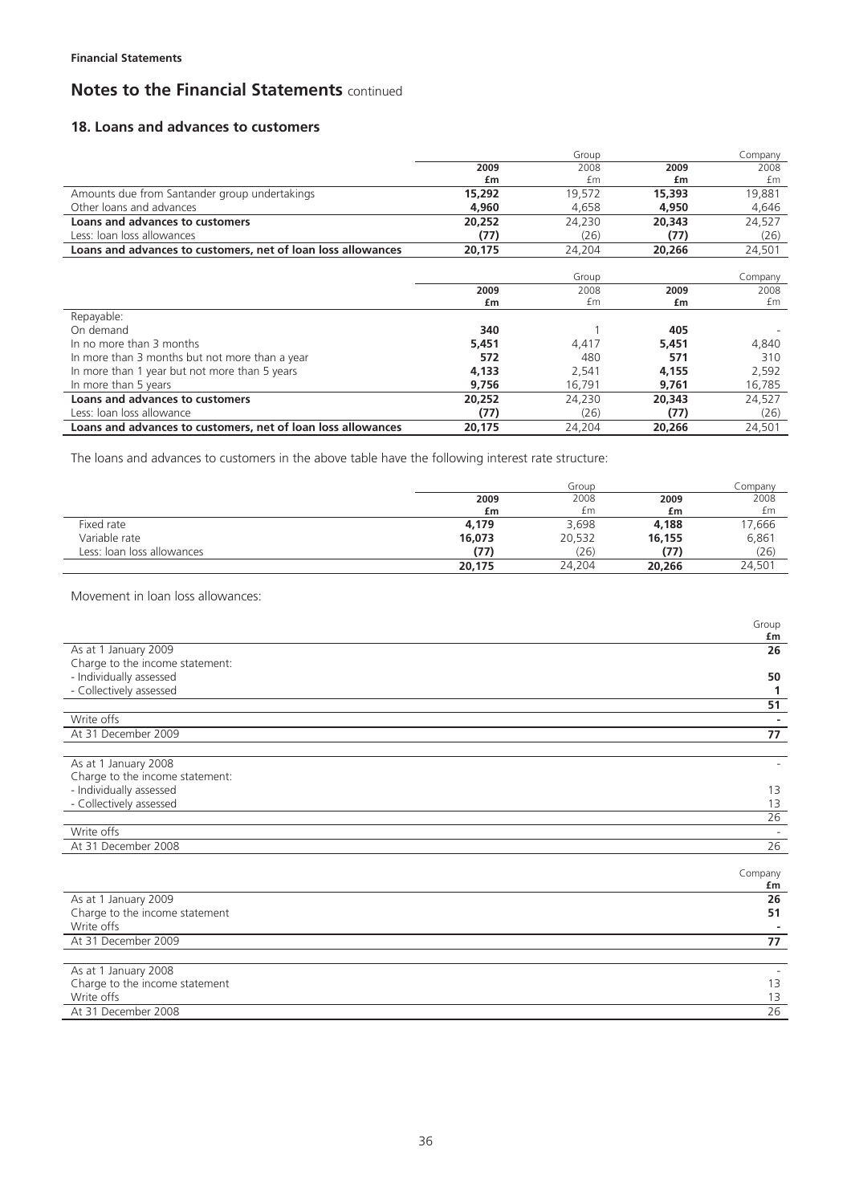**Financial Statements**

# Notes to the Financial Statements continued

## 18. Loans and advances to customers

| | Group | | | Company |
|---|---|---|---|---|
| | **2009** | 2008 | **2009** | 2008 |
| | **£m** | £m | **£m** | £m |
| Amounts due from Santander group undertakings | **15,292** | 19,572 | **15,393** | 19,881 |
| Other loans and advances | **4,960** | 4,658 | **4,950** | 4,646 |
| **Loans and advances to customers** | **20,252** | 24,230 | **20,343** | 24,527 |
| Less: loan loss allowances | **(77)** | (26) | **(77)** | (26) |
| **Loans and advances to customers, net of loan loss allowances** | **20,175** | 24,204 | **20,266** | 24,501 |

| | Group | | | Company |
|---|---|---|---|---|
| | **2009** | 2008 | **2009** | 2008 |
| | **£m** | £m | **£m** | £m |
| Repayable: | | | | |
| On demand | **340** | 1 | **405** | - |
| In no more than 3 months | **5,451** | 4,417 | **5,451** | 4,840 |
| In more than 3 months but not more than a year | **572** | 480 | **571** | 310 |
| In more than 1 year but not more than 5 years | **4,133** | 2,541 | **4,155** | 2,592 |
| In more than 5 years | **9,756** | 16,791 | **9,761** | 16,785 |
| **Loans and advances to customers** | **20,252** | 24,230 | **20,343** | 24,527 |
| Less: loan loss allowance | **(77)** | (26) | **(77)** | (26) |
| **Loans and advances to customers, net of loan loss allowances** | **20,175** | 24,204 | **20,266** | 24,501 |

The loans and advances to customers in the above table have the following interest rate structure:

| | Group | | | Company |
|---|---|---|---|---|
| | **2009** | 2008 | **2009** | 2008 |
| | **£m** | £m | **£m** | £m |
| Fixed rate | **4,179** | 3,698 | **4,188** | 17,666 |
| Variable rate | **16,073** | 20,532 | **16,155** | 6,861 |
| Less: loan loss allowances | **(77)** | (26) | **(77)** | (26) |
| | **20,175** | 24,204 | **20,266** | 24,501 |

Movement in loan loss allowances:

| | Group |
|---|---|
| | **£m** |
| As at 1 January 2009 | **26** |
| Charge to the income statement: | |
| - Individually assessed | **50** |
| - Collectively assessed | **1** |
| | **51** |
| Write offs | **-** |
| At 31 December 2009 | **77** |
| | |
| As at 1 January 2008 | - |
| Charge to the income statement: | |
| - Individually assessed | 13 |
| - Collectively assessed | 13 |
| | 26 |
| Write offs | - |
| At 31 December 2008 | 26 |

| | Company |
|---|---|
| | **£m** |
| As at 1 January 2009 | **26** |
| Charge to the income statement | **51** |
| Write offs | **-** |
| At 31 December 2009 | **77** |
| | |
| As at 1 January 2008 | - |
| Charge to the income statement | 13 |
| Write offs | 13 |
| At 31 December 2008 | 26 |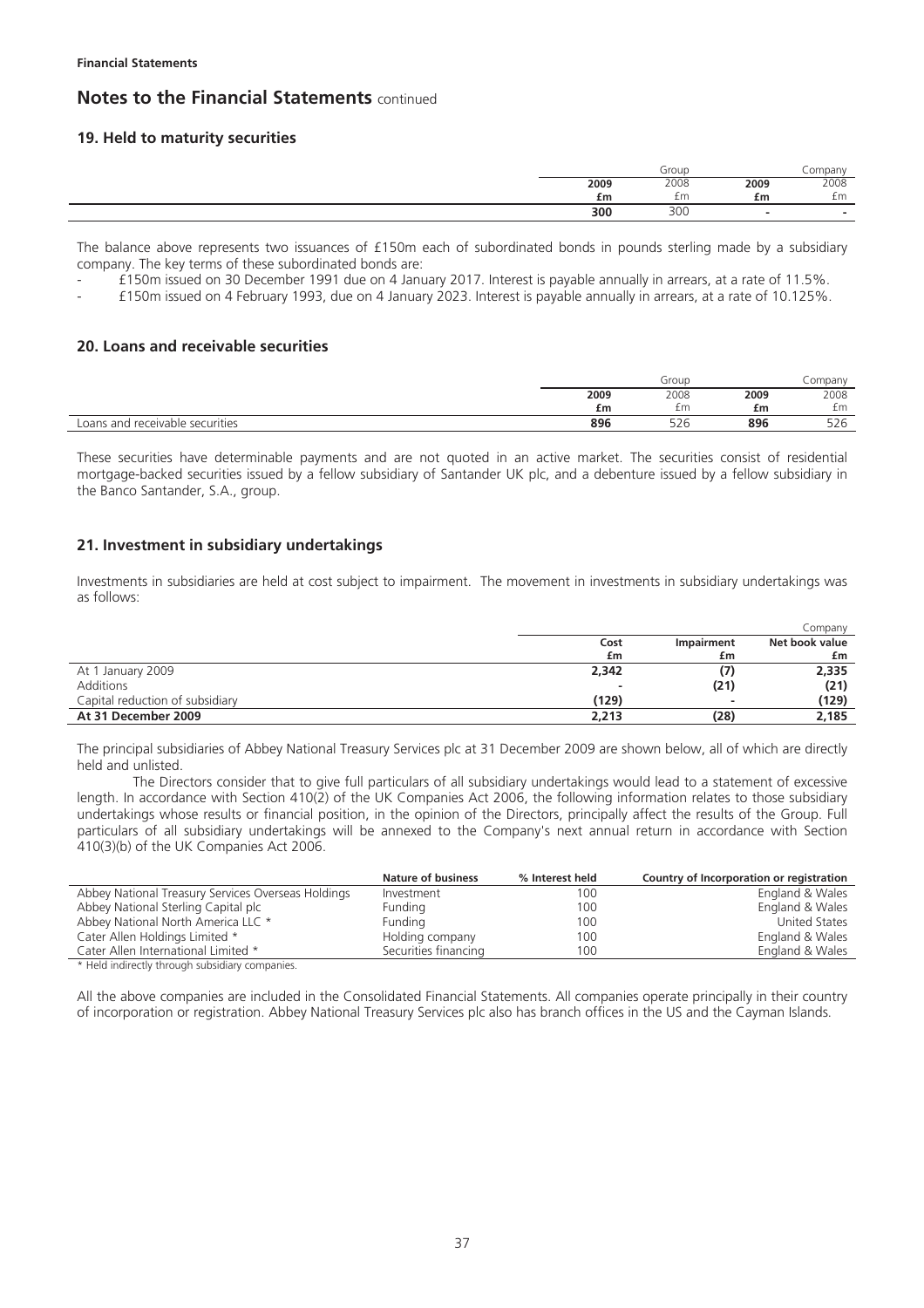**Financial Statements**

# Notes to the Financial Statements continued

## 19. Held to maturity securities

| | Group | | Company | |
|---|---|---|---|---|
| | **2009** | 2008 | **2009** | 2008 |
| | **£m** | £m | **£m** | £m |
| | **300** | 300 | **-** | - |

The balance above represents two issuances of £150m each of subordinated bonds in pounds sterling made by a subsidiary company. The key terms of these subordinated bonds are:

- £150m issued on 30 December 1991 due on 4 January 2017. Interest is payable annually in arrears, at a rate of 11.5%.
- £150m issued on 4 February 1993, due on 4 January 2023. Interest is payable annually in arrears, at a rate of 10.125%.

## 20. Loans and receivable securities

| | Group | | Company | |
|---|---|---|---|---|
| | **2009** | 2008 | **2009** | 2008 |
| | **£m** | £m | **£m** | £m |
| Loans and receivable securities | **896** | 526 | **896** | 526 |

These securities have determinable payments and are not quoted in an active market. The securities consist of residential mortgage-backed securities issued by a fellow subsidiary of Santander UK plc, and a debenture issued by a fellow subsidiary in the Banco Santander, S.A., group.

## 21. Investment in subsidiary undertakings

Investments in subsidiaries are held at cost subject to impairment. The movement in investments in subsidiary undertakings was as follows:

| | | | Company |
|---|---|---|---|
| | **Cost** | **Impairment** | **Net book value** |
| | **£m** | **£m** | **£m** |
| At 1 January 2009 | **2,342** | **(7)** | **2,335** |
| Additions | **-** | **(21)** | **(21)** |
| Capital reduction of subsidiary | **(129)** | **-** | **(129)** |
| **At 31 December 2009** | **2,213** | **(28)** | **2,185** |

The principal subsidiaries of Abbey National Treasury Services plc at 31 December 2009 are shown below, all of which are directly held and unlisted.

The Directors consider that to give full particulars of all subsidiary undertakings would lead to a statement of excessive length. In accordance with Section 410(2) of the UK Companies Act 2006, the following information relates to those subsidiary undertakings whose results or financial position, in the opinion of the Directors, principally affect the results of the Group. Full particulars of all subsidiary undertakings will be annexed to the Company's next annual return in accordance with Section 410(3)(b) of the UK Companies Act 2006.

| | **Nature of business** | **% Interest held** | **Country of Incorporation or registration** |
|---|---|---|---|
| Abbey National Treasury Services Overseas Holdings | Investment | 100 | England & Wales |
| Abbey National Sterling Capital plc | Funding | 100 | England & Wales |
| Abbey National North America LLC * | Funding | 100 | United States |
| Cater Allen Holdings Limited * | Holding company | 100 | England & Wales |
| Cater Allen International Limited * | Securities financing | 100 | England & Wales |

\* Held indirectly through subsidiary companies.

All the above companies are included in the Consolidated Financial Statements. All companies operate principally in their country of incorporation or registration. Abbey National Treasury Services plc also has branch offices in the US and the Cayman Islands.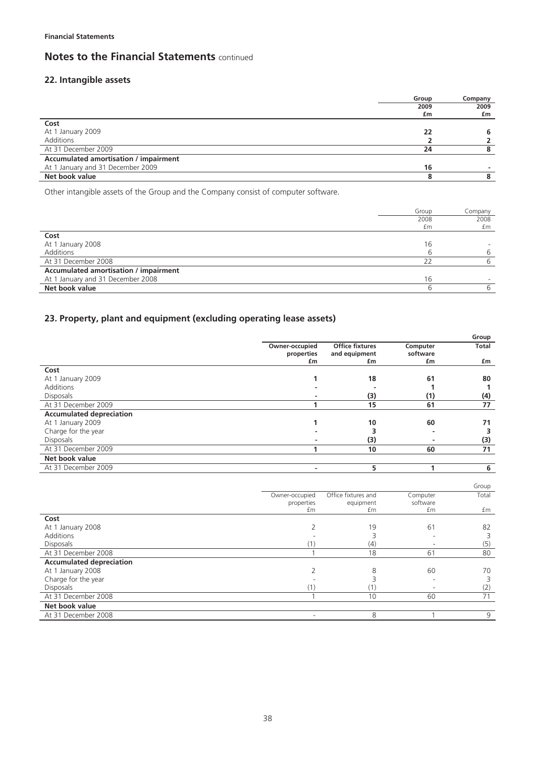## Notes to the Financial Statements continued

### 22. Intangible assets

| | Group 2009 £m | Company 2009 £m |
|---|---|---|
| **Cost** | | |
| At 1 January 2009 | 22 | 6 |
| Additions | 2 | 2 |
| At 31 December 2009 | 24 | 8 |
| **Accumulated amortisation / impairment** | | |
| At 1 January and 31 December 2009 | 16 | - |
| **Net book value** | 8 | 8 |

Other intangible assets of the Group and the Company consist of computer software.

| | Group 2008 £m | Company 2008 £m |
|---|---|---|
| **Cost** | | |
| At 1 January 2008 | 16 | - |
| Additions | 6 | 6 |
| At 31 December 2008 | 22 | 6 |
| **Accumulated amortisation / impairment** | | |
| At 1 January and 31 December 2008 | 16 | - |
| **Net book value** | 6 | 6 |

### 23. Property, plant and equipment (excluding operating lease assets)

| | Owner-occupied properties £m | Office fixtures and equipment £m | Computer software £m | Group Total £m |
|---|---|---|---|---|
| **Cost** | | | | |
| At 1 January 2009 | 1 | 18 | 61 | 80 |
| Additions | - | - | 1 | 1 |
| Disposals | - | (3) | (1) | (4) |
| At 31 December 2009 | 1 | 15 | 61 | 77 |
| **Accumulated depreciation** | | | | |
| At 1 January 2009 | 1 | 10 | 60 | 71 |
| Charge for the year | - | 3 | - | 3 |
| Disposals | - | (3) | - | (3) |
| At 31 December 2009 | 1 | 10 | 60 | 71 |
| **Net book value** | | | | |
| At 31 December 2009 | - | 5 | 1 | 6 |

| | Owner-occupied properties £m | Office fixtures and equipment £m | Computer software £m | Group Total £m |
|---|---|---|---|---|
| **Cost** | | | | |
| At 1 January 2008 | 2 | 19 | 61 | 82 |
| Additions | - | 3 | - | 3 |
| Disposals | (1) | (4) | - | (5) |
| At 31 December 2008 | 1 | 18 | 61 | 80 |
| **Accumulated depreciation** | | | | |
| At 1 January 2008 | 2 | 8 | 60 | 70 |
| Charge for the year | - | 3 | - | 3 |
| Disposals | (1) | (1) | - | (2) |
| At 31 December 2008 | 1 | 10 | 60 | 71 |
| **Net book value** | | | | |
| At 31 December 2008 | - | 8 | 1 | 9 |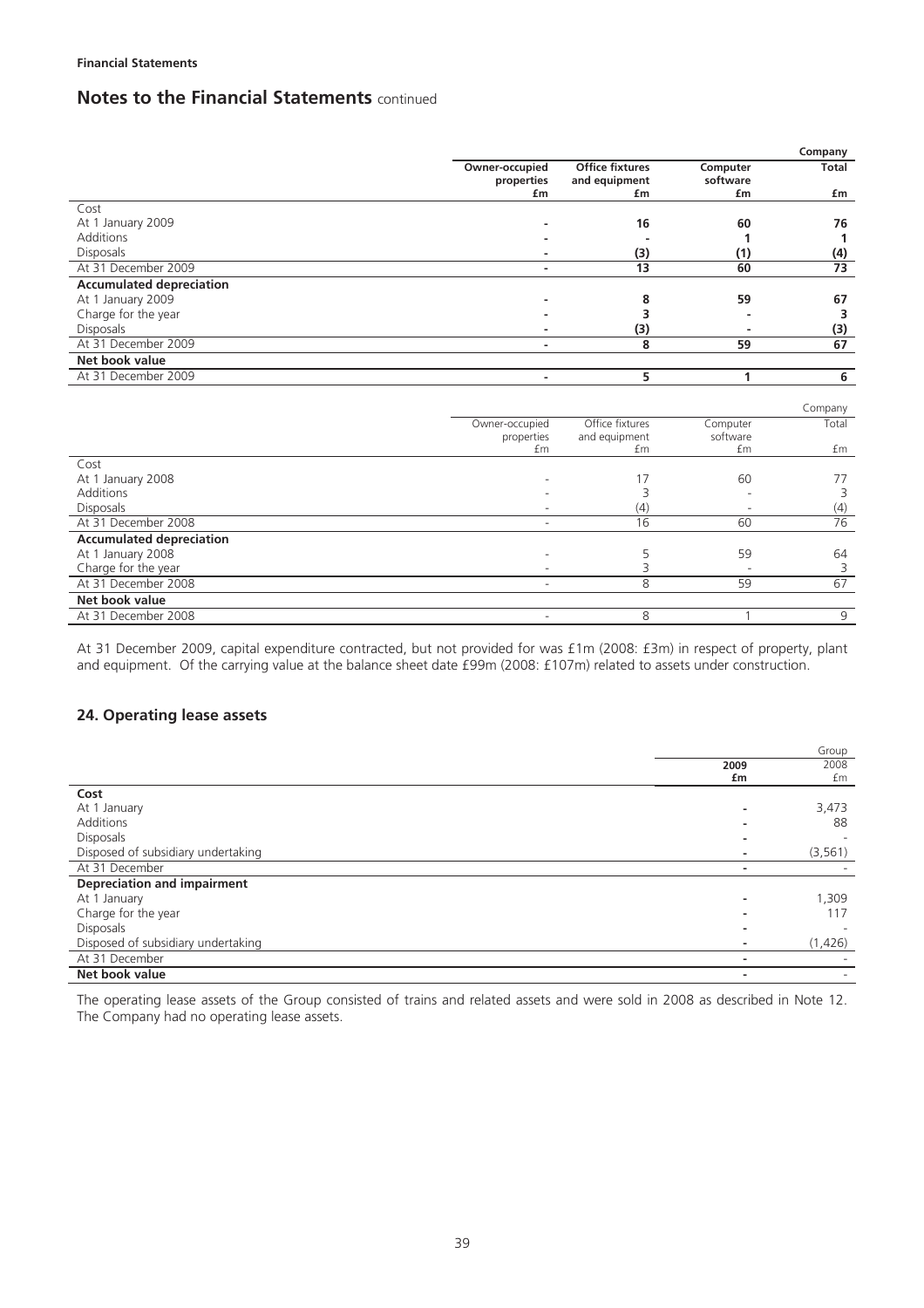**Financial Statements**

## Notes to the Financial Statements continued

| | Owner-occupied properties £m | Office fixtures and equipment £m | Computer software £m | Company Total £m |
|---|---|---|---|---|
| Cost | | | | |
| At 1 January 2009 | - | 16 | 60 | 76 |
| Additions | - | - | 1 | 1 |
| Disposals | - | (3) | (1) | (4) |
| At 31 December 2009 | - | 13 | 60 | 73 |
| **Accumulated depreciation** | | | | |
| At 1 January 2009 | - | 8 | 59 | 67 |
| Charge for the year | - | 3 | - | 3 |
| Disposals | - | (3) | - | (3) |
| At 31 December 2009 | - | 8 | 59 | 67 |
| **Net book value** | | | | |
| At 31 December 2009 | - | 5 | 1 | 6 |

| | Owner-occupied properties £m | Office fixtures and equipment £m | Computer software £m | Company Total £m |
|---|---|---|---|---|
| Cost | | | | |
| At 1 January 2008 | - | 17 | 60 | 77 |
| Additions | - | 3 | - | 3 |
| Disposals | - | (4) | - | (4) |
| At 31 December 2008 | - | 16 | 60 | 76 |
| **Accumulated depreciation** | | | | |
| At 1 January 2008 | - | 5 | 59 | 64 |
| Charge for the year | - | 3 | - | 3 |
| At 31 December 2008 | - | 8 | 59 | 67 |
| **Net book value** | | | | |
| At 31 December 2008 | - | 8 | 1 | 9 |

At 31 December 2009, capital expenditure contracted, but not provided for was £1m (2008: £3m) in respect of property, plant and equipment. Of the carrying value at the balance sheet date £99m (2008: £107m) related to assets under construction.

### 24. Operating lease assets

| | Group 2009 £m | Group 2008 £m |
|---|---|---|
| **Cost** | | |
| At 1 January | - | 3,473 |
| Additions | - | 88 |
| Disposals | - | - |
| Disposed of subsidiary undertaking | - | (3,561) |
| At 31 December | - | - |
| **Depreciation and impairment** | | |
| At 1 January | - | 1,309 |
| Charge for the year | - | 117 |
| Disposals | - | - |
| Disposed of subsidiary undertaking | - | (1,426) |
| At 31 December | - | - |
| **Net book value** | - | - |

The operating lease assets of the Group consisted of trains and related assets and were sold in 2008 as described in Note 12. The Company had no operating lease assets.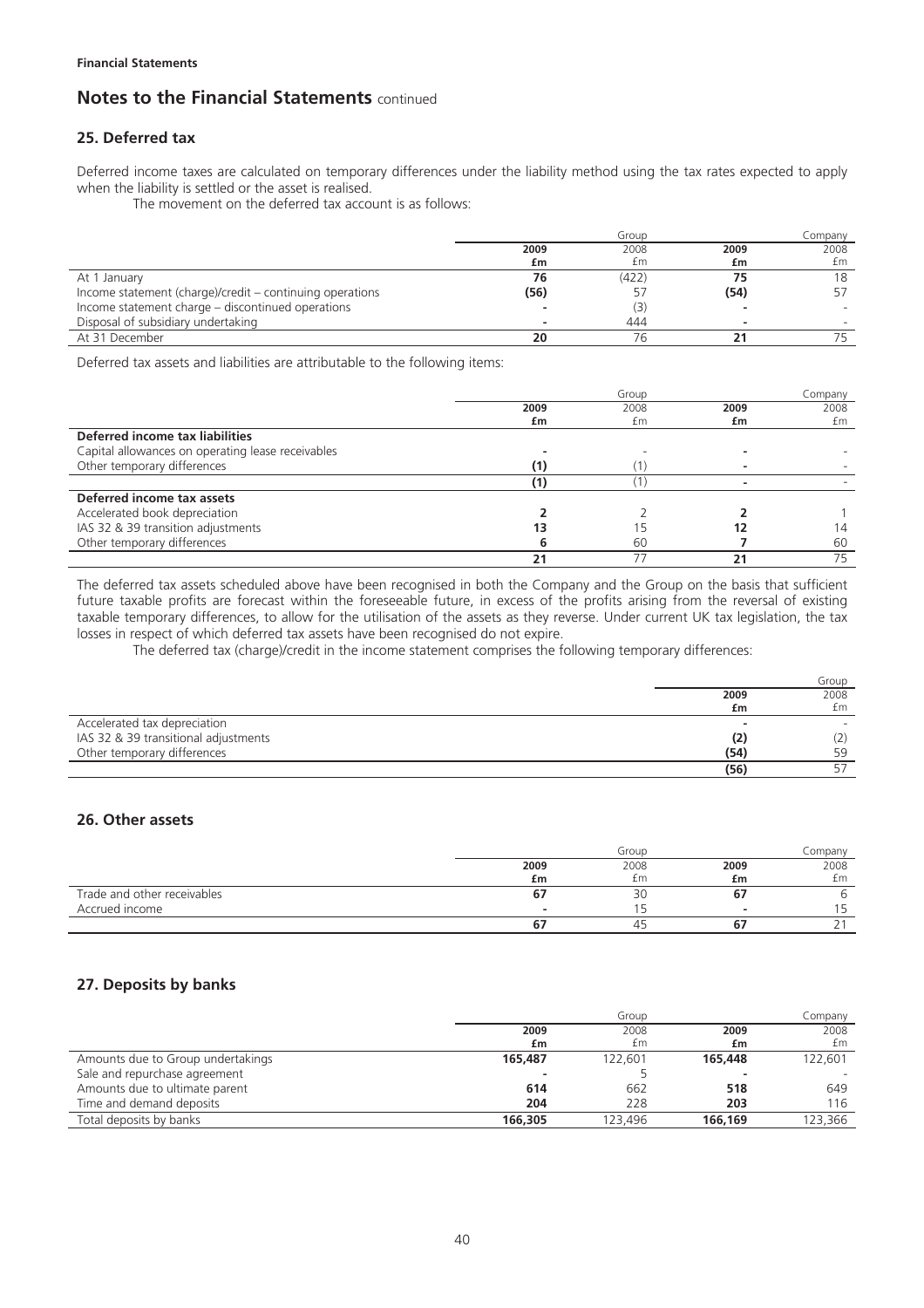**Financial Statements**

# Notes to the Financial Statements continued

## 25. Deferred tax

Deferred income taxes are calculated on temporary differences under the liability method using the tax rates expected to apply when the liability is settled or the asset is realised.

The movement on the deferred tax account is as follows:

| | Group | | Company | |
|---|---|---|---|---|
| | **2009** | 2008 | **2009** | 2008 |
| | **£m** | £m | **£m** | £m |
| At 1 January | **76** | (422) | **75** | 18 |
| Income statement (charge)/credit – continuing operations | **(56)** | 57 | **(54)** | 57 |
| Income statement charge – discontinued operations | **-** | (3) | **-** | - |
| Disposal of subsidiary undertaking | **-** | 444 | **-** | - |
| At 31 December | **20** | 76 | **21** | 75 |

Deferred tax assets and liabilities are attributable to the following items:

| | Group | | Company | |
|---|---|---|---|---|
| | **2009** | 2008 | **2009** | 2008 |
| | **£m** | £m | **£m** | £m |
| **Deferred income tax liabilities** | | | | |
| Capital allowances on operating lease receivables | **-** | - | **-** | - |
| Other temporary differences | **(1)** | (1) | **-** | - |
| | **(1)** | (1) | **-** | - |
| **Deferred income tax assets** | | | | |
| Accelerated book depreciation | **2** | 2 | **2** | 1 |
| IAS 32 & 39 transition adjustments | **13** | 15 | **12** | 14 |
| Other temporary differences | **6** | 60 | **7** | 60 |
| | **21** | 77 | **21** | 75 |

The deferred tax assets scheduled above have been recognised in both the Company and the Group on the basis that sufficient future taxable profits are forecast within the foreseeable future, in excess of the profits arising from the reversal of existing taxable temporary differences, to allow for the utilisation of the assets as they reverse. Under current UK tax legislation, the tax losses in respect of which deferred tax assets have been recognised do not expire.

The deferred tax (charge)/credit in the income statement comprises the following temporary differences:

| | Group | |
|---|---|---|
| | **2009** | 2008 |
| | **£m** | £m |
| Accelerated tax depreciation | **-** | - |
| IAS 32 & 39 transitional adjustments | **(2)** | (2) |
| Other temporary differences | **(54)** | 59 |
| | **(56)** | 57 |

## 26. Other assets

| | Group | | Company | |
|---|---|---|---|---|
| | **2009** | 2008 | **2009** | 2008 |
| | **£m** | £m | **£m** | £m |
| Trade and other receivables | **67** | 30 | **67** | 6 |
| Accrued income | **-** | 15 | **-** | 15 |
| | **67** | 45 | **67** | 21 |

## 27. Deposits by banks

| | Group | | Company | |
|---|---|---|---|---|
| | **2009** | 2008 | **2009** | 2008 |
| | **£m** | £m | **£m** | £m |
| Amounts due to Group undertakings | **165,487** | 122,601 | **165,448** | 122,601 |
| Sale and repurchase agreement | **-** | 5 | **-** | - |
| Amounts due to ultimate parent | **614** | 662 | **518** | 649 |
| Time and demand deposits | **204** | 228 | **203** | 116 |
| Total deposits by banks | **166,305** | 123,496 | **166,169** | 123,366 |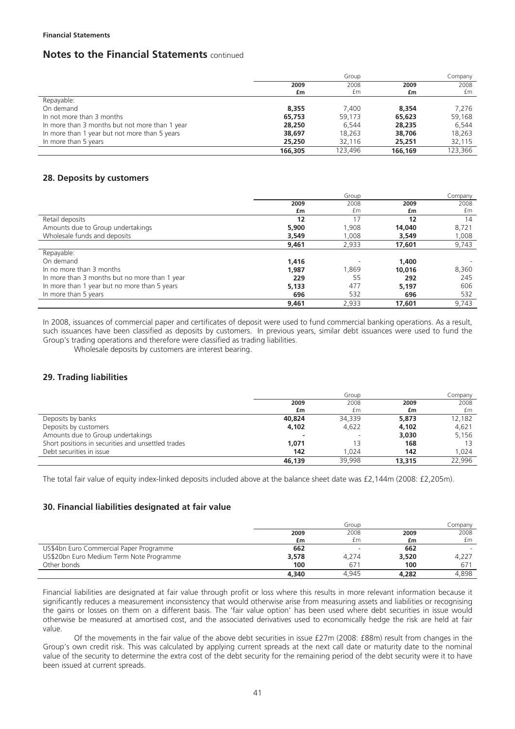**Financial Statements**

## Notes to the Financial Statements continued

| | Group | | Company | |
|---|---|---|---|---|
| | 2009 £m | 2008 £m | 2009 £m | 2008 £m |
| Repayable: | | | | |
| On demand | 8,355 | 7,400 | 8,354 | 7,276 |
| In not more than 3 months | 65,753 | 59,173 | 65,623 | 59,168 |
| In more than 3 months but not more than 1 year | 28,250 | 6,544 | 28,235 | 6,544 |
| In more than 1 year but not more than 5 years | 38,697 | 18,263 | 38,706 | 18,263 |
| In more than 5 years | 25,250 | 32,116 | 25,251 | 32,115 |
| | 166,305 | 123,496 | 166,169 | 123,366 |

### 28. Deposits by customers

| | Group | | Company | |
|---|---|---|---|---|
| | 2009 £m | 2008 £m | 2009 £m | 2008 £m |
| Retail deposits | 12 | 17 | 12 | 14 |
| Amounts due to Group undertakings | 5,900 | 1,908 | 14,040 | 8,721 |
| Wholesale funds and deposits | 3,549 | 1,008 | 3,549 | 1,008 |
| | 9,461 | 2,933 | 17,601 | 9,743 |
| Repayable: | | | | |
| On demand | 1,416 | - | 1,400 | - |
| In no more than 3 months | 1,987 | 1,869 | 10,016 | 8,360 |
| In more than 3 months but no more than 1 year | 229 | 55 | 292 | 245 |
| In more than 1 year but no more than 5 years | 5,133 | 477 | 5,197 | 606 |
| In more than 5 years | 696 | 532 | 696 | 532 |
| | 9,461 | 2,933 | 17,601 | 9,743 |

In 2008, issuances of commercial paper and certificates of deposit were used to fund commercial banking operations. As a result, such issuances have been classified as deposits by customers. In previous years, similar debt issuances were used to fund the Group's trading operations and therefore were classified as trading liabilities.

Wholesale deposits by customers are interest bearing.

### 29. Trading liabilities

| | Group | | Company | |
|---|---|---|---|---|
| | 2009 £m | 2008 £m | 2009 £m | 2008 £m |
| Deposits by banks | 40,824 | 34,339 | 5,873 | 12,182 |
| Deposits by customers | 4,102 | 4,622 | 4,102 | 4,621 |
| Amounts due to Group undertakings | - | - | 3,030 | 5,156 |
| Short positions in securities and unsettled trades | 1,071 | 13 | 168 | 13 |
| Debt securities in issue | 142 | 1,024 | 142 | 1,024 |
| | 46,139 | 39,998 | 13,315 | 22,996 |

The total fair value of equity index-linked deposits included above at the balance sheet date was £2,144m (2008: £2,205m).

### 30. Financial liabilities designated at fair value

| | Group | | Company | |
|---|---|---|---|---|
| | 2009 £m | 2008 £m | 2009 £m | 2008 £m |
| US$4bn Euro Commercial Paper Programme | 662 | - | 662 | - |
| US$20bn Euro Medium Term Note Programme | 3,578 | 4,274 | 3,520 | 4,227 |
| Other bonds | 100 | 671 | 100 | 671 |
| | 4,340 | 4,945 | 4,282 | 4,898 |

Financial liabilities are designated at fair value through profit or loss where this results in more relevant information because it significantly reduces a measurement inconsistency that would otherwise arise from measuring assets and liabilities or recognising the gains or losses on them on a different basis. The 'fair value option' has been used where debt securities in issue would otherwise be measured at amortised cost, and the associated derivatives used to economically hedge the risk are held at fair value.

Of the movements in the fair value of the above debt securities in issue £27m (2008: £88m) result from changes in the Group's own credit risk. This was calculated by applying current spreads at the next call date or maturity date to the nominal value of the security to determine the extra cost of the debt security for the remaining period of the debt security were it to have been issued at current spreads.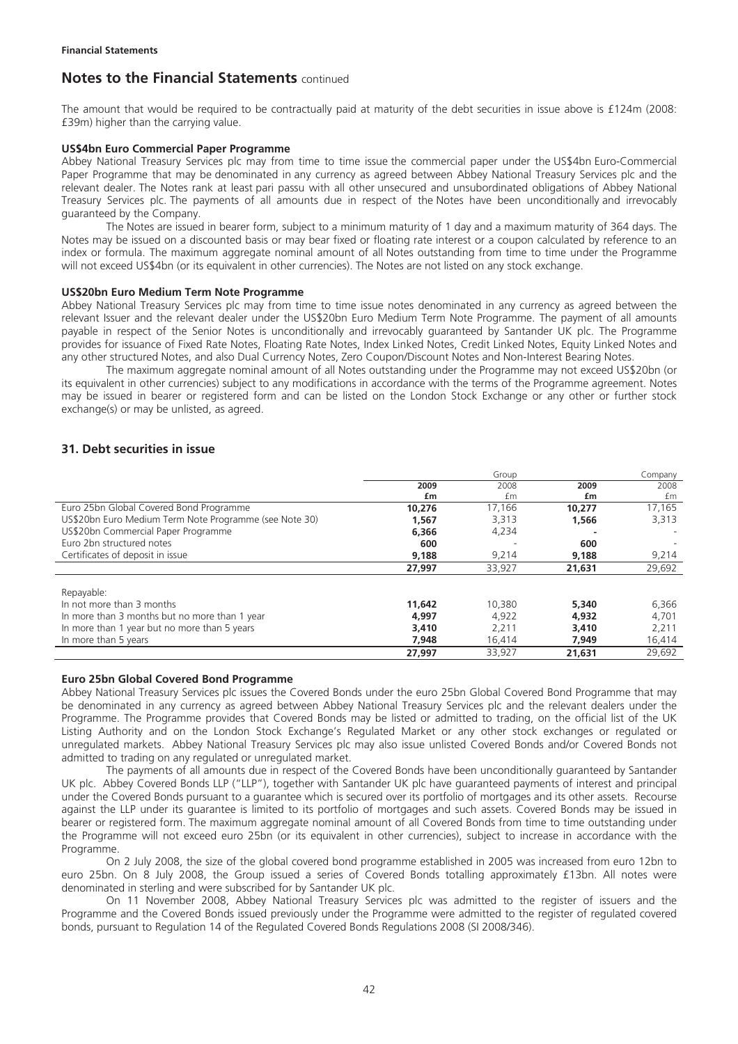# Notes to the Financial Statements continued

The amount that would be required to be contractually paid at maturity of the debt securities in issue above is £124m (2008: £39m) higher than the carrying value.

**US$4bn Euro Commercial Paper Programme**

Abbey National Treasury Services plc may from time to time issue the commercial paper under the US$4bn Euro-Commercial Paper Programme that may be denominated in any currency as agreed between Abbey National Treasury Services plc and the relevant dealer. The Notes rank at least pari passu with all other unsecured and unsubordinated obligations of Abbey National Treasury Services plc. The payments of all amounts due in respect of the Notes have been unconditionally and irrevocably guaranteed by the Company.

The Notes are issued in bearer form, subject to a minimum maturity of 1 day and a maximum maturity of 364 days. The Notes may be issued on a discounted basis or may bear fixed or floating rate interest or a coupon calculated by reference to an index or formula. The maximum aggregate nominal amount of all Notes outstanding from time to time under the Programme will not exceed US$4bn (or its equivalent in other currencies). The Notes are not listed on any stock exchange.

**US$20bn Euro Medium Term Note Programme**

Abbey National Treasury Services plc may from time to time issue notes denominated in any currency as agreed between the relevant Issuer and the relevant dealer under the US$20bn Euro Medium Term Note Programme. The payment of all amounts payable in respect of the Senior Notes is unconditionally and irrevocably guaranteed by Santander UK plc. The Programme provides for issuance of Fixed Rate Notes, Floating Rate Notes, Index Linked Notes, Credit Linked Notes, Equity Linked Notes and any other structured Notes, and also Dual Currency Notes, Zero Coupon/Discount Notes and Non-Interest Bearing Notes.

The maximum aggregate nominal amount of all Notes outstanding under the Programme may not exceed US$20bn (or its equivalent in other currencies) subject to any modifications in accordance with the terms of the Programme agreement. Notes may be issued in bearer or registered form and can be listed on the London Stock Exchange or any other or further stock exchange(s) or may be unlisted, as agreed.

## 31. Debt securities in issue

| | Group | | Company | |
|---|---|---|---|---|
| | **2009** | 2008 | **2009** | 2008 |
| | **£m** | £m | **£m** | £m |
| Euro 25bn Global Covered Bond Programme | **10,276** | 17,166 | **10,277** | 17,165 |
| US$20bn Euro Medium Term Note Programme (see Note 30) | **1,567** | 3,313 | **1,566** | 3,313 |
| US$20bn Commercial Paper Programme | **6,366** | 4,234 | **-** | - |
| Euro 2bn structured notes | **600** | - | **600** | - |
| Certificates of deposit in issue | **9,188** | 9,214 | **9,188** | 9,214 |
| | **27,997** | 33,927 | **21,631** | 29,692 |
| Repayable: | | | | |
| In not more than 3 months | **11,642** | 10,380 | **5,340** | 6,366 |
| In more than 3 months but no more than 1 year | **4,997** | 4,922 | **4,932** | 4,701 |
| In more than 1 year but no more than 5 years | **3,410** | 2,211 | **3,410** | 2,211 |
| In more than 5 years | **7,948** | 16,414 | **7,949** | 16,414 |
| | **27,997** | 33,927 | **21,631** | 29,692 |

**Euro 25bn Global Covered Bond Programme**

Abbey National Treasury Services plc issues the Covered Bonds under the euro 25bn Global Covered Bond Programme that may be denominated in any currency as agreed between Abbey National Treasury Services plc and the relevant dealers under the Programme. The Programme provides that Covered Bonds may be listed or admitted to trading, on the official list of the UK Listing Authority and on the London Stock Exchange's Regulated Market or any other stock exchanges or regulated or unregulated markets. Abbey National Treasury Services plc may also issue unlisted Covered Bonds and/or Covered Bonds not admitted to trading on any regulated or unregulated market.

The payments of all amounts due in respect of the Covered Bonds have been unconditionally guaranteed by Santander UK plc. Abbey Covered Bonds LLP ("LLP"), together with Santander UK plc have guaranteed payments of interest and principal under the Covered Bonds pursuant to a guarantee which is secured over its portfolio of mortgages and its other assets. Recourse against the LLP under its guarantee is limited to its portfolio of mortgages and such assets. Covered Bonds may be issued in bearer or registered form. The maximum aggregate nominal amount of all Covered Bonds from time to time outstanding under the Programme will not exceed euro 25bn (or its equivalent in other currencies), subject to increase in accordance with the Programme.

On 2 July 2008, the size of the global covered bond programme established in 2005 was increased from euro 12bn to euro 25bn. On 8 July 2008, the Group issued a series of Covered Bonds totalling approximately £13bn. All notes were denominated in sterling and were subscribed for by Santander UK plc.

On 11 November 2008, Abbey National Treasury Services plc was admitted to the register of issuers and the Programme and the Covered Bonds issued previously under the Programme were admitted to the register of regulated covered bonds, pursuant to Regulation 14 of the Regulated Covered Bonds Regulations 2008 (SI 2008/346).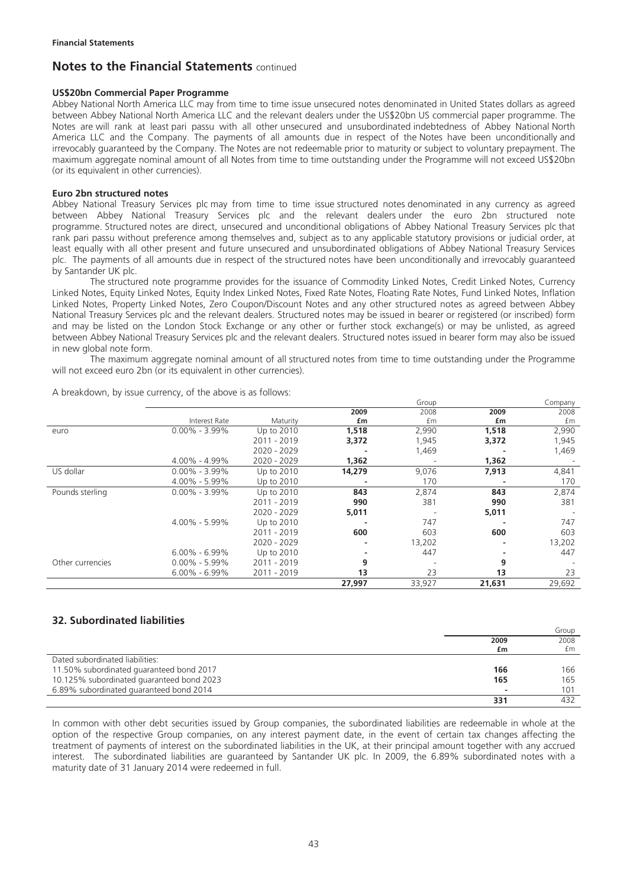**Financial Statements**

# Notes to the Financial Statements continued

### US$20bn Commercial Paper Programme

Abbey National North America LLC may from time to time issue unsecured notes denominated in United States dollars as agreed between Abbey National North America LLC and the relevant dealers under the US$20bn US commercial paper programme. The Notes are will rank at least pari passu with all other unsecured and unsubordinated indebtedness of Abbey National North America LLC and the Company. The payments of all amounts due in respect of the Notes have been unconditionally and irrevocably guaranteed by the Company. The Notes are not redeemable prior to maturity or subject to voluntary prepayment. The maximum aggregate nominal amount of all Notes from time to time outstanding under the Programme will not exceed US$20bn (or its equivalent in other currencies).

### Euro 2bn structured notes

Abbey National Treasury Services plc may from time to time issue structured notes denominated in any currency as agreed between Abbey National Treasury Services plc and the relevant dealers under the euro 2bn structured note programme. Structured notes are direct, unsecured and unconditional obligations of Abbey National Treasury Services plc that rank pari passu without preference among themselves and, subject as to any applicable statutory provisions or judicial order, at least equally with all other present and future unsecured and unsubordinated obligations of Abbey National Treasury Services plc. The payments of all amounts due in respect of the structured notes have been unconditionally and irrevocably guaranteed by Santander UK plc.

The structured note programme provides for the issuance of Commodity Linked Notes, Credit Linked Notes, Currency Linked Notes, Equity Linked Notes, Equity Index Linked Notes, Fixed Rate Notes, Floating Rate Notes, Fund Linked Notes, Inflation Linked Notes, Property Linked Notes, Zero Coupon/Discount Notes and any other structured notes as agreed between Abbey National Treasury Services plc and the relevant dealers. Structured notes may be issued in bearer or registered (or inscribed) form and may be listed on the London Stock Exchange or any other or further stock exchange(s) or may be unlisted, as agreed between Abbey National Treasury Services plc and the relevant dealers. Structured notes issued in bearer form may also be issued in new global note form.

The maximum aggregate nominal amount of all structured notes from time to time outstanding under the Programme will not exceed euro 2bn (or its equivalent in other currencies).

A breakdown, by issue currency, of the above is as follows:

| | | | Group | | Company | |
|---|---|---|---|---|---|---|
| | Interest Rate | Maturity | **2009 £m** | 2008 £m | **2009 £m** | 2008 £m |
| euro | 0.00% - 3.99% | Up to 2010 | **1,518** | 2,990 | **1,518** | 2,990 |
| | | 2011 - 2019 | **3,372** | 1,945 | **3,372** | 1,945 |
| | | 2020 - 2029 | **-** | 1,469 | **-** | 1,469 |
| | 4.00% - 4.99% | 2020 - 2029 | **1,362** | - | **1,362** | - |
| US dollar | 0.00% - 3.99% | Up to 2010 | **14,279** | 9,076 | **7,913** | 4,841 |
| | 4.00% - 5.99% | Up to 2010 | **-** | 170 | **-** | 170 |
| Pounds sterling | 0.00% - 3.99% | Up to 2010 | **843** | 2,874 | **843** | 2,874 |
| | | 2011 - 2019 | **990** | 381 | **990** | 381 |
| | | 2020 - 2029 | **5,011** | - | **5,011** | - |
| | 4.00% - 5.99% | Up to 2010 | **-** | 747 | **-** | 747 |
| | | 2011 - 2019 | **600** | 603 | **600** | 603 |
| | | 2020 - 2029 | **-** | 13,202 | **-** | 13,202 |
| | 6.00% - 6.99% | Up to 2010 | **-** | 447 | **-** | 447 |
| Other currencies | 0.00% - 5.99% | 2011 - 2019 | **9** | - | **9** | - |
| | 6.00% - 6.99% | 2011 - 2019 | **13** | 23 | **13** | 23 |
| | | | **27,997** | 33,927 | **21,631** | 29,692 |

## 32. Subordinated liabilities

| | Group | |
|---|---|---|
| | **2009 £m** | 2008 £m |
| Dated subordinated liabilities: | | |
| 11.50% subordinated guaranteed bond 2017 | **166** | 166 |
| 10.125% subordinated guaranteed bond 2023 | **165** | 165 |
| 6.89% subordinated guaranteed bond 2014 | **-** | 101 |
| | **331** | 432 |

In common with other debt securities issued by Group companies, the subordinated liabilities are redeemable in whole at the option of the respective Group companies, on any interest payment date, in the event of certain tax changes affecting the treatment of payments of interest on the subordinated liabilities in the UK, at their principal amount together with any accrued interest. The subordinated liabilities are guaranteed by Santander UK plc. In 2009, the 6.89% subordinated notes with a maturity date of 31 January 2014 were redeemed in full.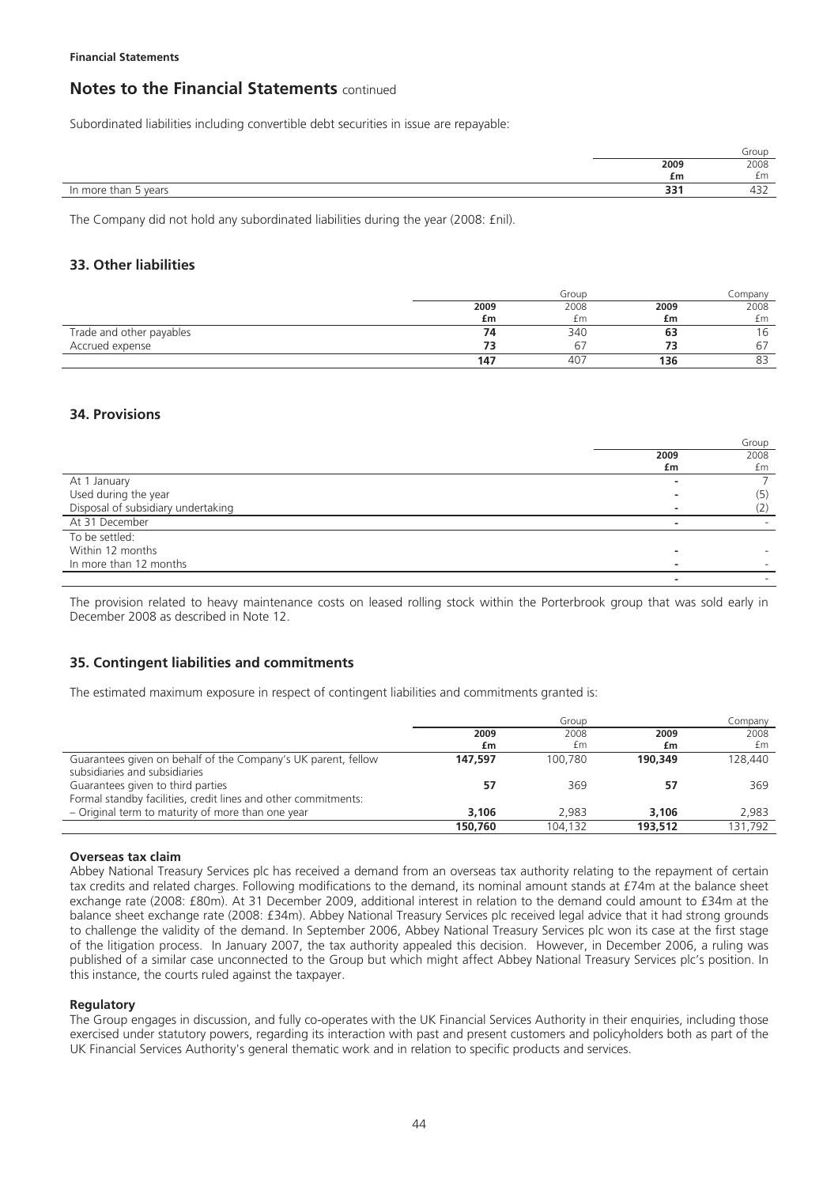Subordinated liabilities including convertible debt securities in issue are repayable:

| | Group | |
|---|---|---|
| | **2009** | 2008 |
| | **£m** | £m |
| In more than 5 years | **331** | 432 |

The Company did not hold any subordinated liabilities during the year (2008: £nil).

## 33. Other liabilities

| | Group | | Company | |
|---|---|---|---|---|
| | **2009** | 2008 | **2009** | 2008 |
| | **£m** | £m | **£m** | £m |
| Trade and other payables | **74** | 340 | **63** | 16 |
| Accrued expense | **73** | 67 | **73** | 67 |
| | **147** | 407 | **136** | 83 |

## 34. Provisions

| | Group | |
|---|---|---|
| | **2009** | 2008 |
| | **£m** | £m |
| At 1 January | **-** | 7 |
| Used during the year | **-** | (5) |
| Disposal of subsidiary undertaking | **-** | (2) |
| At 31 December | **-** | - |
| To be settled: | | |
| Within 12 months | **-** | - |
| In more than 12 months | **-** | - |
| | **-** | - |

The provision related to heavy maintenance costs on leased rolling stock within the Porterbrook group that was sold early in December 2008 as described in Note 12.

## 35. Contingent liabilities and commitments

The estimated maximum exposure in respect of contingent liabilities and commitments granted is:

| | Group | | Company | |
|---|---|---|---|---|
| | **2009** | 2008 | **2009** | 2008 |
| | **£m** | £m | **£m** | £m |
| Guarantees given on behalf of the Company's UK parent, fellow subsidiaries and subsidiaries | **147,597** | 100,780 | **190,349** | 128,440 |
| Guarantees given to third parties | **57** | 369 | **57** | 369 |
| Formal standby facilities, credit lines and other commitments: | | | | |
| – Original term to maturity of more than one year | **3,106** | 2,983 | **3,106** | 2,983 |
| | **150,760** | 104,132 | **193,512** | 131,792 |

**Overseas tax claim**

Abbey National Treasury Services plc has received a demand from an overseas tax authority relating to the repayment of certain tax credits and related charges. Following modifications to the demand, its nominal amount stands at £74m at the balance sheet exchange rate (2008: £80m). At 31 December 2009, additional interest in relation to the demand could amount to £34m at the balance sheet exchange rate (2008: £34m). Abbey National Treasury Services plc received legal advice that it had strong grounds to challenge the validity of the demand. In September 2006, Abbey National Treasury Services plc won its case at the first stage of the litigation process. In January 2007, the tax authority appealed this decision. However, in December 2006, a ruling was published of a similar case unconnected to the Group but which might affect Abbey National Treasury Services plc's position. In this instance, the courts ruled against the taxpayer.

**Regulatory**

The Group engages in discussion, and fully co-operates with the UK Financial Services Authority in their enquiries, including those exercised under statutory powers, regarding its interaction with past and present customers and policyholders both as part of the UK Financial Services Authority's general thematic work and in relation to specific products and services.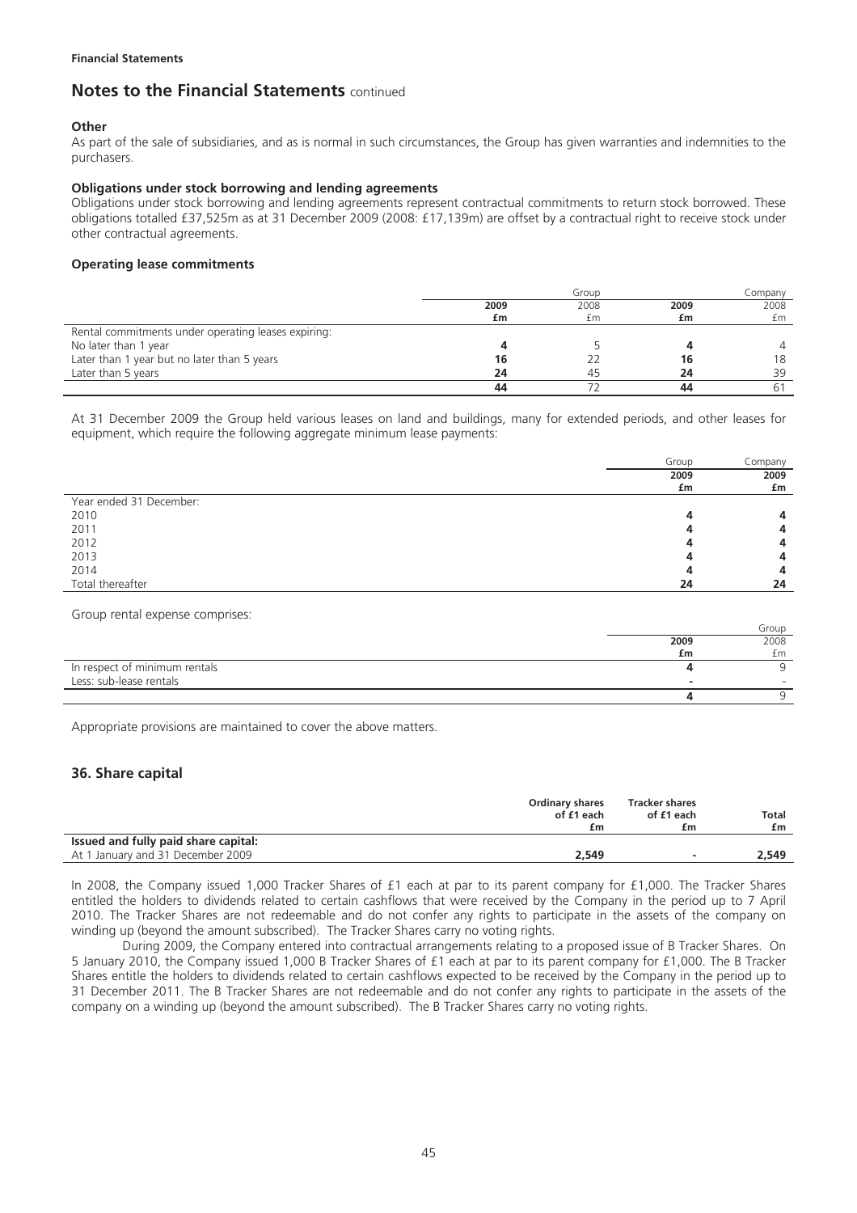**Financial Statements**

## Notes to the Financial Statements continued

**Other**

As part of the sale of subsidiaries, and as is normal in such circumstances, the Group has given warranties and indemnities to the purchasers.

**Obligations under stock borrowing and lending agreements**

Obligations under stock borrowing and lending agreements represent contractual commitments to return stock borrowed. These obligations totalled £37,525m as at 31 December 2009 (2008: £17,139m) are offset by a contractual right to receive stock under other contractual agreements.

**Operating lease commitments**

| | Group | | Company | |
|---|---|---|---|---|
| | **2009** | 2008 | **2009** | 2008 |
| | **£m** | £m | **£m** | £m |
| Rental commitments under operating leases expiring: | | | | |
| No later than 1 year | **4** | 5 | **4** | 4 |
| Later than 1 year but no later than 5 years | **16** | 22 | **16** | 18 |
| Later than 5 years | **24** | 45 | **24** | 39 |
| | **44** | 72 | **44** | 61 |

At 31 December 2009 the Group held various leases on land and buildings, many for extended periods, and other leases for equipment, which require the following aggregate minimum lease payments:

| | Group | Company |
|---|---|---|
| | **2009** | **2009** |
| | **£m** | **£m** |
| Year ended 31 December: | | |
| 2010 | **4** | **4** |
| 2011 | **4** | **4** |
| 2012 | **4** | **4** |
| 2013 | **4** | **4** |
| 2014 | **4** | **4** |
| Total thereafter | **24** | **24** |

Group rental expense comprises:

| | Group | |
|---|---|---|
| | **2009** | 2008 |
| | **£m** | £m |
| In respect of minimum rentals | **4** | 9 |
| Less: sub-lease rentals | **-** | - |
| | **4** | 9 |

Appropriate provisions are maintained to cover the above matters.

## 36. Share capital

| | Ordinary shares of £1 each £m | Tracker shares of £1 each £m | Total £m |
|---|---|---|---|
| **Issued and fully paid share capital:** | | | |
| At 1 January and 31 December 2009 | **2,549** | **-** | **2,549** |

In 2008, the Company issued 1,000 Tracker Shares of £1 each at par to its parent company for £1,000. The Tracker Shares entitled the holders to dividends related to certain cashflows that were received by the Company in the period up to 7 April 2010. The Tracker Shares are not redeemable and do not confer any rights to participate in the assets of the company on winding up (beyond the amount subscribed). The Tracker Shares carry no voting rights.

During 2009, the Company entered into contractual arrangements relating to a proposed issue of B Tracker Shares. On 5 January 2010, the Company issued 1,000 B Tracker Shares of £1 each at par to its parent company for £1,000. The B Tracker Shares entitle the holders to dividends related to certain cashflows expected to be received by the Company in the period up to 31 December 2011. The B Tracker Shares are not redeemable and do not confer any rights to participate in the assets of the company on a winding up (beyond the amount subscribed). The B Tracker Shares carry no voting rights.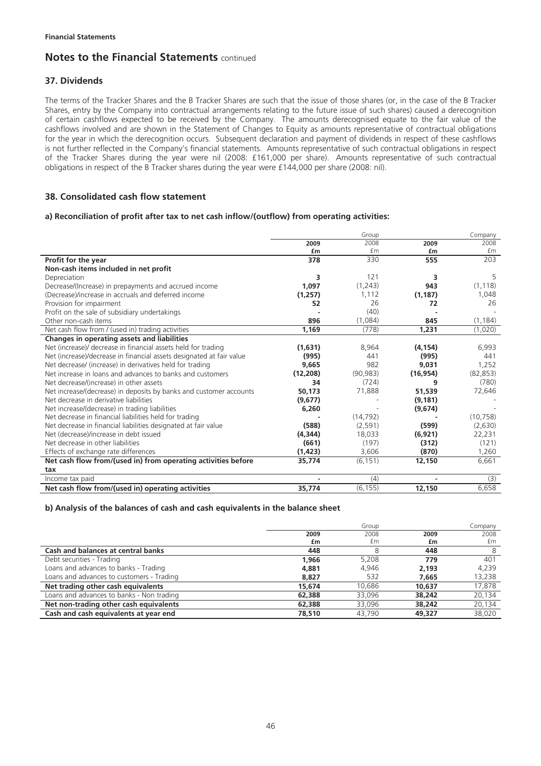**Financial Statements**

# Notes to the Financial Statements continued

## 37. Dividends

The terms of the Tracker Shares and the B Tracker Shares are such that the issue of those shares (or, in the case of the B Tracker Shares, entry by the Company into contractual arrangements relating to the future issue of such shares) caused a derecognition of certain cashflows expected to be received by the Company. The amounts derecognised equate to the fair value of the cashflows involved and are shown in the Statement of Changes to Equity as amounts representative of contractual obligations for the year in which the derecognition occurs. Subsequent declaration and payment of dividends in respect of these cashflows is not further reflected in the Company's financial statements. Amounts representative of such contractual obligations in respect of the Tracker Shares during the year were nil (2008: £161,000 per share). Amounts representative of such contractual obligations in respect of the B Tracker shares during the year were £144,000 per share (2008: nil).

## 38. Consolidated cash flow statement

### a) Reconciliation of profit after tax to net cash inflow/(outflow) from operating activities:

| | Group | | Company | |
|---|---|---|---|---|
| | **2009** | 2008 | **2009** | 2008 |
| | **£m** | £m | **£m** | £m |
| **Profit for the year** | **378** | 330 | **555** | 203 |
| **Non-cash items included in net profit** | | | | |
| Depreciation | **3** | 121 | **3** | 5 |
| Decrease/(Increase) in prepayments and accrued income | **1,097** | (1,243) | **943** | (1,118) |
| (Decrease)/increase in accruals and deferred income | **(1,257)** | 1,112 | **(1,187)** | 1,048 |
| Provision for impairment | **52** | 26 | **72** | 26 |
| Profit on the sale of subsidiary undertakings | **-** | (40) | **-** | - |
| Other non-cash items | **896** | (1,084) | **845** | (1,184) |
| Net cash flow from / (used in) trading activities | **1,169** | (778) | **1,231** | (1,020) |
| **Changes in operating assets and liabilities** | | | | |
| Net (increase)/ decrease in financial assets held for trading | **(1,631)** | 8,964 | **(4,154)** | 6,993 |
| Net (increase)/decrease in financial assets designated at fair value | **(995)** | 441 | **(995)** | 441 |
| Net decrease/ (increase) in derivatives held for trading | **9,665** | 982 | **9,031** | 1,252 |
| Net increase in loans and advances to banks and customers | **(12,208)** | (90,983) | **(16,954)** | (82,853) |
| Net decrease/(increase) in other assets | **34** | (724) | **9** | (780) |
| Net increase/(decrease) in deposits by banks and customer accounts | **50,173** | 71,888 | **51,539** | 72,646 |
| Net decrease in derivative liabilities | **(9,677)** | - | **(9,181)** | - |
| Net increase/(decrease) in trading liabilities | **6,260** | - | **(9,674)** | - |
| Net decrease in financial liabilities held for trading | **-** | (14,792) | **-** | (10,758) |
| Net decrease in financial liabilities designated at fair value | **(588)** | (2,591) | **(599)** | (2,630) |
| Net (decrease)/increase in debt issued | **(4,344)** | 18,033 | **(6,921)** | 22,231 |
| Net decrease in other liabilities | **(661)** | (197) | **(312)** | (121) |
| Effects of exchange rate differences | **(1,423)** | 3,606 | **(870)** | 1,260 |
| **Net cash flow from/(used in) from operating activities before tax** | **35,774** | (6,151) | **12,150** | 6,661 |
| Income tax paid | **-** | (4) | **-** | (3) |
| **Net cash flow from/(used in) operating activities** | **35,774** | (6,155) | **12,150** | 6,658 |

### b) Analysis of the balances of cash and cash equivalents in the balance sheet

| | Group | | Company | |
|---|---|---|---|---|
| | **2009** | 2008 | **2009** | 2008 |
| | **£m** | £m | **£m** | £m |
| **Cash and balances at central banks** | **448** | 8 | **448** | 8 |
| Debt securities - Trading | **1,966** | 5,208 | **779** | 401 |
| Loans and advances to banks - Trading | **4,881** | 4,946 | **2,193** | 4,239 |
| Loans and advances to customers - Trading | **8,827** | 532 | **7,665** | 13,238 |
| **Net trading other cash equivalents** | **15,674** | 10,686 | **10,637** | 17,878 |
| Loans and advances to banks - Non trading | **62,388** | 33,096 | **38,242** | 20,134 |
| **Net non-trading other cash equivalents** | **62,388** | 33,096 | **38,242** | 20,134 |
| **Cash and cash equivalents at year end** | **78,510** | 43,790 | **49,327** | 38,020 |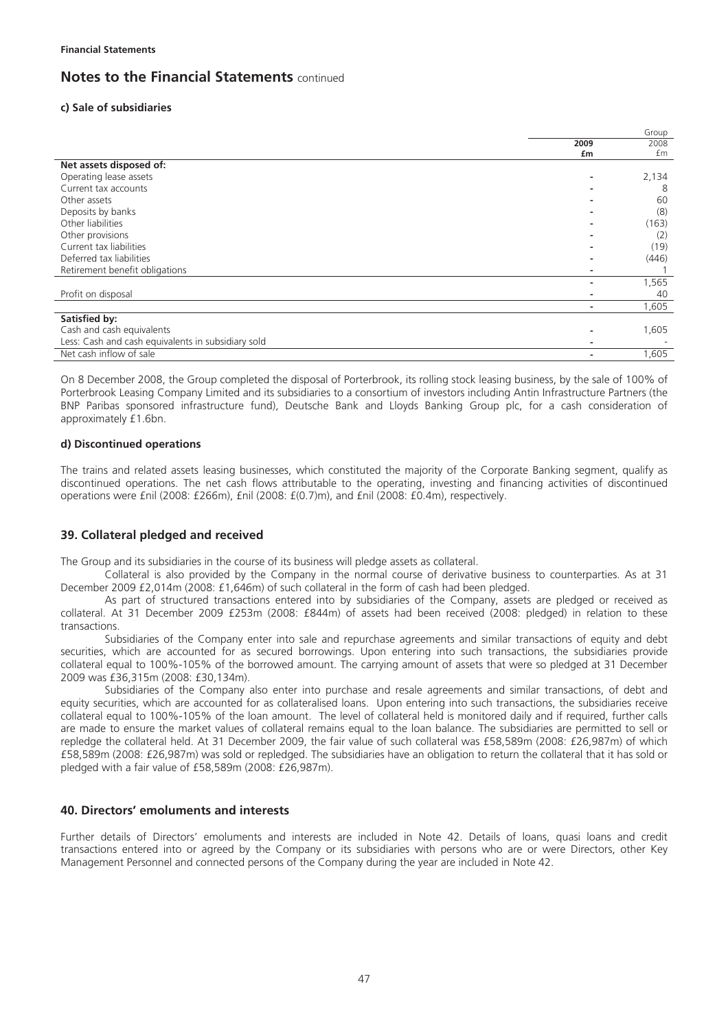**Financial Statements**

## Notes to the Financial Statements continued

### c) Sale of subsidiaries

| | Group | |
|---|---|---|
| | **2009** | 2008 |
| | **£m** | £m |
| **Net assets disposed of:** | | |
| Operating lease assets | - | 2,134 |
| Current tax accounts | - | 8 |
| Other assets | - | 60 |
| Deposits by banks | - | (8) |
| Other liabilities | - | (163) |
| Other provisions | - | (2) |
| Current tax liabilities | - | (19) |
| Deferred tax liabilities | - | (446) |
| Retirement benefit obligations | - | 1 |
| | - | 1,565 |
| Profit on disposal | - | 40 |
| | - | 1,605 |
| **Satisfied by:** | | |
| Cash and cash equivalents | - | 1,605 |
| Less: Cash and cash equivalents in subsidiary sold | - | - |
| Net cash inflow of sale | - | 1,605 |

On 8 December 2008, the Group completed the disposal of Porterbrook, its rolling stock leasing business, by the sale of 100% of Porterbrook Leasing Company Limited and its subsidiaries to a consortium of investors including Antin Infrastructure Partners (the BNP Paribas sponsored infrastructure fund), Deutsche Bank and Lloyds Banking Group plc, for a cash consideration of approximately £1.6bn.

### d) Discontinued operations

The trains and related assets leasing businesses, which constituted the majority of the Corporate Banking segment, qualify as discontinued operations. The net cash flows attributable to the operating, investing and financing activities of discontinued operations were £nil (2008: £266m), £nil (2008: £(0.7)m), and £nil (2008: £0.4m), respectively.

## 39. Collateral pledged and received

The Group and its subsidiaries in the course of its business will pledge assets as collateral.

Collateral is also provided by the Company in the normal course of derivative business to counterparties. As at 31 December 2009 £2,014m (2008: £1,646m) of such collateral in the form of cash had been pledged.

As part of structured transactions entered into by subsidiaries of the Company, assets are pledged or received as collateral. At 31 December 2009 £253m (2008: £844m) of assets had been received (2008: pledged) in relation to these transactions.

Subsidiaries of the Company enter into sale and repurchase agreements and similar transactions of equity and debt securities, which are accounted for as secured borrowings. Upon entering into such transactions, the subsidiaries provide collateral equal to 100%-105% of the borrowed amount. The carrying amount of assets that were so pledged at 31 December 2009 was £36,315m (2008: £30,134m).

Subsidiaries of the Company also enter into purchase and resale agreements and similar transactions, of debt and equity securities, which are accounted for as collateralised loans. Upon entering into such transactions, the subsidiaries receive collateral equal to 100%-105% of the loan amount. The level of collateral held is monitored daily and if required, further calls are made to ensure the market values of collateral remains equal to the loan balance. The subsidiaries are permitted to sell or repledge the collateral held. At 31 December 2009, the fair value of such collateral was £58,589m (2008: £26,987m) of which £58,589m (2008: £26,987m) was sold or repledged. The subsidiaries have an obligation to return the collateral that it has sold or pledged with a fair value of £58,589m (2008: £26,987m).

## 40. Directors' emoluments and interests

Further details of Directors' emoluments and interests are included in Note 42. Details of loans, quasi loans and credit transactions entered into or agreed by the Company or its subsidiaries with persons who are or were Directors, other Key Management Personnel and connected persons of the Company during the year are included in Note 42.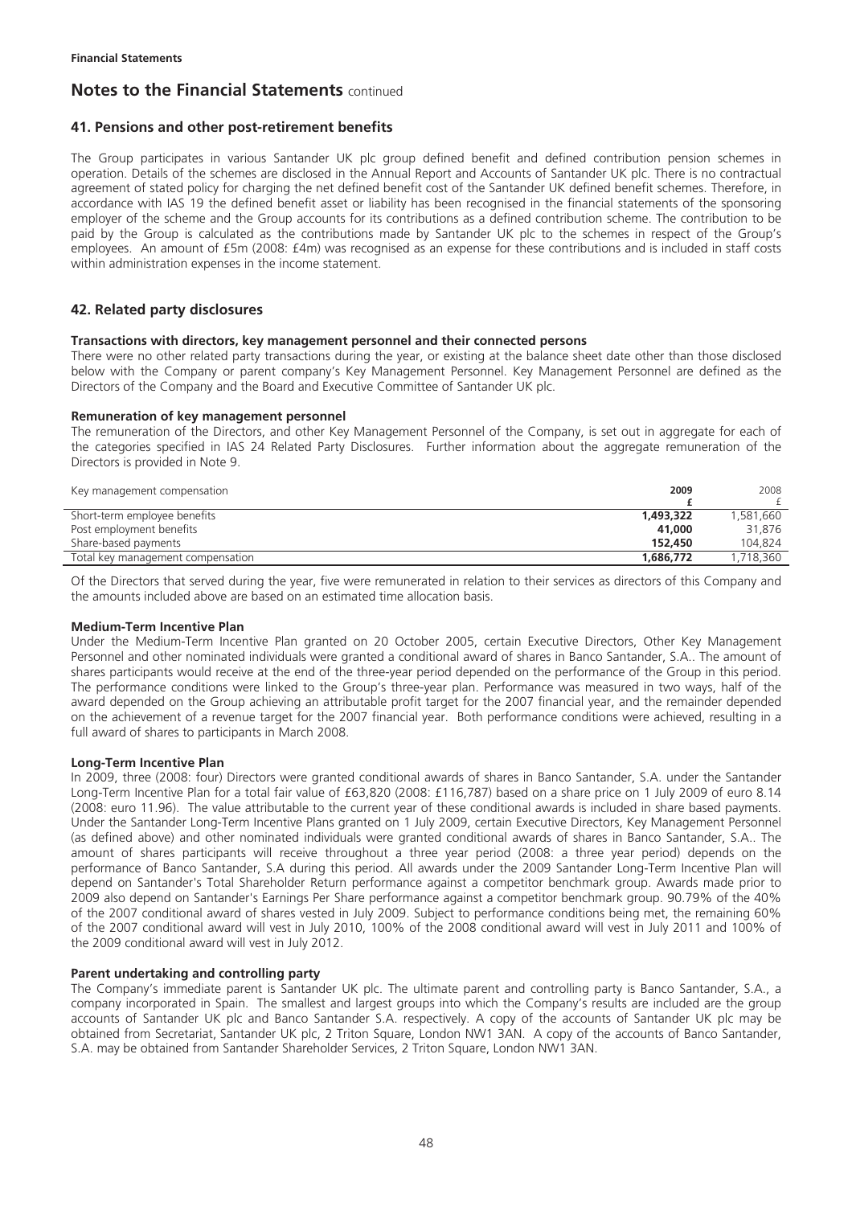**Financial Statements**

# Notes to the Financial Statements continued

## 41. Pensions and other post-retirement benefits

The Group participates in various Santander UK plc group defined benefit and defined contribution pension schemes in operation. Details of the schemes are disclosed in the Annual Report and Accounts of Santander UK plc. There is no contractual agreement of stated policy for charging the net defined benefit cost of the Santander UK defined benefit schemes. Therefore, in accordance with IAS 19 the defined benefit asset or liability has been recognised in the financial statements of the sponsoring employer of the scheme and the Group accounts for its contributions as a defined contribution scheme. The contribution to be paid by the Group is calculated as the contributions made by Santander UK plc to the schemes in respect of the Group's employees. An amount of £5m (2008: £4m) was recognised as an expense for these contributions and is included in staff costs within administration expenses in the income statement.

## 42. Related party disclosures

**Transactions with directors, key management personnel and their connected persons**

There were no other related party transactions during the year, or existing at the balance sheet date other than those disclosed below with the Company or parent company's Key Management Personnel. Key Management Personnel are defined as the Directors of the Company and the Board and Executive Committee of Santander UK plc.

**Remuneration of key management personnel**

The remuneration of the Directors, and other Key Management Personnel of the Company, is set out in aggregate for each of the categories specified in IAS 24 Related Party Disclosures. Further information about the aggregate remuneration of the Directors is provided in Note 9.

| Key management compensation | **2009** | 2008 |
|---|---|---|
| | **£** | £ |
| Short-term employee benefits | **1,493,322** | 1,581,660 |
| Post employment benefits | **41,000** | 31,876 |
| Share-based payments | **152,450** | 104,824 |
| Total key management compensation | **1,686,772** | 1,718,360 |

Of the Directors that served during the year, five were remunerated in relation to their services as directors of this Company and the amounts included above are based on an estimated time allocation basis.

**Medium-Term Incentive Plan**

Under the Medium-Term Incentive Plan granted on 20 October 2005, certain Executive Directors, Other Key Management Personnel and other nominated individuals were granted a conditional award of shares in Banco Santander, S.A.. The amount of shares participants would receive at the end of the three-year period depended on the performance of the Group in this period. The performance conditions were linked to the Group's three-year plan. Performance was measured in two ways, half of the award depended on the Group achieving an attributable profit target for the 2007 financial year, and the remainder depended on the achievement of a revenue target for the 2007 financial year. Both performance conditions were achieved, resulting in a full award of shares to participants in March 2008.

**Long-Term Incentive Plan**

In 2009, three (2008: four) Directors were granted conditional awards of shares in Banco Santander, S.A. under the Santander Long-Term Incentive Plan for a total fair value of £63,820 (2008: £116,787) based on a share price on 1 July 2009 of euro 8.14 (2008: euro 11.96). The value attributable to the current year of these conditional awards is included in share based payments. Under the Santander Long-Term Incentive Plans granted on 1 July 2009, certain Executive Directors, Key Management Personnel (as defined above) and other nominated individuals were granted conditional awards of shares in Banco Santander, S.A.. The amount of shares participants will receive throughout a three year period (2008: a three year period) depends on the performance of Banco Santander, S.A during this period. All awards under the 2009 Santander Long-Term Incentive Plan will depend on Santander's Total Shareholder Return performance against a competitor benchmark group. Awards made prior to 2009 also depend on Santander's Earnings Per Share performance against a competitor benchmark group. 90.79% of the 40% of the 2007 conditional award of shares vested in July 2009. Subject to performance conditions being met, the remaining 60% of the 2007 conditional award will vest in July 2010, 100% of the 2008 conditional award will vest in July 2011 and 100% of the 2009 conditional award will vest in July 2012.

**Parent undertaking and controlling party**

The Company's immediate parent is Santander UK plc. The ultimate parent and controlling party is Banco Santander, S.A., a company incorporated in Spain. The smallest and largest groups into which the Company's results are included are the group accounts of Santander UK plc and Banco Santander S.A. respectively. A copy of the accounts of Santander UK plc may be obtained from Secretariat, Santander UK plc, 2 Triton Square, London NW1 3AN. A copy of the accounts of Banco Santander, S.A. may be obtained from Santander Shareholder Services, 2 Triton Square, London NW1 3AN.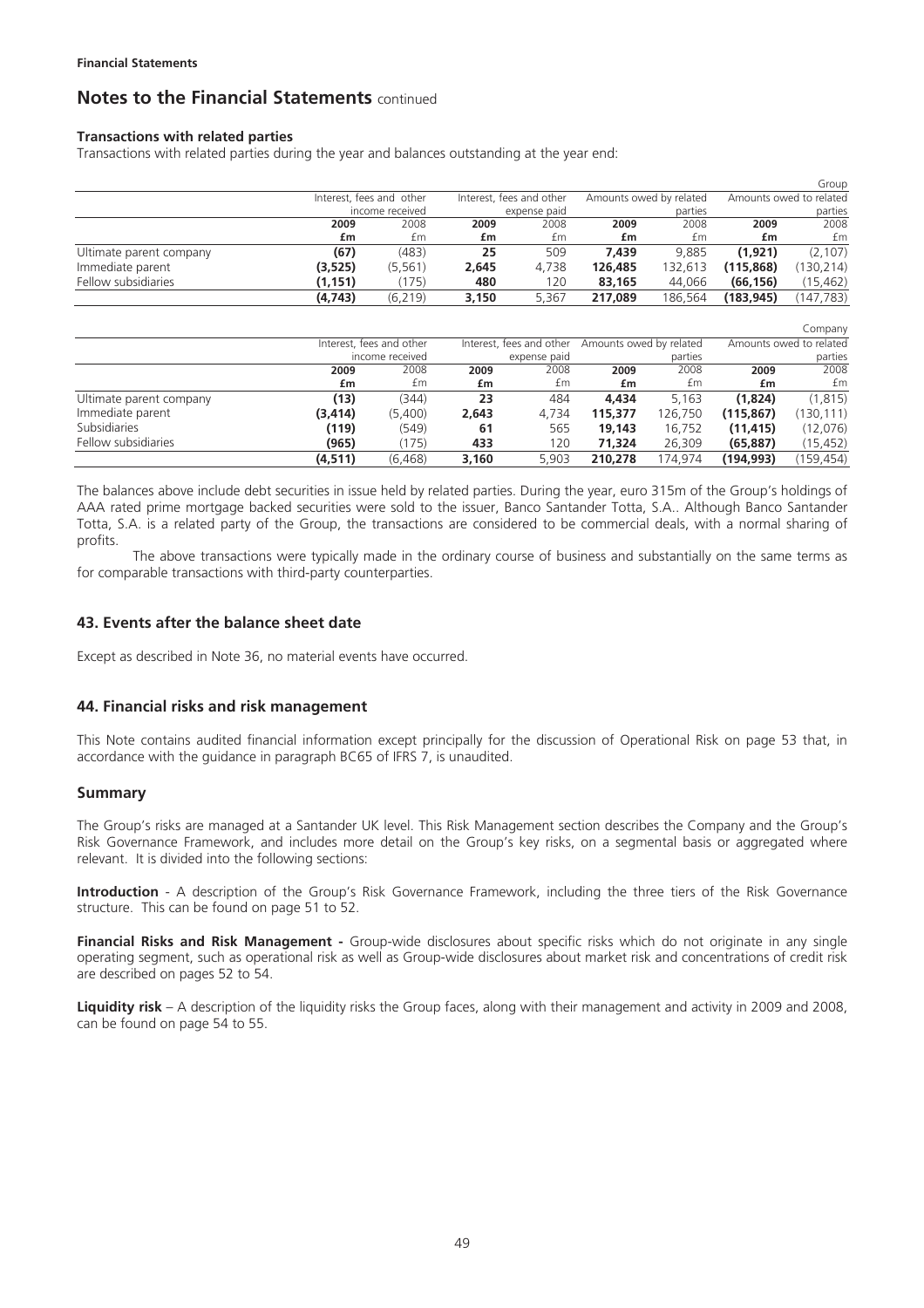**Financial Statements**

## Notes to the Financial Statements continued

**Transactions with related parties**

Transactions with related parties during the year and balances outstanding at the year end:

Group

| | Interest, fees and other income received | | Interest, fees and other expense paid | | Amounts owed by related parties | | Amounts owed to related parties | |
|---|---|---|---|---|---|---|---|---|
| | **2009** | 2008 | **2009** | 2008 | **2009** | 2008 | **2009** | 2008 |
| | **£m** | £m | **£m** | £m | **£m** | £m | **£m** | £m |
| Ultimate parent company | **(67)** | (483) | **25** | 509 | **7,439** | 9,885 | **(1,921)** | (2,107) |
| Immediate parent | **(3,525)** | (5,561) | **2,645** | 4,738 | **126,485** | 132,613 | **(115,868)** | (130,214) |
| Fellow subsidiaries | **(1,151)** | (175) | **480** | 120 | **83,165** | 44,066 | **(66,156)** | (15,462) |
| | **(4,743)** | (6,219) | **3,150** | 5,367 | **217,089** | 186,564 | **(183,945)** | (147,783) |

Company

| | Interest, fees and other income received | | Interest, fees and other expense paid | | Amounts owed by related parties | | Amounts owed to related parties | |
|---|---|---|---|---|---|---|---|---|
| | **2009** | 2008 | **2009** | 2008 | **2009** | 2008 | **2009** | 2008 |
| | **£m** | £m | **£m** | £m | **£m** | £m | **£m** | £m |
| Ultimate parent company | **(13)** | (344) | **23** | 484 | **4,434** | 5,163 | **(1,824)** | (1,815) |
| Immediate parent | **(3,414)** | (5,400) | **2,643** | 4,734 | **115,377** | 126,750 | **(115,867)** | (130,111) |
| Subsidiaries | **(119)** | (549) | **61** | 565 | **19,143** | 16,752 | **(11,415)** | (12,076) |
| Fellow subsidiaries | **(965)** | (175) | **433** | 120 | **71,324** | 26,309 | **(65,887)** | (15,452) |
| | **(4,511)** | (6,468) | **3,160** | 5,903 | **210,278** | 174,974 | **(194,993)** | (159,454) |

The balances above include debt securities in issue held by related parties. During the year, euro 315m of the Group's holdings of AAA rated prime mortgage backed securities were sold to the issuer, Banco Santander Totta, S.A.. Although Banco Santander Totta, S.A. is a related party of the Group, the transactions are considered to be commercial deals, with a normal sharing of profits.

The above transactions were typically made in the ordinary course of business and substantially on the same terms as for comparable transactions with third-party counterparties.

### 43. Events after the balance sheet date

Except as described in Note 36, no material events have occurred.

### 44. Financial risks and risk management

This Note contains audited financial information except principally for the discussion of Operational Risk on page 53 that, in accordance with the guidance in paragraph BC65 of IFRS 7, is unaudited.

### Summary

The Group's risks are managed at a Santander UK level. This Risk Management section describes the Company and the Group's Risk Governance Framework, and includes more detail on the Group's key risks, on a segmental basis or aggregated where relevant. It is divided into the following sections:

**Introduction** - A description of the Group's Risk Governance Framework, including the three tiers of the Risk Governance structure. This can be found on page 51 to 52.

**Financial Risks and Risk Management -** Group-wide disclosures about specific risks which do not originate in any single operating segment, such as operational risk as well as Group-wide disclosures about market risk and concentrations of credit risk are described on pages 52 to 54.

**Liquidity risk** – A description of the liquidity risks the Group faces, along with their management and activity in 2009 and 2008, can be found on page 54 to 55.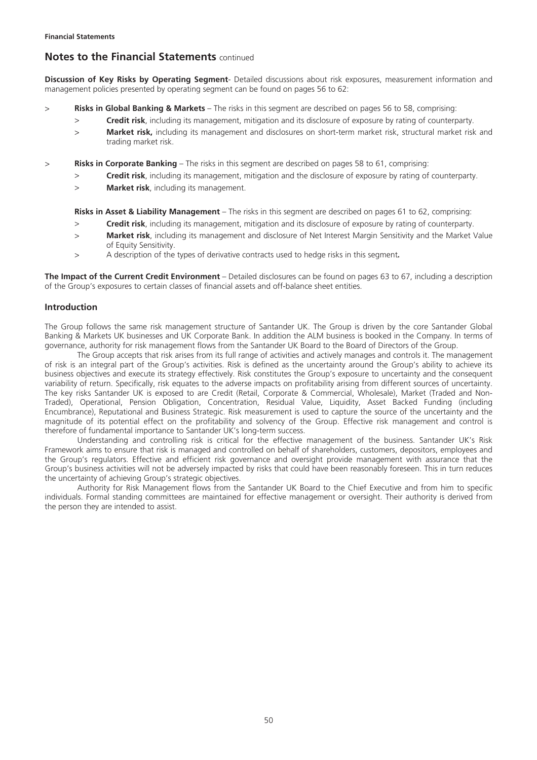## Notes to the Financial Statements continued

**Discussion of Key Risks by Operating Segment**- Detailed discussions about risk exposures, measurement information and management policies presented by operating segment can be found on pages 56 to 62:

- **Risks in Global Banking & Markets** – The risks in this segment are described on pages 56 to 58, comprising:
  - **Credit risk**, including its management, mitigation and its disclosure of exposure by rating of counterparty.
  - **Market risk,** including its management and disclosures on short-term market risk, structural market risk and trading market risk.
- **Risks in Corporate Banking** – The risks in this segment are described on pages 58 to 61, comprising:
  - **Credit risk**, including its management, mitigation and the disclosure of exposure by rating of counterparty.
  - **Market risk**, including its management.

**Risks in Asset & Liability Management** – The risks in this segment are described on pages 61 to 62, comprising:

- **Credit risk**, including its management, mitigation and its disclosure of exposure by rating of counterparty.
- **Market risk**, including its management and disclosure of Net Interest Margin Sensitivity and the Market Value of Equity Sensitivity.
- A description of the types of derivative contracts used to hedge risks in this segment**.**

**The Impact of the Current Credit Environment** – Detailed disclosures can be found on pages 63 to 67, including a description of the Group's exposures to certain classes of financial assets and off-balance sheet entities.

### Introduction

The Group follows the same risk management structure of Santander UK. The Group is driven by the core Santander Global Banking & Markets UK businesses and UK Corporate Bank. In addition the ALM business is booked in the Company. In terms of governance, authority for risk management flows from the Santander UK Board to the Board of Directors of the Group.

The Group accepts that risk arises from its full range of activities and actively manages and controls it. The management of risk is an integral part of the Group's activities. Risk is defined as the uncertainty around the Group's ability to achieve its business objectives and execute its strategy effectively. Risk constitutes the Group's exposure to uncertainty and the consequent variability of return. Specifically, risk equates to the adverse impacts on profitability arising from different sources of uncertainty. The key risks Santander UK is exposed to are Credit (Retail, Corporate & Commercial, Wholesale), Market (Traded and Non-Traded), Operational, Pension Obligation, Concentration, Residual Value, Liquidity, Asset Backed Funding (including Encumbrance), Reputational and Business Strategic. Risk measurement is used to capture the source of the uncertainty and the magnitude of its potential effect on the profitability and solvency of the Group. Effective risk management and control is therefore of fundamental importance to Santander UK's long-term success.

Understanding and controlling risk is critical for the effective management of the business. Santander UK's Risk Framework aims to ensure that risk is managed and controlled on behalf of shareholders, customers, depositors, employees and the Group's regulators. Effective and efficient risk governance and oversight provide management with assurance that the Group's business activities will not be adversely impacted by risks that could have been reasonably foreseen. This in turn reduces the uncertainty of achieving Group's strategic objectives.

Authority for Risk Management flows from the Santander UK Board to the Chief Executive and from him to specific individuals. Formal standing committees are maintained for effective management or oversight. Their authority is derived from the person they are intended to assist.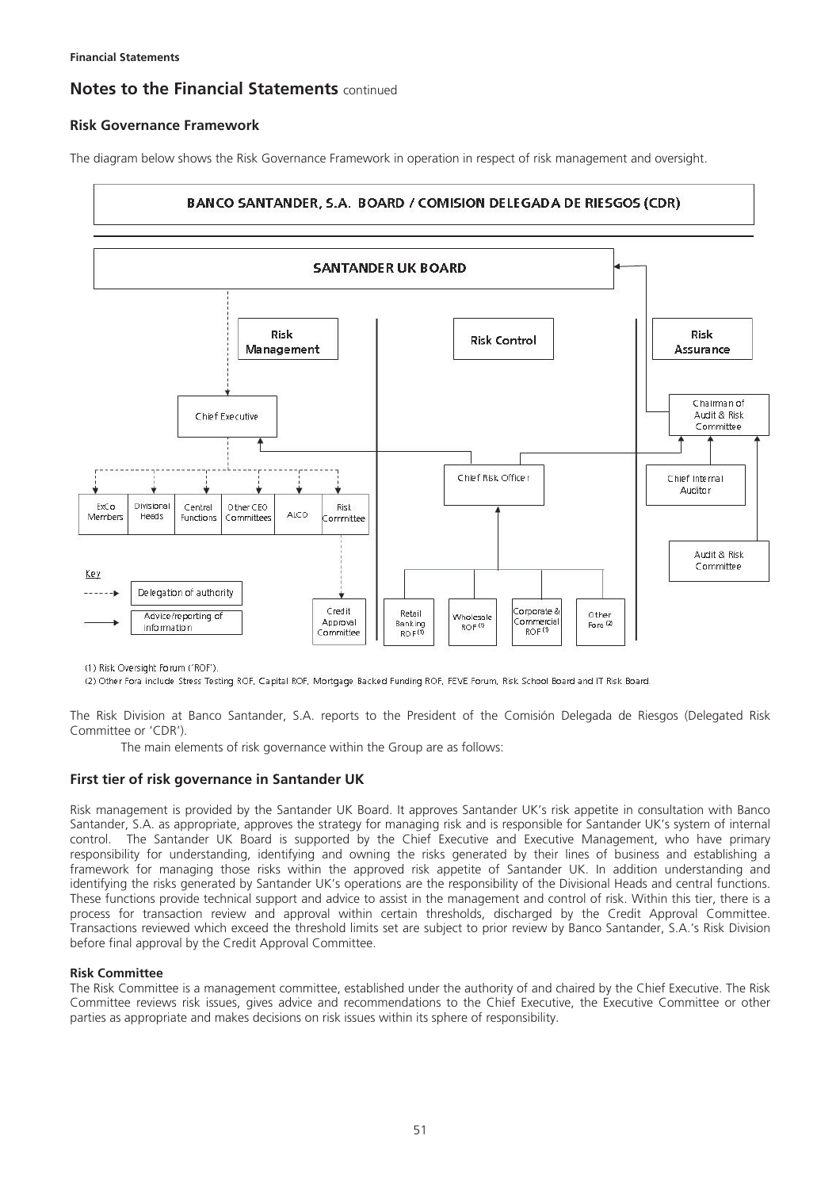## Risk Governance Framework

The diagram below shows the Risk Governance Framework in operation in respect of risk management and oversight.

(1) Risk Oversight Forum ('ROF').

(2) Other Fora include Stress Testing ROF, Capital ROF, Mortgage Backed Funding ROF, FEVE Forum, Risk School Board and IT Risk Board.

The Risk Division at Banco Santander, S.A. reports to the President of the Comisión Delegada de Riesgos (Delegated Risk Committee or 'CDR').

The main elements of risk governance within the Group are as follows:

## First tier of risk governance in Santander UK

Risk management is provided by the Santander UK Board. It approves Santander UK's risk appetite in consultation with Banco Santander, S.A. as appropriate, approves the strategy for managing risk and is responsible for Santander UK's system of internal control. The Santander UK Board is supported by the Chief Executive and Executive Management, who have primary responsibility for understanding, identifying and owning the risks generated by their lines of business and establishing a framework for managing those risks within the approved risk appetite of Santander UK. In addition understanding and identifying the risks generated by Santander UK's operations are the responsibility of the Divisional Heads and central functions. These functions provide technical support and advice to assist in the management and control of risk. Within this tier, there is a process for transaction review and approval within certain thresholds, discharged by the Credit Approval Committee. Transactions reviewed which exceed the threshold limits set are subject to prior review by Banco Santander, S.A.'s Risk Division before final approval by the Credit Approval Committee.

### Risk Committee

The Risk Committee is a management committee, established under the authority of and chaired by the Chief Executive. The Risk Committee reviews risk issues, gives advice and recommendations to the Chief Executive, the Executive Committee or other parties as appropriate and makes decisions on risk issues within its sphere of responsibility.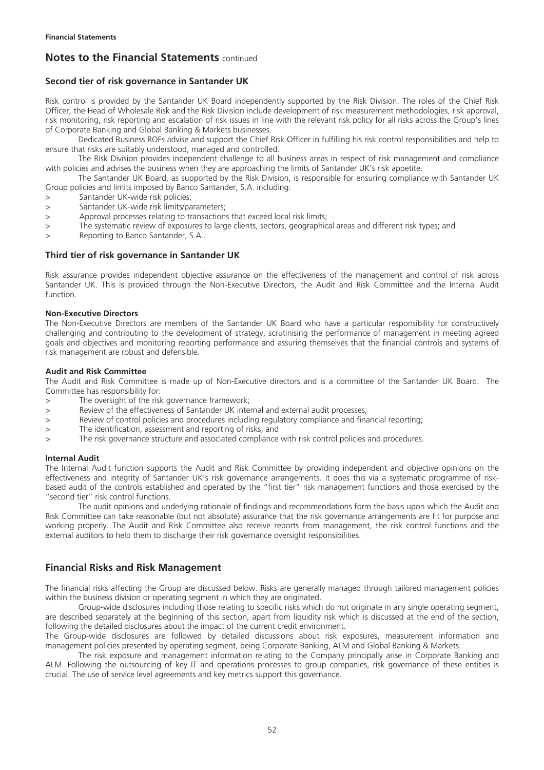## Notes to the Financial Statements continued

### Second tier of risk governance in Santander UK

Risk control is provided by the Santander UK Board independently supported by the Risk Division. The roles of the Chief Risk Officer, the Head of Wholesale Risk and the Risk Division include development of risk measurement methodologies, risk approval, risk monitoring, risk reporting and escalation of risk issues in line with the relevant risk policy for all risks across the Group's lines of Corporate Banking and Global Banking & Markets businesses.

Dedicated Business ROFs advise and support the Chief Risk Officer in fulfilling his risk control responsibilities and help to ensure that risks are suitably understood, managed and controlled.

The Risk Division provides independent challenge to all business areas in respect of risk management and compliance with policies and advises the business when they are approaching the limits of Santander UK's risk appetite.

The Santander UK Board, as supported by the Risk Division, is responsible for ensuring compliance with Santander UK Group policies and limits imposed by Banco Santander, S.A. including:

> Santander UK-wide risk policies;
> Santander UK-wide risk limits/parameters;
> Approval processes relating to transactions that exceed local risk limits;
> The systematic review of exposures to large clients, sectors, geographical areas and different risk types; and
> Reporting to Banco Santander, S.A..

### Third tier of risk governance in Santander UK

Risk assurance provides independent objective assurance on the effectiveness of the management and control of risk across Santander UK. This is provided through the Non-Executive Directors, the Audit and Risk Committee and the Internal Audit function.

**Non-Executive Directors**
The Non-Executive Directors are members of the Santander UK Board who have a particular responsibility for constructively challenging and contributing to the development of strategy, scrutinising the performance of management in meeting agreed goals and objectives and monitoring reporting performance and assuring themselves that the financial controls and systems of risk management are robust and defensible.

**Audit and Risk Committee**
The Audit and Risk Committee is made up of Non-Executive directors and is a committee of the Santander UK Board. The Committee has responsibility for:

> The oversight of the risk governance framework;
> Review of the effectiveness of Santander UK internal and external audit processes;
> Review of control policies and procedures including regulatory compliance and financial reporting;
> The identification, assessment and reporting of risks; and
> The risk governance structure and associated compliance with risk control policies and procedures.

**Internal Audit**
The Internal Audit function supports the Audit and Risk Committee by providing independent and objective opinions on the effectiveness and integrity of Santander UK's risk governance arrangements. It does this via a systematic programme of risk-based audit of the controls established and operated by the "first tier" risk management functions and those exercised by the "second tier" risk control functions.

The audit opinions and underlying rationale of findings and recommendations form the basis upon which the Audit and Risk Committee can take reasonable (but not absolute) assurance that the risk governance arrangements are fit for purpose and working properly. The Audit and Risk Committee also receive reports from management, the risk control functions and the external auditors to help them to discharge their risk governance oversight responsibilities.

## Financial Risks and Risk Management

The financial risks affecting the Group are discussed below. Risks are generally managed through tailored management policies within the business division or operating segment in which they are originated.

Group-wide disclosures including those relating to specific risks which do not originate in any single operating segment, are described separately at the beginning of this section, apart from liquidity risk which is discussed at the end of the section, following the detailed disclosures about the impact of the current credit environment.

The Group-wide disclosures are followed by detailed discussions about risk exposures, measurement information and management policies presented by operating segment, being Corporate Banking, ALM and Global Banking & Markets.

The risk exposure and management information relating to the Company principally arise in Corporate Banking and ALM. Following the outsourcing of key IT and operations processes to group companies, risk governance of these entities is crucial. The use of service level agreements and key metrics support this governance.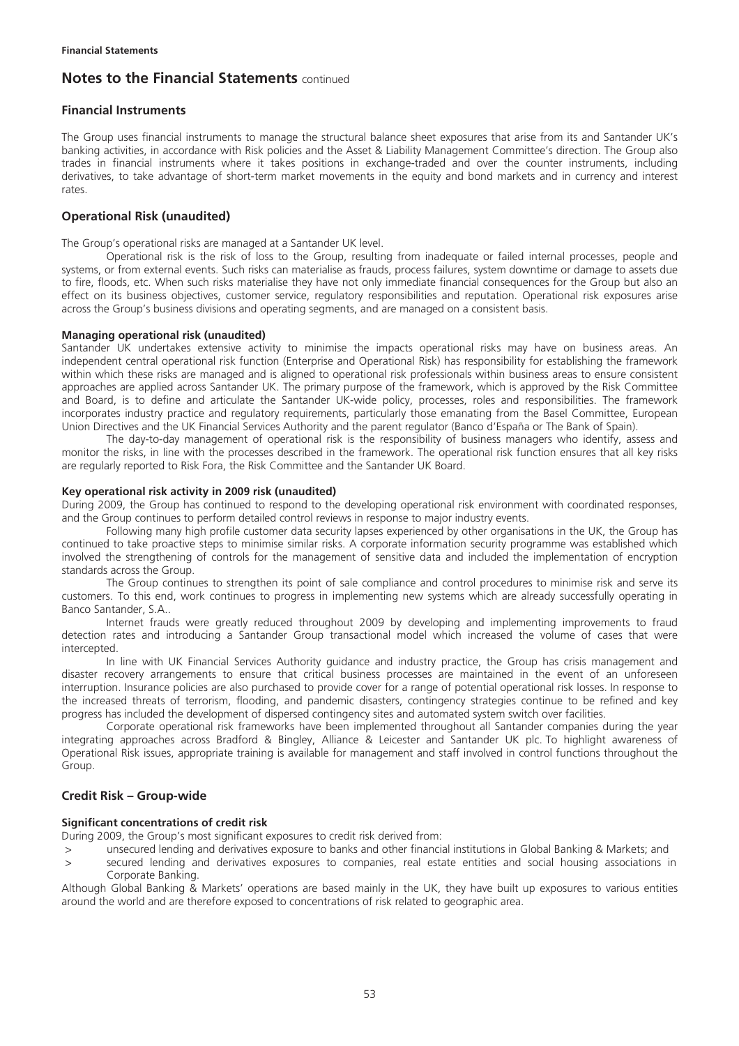# Notes to the Financial Statements continued

## Financial Instruments

The Group uses financial instruments to manage the structural balance sheet exposures that arise from its and Santander UK's banking activities, in accordance with Risk policies and the Asset & Liability Management Committee's direction. The Group also trades in financial instruments where it takes positions in exchange-traded and over the counter instruments, including derivatives, to take advantage of short-term market movements in the equity and bond markets and in currency and interest rates.

## Operational Risk (unaudited)

The Group's operational risks are managed at a Santander UK level.

Operational risk is the risk of loss to the Group, resulting from inadequate or failed internal processes, people and systems, or from external events. Such risks can materialise as frauds, process failures, system downtime or damage to assets due to fire, floods, etc. When such risks materialise they have not only immediate financial consequences for the Group but also an effect on its business objectives, customer service, regulatory responsibilities and reputation. Operational risk exposures arise across the Group's business divisions and operating segments, and are managed on a consistent basis.

### Managing operational risk (unaudited)

Santander UK undertakes extensive activity to minimise the impacts operational risks may have on business areas. An independent central operational risk function (Enterprise and Operational Risk) has responsibility for establishing the framework within which these risks are managed and is aligned to operational risk professionals within business areas to ensure consistent approaches are applied across Santander UK. The primary purpose of the framework, which is approved by the Risk Committee and Board, is to define and articulate the Santander UK-wide policy, processes, roles and responsibilities. The framework incorporates industry practice and regulatory requirements, particularly those emanating from the Basel Committee, European Union Directives and the UK Financial Services Authority and the parent regulator (Banco d'España or The Bank of Spain).

The day-to-day management of operational risk is the responsibility of business managers who identify, assess and monitor the risks, in line with the processes described in the framework. The operational risk function ensures that all key risks are regularly reported to Risk Fora, the Risk Committee and the Santander UK Board.

### Key operational risk activity in 2009 risk (unaudited)

During 2009, the Group has continued to respond to the developing operational risk environment with coordinated responses, and the Group continues to perform detailed control reviews in response to major industry events.

Following many high profile customer data security lapses experienced by other organisations in the UK, the Group has continued to take proactive steps to minimise similar risks. A corporate information security programme was established which involved the strengthening of controls for the management of sensitive data and included the implementation of encryption standards across the Group.

The Group continues to strengthen its point of sale compliance and control procedures to minimise risk and serve its customers. To this end, work continues to progress in implementing new systems which are already successfully operating in Banco Santander, S.A..

Internet frauds were greatly reduced throughout 2009 by developing and implementing improvements to fraud detection rates and introducing a Santander Group transactional model which increased the volume of cases that were intercepted.

In line with UK Financial Services Authority guidance and industry practice, the Group has crisis management and disaster recovery arrangements to ensure that critical business processes are maintained in the event of an unforeseen interruption. Insurance policies are also purchased to provide cover for a range of potential operational risk losses. In response to the increased threats of terrorism, flooding, and pandemic disasters, contingency strategies continue to be refined and key progress has included the development of dispersed contingency sites and automated system switch over facilities.

Corporate operational risk frameworks have been implemented throughout all Santander companies during the year integrating approaches across Bradford & Bingley, Alliance & Leicester and Santander UK plc. To highlight awareness of Operational Risk issues, appropriate training is available for management and staff involved in control functions throughout the Group.

## Credit Risk – Group-wide

### Significant concentrations of credit risk

During 2009, the Group's most significant exposures to credit risk derived from:

> unsecured lending and derivatives exposure to banks and other financial institutions in Global Banking & Markets; and

> secured lending and derivatives exposures to companies, real estate entities and social housing associations in Corporate Banking.

Although Global Banking & Markets' operations are based mainly in the UK, they have built up exposures to various entities around the world and are therefore exposed to concentrations of risk related to geographic area.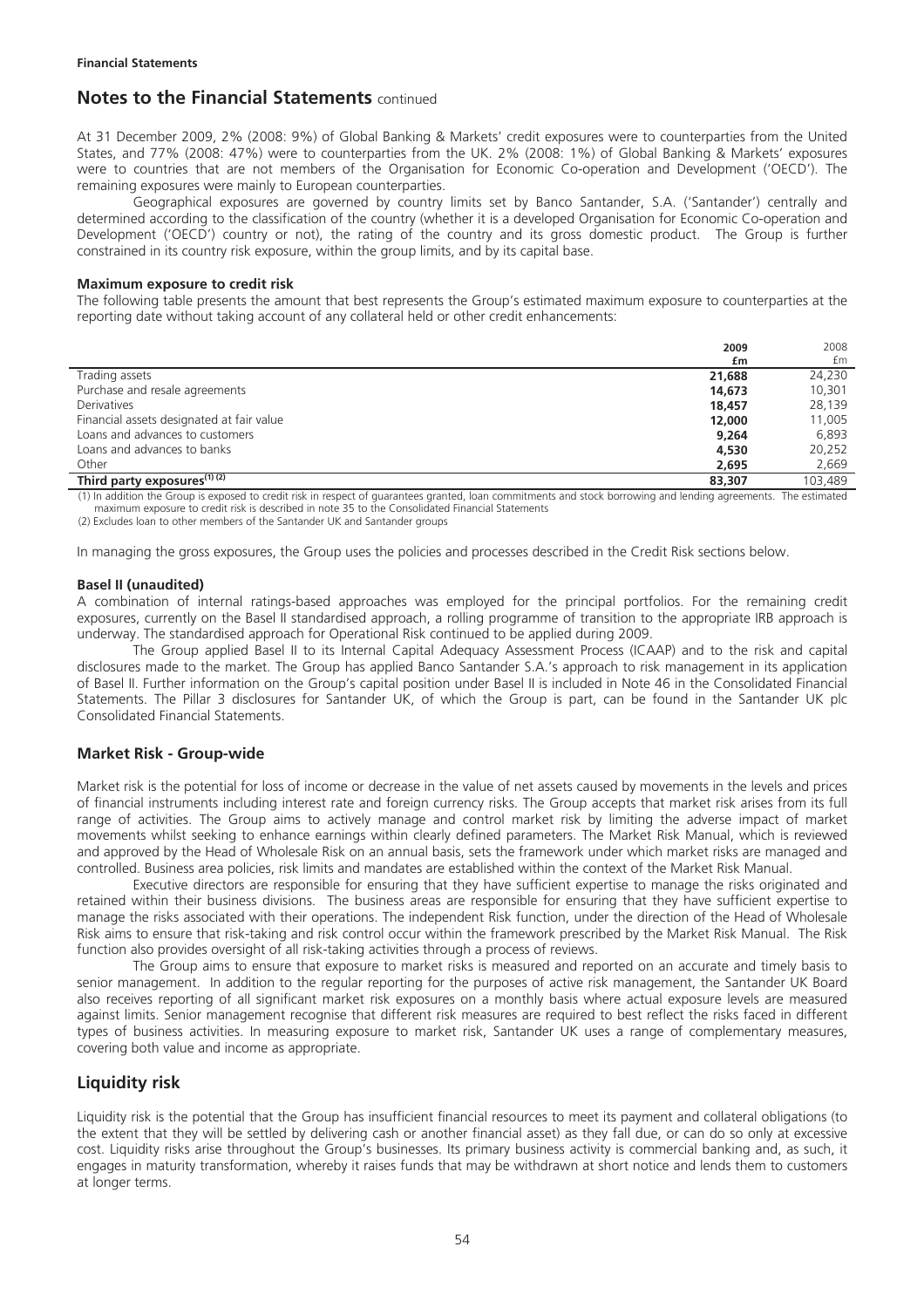**Financial Statements**

## Notes to the Financial Statements continued

At 31 December 2009, 2% (2008: 9%) of Global Banking & Markets' credit exposures were to counterparties from the United States, and 77% (2008: 47%) were to counterparties from the UK. 2% (2008: 1%) of Global Banking & Markets' exposures were to countries that are not members of the Organisation for Economic Co-operation and Development ('OECD'). The remaining exposures were mainly to European counterparties.

Geographical exposures are governed by country limits set by Banco Santander, S.A. ('Santander') centrally and determined according to the classification of the country (whether it is a developed Organisation for Economic Co-operation and Development ('OECD') country or not), the rating of the country and its gross domestic product. The Group is further constrained in its country risk exposure, within the group limits, and by its capital base.

#### Maximum exposure to credit risk

The following table presents the amount that best represents the Group's estimated maximum exposure to counterparties at the reporting date without taking account of any collateral held or other credit enhancements:

| | 2009 £m | 2008 £m |
|---|---|---|
| Trading assets | **21,688** | 24,230 |
| Purchase and resale agreements | **14,673** | 10,301 |
| Derivatives | **18,457** | 28,139 |
| Financial assets designated at fair value | **12,000** | 11,005 |
| Loans and advances to customers | **9,264** | 6,893 |
| Loans and advances to banks | **4,530** | 20,252 |
| Other | **2,695** | 2,669 |
| **Third party exposures[(1) (2)]** | **83,307** | 103,489 |

(1) In addition the Group is exposed to credit risk in respect of guarantees granted, loan commitments and stock borrowing and lending agreements. The estimated maximum exposure to credit risk is described in note 35 to the Consolidated Financial Statements

(2) Excludes loan to other members of the Santander UK and Santander groups

In managing the gross exposures, the Group uses the policies and processes described in the Credit Risk sections below.

#### Basel II (unaudited)

A combination of internal ratings-based approaches was employed for the principal portfolios. For the remaining credit exposures, currently on the Basel II standardised approach, a rolling programme of transition to the appropriate IRB approach is underway. The standardised approach for Operational Risk continued to be applied during 2009.

The Group applied Basel II to its Internal Capital Adequacy Assessment Process (ICAAP) and to the risk and capital disclosures made to the market. The Group has applied Banco Santander S.A.'s approach to risk management in its application of Basel II. Further information on the Group's capital position under Basel II is included in Note 46 in the Consolidated Financial Statements. The Pillar 3 disclosures for Santander UK, of which the Group is part, can be found in the Santander UK plc Consolidated Financial Statements.

### Market Risk - Group-wide

Market risk is the potential for loss of income or decrease in the value of net assets caused by movements in the levels and prices of financial instruments including interest rate and foreign currency risks. The Group accepts that market risk arises from its full range of activities. The Group aims to actively manage and control market risk by limiting the adverse impact of market movements whilst seeking to enhance earnings within clearly defined parameters. The Market Risk Manual, which is reviewed and approved by the Head of Wholesale Risk on an annual basis, sets the framework under which market risks are managed and controlled. Business area policies, risk limits and mandates are established within the context of the Market Risk Manual.

Executive directors are responsible for ensuring that they have sufficient expertise to manage the risks originated and retained within their business divisions. The business areas are responsible for ensuring that they have sufficient expertise to manage the risks associated with their operations. The independent Risk function, under the direction of the Head of Wholesale Risk aims to ensure that risk-taking and risk control occur within the framework prescribed by the Market Risk Manual. The Risk function also provides oversight of all risk-taking activities through a process of reviews.

The Group aims to ensure that exposure to market risks is measured and reported on an accurate and timely basis to senior management. In addition to the regular reporting for the purposes of active risk management, the Santander UK Board also receives reporting of all significant market risk exposures on a monthly basis where actual exposure levels are measured against limits. Senior management recognise that different risk measures are required to best reflect the risks faced in different types of business activities. In measuring exposure to market risk, Santander UK uses a range of complementary measures, covering both value and income as appropriate.

## Liquidity risk

Liquidity risk is the potential that the Group has insufficient financial resources to meet its payment and collateral obligations (to the extent that they will be settled by delivering cash or another financial asset) as they fall due, or can do so only at excessive cost. Liquidity risks arise throughout the Group's businesses. Its primary business activity is commercial banking and, as such, it engages in maturity transformation, whereby it raises funds that may be withdrawn at short notice and lends them to customers at longer terms.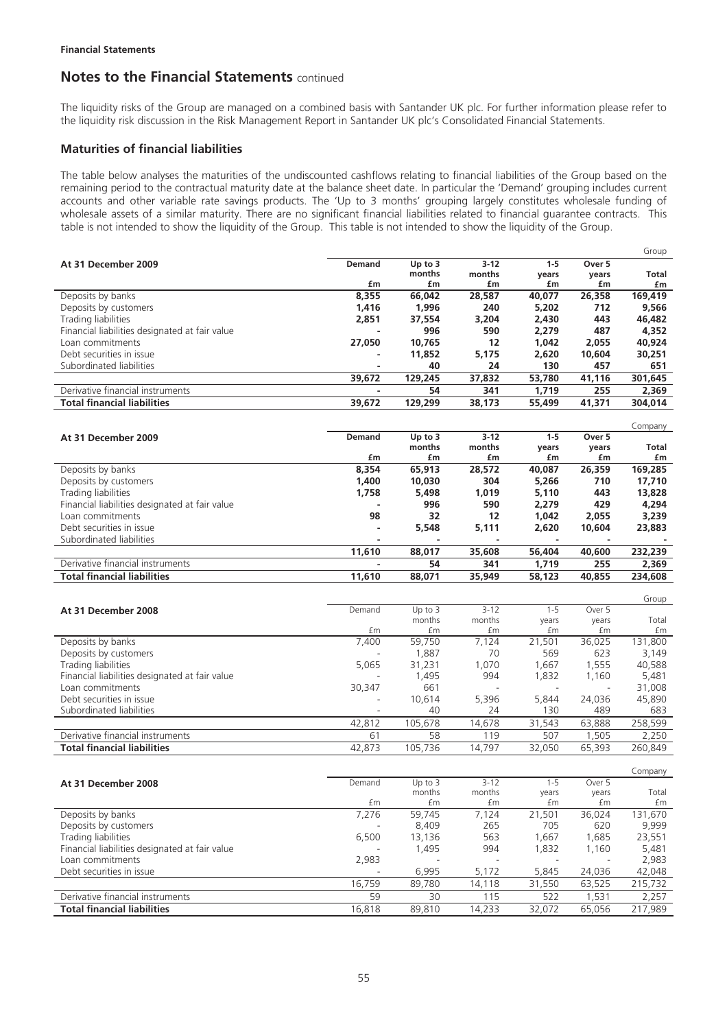## Notes to the Financial Statements continued

The liquidity risks of the Group are managed on a combined basis with Santander UK plc. For further information please refer to the liquidity risk discussion in the Risk Management Report in Santander UK plc's Consolidated Financial Statements.

### Maturities of financial liabilities

The table below analyses the maturities of the undiscounted cashflows relating to financial liabilities of the Group based on the remaining period to the contractual maturity date at the balance sheet date. In particular the 'Demand' grouping includes current accounts and other variable rate savings products. The 'Up to 3 months' grouping largely constitutes wholesale funding of wholesale assets of a similar maturity. There are no significant financial liabilities related to financial guarantee contracts. This table is not intended to show the liquidity of the Group. This table is not intended to show the liquidity of the Group.

Group

| **At 31 December 2009** | **Demand £m** | **Up to 3 months £m** | **3-12 months £m** | **1-5 years £m** | **Over 5 years £m** | **Total £m** |
|---|---|---|---|---|---|---|
| Deposits by banks | **8,355** | **66,042** | **28,587** | **40,077** | **26,358** | **169,419** |
| Deposits by customers | **1,416** | **1,996** | **240** | **5,202** | **712** | **9,566** |
| Trading liabilities | **2,851** | **37,554** | **3,204** | **2,430** | **443** | **46,482** |
| Financial liabilities designated at fair value | **-** | **996** | **590** | **2,279** | **487** | **4,352** |
| Loan commitments | **27,050** | **10,765** | **12** | **1,042** | **2,055** | **40,924** |
| Debt securities in issue | **-** | **11,852** | **5,175** | **2,620** | **10,604** | **30,251** |
| Subordinated liabilities | **-** | **40** | **24** | **130** | **457** | **651** |
| | **39,672** | **129,245** | **37,832** | **53,780** | **41,116** | **301,645** |
| Derivative financial instruments | **-** | **54** | **341** | **1,719** | **255** | **2,369** |
| **Total financial liabilities** | **39,672** | **129,299** | **38,173** | **55,499** | **41,371** | **304,014** |

Company

| **At 31 December 2009** | **Demand £m** | **Up to 3 months £m** | **3-12 months £m** | **1-5 years £m** | **Over 5 years £m** | **Total £m** |
|---|---|---|---|---|---|---|
| Deposits by banks | **8,354** | **65,913** | **28,572** | **40,087** | **26,359** | **169,285** |
| Deposits by customers | **1,400** | **10,030** | **304** | **5,266** | **710** | **17,710** |
| Trading liabilities | **1,758** | **5,498** | **1,019** | **5,110** | **443** | **13,828** |
| Financial liabilities designated at fair value | **-** | **996** | **590** | **2,279** | **429** | **4,294** |
| Loan commitments | **98** | **32** | **12** | **1,042** | **2,055** | **3,239** |
| Debt securities in issue | **-** | **5,548** | **5,111** | **2,620** | **10,604** | **23,883** |
| Subordinated liabilities | **-** | **-** | **-** | **-** | **-** | **-** |
| | **11,610** | **88,017** | **35,608** | **56,404** | **40,600** | **232,239** |
| Derivative financial instruments | **-** | **54** | **341** | **1,719** | **255** | **2,369** |
| **Total financial liabilities** | **11,610** | **88,071** | **35,949** | **58,123** | **40,855** | **234,608** |

Group

| **At 31 December 2008** | Demand £m | Up to 3 months £m | 3-12 months £m | 1-5 years £m | Over 5 years £m | Total £m |
|---|---|---|---|---|---|---|
| Deposits by banks | 7,400 | 59,750 | 7,124 | 21,501 | 36,025 | 131,800 |
| Deposits by customers | - | 1,887 | 70 | 569 | 623 | 3,149 |
| Trading liabilities | 5,065 | 31,231 | 1,070 | 1,667 | 1,555 | 40,588 |
| Financial liabilities designated at fair value | - | 1,495 | 994 | 1,832 | 1,160 | 5,481 |
| Loan commitments | 30,347 | 661 | - | - | - | 31,008 |
| Debt securities in issue | - | 10,614 | 5,396 | 5,844 | 24,036 | 45,890 |
| Subordinated liabilities | - | 40 | 24 | 130 | 489 | 683 |
| | 42,812 | 105,678 | 14,678 | 31,543 | 63,888 | 258,599 |
| Derivative financial instruments | 61 | 58 | 119 | 507 | 1,505 | 2,250 |
| **Total financial liabilities** | 42,873 | 105,736 | 14,797 | 32,050 | 65,393 | 260,849 |

Company

| **At 31 December 2008** | Demand £m | Up to 3 months £m | 3-12 months £m | 1-5 years £m | Over 5 years £m | Total £m |
|---|---|---|---|---|---|---|
| Deposits by banks | 7,276 | 59,745 | 7,124 | 21,501 | 36,024 | 131,670 |
| Deposits by customers | - | 8,409 | 265 | 705 | 620 | 9,999 |
| Trading liabilities | 6,500 | 13,136 | 563 | 1,667 | 1,685 | 23,551 |
| Financial liabilities designated at fair value | - | 1,495 | 994 | 1,832 | 1,160 | 5,481 |
| Loan commitments | 2,983 | - | - | - | - | 2,983 |
| Debt securities in issue | - | 6,995 | 5,172 | 5,845 | 24,036 | 42,048 |
| | 16,759 | 89,780 | 14,118 | 31,550 | 63,525 | 215,732 |
| Derivative financial instruments | 59 | 30 | 115 | 522 | 1,531 | 2,257 |
| **Total financial liabilities** | 16,818 | 89,810 | 14,233 | 32,072 | 65,056 | 217,989 |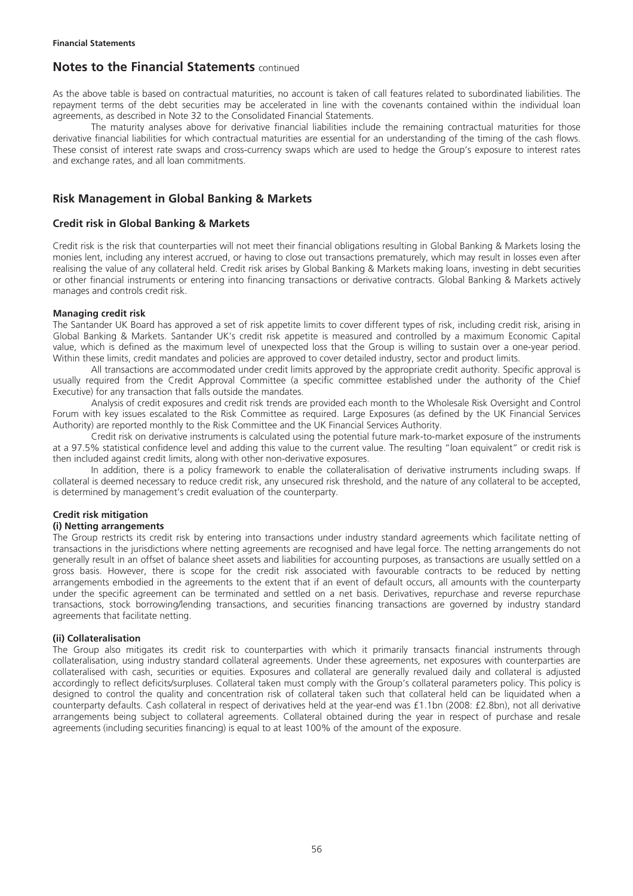## Notes to the Financial Statements continued

As the above table is based on contractual maturities, no account is taken of call features related to subordinated liabilities. The repayment terms of the debt securities may be accelerated in line with the covenants contained within the individual loan agreements, as described in Note 32 to the Consolidated Financial Statements.

The maturity analyses above for derivative financial liabilities include the remaining contractual maturities for those derivative financial liabilities for which contractual maturities are essential for an understanding of the timing of the cash flows. These consist of interest rate swaps and cross-currency swaps which are used to hedge the Group's exposure to interest rates and exchange rates, and all loan commitments.

## Risk Management in Global Banking & Markets

### Credit risk in Global Banking & Markets

Credit risk is the risk that counterparties will not meet their financial obligations resulting in Global Banking & Markets losing the monies lent, including any interest accrued, or having to close out transactions prematurely, which may result in losses even after realising the value of any collateral held. Credit risk arises by Global Banking & Markets making loans, investing in debt securities or other financial instruments or entering into financing transactions or derivative contracts. Global Banking & Markets actively manages and controls credit risk.

**Managing credit risk**

The Santander UK Board has approved a set of risk appetite limits to cover different types of risk, including credit risk, arising in Global Banking & Markets. Santander UK's credit risk appetite is measured and controlled by a maximum Economic Capital value, which is defined as the maximum level of unexpected loss that the Group is willing to sustain over a one-year period. Within these limits, credit mandates and policies are approved to cover detailed industry, sector and product limits.

All transactions are accommodated under credit limits approved by the appropriate credit authority. Specific approval is usually required from the Credit Approval Committee (a specific committee established under the authority of the Chief Executive) for any transaction that falls outside the mandates.

Analysis of credit exposures and credit risk trends are provided each month to the Wholesale Risk Oversight and Control Forum with key issues escalated to the Risk Committee as required. Large Exposures (as defined by the UK Financial Services Authority) are reported monthly to the Risk Committee and the UK Financial Services Authority.

Credit risk on derivative instruments is calculated using the potential future mark-to-market exposure of the instruments at a 97.5% statistical confidence level and adding this value to the current value. The resulting "loan equivalent" or credit risk is then included against credit limits, along with other non-derivative exposures.

In addition, there is a policy framework to enable the collateralisation of derivative instruments including swaps. If collateral is deemed necessary to reduce credit risk, any unsecured risk threshold, and the nature of any collateral to be accepted, is determined by management's credit evaluation of the counterparty.

**Credit risk mitigation**

**(i) Netting arrangements**

The Group restricts its credit risk by entering into transactions under industry standard agreements which facilitate netting of transactions in the jurisdictions where netting agreements are recognised and have legal force. The netting arrangements do not generally result in an offset of balance sheet assets and liabilities for accounting purposes, as transactions are usually settled on a gross basis. However, there is scope for the credit risk associated with favourable contracts to be reduced by netting arrangements embodied in the agreements to the extent that if an event of default occurs, all amounts with the counterparty under the specific agreement can be terminated and settled on a net basis. Derivatives, repurchase and reverse repurchase transactions, stock borrowing/lending transactions, and securities financing transactions are governed by industry standard agreements that facilitate netting.

**(ii) Collateralisation**

The Group also mitigates its credit risk to counterparties with which it primarily transacts financial instruments through collateralisation, using industry standard collateral agreements. Under these agreements, net exposures with counterparties are collateralised with cash, securities or equities. Exposures and collateral are generally revalued daily and collateral is adjusted accordingly to reflect deficits/surpluses. Collateral taken must comply with the Group's collateral parameters policy. This policy is designed to control the quality and concentration risk of collateral taken such that collateral held can be liquidated when a counterparty defaults. Cash collateral in respect of derivatives held at the year-end was £1.1bn (2008: £2.8bn), not all derivative arrangements being subject to collateral agreements. Collateral obtained during the year in respect of purchase and resale agreements (including securities financing) is equal to at least 100% of the amount of the exposure.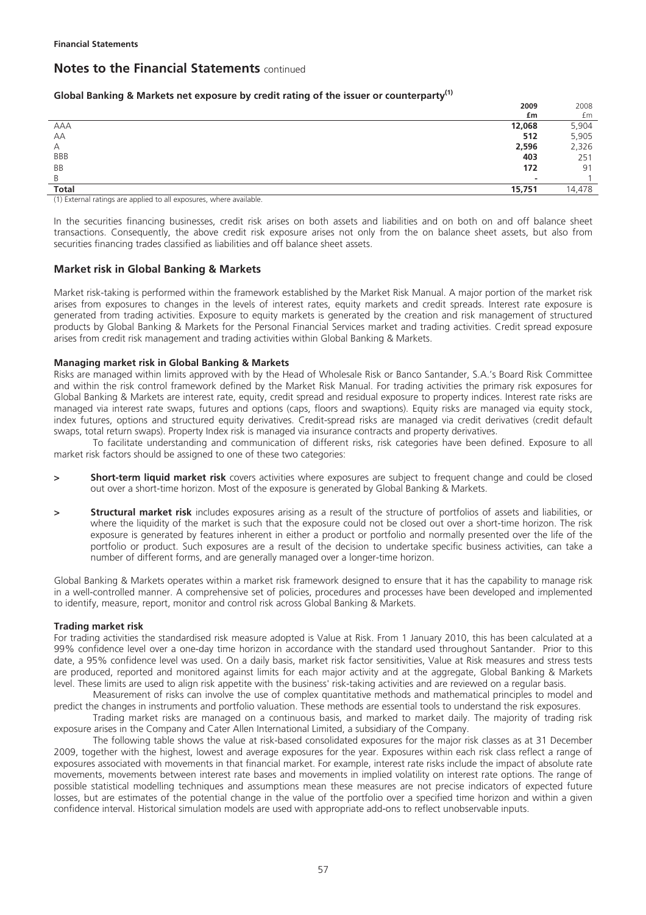**Financial Statements**

# Notes to the Financial Statements continued

### Global Banking & Markets net exposure by credit rating of the issuer or counterparty[(1)]

| | 2009 £m | 2008 £m |
|---|---|---|
| AAA | **12,068** | 5,904 |
| AA | **512** | 5,905 |
| A | **2,596** | 2,326 |
| BBB | **403** | 251 |
| BB | **172** | 91 |
| B | **-** | 1 |
| **Total** | **15,751** | 14,478 |

(1) External ratings are applied to all exposures, where available.

In the securities financing businesses, credit risk arises on both assets and liabilities and on both on and off balance sheet transactions. Consequently, the above credit risk exposure arises not only from the on balance sheet assets, but also from securities financing trades classified as liabilities and off balance sheet assets.

## Market risk in Global Banking & Markets

Market risk-taking is performed within the framework established by the Market Risk Manual. A major portion of the market risk arises from exposures to changes in the levels of interest rates, equity markets and credit spreads. Interest rate exposure is generated from trading activities. Exposure to equity markets is generated by the creation and risk management of structured products by Global Banking & Markets for the Personal Financial Services market and trading activities. Credit spread exposure arises from credit risk management and trading activities within Global Banking & Markets.

### Managing market risk in Global Banking & Markets

Risks are managed within limits approved with by the Head of Wholesale Risk or Banco Santander, S.A.'s Board Risk Committee and within the risk control framework defined by the Market Risk Manual. For trading activities the primary risk exposures for Global Banking & Markets are interest rate, equity, credit spread and residual exposure to property indices. Interest rate risks are managed via interest rate swaps, futures and options (caps, floors and swaptions). Equity risks are managed via equity stock, index futures, options and structured equity derivatives. Credit-spread risks are managed via credit derivatives (credit default swaps, total return swaps). Property Index risk is managed via insurance contracts and property derivatives.

To facilitate understanding and communication of different risks, risk categories have been defined. Exposure to all market risk factors should be assigned to one of these two categories:

- **Short-term liquid market risk** covers activities where exposures are subject to frequent change and could be closed out over a short-time horizon. Most of the exposure is generated by Global Banking & Markets.
- **Structural market risk** includes exposures arising as a result of the structure of portfolios of assets and liabilities, or where the liquidity of the market is such that the exposure could not be closed out over a short-time horizon. The risk exposure is generated by features inherent in either a product or portfolio and normally presented over the life of the portfolio or product. Such exposures are a result of the decision to undertake specific business activities, can take a number of different forms, and are generally managed over a longer-time horizon.

Global Banking & Markets operates within a market risk framework designed to ensure that it has the capability to manage risk in a well-controlled manner. A comprehensive set of policies, procedures and processes have been developed and implemented to identify, measure, report, monitor and control risk across Global Banking & Markets.

### Trading market risk

For trading activities the standardised risk measure adopted is Value at Risk. From 1 January 2010, this has been calculated at a 99% confidence level over a one-day time horizon in accordance with the standard used throughout Santander. Prior to this date, a 95% confidence level was used. On a daily basis, market risk factor sensitivities, Value at Risk measures and stress tests are produced, reported and monitored against limits for each major activity and at the aggregate, Global Banking & Markets level. These limits are used to align risk appetite with the business' risk-taking activities and are reviewed on a regular basis.

Measurement of risks can involve the use of complex quantitative methods and mathematical principles to model and predict the changes in instruments and portfolio valuation. These methods are essential tools to understand the risk exposures.

Trading market risks are managed on a continuous basis, and marked to market daily. The majority of trading risk exposure arises in the Company and Cater Allen International Limited, a subsidiary of the Company.

The following table shows the value at risk-based consolidated exposures for the major risk classes as at 31 December 2009, together with the highest, lowest and average exposures for the year. Exposures within each risk class reflect a range of exposures associated with movements in that financial market. For example, interest rate risks include the impact of absolute rate movements, movements between interest rate bases and movements in implied volatility on interest rate options. The range of possible statistical modelling techniques and assumptions mean these measures are not precise indicators of expected future losses, but are estimates of the potential change in the value of the portfolio over a specified time horizon and within a given confidence interval. Historical simulation models are used with appropriate add-ons to reflect unobservable inputs.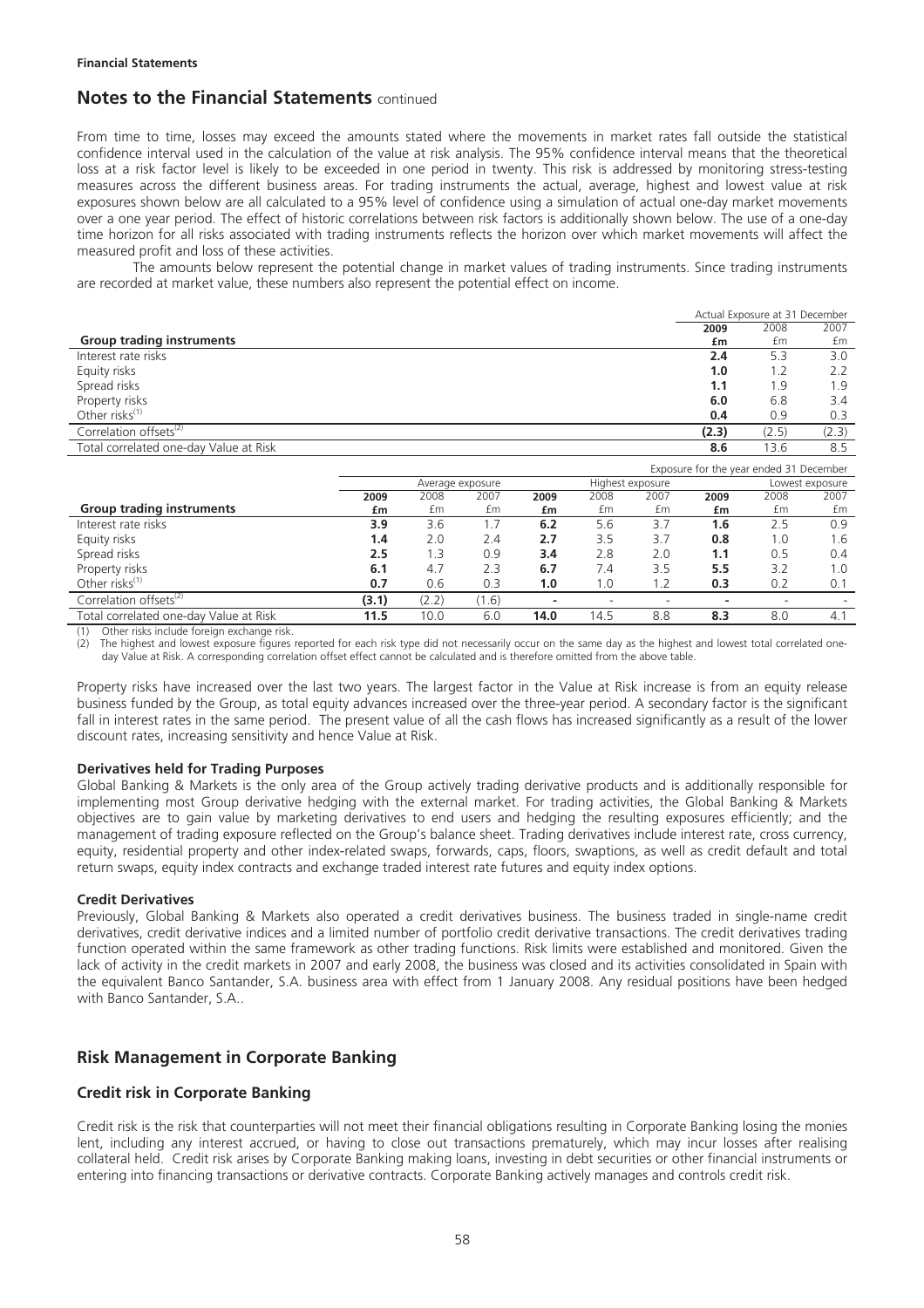**Financial Statements**

## Notes to the Financial Statements continued

From time to time, losses may exceed the amounts stated where the movements in market rates fall outside the statistical confidence interval used in the calculation of the value at risk analysis. The 95% confidence interval means that the theoretical loss at a risk factor level is likely to be exceeded in one period in twenty. This risk is addressed by monitoring stress-testing measures across the different business areas. For trading instruments the actual, average, highest and lowest value at risk exposures shown below are all calculated to a 95% level of confidence using a simulation of actual one-day market movements over a one year period. The effect of historic correlations between risk factors is additionally shown below. The use of a one-day time horizon for all risks associated with trading instruments reflects the horizon over which market movements will affect the measured profit and loss of these activities.

The amounts below represent the potential change in market values of trading instruments. Since trading instruments are recorded at market value, these numbers also represent the potential effect on income.

| | Actual Exposure at 31 December | | |
|---|---|---|---|
| | **2009** | 2008 | 2007 |
| **Group trading instruments** | **£m** | £m | £m |
| Interest rate risks | **2.4** | 5.3 | 3.0 |
| Equity risks | **1.0** | 1.2 | 2.2 |
| Spread risks | **1.1** | 1.9 | 1.9 |
| Property risks | **6.0** | 6.8 | 3.4 |
| Other risks[1] | **0.4** | 0.9 | 0.3 |
| Correlation offsets[2] | **(2.3)** | (2.5) | (2.3) |
| Total correlated one-day Value at Risk | **8.6** | 13.6 | 8.5 |

| | Exposure for the year ended 31 December | | | | | | | | |
|---|---|---|---|---|---|---|---|---|---|
| | Average exposure | | | Highest exposure | | | Lowest exposure | | |
| | **2009** | 2008 | 2007 | **2009** | 2008 | 2007 | **2009** | 2008 | 2007 |
| **Group trading instruments** | **£m** | £m | £m | **£m** | £m | £m | **£m** | £m | £m |
| Interest rate risks | **3.9** | 3.6 | 1.7 | **6.2** | 5.6 | 3.7 | **1.6** | 2.5 | 0.9 |
| Equity risks | **1.4** | 2.0 | 2.4 | **2.7** | 3.5 | 3.7 | **0.8** | 1.0 | 1.6 |
| Spread risks | **2.5** | 1.3 | 0.9 | **3.4** | 2.8 | 2.0 | **1.1** | 0.5 | 0.4 |
| Property risks | **6.1** | 4.7 | 2.3 | **6.7** | 7.4 | 3.5 | **5.5** | 3.2 | 1.0 |
| Other risks[1] | **0.7** | 0.6 | 0.3 | **1.0** | 1.0 | 1.2 | **0.3** | 0.2 | 0.1 |
| Correlation offsets[2] | **(3.1)** | (2.2) | (1.6) | **-** | - | - | **-** | - | - |
| Total correlated one-day Value at Risk | **11.5** | 10.0 | 6.0 | **14.0** | 14.5 | 8.8 | **8.3** | 8.0 | 4.1 |

(1) Other risks include foreign exchange risk.
(2) The highest and lowest exposure figures reported for each risk type did not necessarily occur on the same day as the highest and lowest total correlated one-day Value at Risk. A corresponding correlation offset effect cannot be calculated and is therefore omitted from the above table.

Property risks have increased over the last two years. The largest factor in the Value at Risk increase is from an equity release business funded by the Group, as total equity advances increased over the three-year period. A secondary factor is the significant fall in interest rates in the same period. The present value of all the cash flows has increased significantly as a result of the lower discount rates, increasing sensitivity and hence Value at Risk.

#### Derivatives held for Trading Purposes

Global Banking & Markets is the only area of the Group actively trading derivative products and is additionally responsible for implementing most Group derivative hedging with the external market. For trading activities, the Global Banking & Markets objectives are to gain value by marketing derivatives to end users and hedging the resulting exposures efficiently; and the management of trading exposure reflected on the Group's balance sheet. Trading derivatives include interest rate, cross currency, equity, residential property and other index-related swaps, forwards, caps, floors, swaptions, as well as credit default and total return swaps, equity index contracts and exchange traded interest rate futures and equity index options.

#### Credit Derivatives

Previously, Global Banking & Markets also operated a credit derivatives business. The business traded in single-name credit derivatives, credit derivative indices and a limited number of portfolio credit derivative transactions. The credit derivatives trading function operated within the same framework as other trading functions. Risk limits were established and monitored. Given the lack of activity in the credit markets in 2007 and early 2008, the business was closed and its activities consolidated in Spain with the equivalent Banco Santander, S.A. business area with effect from 1 January 2008. Any residual positions have been hedged with Banco Santander, S.A..

## Risk Management in Corporate Banking

### Credit risk in Corporate Banking

Credit risk is the risk that counterparties will not meet their financial obligations resulting in Corporate Banking losing the monies lent, including any interest accrued, or having to close out transactions prematurely, which may incur losses after realising collateral held. Credit risk arises by Corporate Banking making loans, investing in debt securities or other financial instruments or entering into financing transactions or derivative contracts. Corporate Banking actively manages and controls credit risk.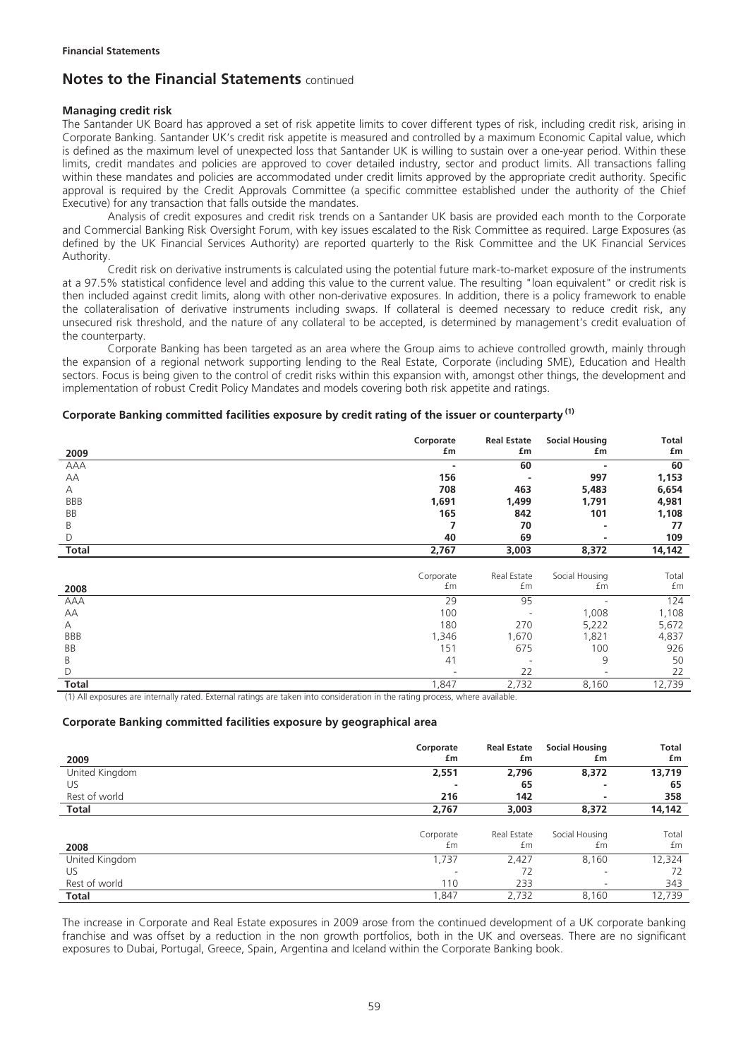**Financial Statements**

# Notes to the Financial Statements continued

### Managing credit risk

The Santander UK Board has approved a set of risk appetite limits to cover different types of risk, including credit risk, arising in Corporate Banking. Santander UK's credit risk appetite is measured and controlled by a maximum Economic Capital value, which is defined as the maximum level of unexpected loss that Santander UK is willing to sustain over a one-year period. Within these limits, credit mandates and policies are approved to cover detailed industry, sector and product limits. All transactions falling within these mandates and policies are accommodated under credit limits approved by the appropriate credit authority. Specific approval is required by the Credit Approvals Committee (a specific committee established under the authority of the Chief Executive) for any transaction that falls outside the mandates.

Analysis of credit exposures and credit risk trends on a Santander UK basis are provided each month to the Corporate and Commercial Banking Risk Oversight Forum, with key issues escalated to the Risk Committee as required. Large Exposures (as defined by the UK Financial Services Authority) are reported quarterly to the Risk Committee and the UK Financial Services Authority.

Credit risk on derivative instruments is calculated using the potential future mark-to-market exposure of the instruments at a 97.5% statistical confidence level and adding this value to the current value. The resulting "loan equivalent" or credit risk is then included against credit limits, along with other non-derivative exposures. In addition, there is a policy framework to enable the collateralisation of derivative instruments including swaps. If collateral is deemed necessary to reduce credit risk, any unsecured risk threshold, and the nature of any collateral to be accepted, is determined by management's credit evaluation of the counterparty.

Corporate Banking has been targeted as an area where the Group aims to achieve controlled growth, mainly through the expansion of a regional network supporting lending to the Real Estate, Corporate (including SME), Education and Health sectors. Focus is being given to the control of credit risks within this expansion with, amongst other things, the development and implementation of robust Credit Policy Mandates and models covering both risk appetite and ratings.

### Corporate Banking committed facilities exposure by credit rating of the issuer or counterparty [(1)]

| 2009 | Corporate £m | Real Estate £m | Social Housing £m | Total £m |
|---|---|---|---|---|
| AAA | - | 60 | - | 60 |
| AA | 156 | - | 997 | 1,153 |
| A | 708 | 463 | 5,483 | 6,654 |
| BBB | 1,691 | 1,499 | 1,791 | 4,981 |
| BB | 165 | 842 | 101 | 1,108 |
| B | 7 | 70 | - | 77 |
| D | 40 | 69 | - | 109 |
| **Total** | **2,767** | **3,003** | **8,372** | **14,142** |

| 2008 | Corporate £m | Real Estate £m | Social Housing £m | Total £m |
|---|---|---|---|---|
| AAA | 29 | 95 | - | 124 |
| AA | 100 | - | 1,008 | 1,108 |
| A | 180 | 270 | 5,222 | 5,672 |
| BBB | 1,346 | 1,670 | 1,821 | 4,837 |
| BB | 151 | 675 | 100 | 926 |
| B | 41 | - | 9 | 50 |
| D | - | 22 | - | 22 |
| **Total** | 1,847 | 2,732 | 8,160 | 12,739 |

(1) All exposures are internally rated. External ratings are taken into consideration in the rating process, where available.

### Corporate Banking committed facilities exposure by geographical area

| 2009 | Corporate £m | Real Estate £m | Social Housing £m | Total £m |
|---|---|---|---|---|
| United Kingdom | 2,551 | 2,796 | 8,372 | 13,719 |
| US | - | 65 | - | 65 |
| Rest of world | 216 | 142 | - | 358 |
| **Total** | **2,767** | **3,003** | **8,372** | **14,142** |

| 2008 | Corporate £m | Real Estate £m | Social Housing £m | Total £m |
|---|---|---|---|---|
| United Kingdom | 1,737 | 2,427 | 8,160 | 12,324 |
| US | - | 72 | - | 72 |
| Rest of world | 110 | 233 | - | 343 |
| **Total** | 1,847 | 2,732 | 8,160 | 12,739 |

The increase in Corporate and Real Estate exposures in 2009 arose from the continued development of a UK corporate banking franchise and was offset by a reduction in the non growth portfolios, both in the UK and overseas. There are no significant exposures to Dubai, Portugal, Greece, Spain, Argentina and Iceland within the Corporate Banking book.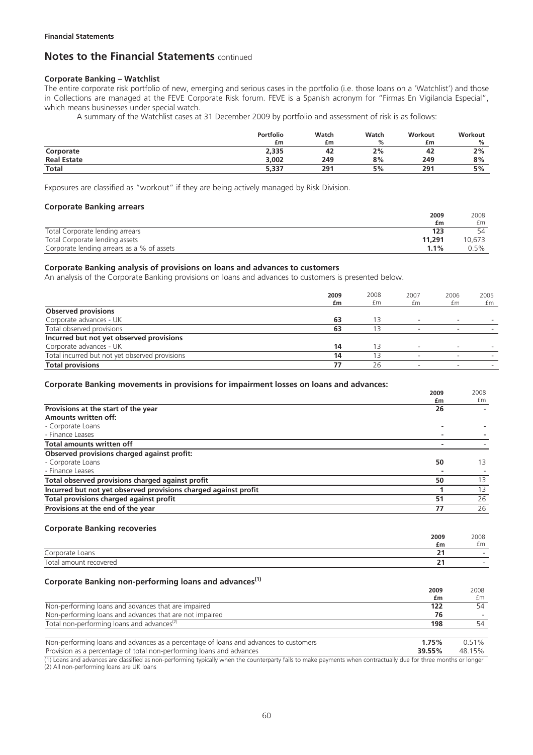## Notes to the Financial Statements continued

### Corporate Banking – Watchlist

The entire corporate risk portfolio of new, emerging and serious cases in the portfolio (i.e. those loans on a 'Watchlist') and those in Collections are managed at the FEVE Corporate Risk forum. FEVE is a Spanish acronym for "Firmas En Vigilancia Especial", which means businesses under special watch.

A summary of the Watchlist cases at 31 December 2009 by portfolio and assessment of risk is as follows:

| | Portfolio £m | Watch £m | Watch % | Workout £m | Workout % |
|---|---|---|---|---|---|
| **Corporate** | **2,335** | **42** | **2%** | **42** | **2%** |
| **Real Estate** | **3,002** | **249** | **8%** | **249** | **8%** |
| **Total** | **5,337** | **291** | **5%** | **291** | **5%** |

Exposures are classified as "workout" if they are being actively managed by Risk Division.

### Corporate Banking arrears

| | 2009 £m | 2008 £m |
|---|---|---|
| Total Corporate lending arrears | **123** | 54 |
| Total Corporate lending assets | **11,291** | 10,673 |
| Corporate lending arrears as a % of assets | **1.1%** | 0.5% |

### Corporate Banking analysis of provisions on loans and advances to customers

An analysis of the Corporate Banking provisions on loans and advances to customers is presented below.

| | 2009 £m | 2008 £m | 2007 £m | 2006 £m | 2005 £m |
|---|---|---|---|---|---|
| **Observed provisions** | | | | | |
| Corporate advances - UK | **63** | 13 | - | - | - |
| Total observed provisions | **63** | 13 | - | - | - |
| **Incurred but not yet observed provisions** | | | | | |
| Corporate advances - UK | **14** | 13 | - | - | - |
| Total incurred but not yet observed provisions | **14** | 13 | - | - | - |
| **Total provisions** | **77** | 26 | - | - | - |

### Corporate Banking movements in provisions for impairment losses on loans and advances:

| | 2009 £m | 2008 £m |
|---|---|---|
| **Provisions at the start of the year** | **26** | - |
| **Amounts written off:** | | |
| - Corporate Loans | **-** | - |
| - Finance Leases | **-** | - |
| **Total amounts written off** | **-** | - |
| **Observed provisions charged against profit:** | | |
| - Corporate Loans | **50** | 13 |
| - Finance Leases | **-** | - |
| **Total observed provisions charged against profit** | **50** | 13 |
| **Incurred but not yet observed provisions charged against profit** | **1** | 13 |
| **Total provisions charged against profit** | **51** | 26 |
| **Provisions at the end of the year** | **77** | 26 |

### Corporate Banking recoveries

| | 2009 £m | 2008 £m |
|---|---|---|
| Corporate Loans | **21** | - |
| Total amount recovered | **21** | - |

### Corporate Banking non-performing loans and advances(1)

| | 2009 £m | 2008 £m |
|---|---|---|
| Non-performing loans and advances that are impaired | **122** | 54 |
| Non-performing loans and advances that are not impaired | **76** | - |
| Total non-performing loans and advances(2) | **198** | 54 |
| | | |
| Non-performing loans and advances as a percentage of loans and advances to customers | **1.75%** | 0.51% |
| Provision as a percentage of total non-performing loans and advances | **39.55%** | 48.15% |

(1) Loans and advances are classified as non-performing typically when the counterparty fails to make payments when contractually due for three months or longer
(2) All non-performing loans are UK loans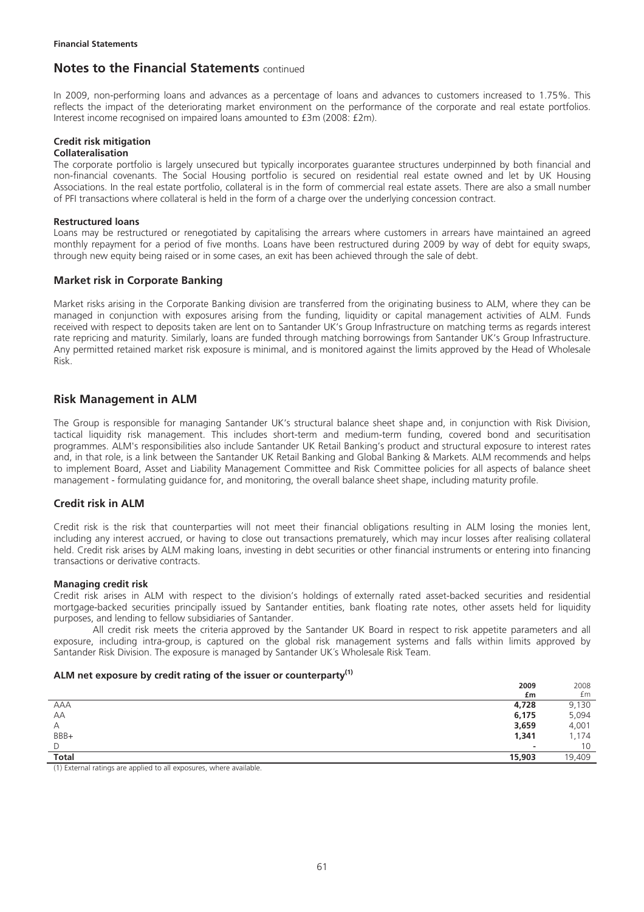## Notes to the Financial Statements continued

In 2009, non-performing loans and advances as a percentage of loans and advances to customers increased to 1.75%. This reflects the impact of the deteriorating market environment on the performance of the corporate and real estate portfolios. Interest income recognised on impaired loans amounted to £3m (2008: £2m).

**Credit risk mitigation**

**Collateralisation**

The corporate portfolio is largely unsecured but typically incorporates guarantee structures underpinned by both financial and non-financial covenants. The Social Housing portfolio is secured on residential real estate owned and let by UK Housing Associations. In the real estate portfolio, collateral is in the form of commercial real estate assets. There are also a small number of PFI transactions where collateral is held in the form of a charge over the underlying concession contract.

**Restructured loans**

Loans may be restructured or renegotiated by capitalising the arrears where customers in arrears have maintained an agreed monthly repayment for a period of five months. Loans have been restructured during 2009 by way of debt for equity swaps, through new equity being raised or in some cases, an exit has been achieved through the sale of debt.

### Market risk in Corporate Banking

Market risks arising in the Corporate Banking division are transferred from the originating business to ALM, where they can be managed in conjunction with exposures arising from the funding, liquidity or capital management activities of ALM. Funds received with respect to deposits taken are lent on to Santander UK's Group Infrastructure on matching terms as regards interest rate repricing and maturity. Similarly, loans are funded through matching borrowings from Santander UK's Group Infrastructure. Any permitted retained market risk exposure is minimal, and is monitored against the limits approved by the Head of Wholesale Risk.

## Risk Management in ALM

The Group is responsible for managing Santander UK's structural balance sheet shape and, in conjunction with Risk Division, tactical liquidity risk management. This includes short-term and medium-term funding, covered bond and securitisation programmes. ALM's responsibilities also include Santander UK Retail Banking's product and structural exposure to interest rates and, in that role, is a link between the Santander UK Retail Banking and Global Banking & Markets. ALM recommends and helps to implement Board, Asset and Liability Management Committee and Risk Committee policies for all aspects of balance sheet management - formulating guidance for, and monitoring, the overall balance sheet shape, including maturity profile.

### Credit risk in ALM

Credit risk is the risk that counterparties will not meet their financial obligations resulting in ALM losing the monies lent, including any interest accrued, or having to close out transactions prematurely, which may incur losses after realising collateral held. Credit risk arises by ALM making loans, investing in debt securities or other financial instruments or entering into financing transactions or derivative contracts.

**Managing credit risk**

Credit risk arises in ALM with respect to the division's holdings of externally rated asset-backed securities and residential mortgage-backed securities principally issued by Santander entities, bank floating rate notes, other assets held for liquidity purposes, and lending to fellow subsidiaries of Santander.

All credit risk meets the criteria approved by the Santander UK Board in respect to risk appetite parameters and all exposure, including intra-group, is captured on the global risk management systems and falls within limits approved by Santander Risk Division. The exposure is managed by Santander UK's Wholesale Risk Team.

**ALM net exposure by credit rating of the issuer or counterparty[(1)]**

| | 2009 £m | 2008 £m |
|---|---|---|
| AAA | **4,728** | 9,130 |
| AA | **6,175** | 5,094 |
| A | **3,659** | 4,001 |
| BBB+ | **1,341** | 1,174 |
| D | **-** | 10 |
| **Total** | **15,903** | 19,409 |

(1) External ratings are applied to all exposures, where available.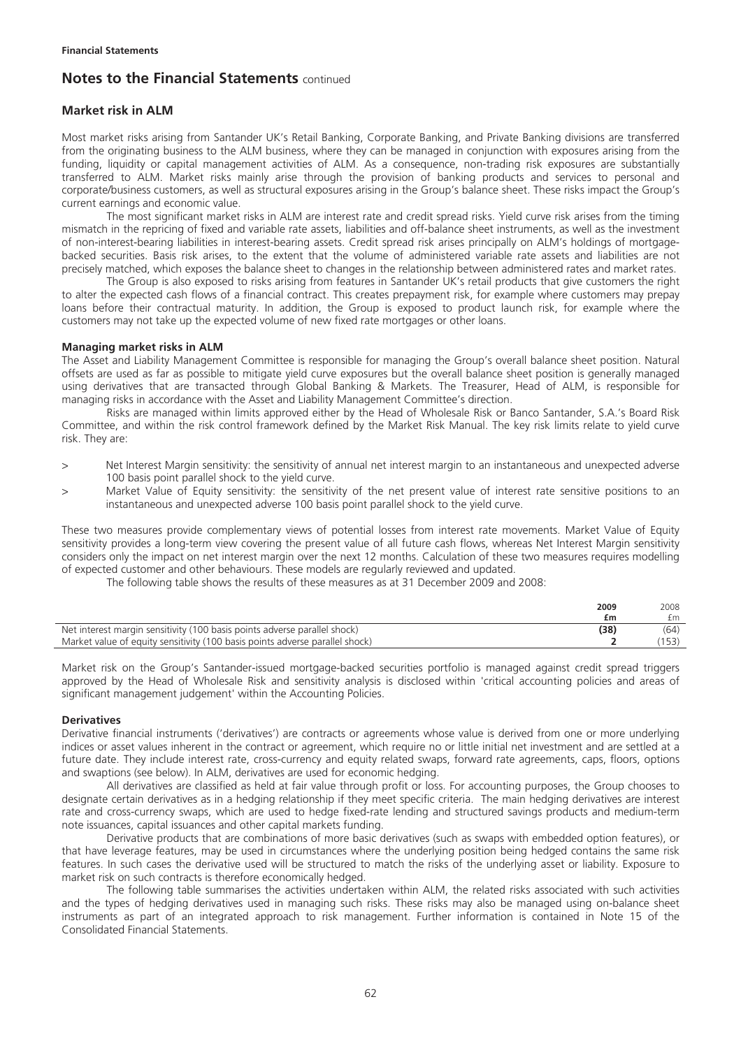**Financial Statements**

# Notes to the Financial Statements continued

## Market risk in ALM

Most market risks arising from Santander UK's Retail Banking, Corporate Banking, and Private Banking divisions are transferred from the originating business to the ALM business, where they can be managed in conjunction with exposures arising from the funding, liquidity or capital management activities of ALM. As a consequence, non-trading risk exposures are substantially transferred to ALM. Market risks mainly arise through the provision of banking products and services to personal and corporate/business customers, as well as structural exposures arising in the Group's balance sheet. These risks impact the Group's current earnings and economic value.

The most significant market risks in ALM are interest rate and credit spread risks. Yield curve risk arises from the timing mismatch in the repricing of fixed and variable rate assets, liabilities and off-balance sheet instruments, as well as the investment of non-interest-bearing liabilities in interest-bearing assets. Credit spread risk arises principally on ALM's holdings of mortgage-backed securities. Basis risk arises, to the extent that the volume of administered variable rate assets and liabilities are not precisely matched, which exposes the balance sheet to changes in the relationship between administered rates and market rates.

The Group is also exposed to risks arising from features in Santander UK's retail products that give customers the right to alter the expected cash flows of a financial contract. This creates prepayment risk, for example where customers may prepay loans before their contractual maturity. In addition, the Group is exposed to product launch risk, for example where the customers may not take up the expected volume of new fixed rate mortgages or other loans.

### Managing market risks in ALM

The Asset and Liability Management Committee is responsible for managing the Group's overall balance sheet position. Natural offsets are used as far as possible to mitigate yield curve exposures but the overall balance sheet position is generally managed using derivatives that are transacted through Global Banking & Markets. The Treasurer, Head of ALM, is responsible for managing risks in accordance with the Asset and Liability Management Committee's direction.

Risks are managed within limits approved either by the Head of Wholesale Risk or Banco Santander, S.A.'s Board Risk Committee, and within the risk control framework defined by the Market Risk Manual. The key risk limits relate to yield curve risk. They are:

> Net Interest Margin sensitivity: the sensitivity of annual net interest margin to an instantaneous and unexpected adverse 100 basis point parallel shock to the yield curve.

> Market Value of Equity sensitivity: the sensitivity of the net present value of interest rate sensitive positions to an instantaneous and unexpected adverse 100 basis point parallel shock to the yield curve.

These two measures provide complementary views of potential losses from interest rate movements. Market Value of Equity sensitivity provides a long-term view covering the present value of all future cash flows, whereas Net Interest Margin sensitivity considers only the impact on net interest margin over the next 12 months. Calculation of these two measures requires modelling of expected customer and other behaviours. These models are regularly reviewed and updated.

The following table shows the results of these measures as at 31 December 2009 and 2008:

| | 2009<br>£m | 2008<br>£m |
|---|---|---|
| Net interest margin sensitivity (100 basis points adverse parallel shock) | (38) | (64) |
| Market value of equity sensitivity (100 basis points adverse parallel shock) | 2 | (153) |

Market risk on the Group's Santander-issued mortgage-backed securities portfolio is managed against credit spread triggers approved by the Head of Wholesale Risk and sensitivity analysis is disclosed within 'critical accounting policies and areas of significant management judgement' within the Accounting Policies.

### Derivatives

Derivative financial instruments ('derivatives') are contracts or agreements whose value is derived from one or more underlying indices or asset values inherent in the contract or agreement, which require no or little initial net investment and are settled at a future date. They include interest rate, cross-currency and equity related swaps, forward rate agreements, caps, floors, options and swaptions (see below). In ALM, derivatives are used for economic hedging.

All derivatives are classified as held at fair value through profit or loss. For accounting purposes, the Group chooses to designate certain derivatives as in a hedging relationship if they meet specific criteria. The main hedging derivatives are interest rate and cross-currency swaps, which are used to hedge fixed-rate lending and structured savings products and medium-term note issuances, capital issuances and other capital markets funding.

Derivative products that are combinations of more basic derivatives (such as swaps with embedded option features), or that have leverage features, may be used in circumstances where the underlying position being hedged contains the same risk features. In such cases the derivative used will be structured to match the risks of the underlying asset or liability. Exposure to market risk on such contracts is therefore economically hedged.

The following table summarises the activities undertaken within ALM, the related risks associated with such activities and the types of hedging derivatives used in managing such risks. These risks may also be managed using on-balance sheet instruments as part of an integrated approach to risk management. Further information is contained in Note 15 of the Consolidated Financial Statements.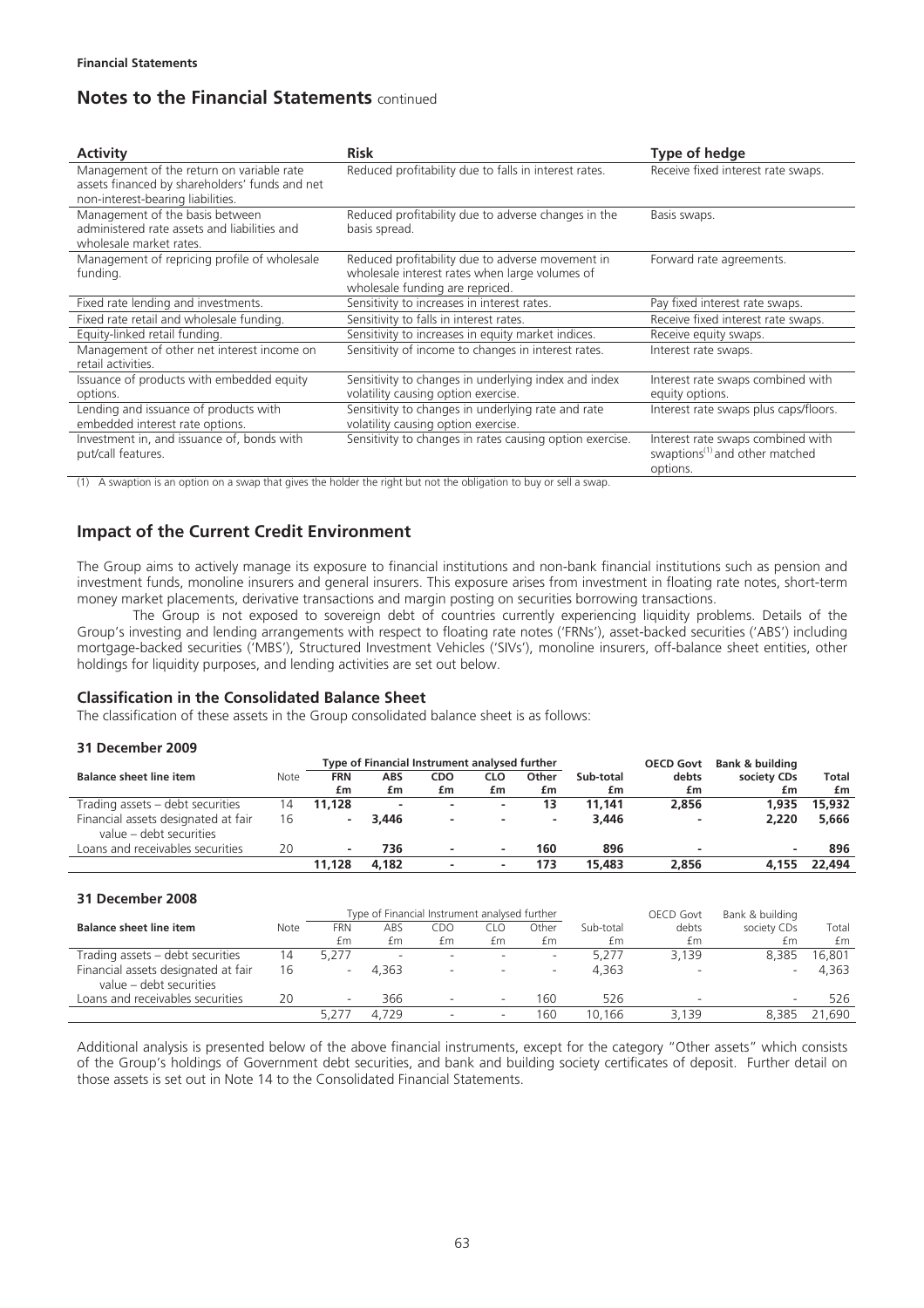**Financial Statements**

## Notes to the Financial Statements continued

| Activity | Risk | Type of hedge |
|---|---|---|
| Management of the return on variable rate assets financed by shareholders' funds and net non-interest-bearing liabilities. | Reduced profitability due to falls in interest rates. | Receive fixed interest rate swaps. |
| Management of the basis between administered rate assets and liabilities and wholesale market rates. | Reduced profitability due to adverse changes in the basis spread. | Basis swaps. |
| Management of repricing profile of wholesale funding. | Reduced profitability due to adverse movement in wholesale interest rates when large volumes of wholesale funding are repriced. | Forward rate agreements. |
| Fixed rate lending and investments. | Sensitivity to increases in interest rates. | Pay fixed interest rate swaps. |
| Fixed rate retail and wholesale funding. | Sensitivity to falls in interest rates. | Receive fixed interest rate swaps. |
| Equity-linked retail funding. | Sensitivity to increases in equity market indices. | Receive equity swaps. |
| Management of other net interest income on retail activities. | Sensitivity of income to changes in interest rates. | Interest rate swaps. |
| Issuance of products with embedded equity options. | Sensitivity to changes in underlying index and index volatility causing option exercise. | Interest rate swaps combined with equity options. |
| Lending and issuance of products with embedded interest rate options. | Sensitivity to changes in underlying rate and rate volatility causing option exercise. | Interest rate swaps plus caps/floors. |
| Investment in, and issuance of, bonds with put/call features. | Sensitivity to changes in rates causing option exercise. | Interest rate swaps combined with swaptions[1] and other matched options. |

(1) A swaption is an option on a swap that gives the holder the right but not the obligation to buy or sell a swap.

## Impact of the Current Credit Environment

The Group aims to actively manage its exposure to financial institutions and non-bank financial institutions such as pension and investment funds, monoline insurers and general insurers. This exposure arises from investment in floating rate notes, short-term money market placements, derivative transactions and margin posting on securities borrowing transactions.

The Group is not exposed to sovereign debt of countries currently experiencing liquidity problems. Details of the Group's investing and lending arrangements with respect to floating rate notes ('FRNs'), asset-backed securities ('ABS') including mortgage-backed securities ('MBS'), Structured Investment Vehicles ('SIVs'), monoline insurers, off-balance sheet entities, other holdings for liquidity purposes, and lending activities are set out below.

### Classification in the Consolidated Balance Sheet

The classification of these assets in the Group consolidated balance sheet is as follows:

**31 December 2009**

| Balance sheet line item | Note | Type of Financial Instrument analysed further | | | | | Sub-total | OECD Govt debts | Bank & building society CDs | Total |
|---|---|---|---|---|---|---|---|---|---|---|
| | | FRN £m | ABS £m | CDO £m | CLO £m | Other £m | £m | £m | £m | £m |
| Trading assets – debt securities | 14 | **11,128** | **-** | **-** | **-** | **13** | **11,141** | **2,856** | **1,935** | **15,932** |
| Financial assets designated at fair value – debt securities | 16 | **-** | **3,446** | **-** | **-** | **-** | **3,446** | **-** | **2,220** | **5,666** |
| Loans and receivables securities | 20 | **-** | **736** | **-** | **-** | **160** | **896** | **-** | **-** | **896** |
| | | **11,128** | **4,182** | **-** | **-** | **173** | **15,483** | **2,856** | **4,155** | **22,494** |

**31 December 2008**

| Balance sheet line item | Note | Type of Financial Instrument analysed further | | | | | Sub-total | OECD Govt debts | Bank & building society CDs | Total |
|---|---|---|---|---|---|---|---|---|---|---|
| | | FRN £m | ABS £m | CDO £m | CLO £m | Other £m | £m | £m | £m | £m |
| Trading assets – debt securities | 14 | 5,277 | - | - | - | - | 5,277 | 3,139 | 8,385 | 16,801 |
| Financial assets designated at fair value – debt securities | 16 | - | 4,363 | - | - | - | 4,363 | - | - | 4,363 |
| Loans and receivables securities | 20 | - | 366 | - | - | 160 | 526 | - | - | 526 |
| | | 5,277 | 4,729 | - | - | 160 | 10,166 | 3,139 | 8,385 | 21,690 |

Additional analysis is presented below of the above financial instruments, except for the category "Other assets" which consists of the Group's holdings of Government debt securities, and bank and building society certificates of deposit. Further detail on those assets is set out in Note 14 to the Consolidated Financial Statements.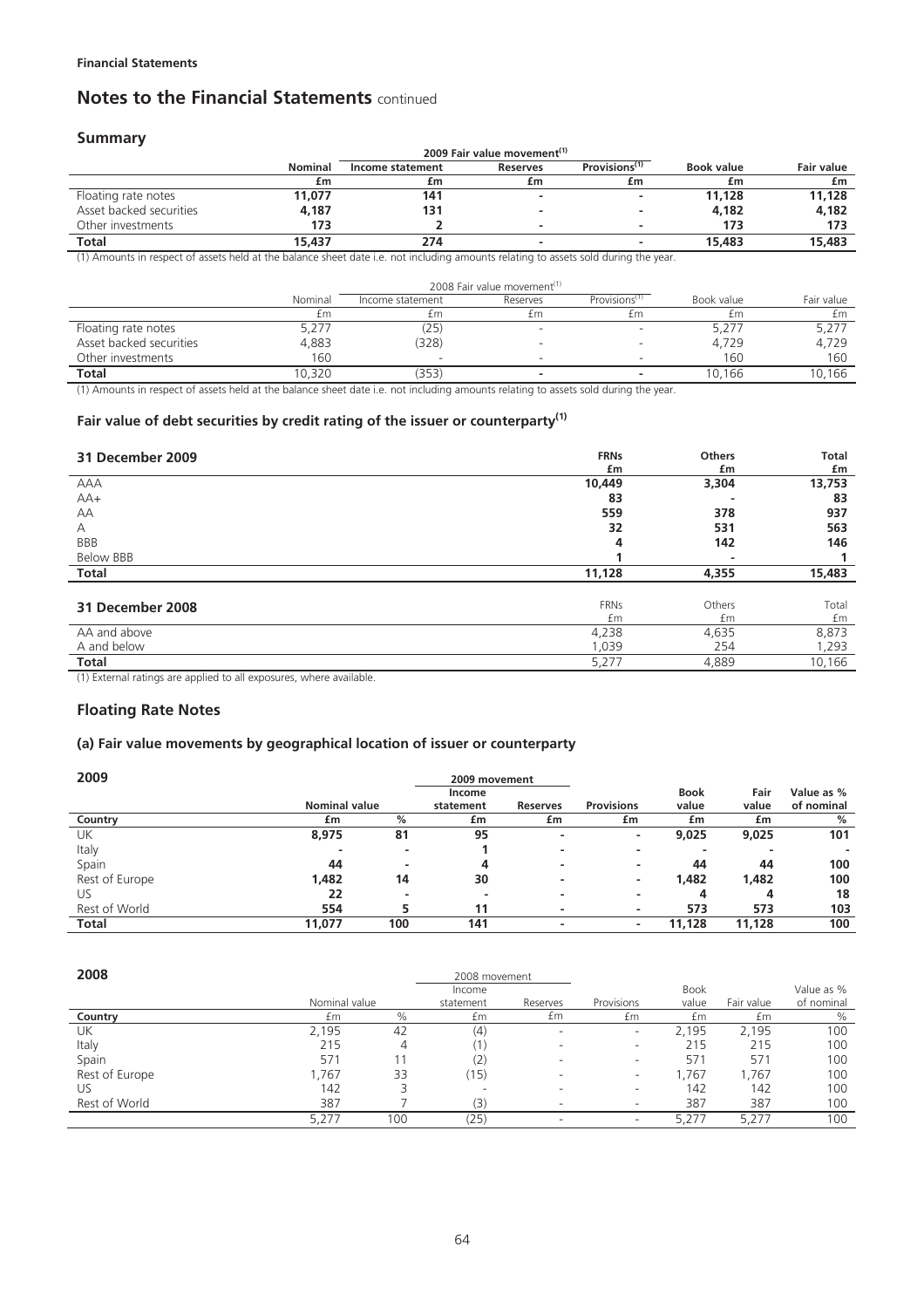**Financial Statements**

# Notes to the Financial Statements continued

## Summary

| | Nominal | 2009 Fair value movement[1] | | | Book value | Fair value |
|---|---|---|---|---|---|---|
| | | Income statement | Reserves | Provisions[1] | | |
| | £m | £m | £m | £m | £m | £m |
| Floating rate notes | **11,077** | **141** | **-** | **-** | **11,128** | **11,128** |
| Asset backed securities | **4,187** | **131** | **-** | **-** | **4,182** | **4,182** |
| Other investments | **173** | **2** | **-** | **-** | **173** | **173** |
| **Total** | **15,437** | **274** | **-** | **-** | **15,483** | **15,483** |

(1) Amounts in respect of assets held at the balance sheet date i.e. not including amounts relating to assets sold during the year.

| | Nominal | 2008 Fair value movement[1] | | | Book value | Fair value |
|---|---|---|---|---|---|---|
| | | Income statement | Reserves | Provisions[1] | | |
| | £m | £m | £m | £m | £m | £m |
| Floating rate notes | 5,277 | (25) | - | - | 5,277 | 5,277 |
| Asset backed securities | 4,883 | (328) | - | - | 4,729 | 4,729 |
| Other investments | 160 | - | - | - | 160 | 160 |
| **Total** | 10,320 | (353) | - | - | 10,166 | 10,166 |

(1) Amounts in respect of assets held at the balance sheet date i.e. not including amounts relating to assets sold during the year.

### Fair value of debt securities by credit rating of the issuer or counterparty[1]

| 31 December 2009 | FRNs | Others | Total |
|---|---|---|---|
| | £m | £m | £m |
| AAA | **10,449** | **3,304** | **13,753** |
| AA+ | **83** | **-** | **83** |
| AA | **559** | **378** | **937** |
| A | **32** | **531** | **563** |
| BBB | **4** | **142** | **146** |
| Below BBB | **1** | **-** | **1** |
| **Total** | **11,128** | **4,355** | **15,483** |

| 31 December 2008 | FRNs | Others | Total |
|---|---|---|---|
| | £m | £m | £m |
| AA and above | 4,238 | 4,635 | 8,873 |
| A and below | 1,039 | 254 | 1,293 |
| **Total** | 5,277 | 4,889 | 10,166 |

(1) External ratings are applied to all exposures, where available.

## Floating Rate Notes

### (a) Fair value movements by geographical location of issuer or counterparty

**2009**

| | Nominal value | | 2009 movement | | | | | |
|---|---|---|---|---|---|---|---|---|
| | | | Income statement | Reserves | Provisions | Book value | Fair value | Value as % of nominal |
| **Country** | £m | % | £m | £m | £m | £m | £m | % |
| UK | **8,975** | **81** | **95** | **-** | **-** | **9,025** | **9,025** | **101** |
| Italy | **-** | **-** | **1** | **-** | **-** | **-** | **-** | **-** |
| Spain | **44** | **-** | **4** | **-** | **-** | **44** | **44** | **100** |
| Rest of Europe | **1,482** | **14** | **30** | **-** | **-** | **1,482** | **1,482** | **100** |
| US | **22** | **-** | **-** | **-** | **-** | **4** | **4** | **18** |
| Rest of World | **554** | **5** | **11** | **-** | **-** | **573** | **573** | **103** |
| **Total** | **11,077** | **100** | **141** | **-** | **-** | **11,128** | **11,128** | **100** |

**2008**

| | Nominal value | | 2008 movement | | | | | |
|---|---|---|---|---|---|---|---|---|
| | | | Income statement | Reserves | Provisions | Book value | Fair value | Value as % of nominal |
| **Country** | £m | % | £m | £m | £m | £m | £m | % |
| UK | 2,195 | 42 | (4) | - | - | 2,195 | 2,195 | 100 |
| Italy | 215 | 4 | (1) | - | - | 215 | 215 | 100 |
| Spain | 571 | 11 | (2) | - | - | 571 | 571 | 100 |
| Rest of Europe | 1,767 | 33 | (15) | - | - | 1,767 | 1,767 | 100 |
| US | 142 | 3 | - | - | - | 142 | 142 | 100 |
| Rest of World | 387 | 7 | (3) | - | - | 387 | 387 | 100 |
| | 5,277 | 100 | (25) | - | - | 5,277 | 5,277 | 100 |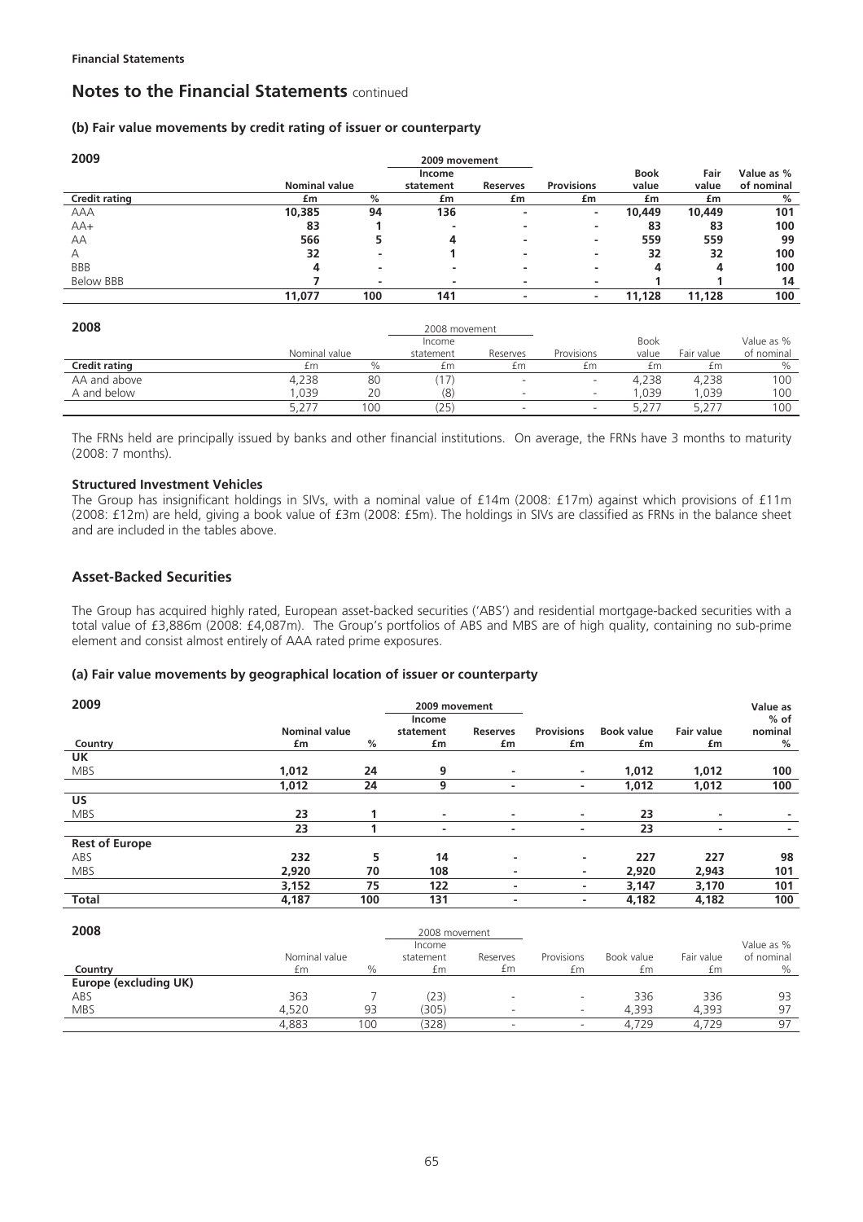## Notes to the Financial Statements continued

### (b) Fair value movements by credit rating of issuer or counterparty

**2009**

| | Nominal value | | 2009 movement | | | | | |
|---|---|---|---|---|---|---|---|---|
| | | | Income statement | Reserves | Provisions | Book value | Fair value | Value as % of nominal |
| **Credit rating** | **£m** | **%** | **£m** | **£m** | **£m** | **£m** | **£m** | **%** |
| AAA | **10,385** | **94** | **136** | **-** | **-** | **10,449** | **10,449** | **101** |
| AA+ | **83** | **1** | **-** | **-** | **-** | **83** | **83** | **100** |
| AA | **566** | **5** | **4** | **-** | **-** | **559** | **559** | **99** |
| A | **32** | **-** | **1** | **-** | **-** | **32** | **32** | **100** |
| BBB | **4** | **-** | **-** | **-** | **-** | **4** | **4** | **100** |
| Below BBB | **7** | **-** | **-** | **-** | **-** | **1** | **1** | **14** |
| | **11,077** | **100** | **141** | **-** | **-** | **11,128** | **11,128** | **100** |

**2008**

| | Nominal value | | 2008 movement | | | | | |
|---|---|---|---|---|---|---|---|---|
| | | | Income statement | Reserves | Provisions | Book value | Fair value | Value as % of nominal |
| **Credit rating** | £m | % | £m | £m | £m | £m | £m | % |
| AA and above | 4,238 | 80 | (17) | - | - | 4,238 | 4,238 | 100 |
| A and below | 1,039 | 20 | (8) | - | - | 1,039 | 1,039 | 100 |
| | 5,277 | 100 | (25) | - | - | 5,277 | 5,277 | 100 |

The FRNs held are principally issued by banks and other financial institutions. On average, the FRNs have 3 months to maturity (2008: 7 months).

**Structured Investment Vehicles**

The Group has insignificant holdings in SIVs, with a nominal value of £14m (2008: £17m) against which provisions of £11m (2008: £12m) are held, giving a book value of £3m (2008: £5m). The holdings in SIVs are classified as FRNs in the balance sheet and are included in the tables above.

## Asset-Backed Securities

The Group has acquired highly rated, European asset-backed securities ('ABS') and residential mortgage-backed securities with a total value of £3,886m (2008: £4,087m). The Group's portfolios of ABS and MBS are of high quality, containing no sub-prime element and consist almost entirely of AAA rated prime exposures.

### (a) Fair value movements by geographical location of issuer or counterparty

**2009**

| | Nominal value | | 2009 movement | | | | | |
|---|---|---|---|---|---|---|---|---|
| | | | Income statement | Reserves | Provisions | Book value | Fair value | Value as % of nominal |
| **Country** | **£m** | **%** | **£m** | **£m** | **£m** | **£m** | **£m** | **%** |
| **UK** | | | | | | | | |
| MBS | **1,012** | **24** | **9** | **-** | **-** | **1,012** | **1,012** | **100** |
| | **1,012** | **24** | **9** | **-** | **-** | **1,012** | **1,012** | **100** |
| **US** | | | | | | | | |
| MBS | **23** | **1** | **-** | **-** | **-** | **23** | **-** | **-** |
| | **23** | **1** | **-** | **-** | **-** | **23** | **-** | **-** |
| **Rest of Europe** | | | | | | | | |
| ABS | **232** | **5** | **14** | **-** | **-** | **227** | **227** | **98** |
| MBS | **2,920** | **70** | **108** | **-** | **-** | **2,920** | **2,943** | **101** |
| | **3,152** | **75** | **122** | **-** | **-** | **3,147** | **3,170** | **101** |
| **Total** | **4,187** | **100** | **131** | **-** | **-** | **4,182** | **4,182** | **100** |

**2008**

| | Nominal value | | 2008 movement | | | | | |
|---|---|---|---|---|---|---|---|---|
| | | | Income statement | Reserves | Provisions | Book value | Fair value | Value as % of nominal |
| **Country** | £m | % | £m | £m | £m | £m | £m | % |
| **Europe (excluding UK)** | | | | | | | | |
| ABS | 363 | 7 | (23) | - | - | 336 | 336 | 93 |
| MBS | 4,520 | 93 | (305) | - | - | 4,393 | 4,393 | 97 |
| | 4,883 | 100 | (328) | - | - | 4,729 | 4,729 | 97 |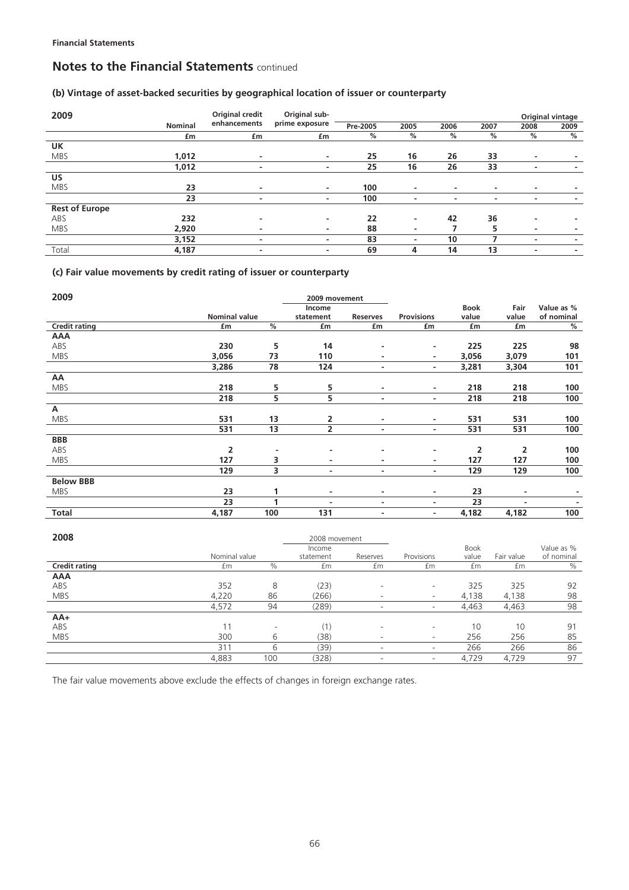**Financial Statements**

# Notes to the Financial Statements continued

### (b) Vintage of asset-backed securities by geographical location of issuer or counterparty

| 2009 | Nominal | Original credit enhancements | Original sub-prime exposure | Original vintage | | | | | |
|---|---|---|---|---|---|---|---|---|---|
| | | | | Pre-2005 | 2005 | 2006 | 2007 | 2008 | 2009 |
| | £m | £m | £m | % | % | % | % | % | % |
| **UK** | | | | | | | | | |
| MBS | **1,012** | - | - | **25** | **16** | **26** | **33** | - | - |
| | **1,012** | - | - | **25** | **16** | **26** | **33** | - | - |
| **US** | | | | | | | | | |
| MBS | **23** | - | - | **100** | - | - | - | - | - |
| | **23** | - | - | **100** | - | - | - | - | - |
| **Rest of Europe** | | | | | | | | | |
| ABS | **232** | - | - | **22** | - | **42** | **36** | - | - |
| MBS | **2,920** | - | - | **88** | - | **7** | **5** | - | - |
| | **3,152** | - | - | **83** | - | **10** | **7** | - | - |
| Total | **4,187** | - | - | **69** | **4** | **14** | **13** | - | - |

### (c) Fair value movements by credit rating of issuer or counterparty

| 2009 | Nominal value | | 2009 movement | | | | | |
|---|---|---|---|---|---|---|---|---|
| | | | Income statement | Reserves | Provisions | Book value | Fair value | Value as % of nominal |
| **Credit rating** | £m | % | £m | £m | £m | £m | £m | % |
| **AAA** | | | | | | | | |
| ABS | **230** | **5** | **14** | - | - | **225** | **225** | **98** |
| MBS | **3,056** | **73** | **110** | - | - | **3,056** | **3,079** | **101** |
| | **3,286** | **78** | **124** | - | - | **3,281** | **3,304** | **101** |
| **AA** | | | | | | | | |
| MBS | **218** | **5** | **5** | - | - | **218** | **218** | **100** |
| | **218** | **5** | **5** | - | - | **218** | **218** | **100** |
| **A** | | | | | | | | |
| MBS | **531** | **13** | **2** | - | - | **531** | **531** | **100** |
| | **531** | **13** | **2** | - | - | **531** | **531** | **100** |
| **BBB** | | | | | | | | |
| ABS | **2** | - | - | - | - | **2** | **2** | **100** |
| MBS | **127** | **3** | - | - | - | **127** | **127** | **100** |
| | **129** | **3** | - | - | - | **129** | **129** | **100** |
| **Below BBB** | | | | | | | | |
| MBS | **23** | **1** | - | - | - | **23** | - | - |
| | **23** | **1** | - | - | - | **23** | - | - |
| **Total** | **4,187** | **100** | **131** | - | - | **4,182** | **4,182** | **100** |

| 2008 | Nominal value | | 2008 movement | | | | | |
|---|---|---|---|---|---|---|---|---|
| | | | Income statement | Reserves | Provisions | Book value | Fair value | Value as % of nominal |
| **Credit rating** | £m | % | £m | £m | £m | £m | £m | % |
| **AAA** | | | | | | | | |
| ABS | 352 | 8 | (23) | - | - | 325 | 325 | 92 |
| MBS | 4,220 | 86 | (266) | - | - | 4,138 | 4,138 | 98 |
| | 4,572 | 94 | (289) | - | - | 4,463 | 4,463 | 98 |
| **AA+** | | | | | | | | |
| ABS | 11 | - | (1) | - | - | 10 | 10 | 91 |
| MBS | 300 | 6 | (38) | - | - | 256 | 256 | 85 |
| | 311 | 6 | (39) | - | - | 266 | 266 | 86 |
| | 4,883 | 100 | (328) | - | - | 4,729 | 4,729 | 97 |

The fair value movements above exclude the effects of changes in foreign exchange rates.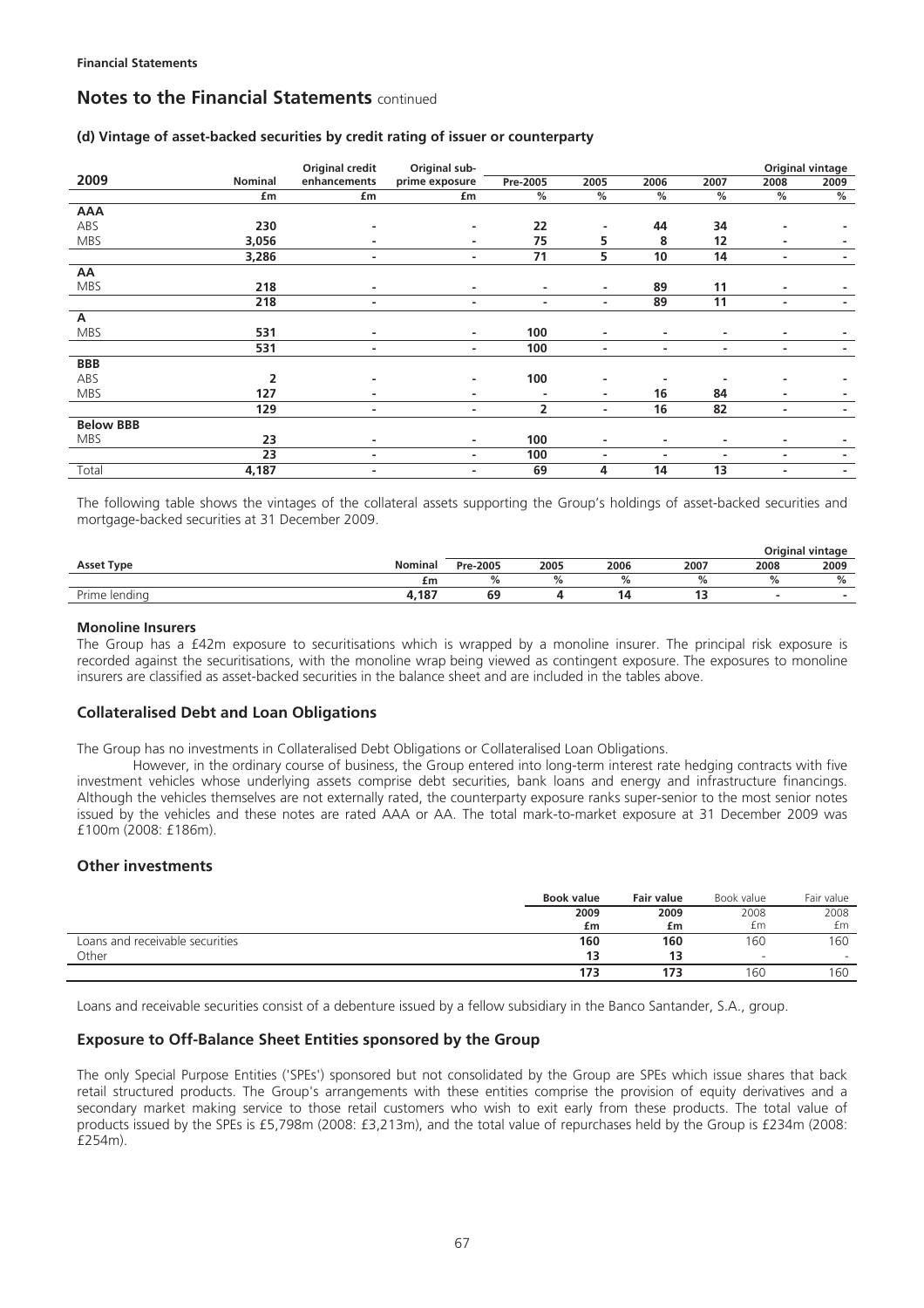**Financial Statements**

# Notes to the Financial Statements continued

### (d) Vintage of asset-backed securities by credit rating of issuer or counterparty

| 2009 | Nominal | Original credit enhancements | Original sub-prime exposure | Pre-2005 | 2005 | 2006 | 2007 | 2008 | 2009 |
|---|---|---|---|---|---|---|---|---|---|
| | | | | | | | | Original vintage | |
| | £m | £m | £m | % | % | % | % | % | % |
| **AAA** | | | | | | | | | |
| ABS | 230 | - | - | 22 | - | 44 | 34 | - | - |
| MBS | 3,056 | - | - | 75 | 5 | 8 | 12 | - | - |
| | 3,286 | - | - | 71 | 5 | 10 | 14 | - | - |
| **AA** | | | | | | | | | |
| MBS | 218 | - | - | - | - | 89 | 11 | - | - |
| | 218 | - | - | - | - | 89 | 11 | - | - |
| **A** | | | | | | | | | |
| MBS | 531 | - | - | 100 | - | - | - | - | - |
| | 531 | - | - | 100 | - | - | - | - | - |
| **BBB** | | | | | | | | | |
| ABS | 2 | - | - | 100 | - | - | - | - | - |
| MBS | 127 | - | - | - | - | 16 | 84 | - | - |
| | 129 | - | - | 2 | - | 16 | 82 | - | - |
| **Below BBB** | | | | | | | | | |
| MBS | 23 | - | - | 100 | - | - | - | - | - |
| | 23 | - | - | 100 | - | - | - | - | - |
| Total | 4,187 | - | - | 69 | 4 | 14 | 13 | - | - |

The following table shows the vintages of the collateral assets supporting the Group's holdings of asset-backed securities and mortgage-backed securities at 31 December 2009.

| Asset Type | Nominal | Pre-2005 | 2005 | 2006 | 2007 | 2008 | 2009 |
|---|---|---|---|---|---|---|---|
| | | | | | | Original vintage | |
| | £m | % | % | % | % | % | % |
| Prime lending | 4,187 | 69 | 4 | 14 | 13 | - | - |

### Monoline Insurers

The Group has a £42m exposure to securitisations which is wrapped by a monoline insurer. The principal risk exposure is recorded against the securitisations, with the monoline wrap being viewed as contingent exposure. The exposures to monoline insurers are classified as asset-backed securities in the balance sheet and are included in the tables above.

## Collateralised Debt and Loan Obligations

The Group has no investments in Collateralised Debt Obligations or Collateralised Loan Obligations.

However, in the ordinary course of business, the Group entered into long-term interest rate hedging contracts with five investment vehicles whose underlying assets comprise debt securities, bank loans and energy and infrastructure financings. Although the vehicles themselves are not externally rated, the counterparty exposure ranks super-senior to the most senior notes issued by the vehicles and these notes are rated AAA or AA. The total mark-to-market exposure at 31 December 2009 was £100m (2008: £186m).

## Other investments

| | Book value 2009 £m | Fair value 2009 £m | Book value 2008 £m | Fair value 2008 £m |
|---|---|---|---|---|
| Loans and receivable securities | 160 | 160 | 160 | 160 |
| Other | 13 | 13 | - | - |
| | 173 | 173 | 160 | 160 |

Loans and receivable securities consist of a debenture issued by a fellow subsidiary in the Banco Santander, S.A., group.

## Exposure to Off-Balance Sheet Entities sponsored by the Group

The only Special Purpose Entities ('SPEs') sponsored but not consolidated by the Group are SPEs which issue shares that back retail structured products. The Group's arrangements with these entities comprise the provision of equity derivatives and a secondary market making service to those retail customers who wish to exit early from these products. The total value of products issued by the SPEs is £5,798m (2008: £3,213m), and the total value of repurchases held by the Group is £234m (2008: £254m).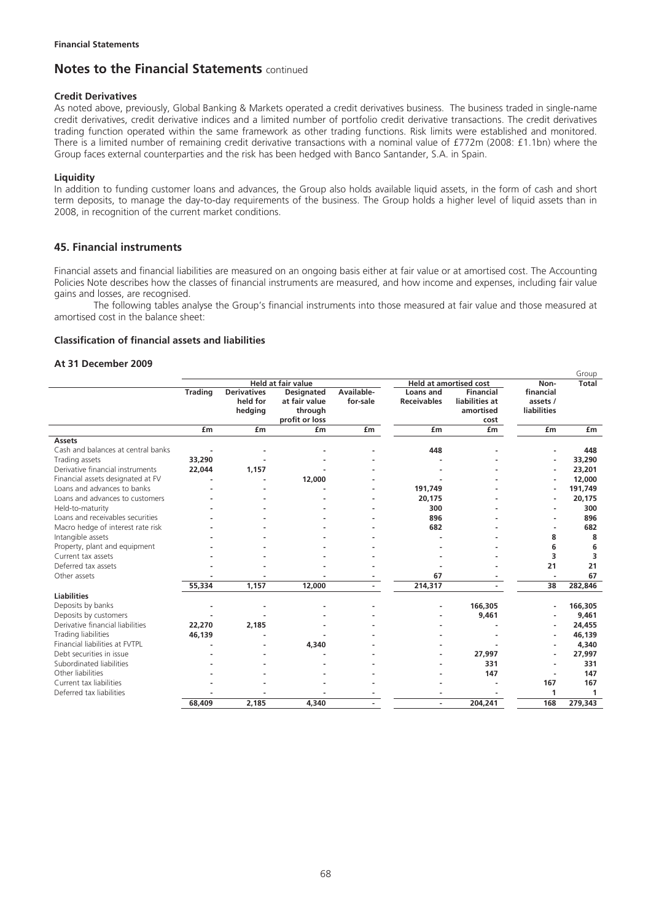**Financial Statements**

# Notes to the Financial Statements continued

### Credit Derivatives

As noted above, previously, Global Banking & Markets operated a credit derivatives business. The business traded in single-name credit derivatives, credit derivative indices and a limited number of portfolio credit derivative transactions. The credit derivatives trading function operated within the same framework as other trading functions. Risk limits were established and monitored. There is a limited number of remaining credit derivative transactions with a nominal value of £772m (2008: £1.1bn) where the Group faces external counterparties and the risk has been hedged with Banco Santander, S.A. in Spain.

### Liquidity

In addition to funding customer loans and advances, the Group also holds available liquid assets, in the form of cash and short term deposits, to manage the day-to-day requirements of the business. The Group holds a higher level of liquid assets than in 2008, in recognition of the current market conditions.

## 45. Financial instruments

Financial assets and financial liabilities are measured on an ongoing basis either at fair value or at amortised cost. The Accounting Policies Note describes how the classes of financial instruments are measured, and how income and expenses, including fair value gains and losses, are recognised.

The following tables analyse the Group's financial instruments into those measured at fair value and those measured at amortised cost in the balance sheet:

### Classification of financial assets and liabilities

### At 31 December 2009

| | Held at fair value | | | | Held at amortised cost | | Non-financial assets / liabilities | Group Total |
|---|---|---|---|---|---|---|---|---|
| | Trading | Derivatives held for hedging | Designated at fair value through profit or loss | Available-for-sale | Loans and Receivables | Financial liabilities at amortised cost | | |
| | £m | £m | £m | £m | £m | £m | £m | £m |
| **Assets** | | | | | | | | |
| Cash and balances at central banks | - | - | - | - | 448 | - | - | **448** |
| Trading assets | 33,290 | - | - | - | - | - | - | **33,290** |
| Derivative financial instruments | 22,044 | 1,157 | - | - | - | - | - | **23,201** |
| Financial assets designated at FV | - | - | 12,000 | - | - | - | - | **12,000** |
| Loans and advances to banks | - | - | - | - | 191,749 | - | - | **191,749** |
| Loans and advances to customers | - | - | - | - | 20,175 | - | - | **20,175** |
| Held-to-maturity | - | - | - | - | 300 | - | - | **300** |
| Loans and receivables securities | - | - | - | - | 896 | - | - | **896** |
| Macro hedge of interest rate risk | - | - | - | - | 682 | - | - | **682** |
| Intangible assets | - | - | - | - | - | - | 8 | **8** |
| Property, plant and equipment | - | - | - | - | - | - | 6 | **6** |
| Current tax assets | - | - | - | - | - | - | 3 | **3** |
| Deferred tax assets | - | - | - | - | - | - | 21 | **21** |
| Other assets | - | - | - | - | 67 | - | - | **67** |
| | 55,334 | 1,157 | 12,000 | - | 214,317 | - | 38 | **282,846** |
| **Liabilities** | | | | | | | | |
| Deposits by banks | - | - | - | - | - | 166,305 | - | **166,305** |
| Deposits by customers | - | - | - | - | - | 9,461 | - | **9,461** |
| Derivative financial liabilities | 22,270 | 2,185 | - | - | - | - | - | **24,455** |
| Trading liabilities | 46,139 | - | - | - | - | - | - | **46,139** |
| Financial liabilities at FVTPL | - | - | 4,340 | - | - | - | - | **4,340** |
| Debt securities in issue | - | - | - | - | - | 27,997 | - | **27,997** |
| Subordinated liabilities | - | - | - | - | - | 331 | - | **331** |
| Other liabilities | - | - | - | - | - | 147 | - | **147** |
| Current tax liabilities | - | - | - | - | - | - | 167 | **167** |
| Deferred tax liabilities | - | - | - | - | - | - | 1 | **1** |
| | 68,409 | 2,185 | 4,340 | - | - | 204,241 | 168 | **279,343** |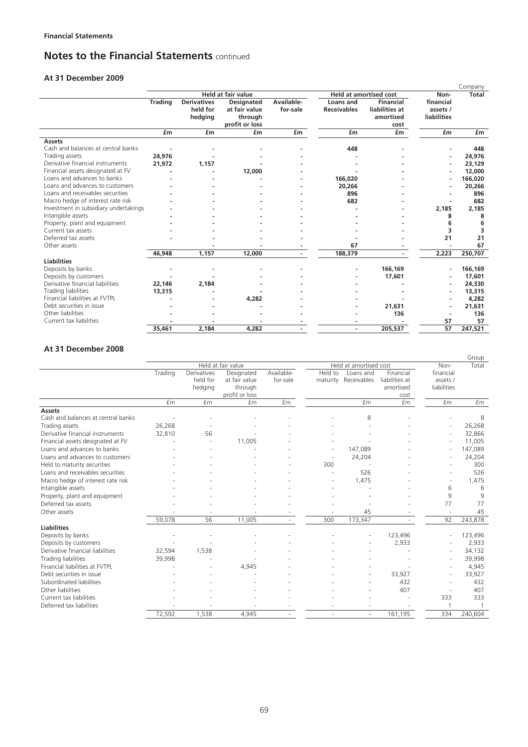**Financial Statements**

# Notes to the Financial Statements continued

### At 31 December 2009

| | Held at fair value | | | | Held at amortised cost | | Non-financial assets / liabilities | Company Total |
|---|---|---|---|---|---|---|---|---|
| | **Trading** | **Derivatives held for hedging** | **Designated at fair value through profit or loss** | **Available-for-sale** | **Loans and Receivables** | **Financial liabilities at amortised cost** | | |
| | **£m** | **£m** | **£m** | **£m** | **£m** | **£m** | **£m** | **£m** |
| **Assets** | | | | | | | | |
| Cash and balances at central banks | - | - | - | - | 448 | - | - | 448 |
| Trading assets | 24,976 | - | - | - | - | - | - | 24,976 |
| Derivative financial instruments | 21,972 | 1,157 | - | - | - | - | - | 23,129 |
| Financial assets designated at FV | - | - | 12,000 | - | - | - | - | 12,000 |
| Loans and advances to banks | - | - | - | - | 166,020 | - | - | 166,020 |
| Loans and advances to customers | - | - | - | - | 20,266 | - | - | 20,266 |
| Loans and receivables securities | - | - | - | - | 896 | - | - | 896 |
| Macro hedge of interest rate risk | - | - | - | - | 682 | - | - | 682 |
| Investment in subsidiary undertakings | - | - | - | - | - | - | 2,185 | 2,185 |
| Intangible assets | - | - | - | - | - | - | 8 | 8 |
| Property, plant and equipment | - | - | - | - | - | - | 6 | 6 |
| Current tax assets | - | - | - | - | - | - | 3 | 3 |
| Deferred tax assets | - | - | - | - | - | - | 21 | 21 |
| Other assets | - | - | - | - | 67 | - | - | 67 |
| | 46,948 | 1,157 | 12,000 | - | 188,379 | - | 2,223 | 250,707 |
| **Liabilities** | | | | | | | | |
| Deposits by banks | - | - | - | - | - | 166,169 | - | 166,169 |
| Deposits by customers | - | - | - | - | - | 17,601 | - | 17,601 |
| Derivative financial liabilities | 22,146 | 2,184 | - | - | - | - | - | 24,330 |
| Trading liabilities | 13,315 | - | - | - | - | - | - | 13,315 |
| Financial liabilities at FVTPL | - | - | 4,282 | - | - | - | - | 4,282 |
| Debt securities in issue | - | - | - | - | - | 21,631 | - | 21,631 |
| Other liabilities | - | - | - | - | - | 136 | - | 136 |
| Current tax liabilities | - | - | - | - | - | - | 57 | 57 |
| | 35,461 | 2,184 | 4,282 | - | - | 205,537 | 57 | 247,521 |

### At 31 December 2008

| | Held at fair value | | | | Held at amortised cost | | | Non-financial assets / liabilities | Group Total |
|---|---|---|---|---|---|---|---|---|---|
| | Trading | Derivatives held for hedging | Designated at fair value through profit or loss | Available-for-sale | Held to maturity | Loans and Receivables | Financial liabilities at amortised cost | | |
| | £m | £m | £m | £m | | £m | £m | £m | £m |
| **Assets** | | | | | | | | | |
| Cash and balances at central banks | - | - | - | - | - | 8 | - | - | 8 |
| Trading assets | 26,268 | - | - | - | - | - | - | - | 26,268 |
| Derivative financial instruments | 32,810 | 56 | - | - | - | - | - | - | 32,866 |
| Financial assets designated at FV | - | - | 11,005 | - | - | - | - | - | 11,005 |
| Loans and advances to banks | - | - | - | - | - | 147,089 | - | - | 147,089 |
| Loans and advances to customers | - | - | - | - | - | 24,204 | - | - | 24,204 |
| Held to maturity securities | - | - | - | - | 300 | - | - | - | 300 |
| Loans and receivables securities | - | - | - | - | - | 526 | - | - | 526 |
| Macro hedge of interest rate risk | - | - | - | - | - | 1,475 | - | - | 1,475 |
| Intangible assets | - | - | - | - | - | - | - | 6 | 6 |
| Property, plant and equipment | - | - | - | - | - | - | - | 9 | 9 |
| Deferred tax assets | - | - | - | - | - | - | - | 77 | 77 |
| Other assets | - | - | - | - | - | 45 | - | - | 45 |
| | 59,078 | 56 | 11,005 | - | 300 | 173,347 | - | 92 | 243,878 |
| **Liabilities** | | | | | | | | | |
| Deposits by banks | - | - | - | - | - | - | 123,496 | - | 123,496 |
| Deposits by customers | - | - | - | - | - | - | 2,933 | - | 2,933 |
| Derivative financial liabilities | 32,594 | 1,538 | - | - | - | - | - | - | 34,132 |
| Trading liabilities | 39,998 | - | - | - | - | - | - | - | 39,998 |
| Financial liabilities at FVTPL | - | - | 4,945 | - | - | - | - | - | 4,945 |
| Debt securities in issue | - | - | - | - | - | - | 33,927 | - | 33,927 |
| Subordinated liabilities | - | - | - | - | - | - | 432 | - | 432 |
| Other liabilities | - | - | - | - | - | - | 407 | - | 407 |
| Current tax liabilities | - | - | - | - | - | - | - | 333 | 333 |
| Deferred tax liabilities | - | - | - | - | - | - | - | 1 | 1 |
| | 72,592 | 1,538 | 4,945 | - | - | - | 161,195 | 334 | 240,604 |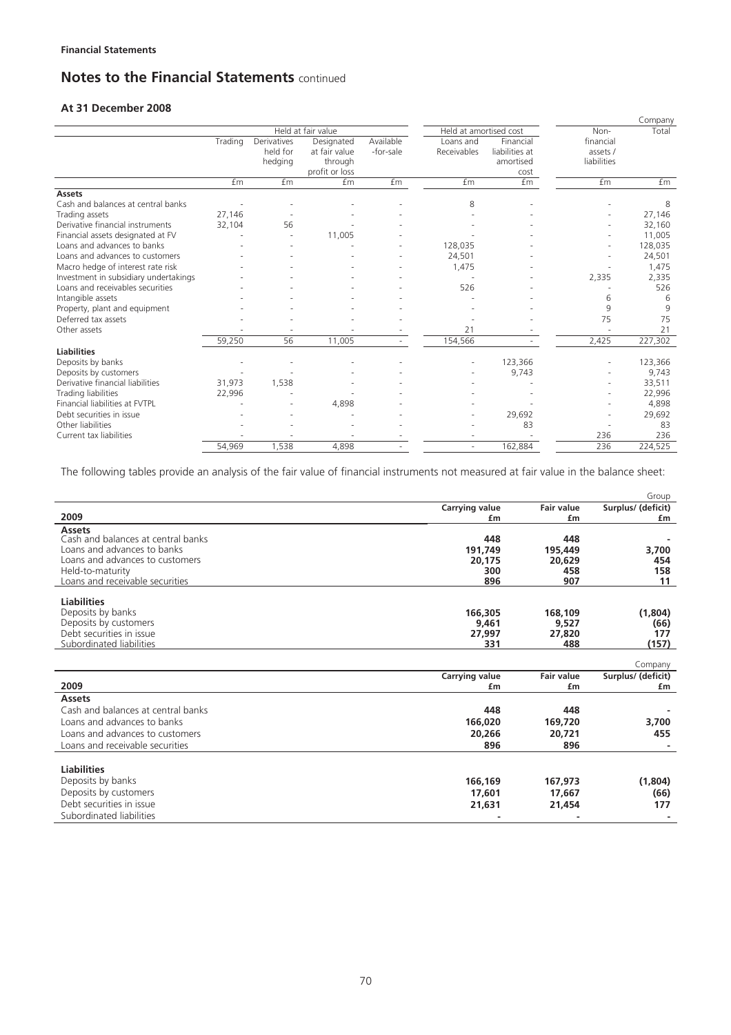**Financial Statements**

## Notes to the Financial Statements continued

### At 31 December 2008

| | Held at fair value | | | | Held at amortised cost | | Non-financial assets / liabilities | Company Total |
|---|---|---|---|---|---|---|---|---|
| | Trading | Derivatives held for hedging | Designated at fair value through profit or loss | Available-for-sale | Loans and Receivables | Financial liabilities at amortised cost | | |
| | £m | £m | £m | £m | £m | £m | £m | £m |
| **Assets** | | | | | | | | |
| Cash and balances at central banks | - | - | - | - | 8 | - | - | 8 |
| Trading assets | 27,146 | - | - | - | - | - | - | 27,146 |
| Derivative financial instruments | 32,104 | 56 | - | - | - | - | - | 32,160 |
| Financial assets designated at FV | - | - | 11,005 | - | - | - | - | 11,005 |
| Loans and advances to banks | - | - | - | - | 128,035 | - | - | 128,035 |
| Loans and advances to customers | - | - | - | - | 24,501 | - | - | 24,501 |
| Macro hedge of interest rate risk | - | - | - | - | 1,475 | - | - | 1,475 |
| Investment in subsidiary undertakings | - | - | - | - | - | - | 2,335 | 2,335 |
| Loans and receivables securities | - | - | - | - | 526 | - | - | 526 |
| Intangible assets | - | - | - | - | - | - | 6 | 6 |
| Property, plant and equipment | - | - | - | - | - | - | 9 | 9 |
| Deferred tax assets | - | - | - | - | - | - | 75 | 75 |
| Other assets | - | - | - | - | 21 | - | - | 21 |
| | 59,250 | 56 | 11,005 | - | 154,566 | - | 2,425 | 227,302 |
| **Liabilities** | | | | | | | | |
| Deposits by banks | - | - | - | - | - | 123,366 | - | 123,366 |
| Deposits by customers | - | - | - | - | - | 9,743 | - | 9,743 |
| Derivative financial liabilities | 31,973 | 1,538 | - | - | - | - | - | 33,511 |
| Trading liabilities | 22,996 | - | - | - | - | - | - | 22,996 |
| Financial liabilities at FVTPL | - | - | 4,898 | - | - | - | - | 4,898 |
| Debt securities in issue | - | - | - | - | - | 29,692 | - | 29,692 |
| Other liabilities | - | - | - | - | - | 83 | - | 83 |
| Current tax liabilities | - | - | - | - | - | - | 236 | 236 |
| | 54,969 | 1,538 | 4,898 | - | - | 162,884 | 236 | 224,525 |

The following tables provide an analysis of the fair value of financial instruments not measured at fair value in the balance sheet:

| 2009 | Carrying value £m | Fair value £m | Group Surplus/ (deficit) £m |
|---|---|---|---|
| **Assets** | | | |
| Cash and balances at central banks | **448** | **448** | **-** |
| Loans and advances to banks | **191,749** | **195,449** | **3,700** |
| Loans and advances to customers | **20,175** | **20,629** | **454** |
| Held-to-maturity | **300** | **458** | **158** |
| Loans and receivable securities | **896** | **907** | **11** |
| **Liabilities** | | | |
| Deposits by banks | **166,305** | **168,109** | **(1,804)** |
| Deposits by customers | **9,461** | **9,527** | **(66)** |
| Debt securities in issue | **27,997** | **27,820** | **177** |
| Subordinated liabilities | **331** | **488** | **(157)** |

| 2009 | Carrying value £m | Fair value £m | Company Surplus/ (deficit) £m |
|---|---|---|---|
| **Assets** | | | |
| Cash and balances at central banks | **448** | **448** | **-** |
| Loans and advances to banks | **166,020** | **169,720** | **3,700** |
| Loans and advances to customers | **20,266** | **20,721** | **455** |
| Loans and receivable securities | **896** | **896** | **-** |
| **Liabilities** | | | |
| Deposits by banks | **166,169** | **167,973** | **(1,804)** |
| Deposits by customers | **17,601** | **17,667** | **(66)** |
| Debt securities in issue | **21,631** | **21,454** | **177** |
| Subordinated liabilities | **-** | **-** | **-** |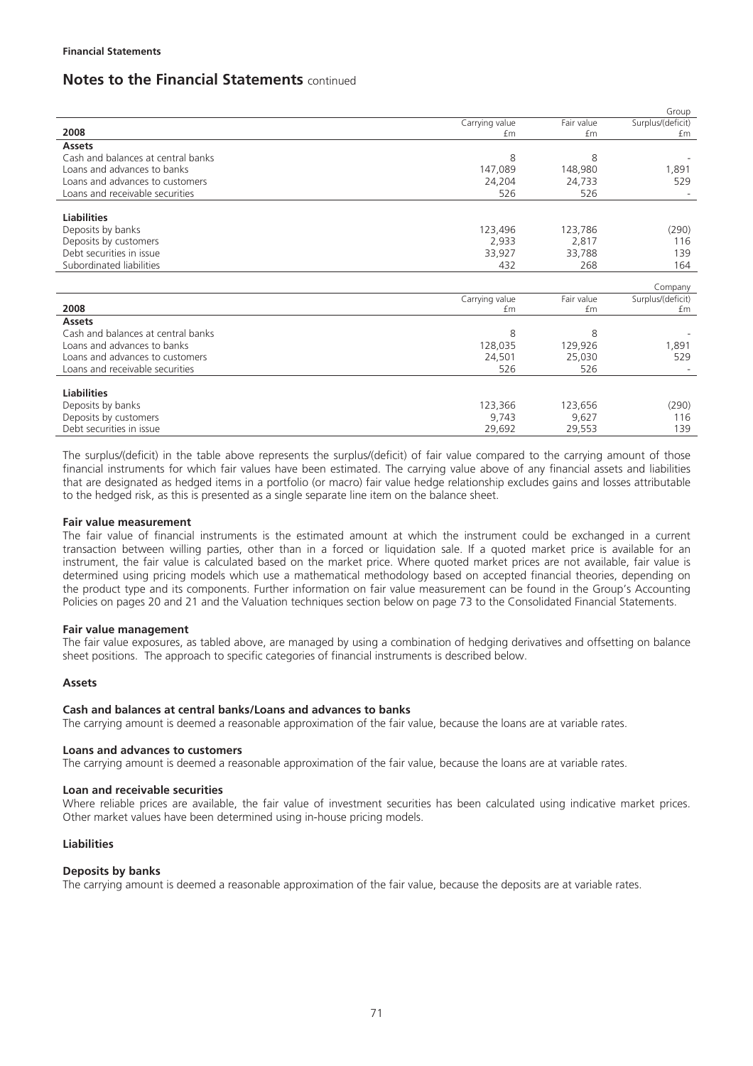**Financial Statements**

## Notes to the Financial Statements continued

| 2008 | Carrying value £m | Fair value £m | Group Surplus/(deficit) £m |
|---|---|---|---|
| **Assets** | | | |
| Cash and balances at central banks | 8 | 8 | - |
| Loans and advances to banks | 147,089 | 148,980 | 1,891 |
| Loans and advances to customers | 24,204 | 24,733 | 529 |
| Loans and receivable securities | 526 | 526 | - |
| **Liabilities** | | | |
| Deposits by banks | 123,496 | 123,786 | (290) |
| Deposits by customers | 2,933 | 2,817 | 116 |
| Debt securities in issue | 33,927 | 33,788 | 139 |
| Subordinated liabilities | 432 | 268 | 164 |

| 2008 | Carrying value £m | Fair value £m | Company Surplus/(deficit) £m |
|---|---|---|---|
| **Assets** | | | |
| Cash and balances at central banks | 8 | 8 | - |
| Loans and advances to banks | 128,035 | 129,926 | 1,891 |
| Loans and advances to customers | 24,501 | 25,030 | 529 |
| Loans and receivable securities | 526 | 526 | - |
| **Liabilities** | | | |
| Deposits by banks | 123,366 | 123,656 | (290) |
| Deposits by customers | 9,743 | 9,627 | 116 |
| Debt securities in issue | 29,692 | 29,553 | 139 |

The surplus/(deficit) in the table above represents the surplus/(deficit) of fair value compared to the carrying amount of those financial instruments for which fair values have been estimated. The carrying value above of any financial assets and liabilities that are designated as hedged items in a portfolio (or macro) fair value hedge relationship excludes gains and losses attributable to the hedged risk, as this is presented as a single separate line item on the balance sheet.

**Fair value measurement**

The fair value of financial instruments is the estimated amount at which the instrument could be exchanged in a current transaction between willing parties, other than in a forced or liquidation sale. If a quoted market price is available for an instrument, the fair value is calculated based on the market price. Where quoted market prices are not available, fair value is determined using pricing models which use a mathematical methodology based on accepted financial theories, depending on the product type and its components. Further information on fair value measurement can be found in the Group's Accounting Policies on pages 20 and 21 and the Valuation techniques section below on page 73 to the Consolidated Financial Statements.

**Fair value management**

The fair value exposures, as tabled above, are managed by using a combination of hedging derivatives and offsetting on balance sheet positions. The approach to specific categories of financial instruments is described below.

**Assets**

**Cash and balances at central banks/Loans and advances to banks**

The carrying amount is deemed a reasonable approximation of the fair value, because the loans are at variable rates.

**Loans and advances to customers**

The carrying amount is deemed a reasonable approximation of the fair value, because the loans are at variable rates.

**Loan and receivable securities**

Where reliable prices are available, the fair value of investment securities has been calculated using indicative market prices. Other market values have been determined using in-house pricing models.

**Liabilities**

**Deposits by banks**

The carrying amount is deemed a reasonable approximation of the fair value, because the deposits are at variable rates.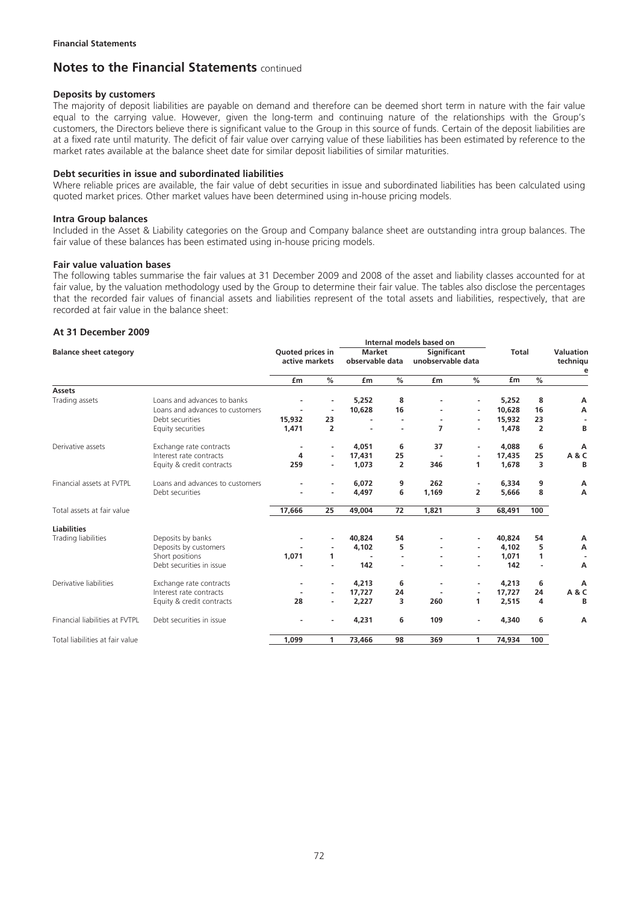## Notes to the Financial Statements continued

### Deposits by customers

The majority of deposit liabilities are payable on demand and therefore can be deemed short term in nature with the fair value equal to the carrying value. However, given the long-term and continuing nature of the relationships with the Group's customers, the Directors believe there is significant value to the Group in this source of funds. Certain of the deposit liabilities are at a fixed rate until maturity. The deficit of fair value over carrying value of these liabilities has been estimated by reference to the market rates available at the balance sheet date for similar deposit liabilities of similar maturities.

### Debt securities in issue and subordinated liabilities

Where reliable prices are available, the fair value of debt securities in issue and subordinated liabilities has been calculated using quoted market prices. Other market values have been determined using in-house pricing models.

### Intra Group balances

Included in the Asset & Liability categories on the Group and Company balance sheet are outstanding intra group balances. The fair value of these balances has been estimated using in-house pricing models.

### Fair value valuation bases

The following tables summarise the fair values at 31 December 2009 and 2008 of the asset and liability classes accounted for at fair value, by the valuation methodology used by the Group to determine their fair value. The tables also disclose the percentages that the recorded fair values of financial assets and liabilities represent of the total assets and liabilities, respectively, that are recorded at fair value in the balance sheet:

### At 31 December 2009

| Balance sheet category | | Quoted prices in active markets | | Internal models based on Market observable data | | Internal models based on Significant unobservable data | | Total | | Valuation technique |
|---|---|---|---|---|---|---|---|---|---|---|
| | | £m | % | £m | % | £m | % | £m | % | |
| **Assets** | | | | | | | | | | |
| Trading assets | Loans and advances to banks | - | - | 5,252 | 8 | - | - | 5,252 | 8 | A |
| | Loans and advances to customers | - | - | 10,628 | 16 | - | - | 10,628 | 16 | A |
| | Debt securities | 15,932 | 23 | - | - | - | - | 15,932 | 23 | - |
| | Equity securities | 1,471 | 2 | - | - | 7 | - | 1,478 | 2 | B |
| Derivative assets | Exchange rate contracts | - | - | 4,051 | 6 | 37 | - | 4,088 | 6 | A |
| | Interest rate contracts | 4 | - | 17,431 | 25 | - | - | 17,435 | 25 | A & C |
| | Equity & credit contracts | 259 | - | 1,073 | 2 | 346 | 1 | 1,678 | 3 | B |
| Financial assets at FVTPL | Loans and advances to customers | - | - | 6,072 | 9 | 262 | - | 6,334 | 9 | A |
| | Debt securities | - | - | 4,497 | 6 | 1,169 | 2 | 5,666 | 8 | A |
| Total assets at fair value | | 17,666 | 25 | 49,004 | 72 | 1,821 | 3 | 68,491 | 100 | |
| **Liabilities** | | | | | | | | | | |
| Trading liabilities | Deposits by banks | - | - | 40,824 | 54 | - | - | 40,824 | 54 | A |
| | Deposits by customers | - | - | 4,102 | 5 | - | - | 4,102 | 5 | A |
| | Short positions | 1,071 | 1 | - | - | - | - | 1,071 | 1 | - |
| | Debt securities in issue | - | - | 142 | - | - | - | 142 | - | A |
| Derivative liabilities | Exchange rate contracts | - | - | 4,213 | 6 | - | - | 4,213 | 6 | A |
| | Interest rate contracts | - | - | 17,727 | 24 | - | - | 17,727 | 24 | A & C |
| | Equity & credit contracts | 28 | - | 2,227 | 3 | 260 | 1 | 2,515 | 4 | B |
| Financial liabilities at FVTPL | Debt securities in issue | - | - | 4,231 | 6 | 109 | - | 4,340 | 6 | A |
| Total liabilities at fair value | | 1,099 | 1 | 73,466 | 98 | 369 | 1 | 74,934 | 100 | |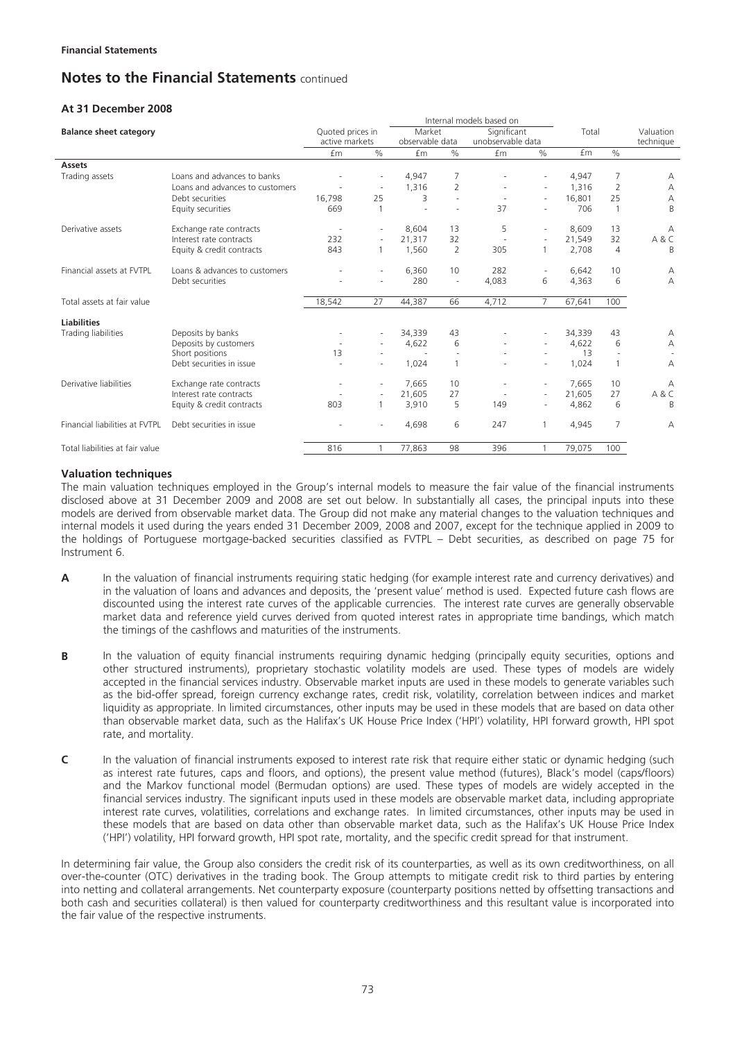**Financial Statements**

# Notes to the Financial Statements continued

## At 31 December 2008

| Balance sheet category | | Quoted prices in active markets | | Internal models based on Market observable data | | Internal models based on Significant unobservable data | | Total | | Valuation technique |
|---|---|---|---|---|---|---|---|---|---|---|
| | | £m | % | £m | % | £m | % | £m | % | |
| **Assets** | | | | | | | | | | |
| Trading assets | Loans and advances to banks | - | - | 4,947 | 7 | - | - | 4,947 | 7 | A |
| | Loans and advances to customers | - | - | 1,316 | 2 | - | - | 1,316 | 2 | A |
| | Debt securities | 16,798 | 25 | 3 | - | - | - | 16,801 | 25 | A |
| | Equity securities | 669 | 1 | - | - | 37 | - | 706 | 1 | B |
| Derivative assets | Exchange rate contracts | - | - | 8,604 | 13 | 5 | - | 8,609 | 13 | A |
| | Interest rate contracts | 232 | - | 21,317 | 32 | - | - | 21,549 | 32 | A & C |
| | Equity & credit contracts | 843 | 1 | 1,560 | 2 | 305 | 1 | 2,708 | 4 | B |
| Financial assets at FVTPL | Loans & advances to customers | - | - | 6,360 | 10 | 282 | - | 6,642 | 10 | A |
| | Debt securities | - | - | 280 | - | 4,083 | 6 | 4,363 | 6 | A |
| Total assets at fair value | | 18,542 | 27 | 44,387 | 66 | 4,712 | 7 | 67,641 | 100 | |
| **Liabilities** | | | | | | | | | | |
| Trading liabilities | Deposits by banks | - | - | 34,339 | 43 | - | - | 34,339 | 43 | A |
| | Deposits by customers | - | - | 4,622 | 6 | - | - | 4,622 | 6 | A |
| | Short positions | 13 | - | - | - | - | - | 13 | - | - |
| | Debt securities in issue | - | - | 1,024 | 1 | - | - | 1,024 | 1 | A |
| Derivative liabilities | Exchange rate contracts | - | - | 7,665 | 10 | - | - | 7,665 | 10 | A |
| | Interest rate contracts | - | - | 21,605 | 27 | - | - | 21,605 | 27 | A & C |
| | Equity & credit contracts | 803 | 1 | 3,910 | 5 | 149 | - | 4,862 | 6 | B |
| Financial liabilities at FVTPL | Debt securities in issue | - | - | 4,698 | 6 | 247 | 1 | 4,945 | 7 | A |
| Total liabilities at fair value | | 816 | 1 | 77,863 | 98 | 396 | 1 | 79,075 | 100 | |

### Valuation techniques

The main valuation techniques employed in the Group's internal models to measure the fair value of the financial instruments disclosed above at 31 December 2009 and 2008 are set out below. In substantially all cases, the principal inputs into these models are derived from observable market data. The Group did not make any material changes to the valuation techniques and internal models it used during the years ended 31 December 2009, 2008 and 2007, except for the technique applied in 2009 to the holdings of Portuguese mortgage-backed securities classified as FVTPL – Debt securities, as described on page 75 for Instrument 6.

**A** In the valuation of financial instruments requiring static hedging (for example interest rate and currency derivatives) and in the valuation of loans and advances and deposits, the 'present value' method is used. Expected future cash flows are discounted using the interest rate curves of the applicable currencies. The interest rate curves are generally observable market data and reference yield curves derived from quoted interest rates in appropriate time bandings, which match the timings of the cashflows and maturities of the instruments.

**B** In the valuation of equity financial instruments requiring dynamic hedging (principally equity securities, options and other structured instruments), proprietary stochastic volatility models are used. These types of models are widely accepted in the financial services industry. Observable market inputs are used in these models to generate variables such as the bid-offer spread, foreign currency exchange rates, credit risk, volatility, correlation between indices and market liquidity as appropriate. In limited circumstances, other inputs may be used in these models that are based on data other than observable market data, such as the Halifax's UK House Price Index ('HPI') volatility, HPI forward growth, HPI spot rate, and mortality.

**C** In the valuation of financial instruments exposed to interest rate risk that require either static or dynamic hedging (such as interest rate futures, caps and floors, and options), the present value method (futures), Black's model (caps/floors) and the Markov functional model (Bermudan options) are used. These types of models are widely accepted in the financial services industry. The significant inputs used in these models are observable market data, including appropriate interest rate curves, volatilities, correlations and exchange rates. In limited circumstances, other inputs may be used in these models that are based on data other than observable market data, such as the Halifax's UK House Price Index ('HPI') volatility, HPI forward growth, HPI spot rate, mortality, and the specific credit spread for that instrument.

In determining fair value, the Group also considers the credit risk of its counterparties, as well as its own creditworthiness, on all over-the-counter (OTC) derivatives in the trading book. The Group attempts to mitigate credit risk to third parties by entering into netting and collateral arrangements. Net counterparty exposure (counterparty positions netted by offsetting transactions and both cash and securities collateral) is then valued for counterparty creditworthiness and this resultant value is incorporated into the fair value of the respective instruments.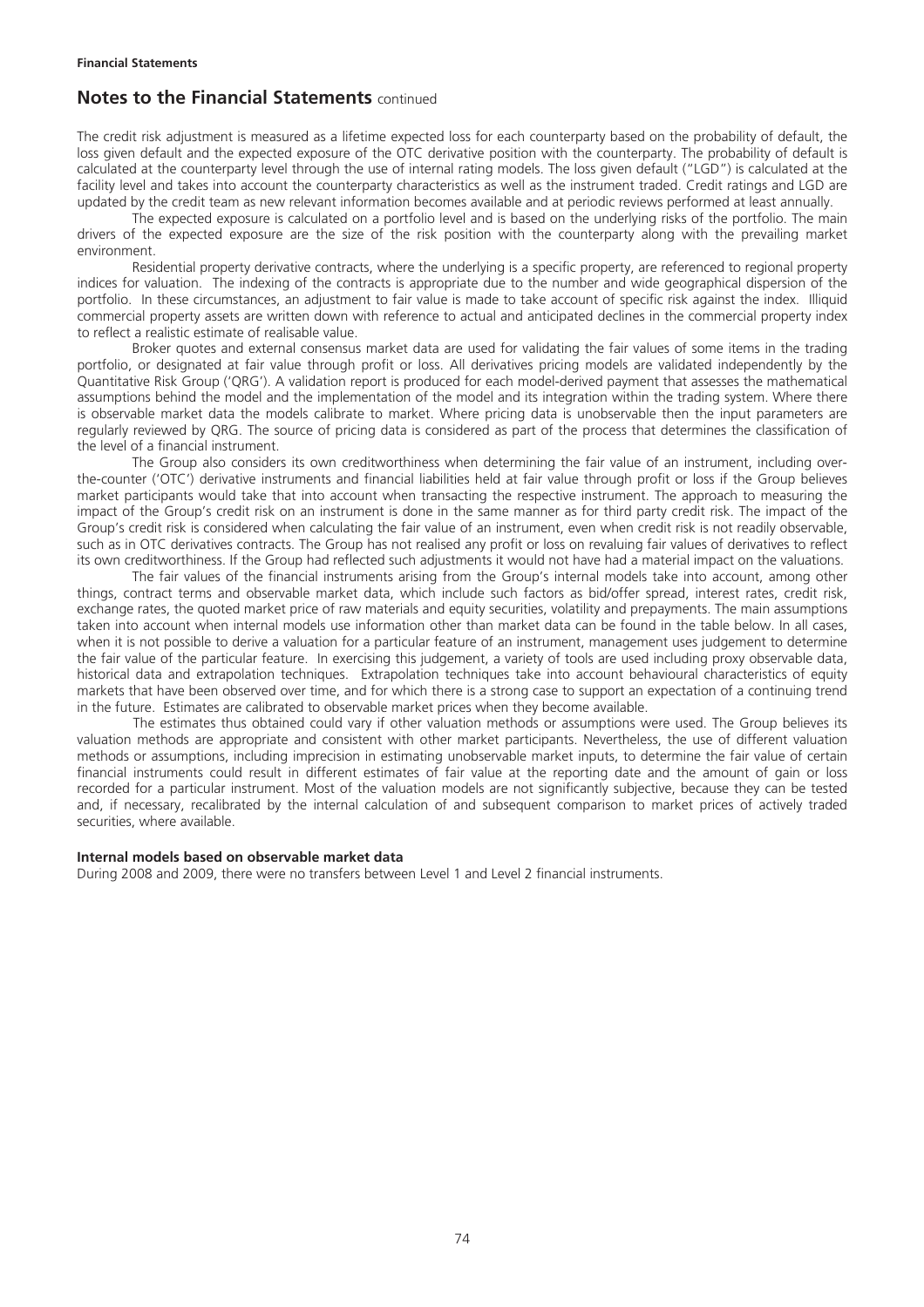## Notes to the Financial Statements continued

The credit risk adjustment is measured as a lifetime expected loss for each counterparty based on the probability of default, the loss given default and the expected exposure of the OTC derivative position with the counterparty. The probability of default is calculated at the counterparty level through the use of internal rating models. The loss given default ("LGD") is calculated at the facility level and takes into account the counterparty characteristics as well as the instrument traded. Credit ratings and LGD are updated by the credit team as new relevant information becomes available and at periodic reviews performed at least annually.

The expected exposure is calculated on a portfolio level and is based on the underlying risks of the portfolio. The main drivers of the expected exposure are the size of the risk position with the counterparty along with the prevailing market environment.

Residential property derivative contracts, where the underlying is a specific property, are referenced to regional property indices for valuation. The indexing of the contracts is appropriate due to the number and wide geographical dispersion of the portfolio. In these circumstances, an adjustment to fair value is made to take account of specific risk against the index. Illiquid commercial property assets are written down with reference to actual and anticipated declines in the commercial property index to reflect a realistic estimate of realisable value.

Broker quotes and external consensus market data are used for validating the fair values of some items in the trading portfolio, or designated at fair value through profit or loss. All derivatives pricing models are validated independently by the Quantitative Risk Group ('QRG'). A validation report is produced for each model-derived payment that assesses the mathematical assumptions behind the model and the implementation of the model and its integration within the trading system. Where there is observable market data the models calibrate to market. Where pricing data is unobservable then the input parameters are regularly reviewed by QRG. The source of pricing data is considered as part of the process that determines the classification of the level of a financial instrument.

The Group also considers its own creditworthiness when determining the fair value of an instrument, including over-the-counter ('OTC') derivative instruments and financial liabilities held at fair value through profit or loss if the Group believes market participants would take that into account when transacting the respective instrument. The approach to measuring the impact of the Group's credit risk on an instrument is done in the same manner as for third party credit risk. The impact of the Group's credit risk is considered when calculating the fair value of an instrument, even when credit risk is not readily observable, such as in OTC derivatives contracts. The Group has not realised any profit or loss on revaluing fair values of derivatives to reflect its own creditworthiness. If the Group had reflected such adjustments it would not have had a material impact on the valuations.

The fair values of the financial instruments arising from the Group's internal models take into account, among other things, contract terms and observable market data, which include such factors as bid/offer spread, interest rates, credit risk, exchange rates, the quoted market price of raw materials and equity securities, volatility and prepayments. The main assumptions taken into account when internal models use information other than market data can be found in the table below. In all cases, when it is not possible to derive a valuation for a particular feature of an instrument, management uses judgement to determine the fair value of the particular feature. In exercising this judgement, a variety of tools are used including proxy observable data, historical data and extrapolation techniques. Extrapolation techniques take into account behavioural characteristics of equity markets that have been observed over time, and for which there is a strong case to support an expectation of a continuing trend in the future. Estimates are calibrated to observable market prices when they become available.

The estimates thus obtained could vary if other valuation methods or assumptions were used. The Group believes its valuation methods are appropriate and consistent with other market participants. Nevertheless, the use of different valuation methods or assumptions, including imprecision in estimating unobservable market inputs, to determine the fair value of certain financial instruments could result in different estimates of fair value at the reporting date and the amount of gain or loss recorded for a particular instrument. Most of the valuation models are not significantly subjective, because they can be tested and, if necessary, recalibrated by the internal calculation of and subsequent comparison to market prices of actively traded securities, where available.

**Internal models based on observable market data**

During 2008 and 2009, there were no transfers between Level 1 and Level 2 financial instruments.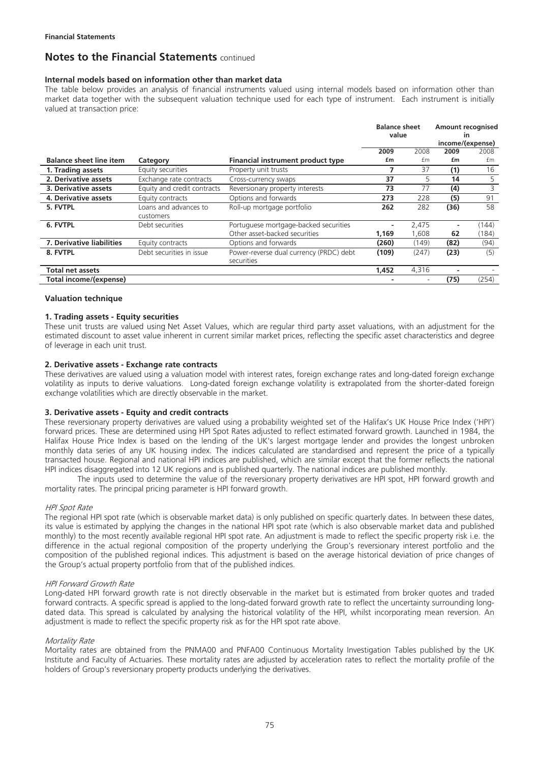**Financial Statements**

## Notes to the Financial Statements continued

### Internal models based on information other than market data

The table below provides an analysis of financial instruments valued using internal models based on information other than market data together with the subsequent valuation technique used for each type of instrument. Each instrument is initially valued at transaction price:

| | | | Balance sheet value | | Amount recognised in income/(expense) | |
|---|---|---|---|---|---|---|
| | | | **2009** | 2008 | **2009** | 2008 |
| **Balance sheet line item** | **Category** | **Financial instrument product type** | **£m** | £m | **£m** | £m |
| **1. Trading assets** | Equity securities | Property unit trusts | **7** | 37 | **(1)** | 16 |
| **2. Derivative assets** | Exchange rate contracts | Cross-currency swaps | **37** | 5 | **14** | 5 |
| **3. Derivative assets** | Equity and credit contracts | Reversionary property interests | **73** | 77 | **(4)** | 3 |
| **4. Derivative assets** | Equity contracts | Options and forwards | **273** | 228 | **(5)** | 91 |
| **5. FVTPL** | Loans and advances to customers | Roll-up mortgage portfolio | **262** | 282 | **(36)** | 58 |
| **6. FVTPL** | Debt securities | Portuguese mortgage-backed securities | **-** | 2,475 | **-** | (144) |
| | | Other asset-backed securities | **1,169** | 1,608 | **62** | (184) |
| **7. Derivative liabilities** | Equity contracts | Options and forwards | **(260)** | (149) | **(82)** | (94) |
| **8. FVTPL** | Debt securities in issue | Power-reverse dual currency (PRDC) debt securities | **(109)** | (247) | **(23)** | (5) |
| **Total net assets** | | | **1,452** | 4,316 | **-** | - |
| **Total income/(expense)** | | | **-** | - | **(75)** | (254) |

### Valuation technique

#### 1. Trading assets - Equity securities

These unit trusts are valued using Net Asset Values, which are regular third party asset valuations, with an adjustment for the estimated discount to asset value inherent in current similar market prices, reflecting the specific asset characteristics and degree of leverage in each unit trust.

#### 2. Derivative assets - Exchange rate contracts

These derivatives are valued using a valuation model with interest rates, foreign exchange rates and long-dated foreign exchange volatility as inputs to derive valuations. Long-dated foreign exchange volatility is extrapolated from the shorter-dated foreign exchange volatilities which are directly observable in the market.

#### 3. Derivative assets - Equity and credit contracts

These reversionary property derivatives are valued using a probability weighted set of the Halifax's UK House Price Index ('HPI') forward prices. These are determined using HPI Spot Rates adjusted to reflect estimated forward growth. Launched in 1984, the Halifax House Price Index is based on the lending of the UK's largest mortgage lender and provides the longest unbroken monthly data series of any UK housing index. The indices calculated are standardised and represent the price of a typically transacted house. Regional and national HPI indices are published, which are similar except that the former reflects the national HPI indices disaggregated into 12 UK regions and is published quarterly. The national indices are published monthly.

The inputs used to determine the value of the reversionary property derivatives are HPI spot, HPI forward growth and mortality rates. The principal pricing parameter is HPI forward growth.

*HPI Spot Rate*

The regional HPI spot rate (which is observable market data) is only published on specific quarterly dates. In between these dates, its value is estimated by applying the changes in the national HPI spot rate (which is also observable market data and published monthly) to the most recently available regional HPI spot rate. An adjustment is made to reflect the specific property risk i.e. the difference in the actual regional composition of the property underlying the Group's reversionary interest portfolio and the composition of the published regional indices. This adjustment is based on the average historical deviation of price changes of the Group's actual property portfolio from that of the published indices.

*HPI Forward Growth Rate*

Long-dated HPI forward growth rate is not directly observable in the market but is estimated from broker quotes and traded forward contracts. A specific spread is applied to the long-dated forward growth rate to reflect the uncertainty surrounding long-dated data. This spread is calculated by analysing the historical volatility of the HPI, whilst incorporating mean reversion. An adjustment is made to reflect the specific property risk as for the HPI spot rate above.

*Mortality Rate*

Mortality rates are obtained from the PNMA00 and PNFA00 Continuous Mortality Investigation Tables published by the UK Institute and Faculty of Actuaries. These mortality rates are adjusted by acceleration rates to reflect the mortality profile of the holders of Group's reversionary property products underlying the derivatives.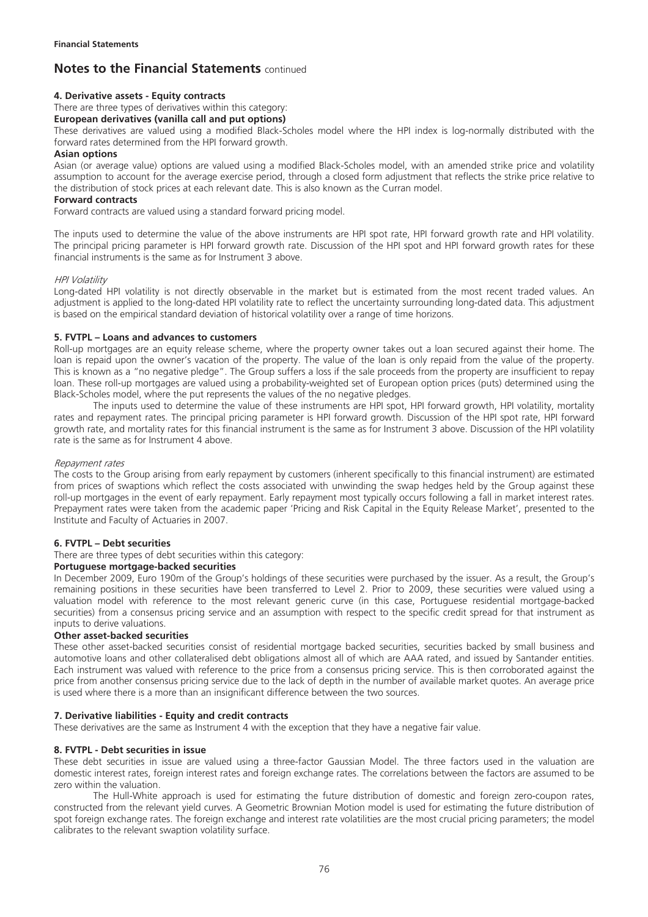**4. Derivative assets - Equity contracts**

There are three types of derivatives within this category:

**European derivatives (vanilla call and put options)**

These derivatives are valued using a modified Black-Scholes model where the HPI index is log-normally distributed with the forward rates determined from the HPI forward growth.

**Asian options**

Asian (or average value) options are valued using a modified Black-Scholes model, with an amended strike price and volatility assumption to account for the average exercise period, through a closed form adjustment that reflects the strike price relative to the distribution of stock prices at each relevant date. This is also known as the Curran model.

**Forward contracts**

Forward contracts are valued using a standard forward pricing model.

The inputs used to determine the value of the above instruments are HPI spot rate, HPI forward growth rate and HPI volatility. The principal pricing parameter is HPI forward growth rate. Discussion of the HPI spot and HPI forward growth rates for these financial instruments is the same as for Instrument 3 above.

*HPI Volatility*

Long-dated HPI volatility is not directly observable in the market but is estimated from the most recent traded values. An adjustment is applied to the long-dated HPI volatility rate to reflect the uncertainty surrounding long-dated data. This adjustment is based on the empirical standard deviation of historical volatility over a range of time horizons.

**5. FVTPL – Loans and advances to customers**

Roll-up mortgages are an equity release scheme, where the property owner takes out a loan secured against their home. The loan is repaid upon the owner's vacation of the property. The value of the loan is only repaid from the value of the property. This is known as a "no negative pledge". The Group suffers a loss if the sale proceeds from the property are insufficient to repay loan. These roll-up mortgages are valued using a probability-weighted set of European option prices (puts) determined using the Black-Scholes model, where the put represents the values of the no negative pledges.

The inputs used to determine the value of these instruments are HPI spot, HPI forward growth, HPI volatility, mortality rates and repayment rates. The principal pricing parameter is HPI forward growth. Discussion of the HPI spot rate, HPI forward growth rate, and mortality rates for this financial instrument is the same as for Instrument 3 above. Discussion of the HPI volatility rate is the same as for Instrument 4 above.

*Repayment rates*

The costs to the Group arising from early repayment by customers (inherent specifically to this financial instrument) are estimated from prices of swaptions which reflect the costs associated with unwinding the swap hedges held by the Group against these roll-up mortgages in the event of early repayment. Early repayment most typically occurs following a fall in market interest rates. Prepayment rates were taken from the academic paper 'Pricing and Risk Capital in the Equity Release Market', presented to the Institute and Faculty of Actuaries in 2007.

**6. FVTPL – Debt securities**

There are three types of debt securities within this category:

**Portuguese mortgage-backed securities**

In December 2009, Euro 190m of the Group's holdings of these securities were purchased by the issuer. As a result, the Group's remaining positions in these securities have been transferred to Level 2. Prior to 2009, these securities were valued using a valuation model with reference to the most relevant generic curve (in this case, Portuguese residential mortgage-backed securities) from a consensus pricing service and an assumption with respect to the specific credit spread for that instrument as inputs to derive valuations.

**Other asset-backed securities**

These other asset-backed securities consist of residential mortgage backed securities, securities backed by small business and automotive loans and other collateralised debt obligations almost all of which are AAA rated, and issued by Santander entities. Each instrument was valued with reference to the price from a consensus pricing service. This is then corroborated against the price from another consensus pricing service due to the lack of depth in the number of available market quotes. An average price is used where there is a more than an insignificant difference between the two sources.

**7. Derivative liabilities - Equity and credit contracts**

These derivatives are the same as Instrument 4 with the exception that they have a negative fair value.

**8. FVTPL - Debt securities in issue**

These debt securities in issue are valued using a three-factor Gaussian Model. The three factors used in the valuation are domestic interest rates, foreign interest rates and foreign exchange rates. The correlations between the factors are assumed to be zero within the valuation.

The Hull-White approach is used for estimating the future distribution of domestic and foreign zero-coupon rates, constructed from the relevant yield curves. A Geometric Brownian Motion model is used for estimating the future distribution of spot foreign exchange rates. The foreign exchange and interest rate volatilities are the most crucial pricing parameters; the model calibrates to the relevant swaption volatility surface.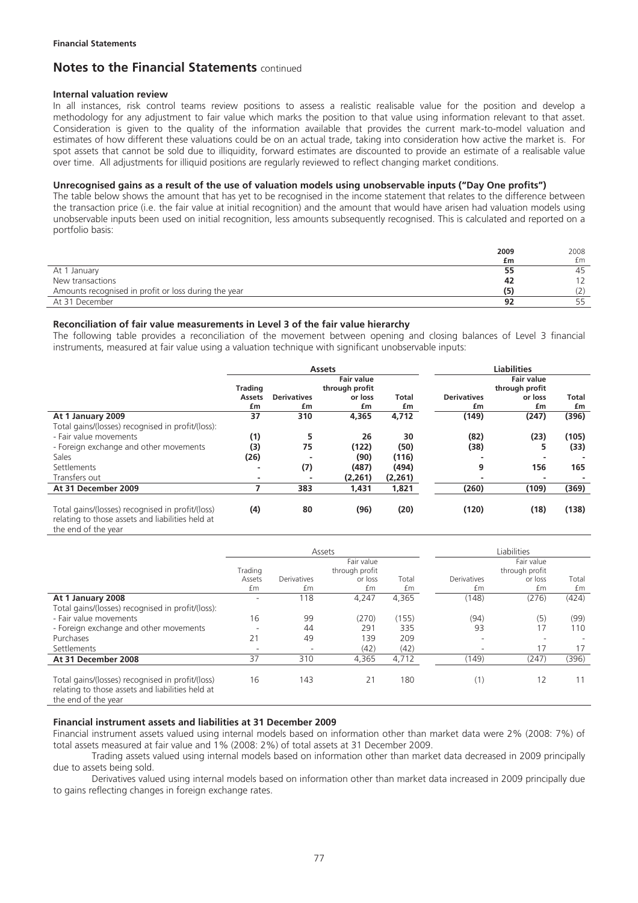**Financial Statements**

## Notes to the Financial Statements continued

### Internal valuation review

In all instances, risk control teams review positions to assess a realistic realisable value for the position and develop a methodology for any adjustment to fair value which marks the position to that value using information relevant to that asset. Consideration is given to the quality of the information available that provides the current mark-to-model valuation and estimates of how different these valuations could be on an actual trade, taking into consideration how active the market is. For spot assets that cannot be sold due to illiquidity, forward estimates are discounted to provide an estimate of a realisable value over time. All adjustments for illiquid positions are regularly reviewed to reflect changing market conditions.

### Unrecognised gains as a result of the use of valuation models using unobservable inputs ("Day One profits")

The table below shows the amount that has yet to be recognised in the income statement that relates to the difference between the transaction price (i.e. the fair value at initial recognition) and the amount that would have arisen had valuation models using unobservable inputs been used on initial recognition, less amounts subsequently recognised. This is calculated and reported on a portfolio basis:

| | 2009 £m | 2008 £m |
|---|---|---|
| At 1 January | 55 | 45 |
| New transactions | 42 | 12 |
| Amounts recognised in profit or loss during the year | (5) | (2) |
| At 31 December | 92 | 55 |

### Reconciliation of fair value measurements in Level 3 of the fair value hierarchy

The following table provides a reconciliation of the movement between opening and closing balances of Level 3 financial instruments, measured at fair value using a valuation technique with significant unobservable inputs:

| | Assets | | | | Liabilities | | |
|---|---|---|---|---|---|---|---|
| | Trading Assets £m | Derivatives £m | Fair value through profit or loss £m | Total £m | Derivatives £m | Fair value through profit or loss £m | Total £m |
| **At 1 January 2009** | **37** | **310** | **4,365** | **4,712** | **(149)** | **(247)** | **(396)** |
| Total gains/(losses) recognised in profit/(loss): | | | | | | | |
| - Fair value movements | (1) | 5 | 26 | 30 | (82) | (23) | (105) |
| - Foreign exchange and other movements | (3) | 75 | (122) | (50) | (38) | 5 | (33) |
| Sales | (26) | - | (90) | (116) | - | - | - |
| Settlements | - | (7) | (487) | (494) | 9 | 156 | 165 |
| Transfers out | - | - | (2,261) | (2,261) | - | - | - |
| **At 31 December 2009** | **7** | **383** | **1,431** | **1,821** | **(260)** | **(109)** | **(369)** |
| Total gains/(losses) recognised in profit/(loss) relating to those assets and liabilities held at the end of the year | (4) | 80 | (96) | (20) | (120) | (18) | (138) |

| | Assets | | | | Liabilities | | |
|---|---|---|---|---|---|---|---|
| | Trading Assets £m | Derivatives £m | Fair value through profit or loss £m | Total £m | Derivatives £m | Fair value through profit or loss £m | Total £m |
| **At 1 January 2008** | - | 118 | 4,247 | 4,365 | (148) | (276) | (424) |
| Total gains/(losses) recognised in profit/(loss): | | | | | | | |
| - Fair value movements | 16 | 99 | (270) | (155) | (94) | (5) | (99) |
| - Foreign exchange and other movements | - | 44 | 291 | 335 | 93 | 17 | 110 |
| Purchases | 21 | 49 | 139 | 209 | - | - | - |
| Settlements | - | - | (42) | (42) | - | 17 | 17 |
| **At 31 December 2008** | 37 | 310 | 4,365 | 4,712 | (149) | (247) | (396) |
| Total gains/(losses) recognised in profit/(loss) relating to those assets and liabilities held at the end of the year | 16 | 143 | 21 | 180 | (1) | 12 | 11 |

### Financial instrument assets and liabilities at 31 December 2009

Financial instrument assets valued using internal models based on information other than market data were 2% (2008: 7%) of total assets measured at fair value and 1% (2008: 2%) of total assets at 31 December 2009.

Trading assets valued using internal models based on information other than market data decreased in 2009 principally due to assets being sold.

Derivatives valued using internal models based on information other than market data increased in 2009 principally due to gains reflecting changes in foreign exchange rates.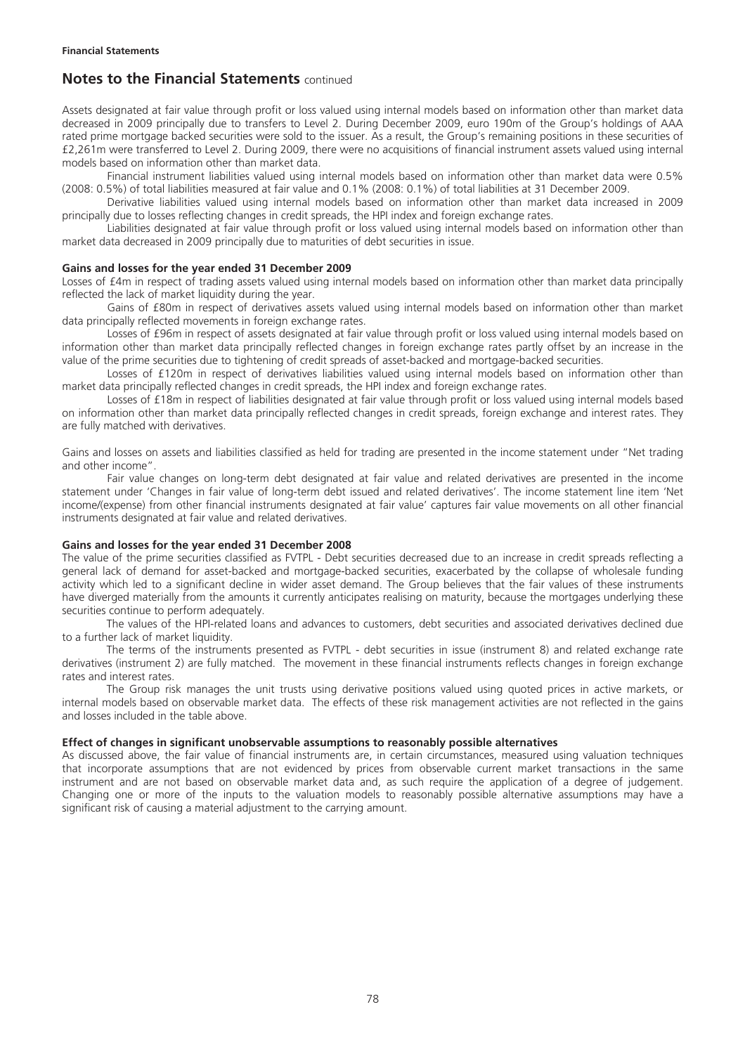## Notes to the Financial Statements continued

Assets designated at fair value through profit or loss valued using internal models based on information other than market data decreased in 2009 principally due to transfers to Level 2. During December 2009, euro 190m of the Group's holdings of AAA rated prime mortgage backed securities were sold to the issuer. As a result, the Group's remaining positions in these securities of £2,261m were transferred to Level 2. During 2009, there were no acquisitions of financial instrument assets valued using internal models based on information other than market data.

Financial instrument liabilities valued using internal models based on information other than market data were 0.5% (2008: 0.5%) of total liabilities measured at fair value and 0.1% (2008: 0.1%) of total liabilities at 31 December 2009.

Derivative liabilities valued using internal models based on information other than market data increased in 2009 principally due to losses reflecting changes in credit spreads, the HPI index and foreign exchange rates.

Liabilities designated at fair value through profit or loss valued using internal models based on information other than market data decreased in 2009 principally due to maturities of debt securities in issue.

**Gains and losses for the year ended 31 December 2009**

Losses of £4m in respect of trading assets valued using internal models based on information other than market data principally reflected the lack of market liquidity during the year.

Gains of £80m in respect of derivatives assets valued using internal models based on information other than market data principally reflected movements in foreign exchange rates.

Losses of £96m in respect of assets designated at fair value through profit or loss valued using internal models based on information other than market data principally reflected changes in foreign exchange rates partly offset by an increase in the value of the prime securities due to tightening of credit spreads of asset-backed and mortgage-backed securities.

Losses of £120m in respect of derivatives liabilities valued using internal models based on information other than market data principally reflected changes in credit spreads, the HPI index and foreign exchange rates.

Losses of £18m in respect of liabilities designated at fair value through profit or loss valued using internal models based on information other than market data principally reflected changes in credit spreads, foreign exchange and interest rates. They are fully matched with derivatives.

Gains and losses on assets and liabilities classified as held for trading are presented in the income statement under "Net trading and other income".

Fair value changes on long-term debt designated at fair value and related derivatives are presented in the income statement under 'Changes in fair value of long-term debt issued and related derivatives'. The income statement line item 'Net income/(expense) from other financial instruments designated at fair value' captures fair value movements on all other financial instruments designated at fair value and related derivatives.

**Gains and losses for the year ended 31 December 2008**

The value of the prime securities classified as FVTPL - Debt securities decreased due to an increase in credit spreads reflecting a general lack of demand for asset-backed and mortgage-backed securities, exacerbated by the collapse of wholesale funding activity which led to a significant decline in wider asset demand. The Group believes that the fair values of these instruments have diverged materially from the amounts it currently anticipates realising on maturity, because the mortgages underlying these securities continue to perform adequately.

The values of the HPI-related loans and advances to customers, debt securities and associated derivatives declined due to a further lack of market liquidity.

The terms of the instruments presented as FVTPL - debt securities in issue (instrument 8) and related exchange rate derivatives (instrument 2) are fully matched. The movement in these financial instruments reflects changes in foreign exchange rates and interest rates.

The Group risk manages the unit trusts using derivative positions valued using quoted prices in active markets, or internal models based on observable market data. The effects of these risk management activities are not reflected in the gains and losses included in the table above.

**Effect of changes in significant unobservable assumptions to reasonably possible alternatives**

As discussed above, the fair value of financial instruments are, in certain circumstances, measured using valuation techniques that incorporate assumptions that are not evidenced by prices from observable current market transactions in the same instrument and are not based on observable market data and, as such require the application of a degree of judgement. Changing one or more of the inputs to the valuation models to reasonably possible alternative assumptions may have a significant risk of causing a material adjustment to the carrying amount.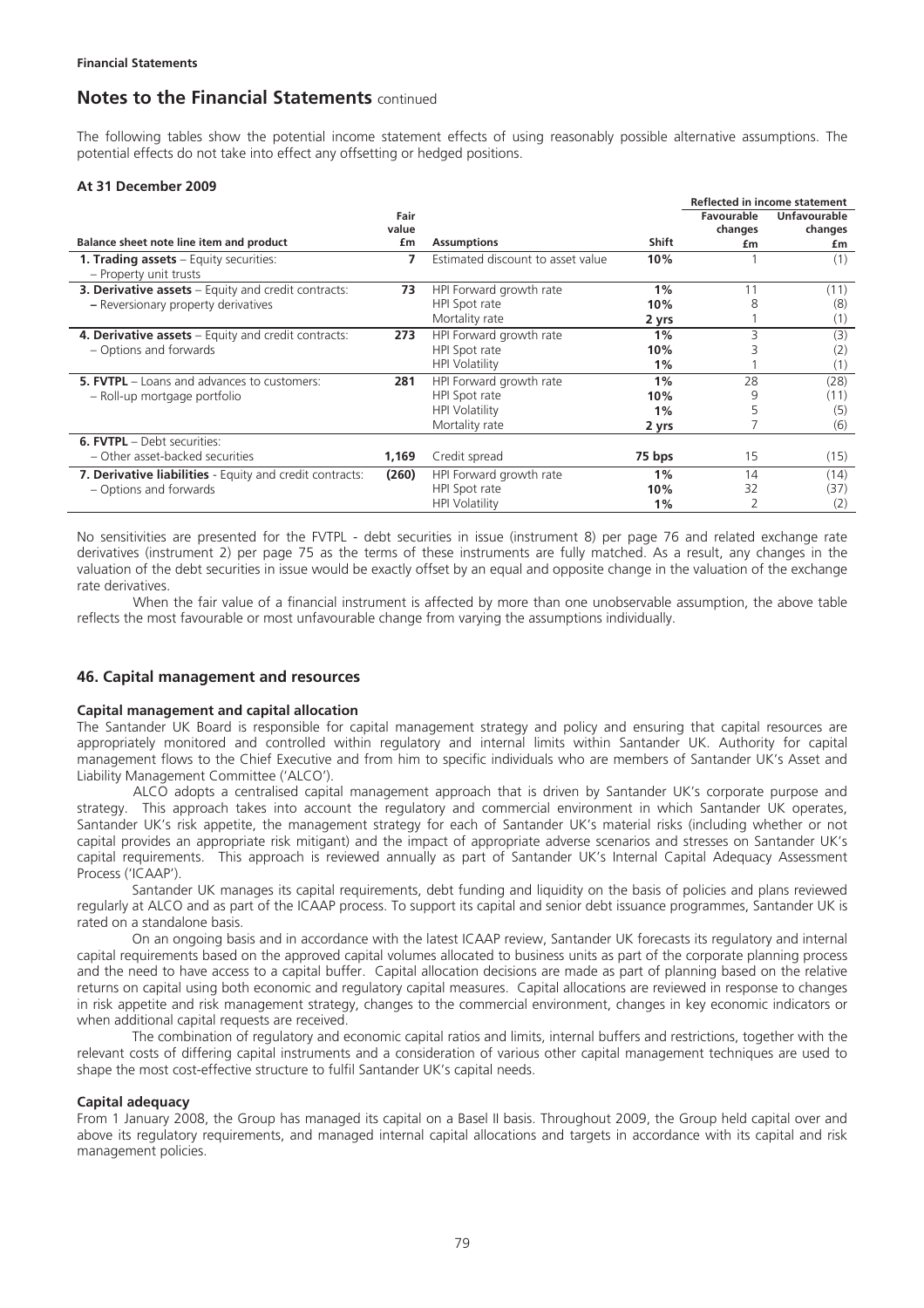The following tables show the potential income statement effects of using reasonably possible alternative assumptions. The potential effects do not take into effect any offsetting or hedged positions.

**At 31 December 2009**

| Balance sheet note line item and product | Fair value £m | Assumptions | Shift | Reflected in income statement Favourable changes £m | Unfavourable changes £m |
|---|---|---|---|---|---|
| **1. Trading assets** – Equity securities: – Property unit trusts | **7** | Estimated discount to asset value | **10%** | 1 | (1) |
| **3. Derivative assets** – Equity and credit contracts: – Reversionary property derivatives | **73** | HPI Forward growth rate | **1%** | 11 | (11) |
| | | HPI Spot rate | **10%** | 8 | (8) |
| | | Mortality rate | **2 yrs** | 1 | (1) |
| **4. Derivative assets** – Equity and credit contracts: – Options and forwards | **273** | HPI Forward growth rate | **1%** | 3 | (3) |
| | | HPI Spot rate | **10%** | 3 | (2) |
| | | HPI Volatility | **1%** | 1 | (1) |
| **5. FVTPL** – Loans and advances to customers: – Roll-up mortgage portfolio | **281** | HPI Forward growth rate | **1%** | 28 | (28) |
| | | HPI Spot rate | **10%** | 9 | (11) |
| | | HPI Volatility | **1%** | 5 | (5) |
| | | Mortality rate | **2 yrs** | 7 | (6) |
| **6. FVTPL** – Debt securities: – Other asset-backed securities | **1,169** | Credit spread | **75 bps** | 15 | (15) |
| **7. Derivative liabilities** - Equity and credit contracts: – Options and forwards | **(260)** | HPI Forward growth rate | **1%** | 14 | (14) |
| | | HPI Spot rate | **10%** | 32 | (37) |
| | | HPI Volatility | **1%** | 2 | (2) |

No sensitivities are presented for the FVTPL - debt securities in issue (instrument 8) per page 76 and related exchange rate derivatives (instrument 2) per page 75 as the terms of these instruments are fully matched. As a result, any changes in the valuation of the debt securities in issue would be exactly offset by an equal and opposite change in the valuation of the exchange rate derivatives.

When the fair value of a financial instrument is affected by more than one unobservable assumption, the above table reflects the most favourable or most unfavourable change from varying the assumptions individually.

## 46. Capital management and resources

### Capital management and capital allocation

The Santander UK Board is responsible for capital management strategy and policy and ensuring that capital resources are appropriately monitored and controlled within regulatory and internal limits within Santander UK. Authority for capital management flows to the Chief Executive and from him to specific individuals who are members of Santander UK's Asset and Liability Management Committee ('ALCO').

ALCO adopts a centralised capital management approach that is driven by Santander UK's corporate purpose and strategy. This approach takes into account the regulatory and commercial environment in which Santander UK operates, Santander UK's risk appetite, the management strategy for each of Santander UK's material risks (including whether or not capital provides an appropriate risk mitigant) and the impact of appropriate adverse scenarios and stresses on Santander UK's capital requirements. This approach is reviewed annually as part of Santander UK's Internal Capital Adequacy Assessment Process ('ICAAP').

Santander UK manages its capital requirements, debt funding and liquidity on the basis of policies and plans reviewed regularly at ALCO and as part of the ICAAP process. To support its capital and senior debt issuance programmes, Santander UK is rated on a standalone basis.

On an ongoing basis and in accordance with the latest ICAAP review, Santander UK forecasts its regulatory and internal capital requirements based on the approved capital volumes allocated to business units as part of the corporate planning process and the need to have access to a capital buffer. Capital allocation decisions are made as part of planning based on the relative returns on capital using both economic and regulatory capital measures. Capital allocations are reviewed in response to changes in risk appetite and risk management strategy, changes to the commercial environment, changes in key economic indicators or when additional capital requests are received.

The combination of regulatory and economic capital ratios and limits, internal buffers and restrictions, together with the relevant costs of differing capital instruments and a consideration of various other capital management techniques are used to shape the most cost-effective structure to fulfil Santander UK's capital needs.

### Capital adequacy

From 1 January 2008, the Group has managed its capital on a Basel II basis. Throughout 2009, the Group held capital over and above its regulatory requirements, and managed internal capital allocations and targets in accordance with its capital and risk management policies.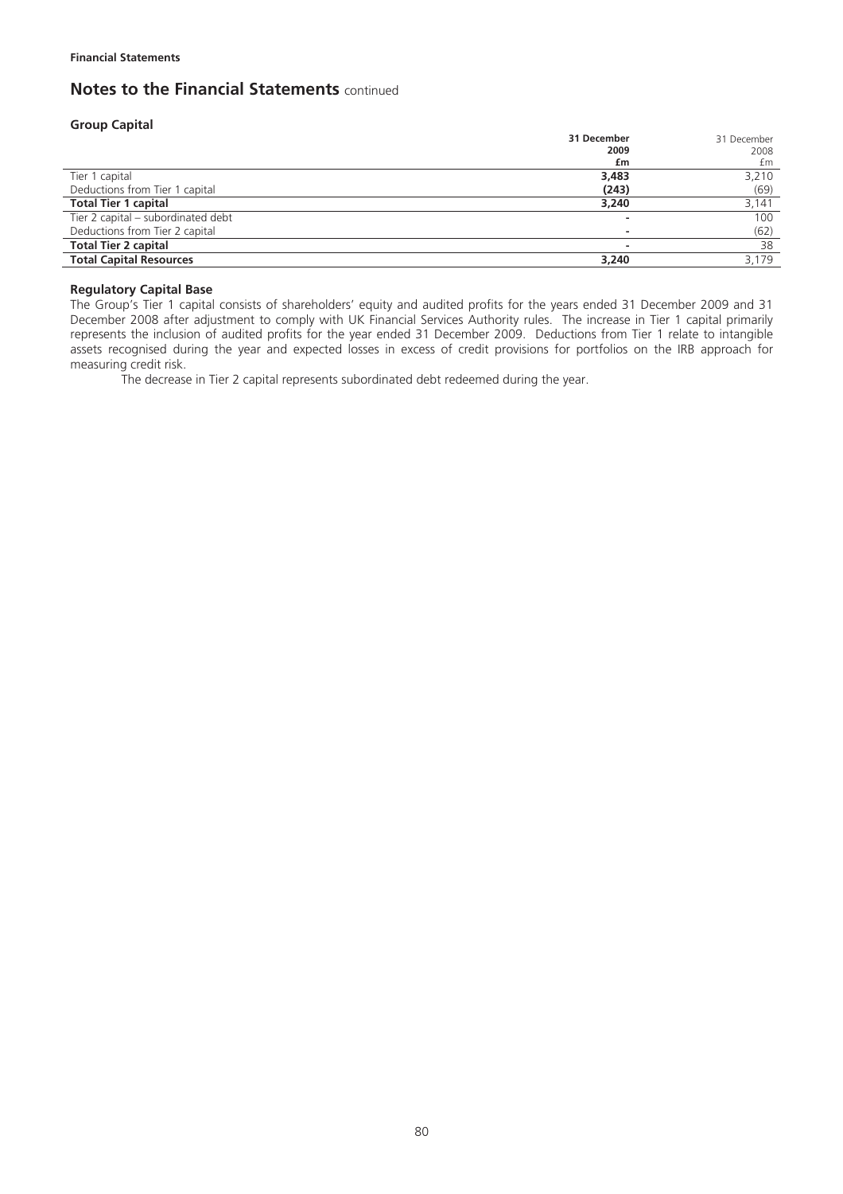**Financial Statements**

# Notes to the Financial Statements continued

### Group Capital

| | 31 December 2009 £m | 31 December 2008 £m |
|---|---|---|
| Tier 1 capital | **3,483** | 3,210 |
| Deductions from Tier 1 capital | **(243)** | (69) |
| **Total Tier 1 capital** | **3,240** | 3,141 |
| Tier 2 capital – subordinated debt | **-** | 100 |
| Deductions from Tier 2 capital | **-** | (62) |
| **Total Tier 2 capital** | **-** | 38 |
| **Total Capital Resources** | **3,240** | 3,179 |

### Regulatory Capital Base

The Group's Tier 1 capital consists of shareholders' equity and audited profits for the years ended 31 December 2009 and 31 December 2008 after adjustment to comply with UK Financial Services Authority rules. The increase in Tier 1 capital primarily represents the inclusion of audited profits for the year ended 31 December 2009. Deductions from Tier 1 relate to intangible assets recognised during the year and expected losses in excess of credit provisions for portfolios on the IRB approach for measuring credit risk.

The decrease in Tier 2 capital represents subordinated debt redeemed during the year.